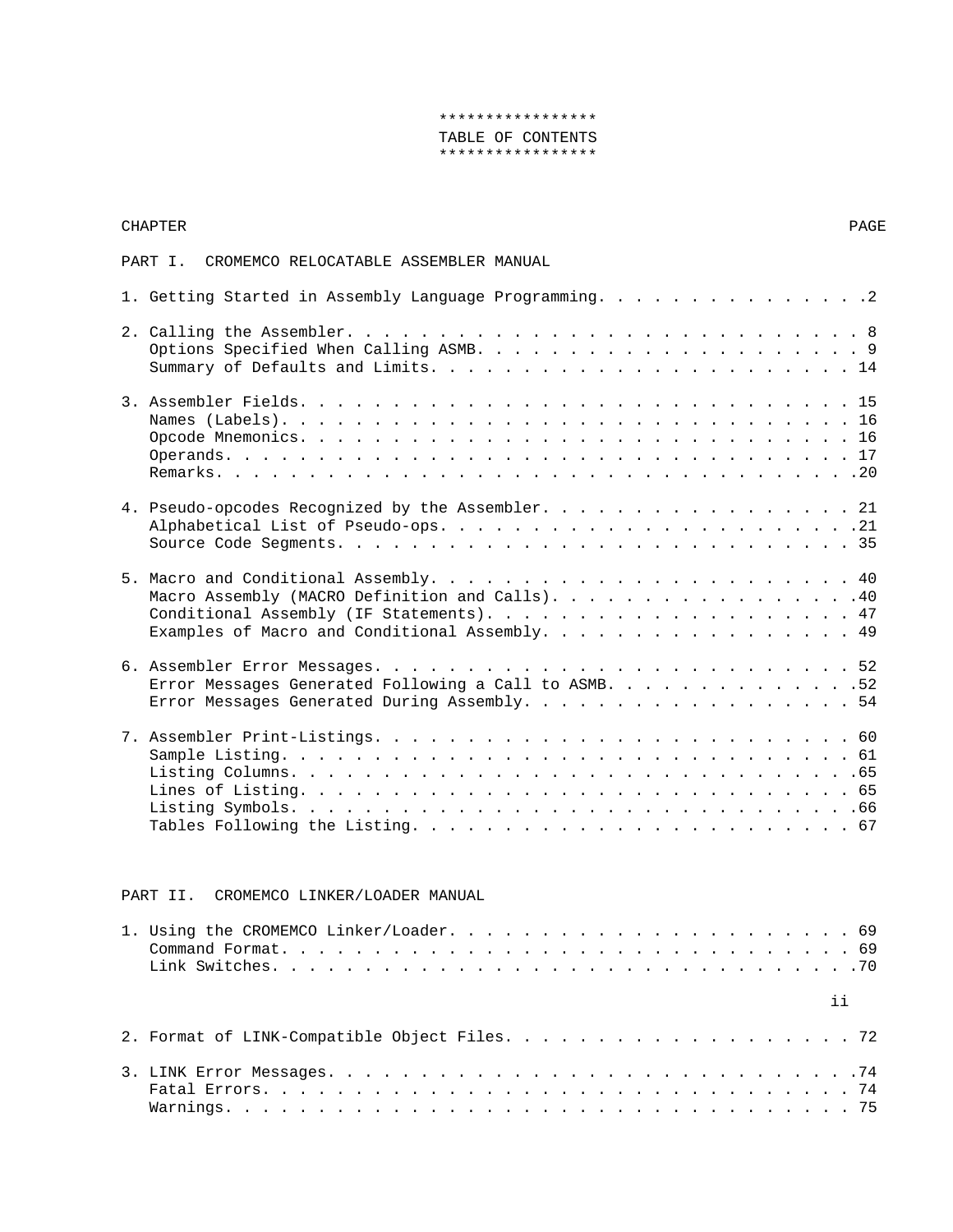# TABLE OF CONTENTS

CHAPTER PAGE

## PART I. CROMEMCO RELOCATABLE ASSEMBLER MANUAL

1. Getting Started in Assembly Language Programming. . . . . . . . . . . . . . . .2

2. Calling the Assembler. . . . . . . . . . . . . . . . . . . . . . . . . . . . 8
   Options Specified When Calling ASMB. . . . . . . . . . . . . . . . . . . . . 9
   Summary of Defaults and Limits. . . . . . . . . . . . . . . . . . . . . . . 14

3. Assembler Fields. . . . . . . . . . . . . . . . . . . . . . . . . . . . . . 15
   Names (Labels). . . . . . . . . . . . . . . . . . . . . . . . . . . . . . . 16
   Opcode Mnemonics. . . . . . . . . . . . . . . . . . . . . . . . . . . . . . 16
   Operands. . . . . . . . . . . . . . . . . . . . . . . . . . . . . . . . . . 17
   Remarks. . . . . . . . . . . . . . . . . . . . . . . . . . . . . . . . . . .20

4. Pseudo-opcodes Recognized by the Assembler. . . . . . . . . . . . . . . . . 21
   Alphabetical List of Pseudo-ops. . . . . . . . . . . . . . . . . . . . . . .21
   Source Code Segments. . . . . . . . . . . . . . . . . . . . . . . . . . . . 35

5. Macro and Conditional Assembly. . . . . . . . . . . . . . . . . . . . . . . 40
   Macro Assembly (MACRO Definition and Calls). . . . . . . . . . . . . . . . .40
   Conditional Assembly (IF Statements). . . . . . . . . . . . . . . . . . . . 47
   Examples of Macro and Conditional Assembly. . . . . . . . . . . . . . . . . 49

6. Assembler Error Messages. . . . . . . . . . . . . . . . . . . . . . . . . . 52
   Error Messages Generated Following a Call to ASMB. . . . . . . . . . . . . .52
   Error Messages Generated During Assembly. . . . . . . . . . . . . . . . . . 54

7. Assembler Print-Listings. . . . . . . . . . . . . . . . . . . . . . . . . . 60
   Sample Listing. . . . . . . . . . . . . . . . . . . . . . . . . . . . . . . 61
   Listing Columns. . . . . . . . . . . . . . . . . . . . . . . . . . . . . . .65
   Lines of Listing. . . . . . . . . . . . . . . . . . . . . . . . . . . . . . 65
   Listing Symbols. . . . . . . . . . . . . . . . . . . . . . . . . . . . . . .66
   Tables Following the Listing. . . . . . . . . . . . . . . . . . . . . . . . 67

## PART II. CROMEMCO LINKER/LOADER MANUAL

1. Using the CROMEMCO Linker/Loader. . . . . . . . . . . . . . . . . . . . . . 69
   Command Format. . . . . . . . . . . . . . . . . . . . . . . . . . . . . . . 69
   Link Switches. . . . . . . . . . . . . . . . . . . . . . . . . . . . . . . .70

2. Format of LINK-Compatible Object Files. . . . . . . . . . . . . . . . . . . 72

3. LINK Error Messages. . . . . . . . . . . . . . . . . . . . . . . . . . . . .74
   Fatal Errors. . . . . . . . . . . . . . . . . . . . . . . . . . . . . . . . 74
   Warnings. . . . . . . . . . . . . . . . . . . . . . . . . . . . . . . . . . 75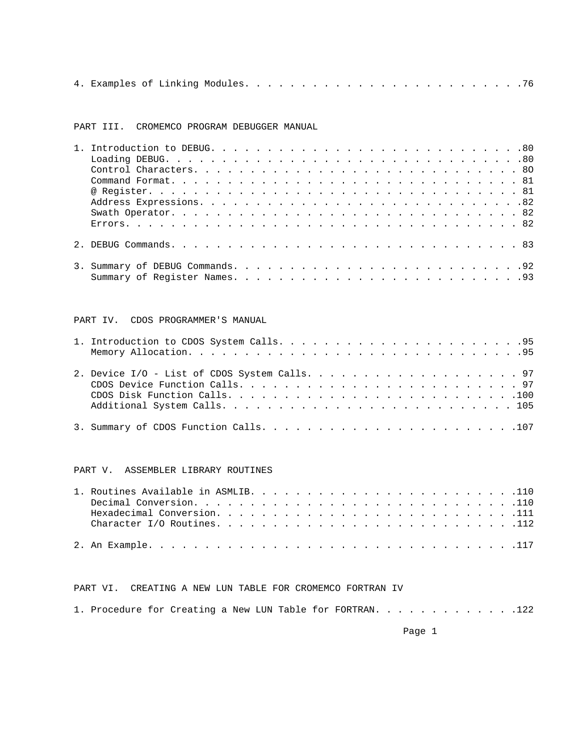4. Examples of Linking Modules. . . . . . . . . . . . . . . . . . . . . . . . .76

PART III. CROMEMCO PROGRAM DEBUGGER MANUAL

1. Introduction to DEBUG. . . . . . . . . . . . . . . . . . . . . . . . . . . .80
   Loading DEBUG. . . . . . . . . . . . . . . . . . . . . . . . . . . . . . . .80
   Control Characters. . . . . . . . . . . . . . . . . . . . . . . . . . . . . 8O
   Command Format. . . . . . . . . . . . . . . . . . . . . . . . . . . . . . . 81
   @ Register. . . . . . . . . . . . . . . . . . . . . . . . . . . . . . . . . 81
   Address Expressions. . . . . . . . . . . . . . . . . . . . . . . . . . . . .82
   Swath Operator. . . . . . . . . . . . . . . . . . . . . . . . . . . . . . . 82
   Errors. . . . . . . . . . . . . . . . . . . . . . . . . . . . . . . . . . . 82

2. DEBUG Commands. . . . . . . . . . . . . . . . . . . . . . . . . . . . . . . 83

3. Summary of DEBUG Commands. . . . . . . . . . . . . . . . . . . . . . . . . .92
   Summary of Register Names. . . . . . . . . . . . . . . . . . . . . . . . . .93

PART IV. CDOS PROGRAMMER'S MANUAL

1. Introduction to CDOS System Calls. . . . . . . . . . . . . . . . . . . . . .95
   Memory Allocation. . . . . . . . . . . . . . . . . . . . . . . . . . . . . .95

2. Device I/O - List of CDOS System Calls. . . . . . . . . . . . . . . . . . . 97
   CDOS Device Function Calls. . . . . . . . . . . . . . . . . . . . . . . . . 97
   CDOS Disk Function Calls. . . . . . . . . . . . . . . . . . . . . . . . . .100
   Additional System Calls. . . . . . . . . . . . . . . . . . . . . . . . . . 105

3. Summary of CDOS Function Calls. . . . . . . . . . . . . . . . . . . . . . .107

PART V. ASSEMBLER LIBRARY ROUTINES

1. Routines Available in ASMLIB. . . . . . . . . . . . . . . . . . . . . . . .110
   Decimal Conversion. . . . . . . . . . . . . . . . . . . . . . . . . . . . .110
   Hexadecimal Conversion. . . . . . . . . . . . . . . . . . . . . . . . . . .111
   Character I/O Routines. . . . . . . . . . . . . . . . . . . . . . . . . . .112

2. An Example. . . . . . . . . . . . . . . . . . . . . . . . . . . . . . . . .117

PART VI. CREATING A NEW LUN TABLE FOR CROMEMCO FORTRAN IV

1. Procedure for Creating a New LUN Table for FORTRAN. . . . . . . . . . . . .122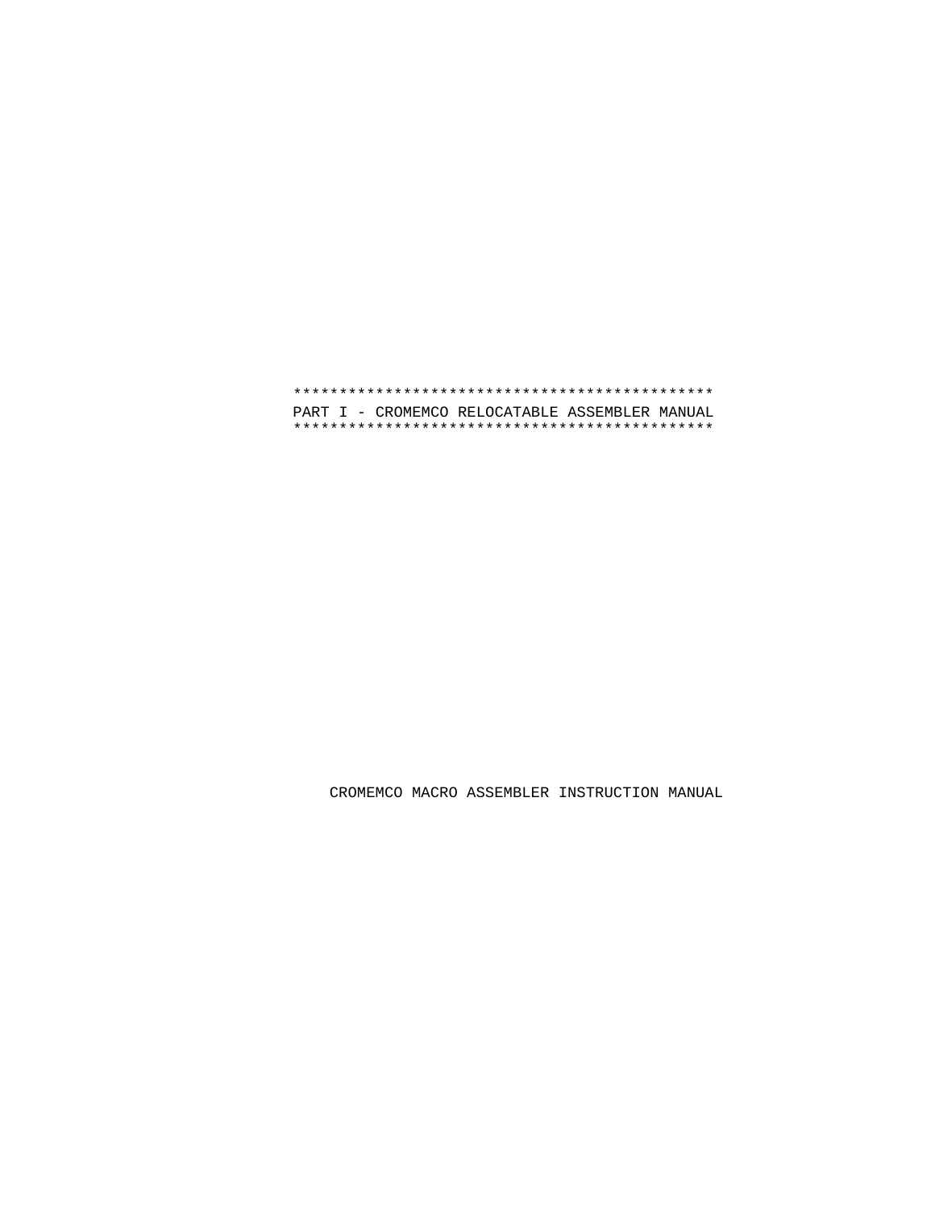```
**********************************************
PART I - CROMEMCO RELOCATABLE ASSEMBLER MANUAL
**********************************************
```

CROMEMCO MACRO ASSEMBLER INSTRUCTION MANUAL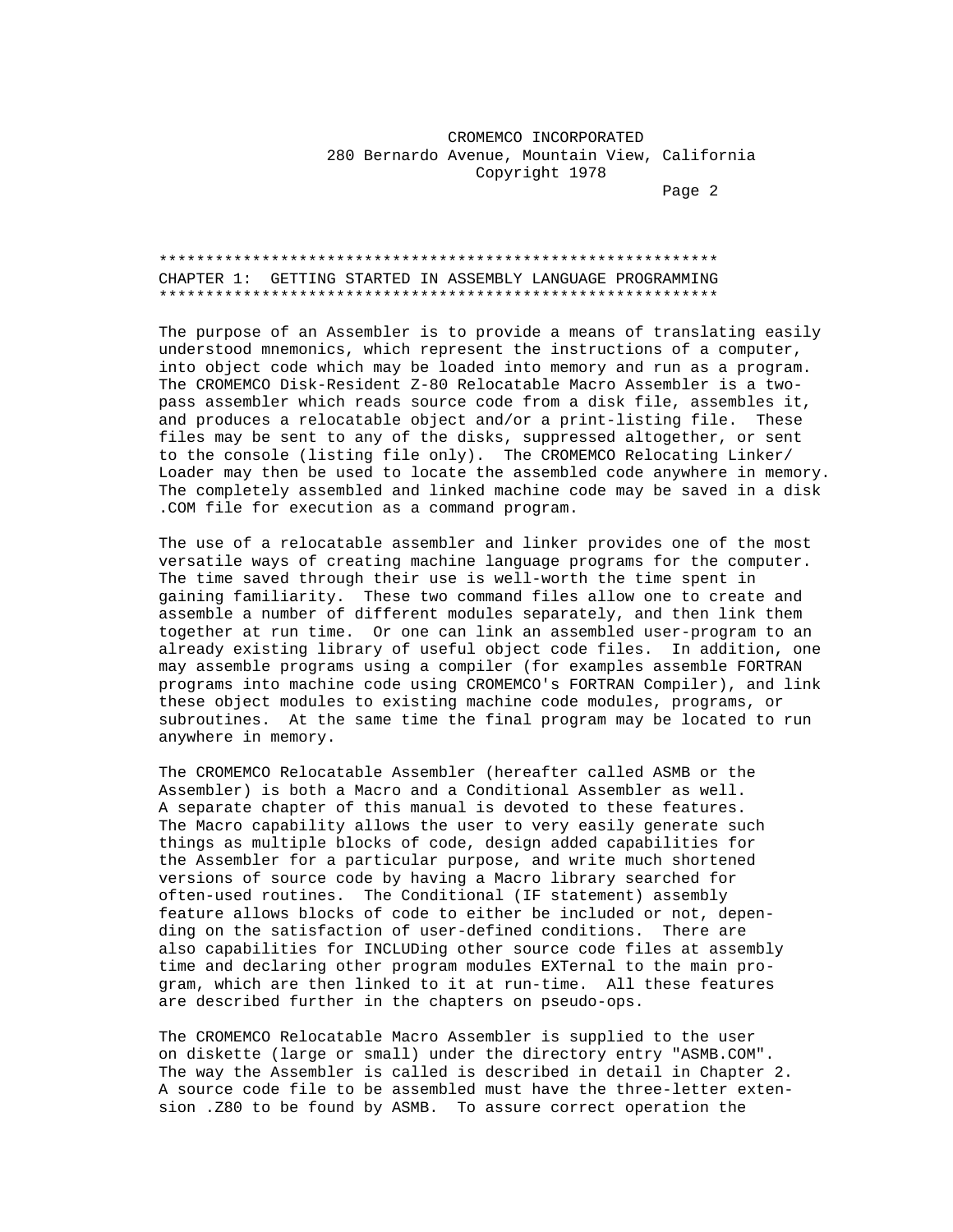# CHAPTER 1: GETTING STARTED IN ASSEMBLY LANGUAGE PROGRAMMING

The purpose of an Assembler is to provide a means of translating easily understood mnemonics, which represent the instructions of a computer, into object code which may be loaded into memory and run as a program. The CROMEMCO Disk-Resident Z-80 Relocatable Macro Assembler is a two-pass assembler which reads source code from a disk file, assembles it, and produces a relocatable object and/or a print-listing file. These files may be sent to any of the disks, suppressed altogether, or sent to the console (listing file only). The CROMEMCO Relocating Linker/Loader may then be used to locate the assembled code anywhere in memory. The completely assembled and linked machine code may be saved in a disk .COM file for execution as a command program.

The use of a relocatable assembler and linker provides one of the most versatile ways of creating machine language programs for the computer. The time saved through their use is well-worth the time spent in gaining familiarity. These two command files allow one to create and assemble a number of different modules separately, and then link them together at run time. Or one can link an assembled user-program to an already existing library of useful object code files. In addition, one may assemble programs using a compiler (for examples assemble FORTRAN programs into machine code using CROMEMCO's FORTRAN Compiler), and link these object modules to existing machine code modules, programs, or subroutines. At the same time the final program may be located to run anywhere in memory.

The CROMEMCO Relocatable Assembler (hereafter called ASMB or the Assembler) is both a Macro and a Conditional Assembler as well. A separate chapter of this manual is devoted to these features. The Macro capability allows the user to very easily generate such things as multiple blocks of code, design added capabilities for the Assembler for a particular purpose, and write much shortened versions of source code by having a Macro library searched for often-used routines. The Conditional (IF statement) assembly feature allows blocks of code to either be included or not, depending on the satisfaction of user-defined conditions. There are also capabilities for INCLUDing other source code files at assembly time and declaring other program modules EXTernal to the main program, which are then linked to it at run-time. All these features are described further in the chapters on pseudo-ops.

The CROMEMCO Relocatable Macro Assembler is supplied to the user on diskette (large or small) under the directory entry "ASMB.COM". The way the Assembler is called is described in detail in Chapter 2. A source code file to be assembled must have the three-letter extension .Z80 to be found by ASMB. To assure correct operation the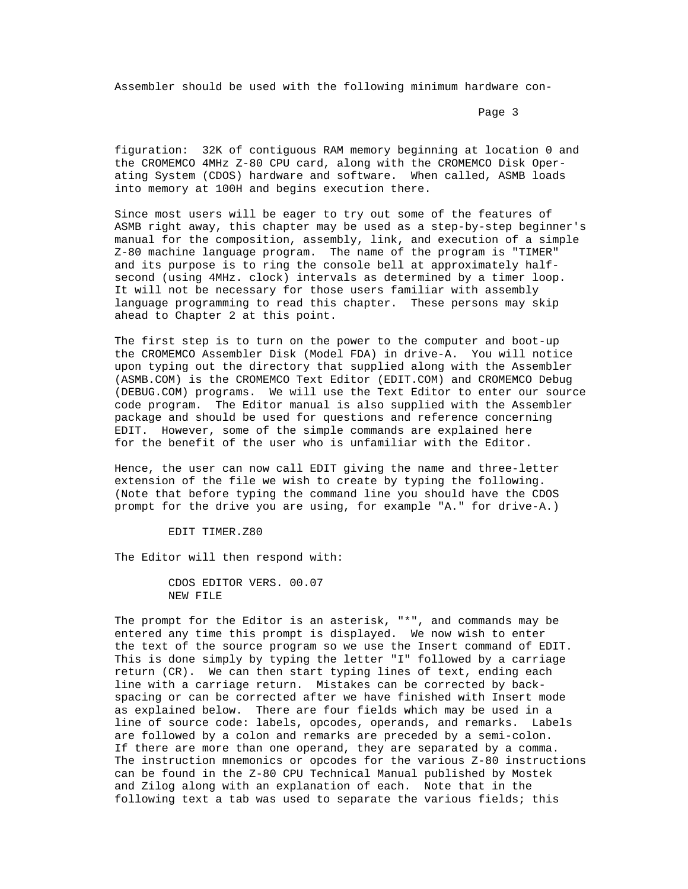Assembler should be used with the following minimum hardware configuration: 32K of contiguous RAM memory beginning at location 0 and the CROMEMCO 4MHz Z-80 CPU card, along with the CROMEMCO Disk Operating System (CDOS) hardware and software. When called, ASMB loads into memory at 100H and begins execution there.

Since most users will be eager to try out some of the features of ASMB right away, this chapter may be used as a step-by-step beginner's manual for the composition, assembly, link, and execution of a simple Z-80 machine language program. The name of the program is "TIMER" and its purpose is to ring the console bell at approximately half-second (using 4MHz. clock) intervals as determined by a timer loop. It will not be necessary for those users familiar with assembly language programming to read this chapter. These persons may skip ahead to Chapter 2 at this point.

The first step is to turn on the power to the computer and boot-up the CROMEMCO Assembler Disk (Model FDA) in drive-A. You will notice upon typing out the directory that supplied along with the Assembler (ASMB.COM) is the CROMEMCO Text Editor (EDIT.COM) and CROMEMCO Debug (DEBUG.COM) programs. We will use the Text Editor to enter our source code program. The Editor manual is also supplied with the Assembler package and should be used for questions and reference concerning EDIT. However, some of the simple commands are explained here for the benefit of the user who is unfamiliar with the Editor.

Hence, the user can now call EDIT giving the name and three-letter extension of the file we wish to create by typing the following. (Note that before typing the command line you should have the CDOS prompt for the drive you are using, for example "A." for drive-A.)

```
        EDIT TIMER.Z80
```

The Editor will then respond with:

```
        CDOS EDITOR VERS. 00.07
        NEW FILE
```

The prompt for the Editor is an asterisk, "*", and commands may be entered any time this prompt is displayed. We now wish to enter the text of the source program so we use the Insert command of EDIT. This is done simply by typing the letter "I" followed by a carriage return (CR). We can then start typing lines of text, ending each line with a carriage return. Mistakes can be corrected by backspacing or can be corrected after we have finished with Insert mode as explained below. There are four fields which may be used in a line of source code: labels, opcodes, operands, and remarks. Labels are followed by a colon and remarks are preceded by a semi-colon. If there are more than one operand, they are separated by a comma. The instruction mnemonics or opcodes for the various Z-80 instructions can be found in the Z-80 CPU Technical Manual published by Mostek and Zilog along with an explanation of each. Note that in the following text a tab was used to separate the various fields; this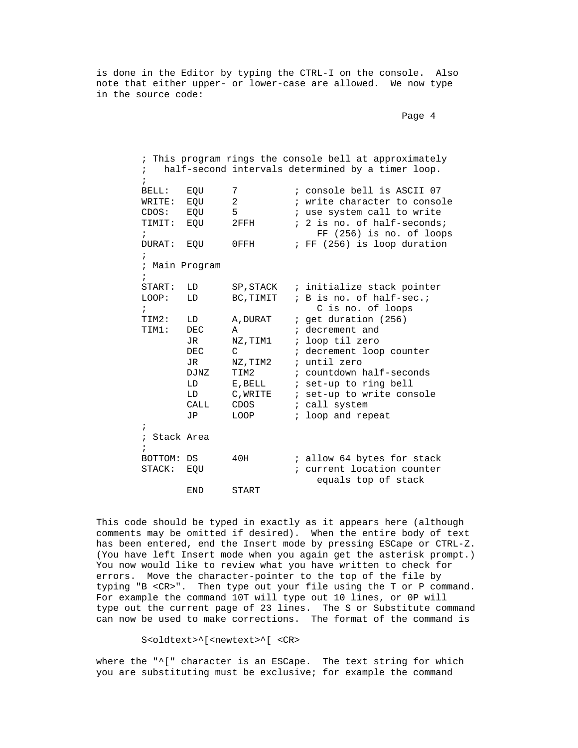is done in the Editor by typing the CTRL-I on the console. Also note that either upper- or lower-case are allowed. We now type in the source code:

```
; This program rings the console bell at approximately
;   half-second intervals determined by a timer loop.
;
BELL:   EQU     7           ; console bell is ASCII 07
WRITE:  EQU     2           ; write character to console
CDOS:   EQU     5           ; use system call to write
TIMIT:  EQU     2FFH        ; 2 is no. of half-seconds;
;                             FF (256) is no. of loops
DURAT:  EQU     0FFH        ; FF (256) is loop duration
;
; Main Program
;
START:  LD      SP,STACK    ; initialize stack pointer
LOOP:   LD      BC,TIMIT    ; B is no. of half-sec.;
;                             C is no. of loops
TIM2:   LD      A,DURAT     ; get duration (256)
TIM1:   DEC     A           ; decrement and
        JR      NZ,TIM1     ; loop til zero
        DEC     C           ; decrement loop counter
        JR      NZ,TIM2     ; until zero
        DJNZ    TIM2        ; countdown half-seconds
        LD      E,BELL      ; set-up to ring bell
        LD      C,WRITE     ; set-up to write console
        CALL    CDOS        ; call system
        JP      LOOP        ; loop and repeat
;
; Stack Area
;
BOTTOM: DS      40H         ; allow 64 bytes for stack
STACK:  EQU                 ; current location counter
                              equals top of stack
        END     START
```

This code should be typed in exactly as it appears here (although comments may be omitted if desired). When the entire body of text has been entered, end the Insert mode by pressing ESCape or CTRL-Z. (You have left Insert mode when you again get the asterisk prompt.) You now would like to review what you have written to check for errors. Move the character-pointer to the top of the file by typing "B <CR>". Then type out your file using the T or P command. For example the command 10T will type out 10 lines, or 0P will type out the current page of 23 lines. The S or Substitute command can now be used to make corrections. The format of the command is

```
S<oldtext>^[<newtext>^[ <CR>
```

where the "^[" character is an ESCape. The text string for which you are substituting must be exclusive; for example the command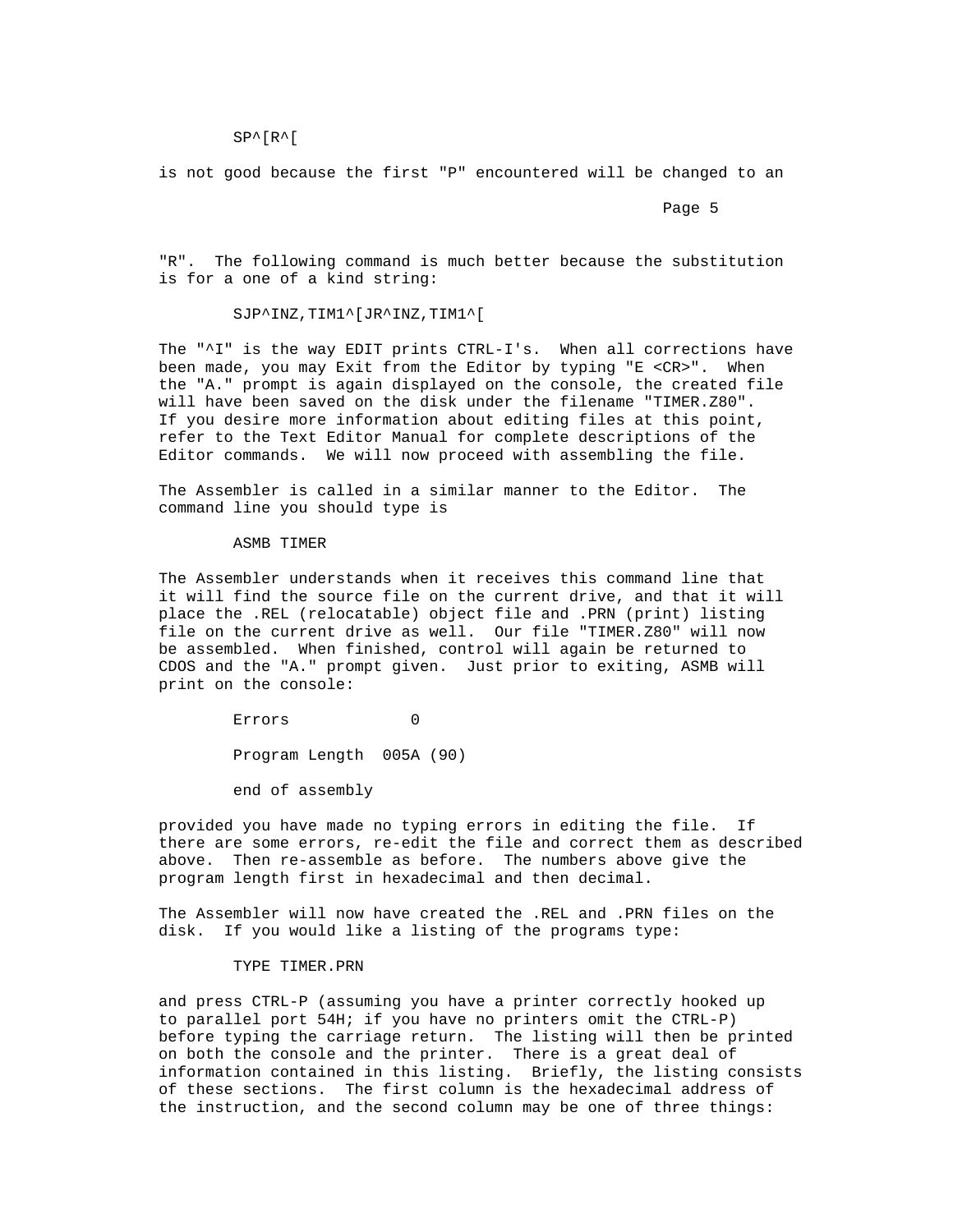```
        SP^[R^[
```

is not good because the first "P" encountered will be changed to an "R". The following command is much better because the substitution is for a one of a kind string:

```
        SJP^INZ,TIM1^[JR^INZ,TIM1^[
```

The "^I" is the way EDIT prints CTRL-I's. When all corrections have been made, you may Exit from the Editor by typing "E <CR>". When the "A." prompt is again displayed on the console, the created file will have been saved on the disk under the filename "TIMER.Z80". If you desire more information about editing files at this point, refer to the Text Editor Manual for complete descriptions of the Editor commands. We will now proceed with assembling the file.

The Assembler is called in a similar manner to the Editor. The command line you should type is

```
        ASMB TIMER
```

The Assembler understands when it receives this command line that it will find the source file on the current drive, and that it will place the .REL (relocatable) object file and .PRN (print) listing file on the current drive as well. Our file "TIMER.Z80" will now be assembled. When finished, control will again be returned to CDOS and the "A." prompt given. Just prior to exiting, ASMB will print on the console:

```
        Errors            0

        Program Length  005A (90)

        end of assembly
```

provided you have made no typing errors in editing the file. If there are some errors, re-edit the file and correct them as described above. Then re-assemble as before. The numbers above give the program length first in hexadecimal and then decimal.

The Assembler will now have created the .REL and .PRN files on the disk. If you would like a listing of the programs type:

```
        TYPE TIMER.PRN
```

and press CTRL-P (assuming you have a printer correctly hooked up to parallel port 54H; if you have no printers omit the CTRL-P) before typing the carriage return. The listing will then be printed on both the console and the printer. There is a great deal of information contained in this listing. Briefly, the listing consists of these sections. The first column is the hexadecimal address of the instruction, and the second column may be one of three things: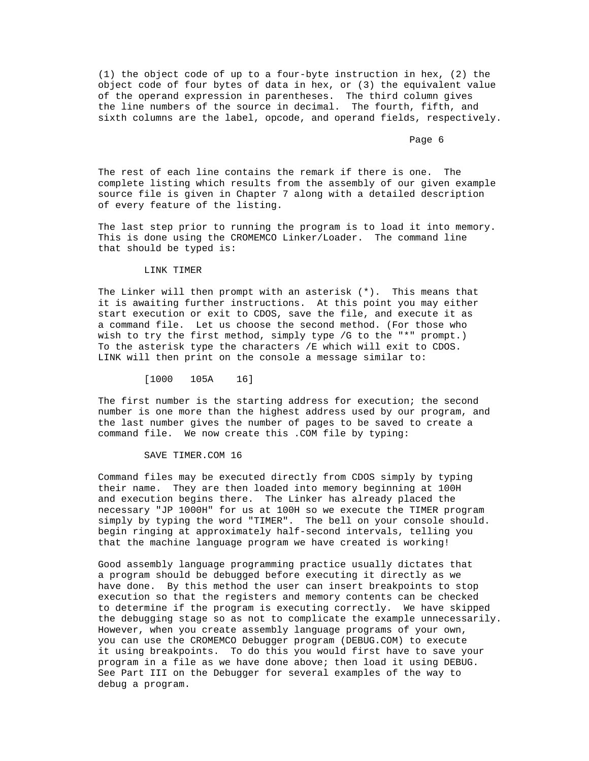(1) the object code of up to a four-byte instruction in hex, (2) the object code of four bytes of data in hex, or (3) the equivalent value of the operand expression in parentheses. The third column gives the line numbers of the source in decimal. The fourth, fifth, and sixth columns are the label, opcode, and operand fields, respectively.

The rest of each line contains the remark if there is one. The complete listing which results from the assembly of our given example source file is given in Chapter 7 along with a detailed description of every feature of the listing.

The last step prior to running the program is to load it into memory. This is done using the CROMEMCO Linker/Loader. The command line that should be typed is:

```
LINK TIMER
```

The Linker will then prompt with an asterisk (*). This means that it is awaiting further instructions. At this point you may either start execution or exit to CDOS, save the file, and execute it as a command file. Let us choose the second method. (For those who wish to try the first method, simply type /G to the "*" prompt.) To the asterisk type the characters /E which will exit to CDOS. LINK will then print on the console a message similar to:

```
[1000   105A    16]
```

The first number is the starting address for execution; the second number is one more than the highest address used by our program, and the last number gives the number of pages to be saved to create a command file. We now create this .COM file by typing:

```
SAVE TIMER.COM 16
```

Command files may be executed directly from CDOS simply by typing their name. They are then loaded into memory beginning at 100H and execution begins there. The Linker has already placed the necessary "JP 1000H" for us at 100H so we execute the TIMER program simply by typing the word "TIMER". The bell on your console should. begin ringing at approximately half-second intervals, telling you that the machine language program we have created is working!

Good assembly language programming practice usually dictates that a program should be debugged before executing it directly as we have done. By this method the user can insert breakpoints to stop execution so that the registers and memory contents can be checked to determine if the program is executing correctly. We have skipped the debugging stage so as not to complicate the example unnecessarily. However, when you create assembly language programs of your own, you can use the CROMEMCO Debugger program (DEBUG.COM) to execute it using breakpoints. To do this you would first have to save your program in a file as we have done above; then load it using DEBUG. See Part III on the Debugger for several examples of the way to debug a program.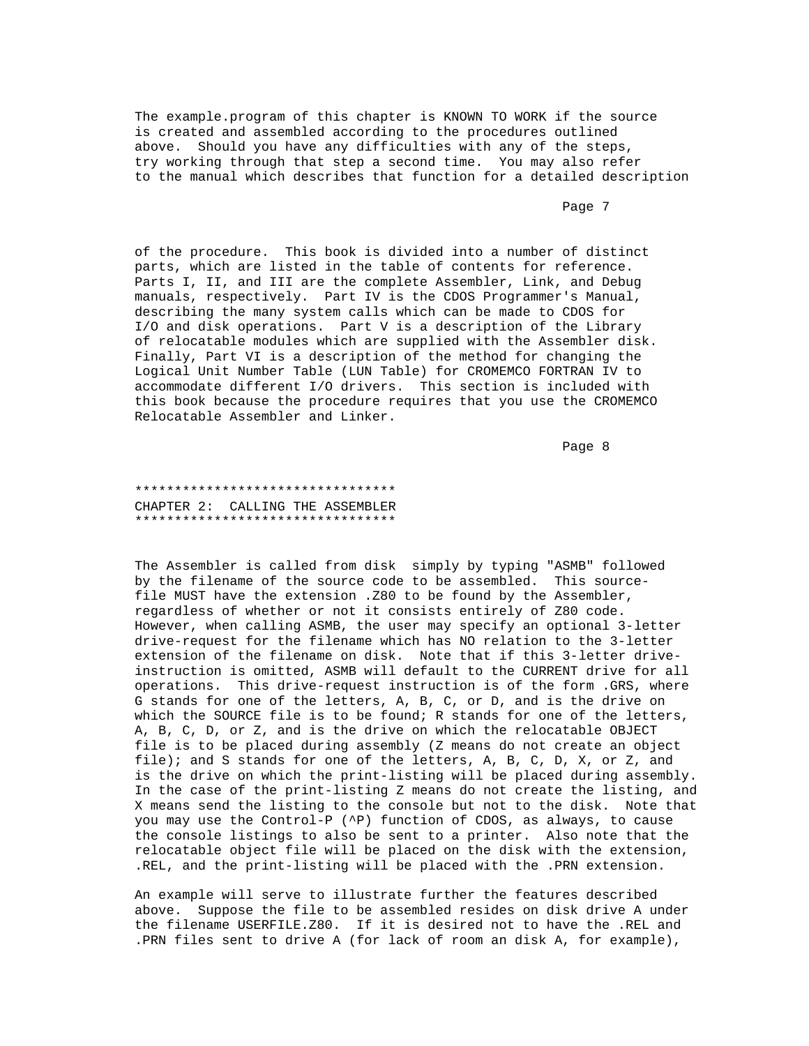The example.program of this chapter is KNOWN TO WORK if the source is created and assembled according to the procedures outlined above. Should you have any difficulties with any of the steps, try working through that step a second time. You may also refer to the manual which describes that function for a detailed description of the procedure. This book is divided into a number of distinct parts, which are listed in the table of contents for reference. Parts I, II, and III are the complete Assembler, Link, and Debug manuals, respectively. Part IV is the CDOS Programmer's Manual, describing the many system calls which can be made to CDOS for I/O and disk operations. Part V is a description of the Library of relocatable modules which are supplied with the Assembler disk. Finally, Part VI is a description of the method for changing the Logical Unit Number Table (LUN Table) for CROMEMCO FORTRAN IV to accommodate different I/O drivers. This section is included with this book because the procedure requires that you use the CROMEMCO Relocatable Assembler and Linker.

*********************************

## CHAPTER 2: CALLING THE ASSEMBLER

*********************************

The Assembler is called from disk simply by typing "ASMB" followed by the filename of the source code to be assembled. This source-file MUST have the extension .Z80 to be found by the Assembler, regardless of whether or not it consists entirely of Z80 code. However, when calling ASMB, the user may specify an optional 3-letter drive-request for the filename which has NO relation to the 3-letter extension of the filename on disk. Note that if this 3-letter drive-instruction is omitted, ASMB will default to the CURRENT drive for all operations. This drive-request instruction is of the form .GRS, where G stands for one of the letters, A, B, C, or D, and is the drive on which the SOURCE file is to be found; R stands for one of the letters, A, B, C, D, or Z, and is the drive on which the relocatable OBJECT file is to be placed during assembly (Z means do not create an object file); and S stands for one of the letters, A, B, C, D, X, or Z, and is the drive on which the print-listing will be placed during assembly. In the case of the print-listing Z means do not create the listing, and X means send the listing to the console but not to the disk. Note that you may use the Control-P (^P) function of CDOS, as always, to cause the console listings to also be sent to a printer. Also note that the relocatable object file will be placed on the disk with the extension, .REL, and the print-listing will be placed with the .PRN extension.

An example will serve to illustrate further the features described above. Suppose the file to be assembled resides on disk drive A under the filename USERFILE.Z80. If it is desired not to have the .REL and .PRN files sent to drive A (for lack of room an disk A, for example),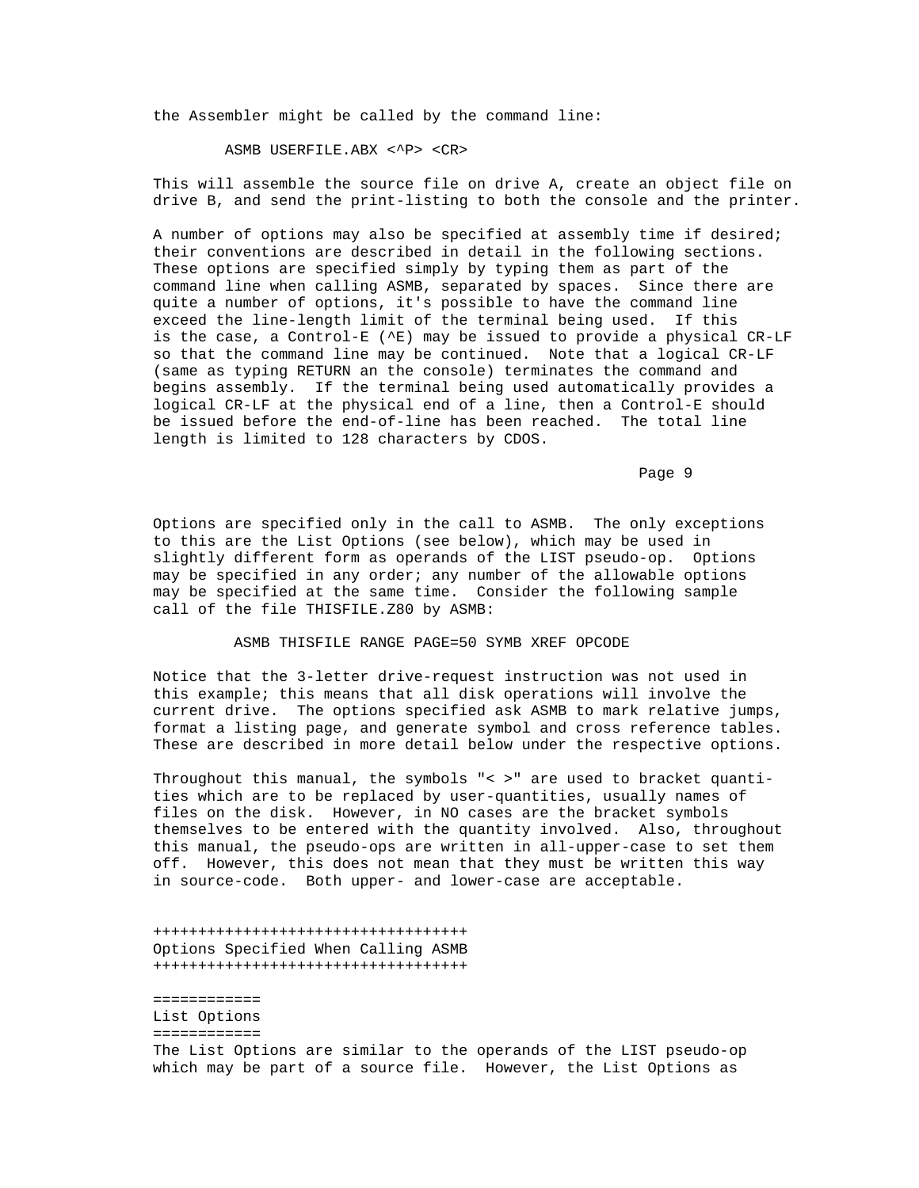the Assembler might be called by the command line:

```
        ASMB USERFILE.ABX <^P> <CR>
```

This will assemble the source file on drive A, create an object file on drive B, and send the print-listing to both the console and the printer.

A number of options may also be specified at assembly time if desired; their conventions are described in detail in the following sections. These options are specified simply by typing them as part of the command line when calling ASMB, separated by spaces. Since there are quite a number of options, it's possible to have the command line exceed the line-length limit of the terminal being used. If this is the case, a Control-E (^E) may be issued to provide a physical CR-LF so that the command line may be continued. Note that a logical CR-LF (same as typing RETURN an the console) terminates the command and begins assembly. If the terminal being used automatically provides a logical CR-LF at the physical end of a line, then a Control-E should be issued before the end-of-line has been reached. The total line length is limited to 128 characters by CDOS.

Options are specified only in the call to ASMB. The only exceptions to this are the List Options (see below), which may be used in slightly different form as operands of the LIST pseudo-op. Options may be specified in any order; any number of the allowable options may be specified at the same time. Consider the following sample call of the file THISFILE.Z80 by ASMB:

```
         ASMB THISFILE RANGE PAGE=50 SYMB XREF OPCODE
```

Notice that the 3-letter drive-request instruction was not used in this example; this means that all disk operations will involve the current drive. The options specified ask ASMB to mark relative jumps, format a listing page, and generate symbol and cross reference tables. These are described in more detail below under the respective options.

Throughout this manual, the symbols "< >" are used to bracket quantities which are to be replaced by user-quantities, usually names of files on the disk. However, in NO cases are the bracket symbols themselves to be entered with the quantity involved. Also, throughout this manual, the pseudo-ops are written in all-upper-case to set them off. However, this does not mean that they must be written this way in source-code. Both upper- and lower-case are acceptable.

## Options Specified When Calling ASMB

### List Options

The List Options are similar to the operands of the LIST pseudo-op which may be part of a source file. However, the List Options as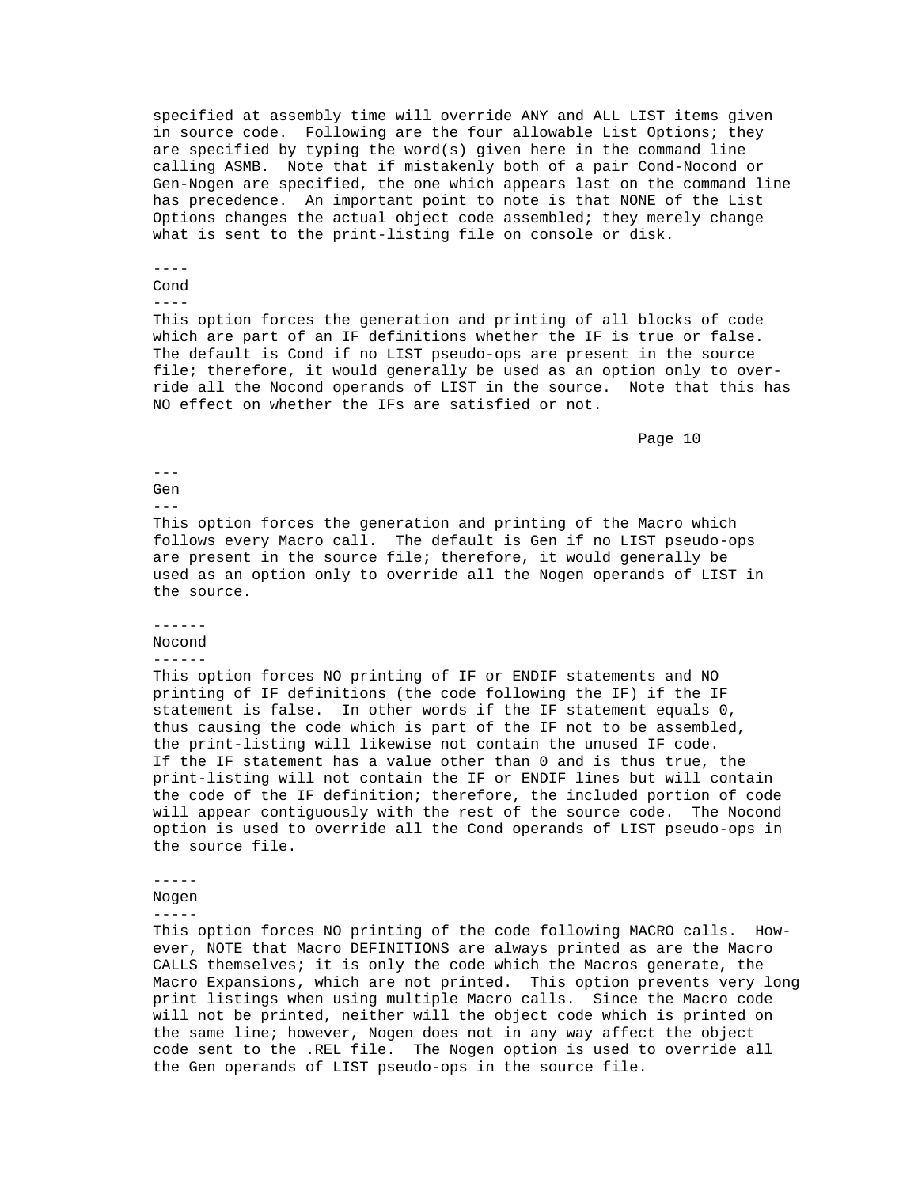specified at assembly time will override ANY and ALL LIST items given in source code. Following are the four allowable List Options; they are specified by typing the word(s) given here in the command line calling ASMB. Note that if mistakenly both of a pair Cond-Nocond or Gen-Nogen are specified, the one which appears last on the command line has precedence. An important point to note is that NONE of the List Options changes the actual object code assembled; they merely change what is sent to the print-listing file on console or disk.

### Cond

This option forces the generation and printing of all blocks of code which are part of an IF definitions whether the IF is true or false. The default is Cond if no LIST pseudo-ops are present in the source file; therefore, it would generally be used as an option only to override all the Nocond operands of LIST in the source. Note that this has NO effect on whether the IFs are satisfied or not.

### Gen

This option forces the generation and printing of the Macro which follows every Macro call. The default is Gen if no LIST pseudo-ops are present in the source file; therefore, it would generally be used as an option only to override all the Nogen operands of LIST in the source.

### Nocond

This option forces NO printing of IF or ENDIF statements and NO printing of IF definitions (the code following the IF) if the IF statement is false. In other words if the IF statement equals 0, thus causing the code which is part of the IF not to be assembled, the print-listing will likewise not contain the unused IF code. If the IF statement has a value other than 0 and is thus true, the print-listing will not contain the IF or ENDIF lines but will contain the code of the IF definition; therefore, the included portion of code will appear contiguously with the rest of the source code. The Nocond option is used to override all the Cond operands of LIST pseudo-ops in the source file.

### Nogen

This option forces NO printing of the code following MACRO calls. However, NOTE that Macro DEFINITIONS are always printed as are the Macro CALLS themselves; it is only the code which the Macros generate, the Macro Expansions, which are not printed. This option prevents very long print listings when using multiple Macro calls. Since the Macro code will not be printed, neither will the object code which is printed on the same line; however, Nogen does not in any way affect the object code sent to the .REL file. The Nogen option is used to override all the Gen operands of LIST pseudo-ops in the source file.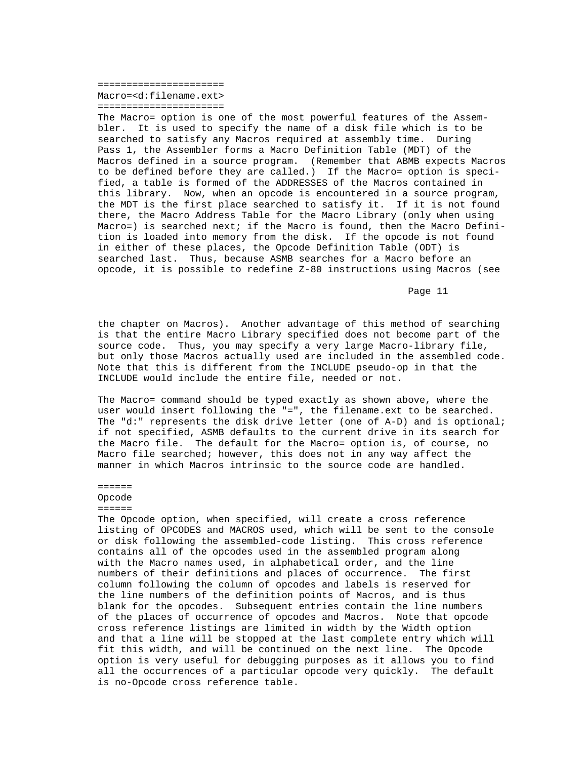## Macro=<d:filename.ext>

The Macro= option is one of the most powerful features of the Assembler. It is used to specify the name of a disk file which is to be searched to satisfy any Macros required at assembly time. During Pass 1, the Assembler forms a Macro Definition Table (MDT) of the Macros defined in a source program. (Remember that ABMB expects Macros to be defined before they are called.) If the Macro= option is specified, a table is formed of the ADDRESSES of the Macros contained in this library. Now, when an opcode is encountered in a source program, the MDT is the first place searched to satisfy it. If it is not found there, the Macro Address Table for the Macro Library (only when using Macro=) is searched next; if the Macro is found, then the Macro Definition is loaded into memory from the disk. If the opcode is not found in either of these places, the Opcode Definition Table (ODT) is searched last. Thus, because ASMB searches for a Macro before an opcode, it is possible to redefine Z-80 instructions using Macros (see the chapter on Macros). Another advantage of this method of searching is that the entire Macro Library specified does not become part of the source code. Thus, you may specify a very large Macro-library file, but only those Macros actually used are included in the assembled code. Note that this is different from the INCLUDE pseudo-op in that the INCLUDE would include the entire file, needed or not.

The Macro= command should be typed exactly as shown above, where the user would insert following the "=", the filename.ext to be searched. The "d:" represents the disk drive letter (one of A-D) and is optional; if not specified, ASMB defaults to the current drive in its search for the Macro file. The default for the Macro= option is, of course, no Macro file searched; however, this does not in any way affect the manner in which Macros intrinsic to the source code are handled.

## Opcode

The Opcode option, when specified, will create a cross reference listing of OPCODES and MACROS used, which will be sent to the console or disk following the assembled-code listing. This cross reference contains all of the opcodes used in the assembled program along with the Macro names used, in alphabetical order, and the line numbers of their definitions and places of occurrence. The first column following the column of opcodes and labels is reserved for the line numbers of the definition points of Macros, and is thus blank for the opcodes. Subsequent entries contain the line numbers of the places of occurrence of opcodes and Macros. Note that opcode cross reference listings are limited in width by the Width option and that a line will be stopped at the last complete entry which will fit this width, and will be continued on the next line. The Opcode option is very useful for debugging purposes as it allows you to find all the occurrences of a particular opcode very quickly. The default is no-Opcode cross reference table.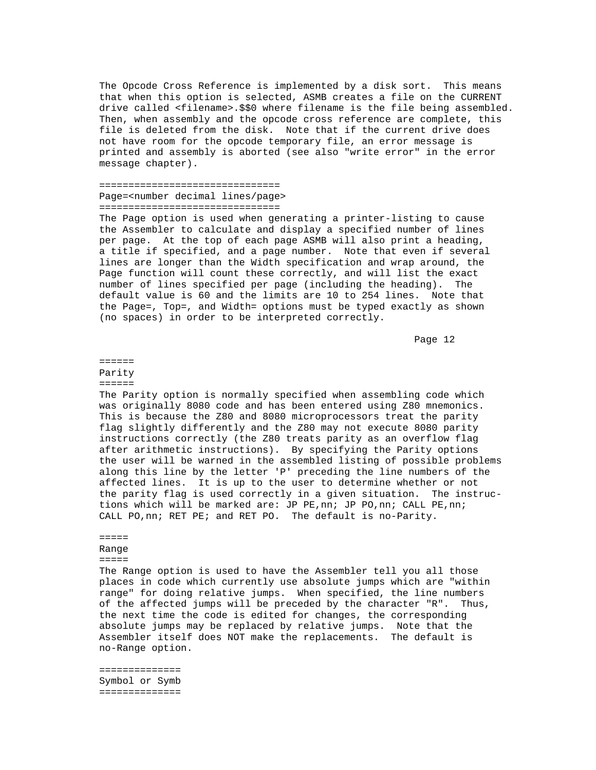The Opcode Cross Reference is implemented by a disk sort. This means that when this option is selected, ASMB creates a file on the CURRENT drive called <filename>.$$0 where filename is the file being assembled. Then, when assembly and the opcode cross reference are complete, this file is deleted from the disk. Note that if the current drive does not have room for the opcode temporary file, an error message is printed and assembly is aborted (see also "write error" in the error message chapter).

## Page=<number decimal lines/page>

The Page option is used when generating a printer-listing to cause the Assembler to calculate and display a specified number of lines per page. At the top of each page ASMB will also print a heading, a title if specified, and a page number. Note that even if several lines are longer than the Width specification and wrap around, the Page function will count these correctly, and will list the exact number of lines specified per page (including the heading). The default value is 60 and the limits are 10 to 254 lines. Note that the Page=, Top=, and Width= options must be typed exactly as shown (no spaces) in order to be interpreted correctly.

## Parity

The Parity option is normally specified when assembling code which was originally 8080 code and has been entered using Z80 mnemonics. This is because the Z80 and 8080 microprocessors treat the parity flag slightly differently and the Z80 may not execute 8080 parity instructions correctly (the Z80 treats parity as an overflow flag after arithmetic instructions). By specifying the Parity options the user will be warned in the assembled listing of possible problems along this line by the letter 'P' preceding the line numbers of the affected lines. It is up to the user to determine whether or not the parity flag is used correctly in a given situation. The instructions which will be marked are: JP PE,nn; JP PO,nn; CALL PE,nn; CALL PO,nn; RET PE; and RET PO. The default is no-Parity.

## Range

The Range option is used to have the Assembler tell you all those places in code which currently use absolute jumps which are "within range" for doing relative jumps. When specified, the line numbers of the affected jumps will be preceded by the character "R". Thus, the next time the code is edited for changes, the corresponding absolute jumps may be replaced by relative jumps. Note that the Assembler itself does NOT make the replacements. The default is no-Range option.

## Symbol or Symb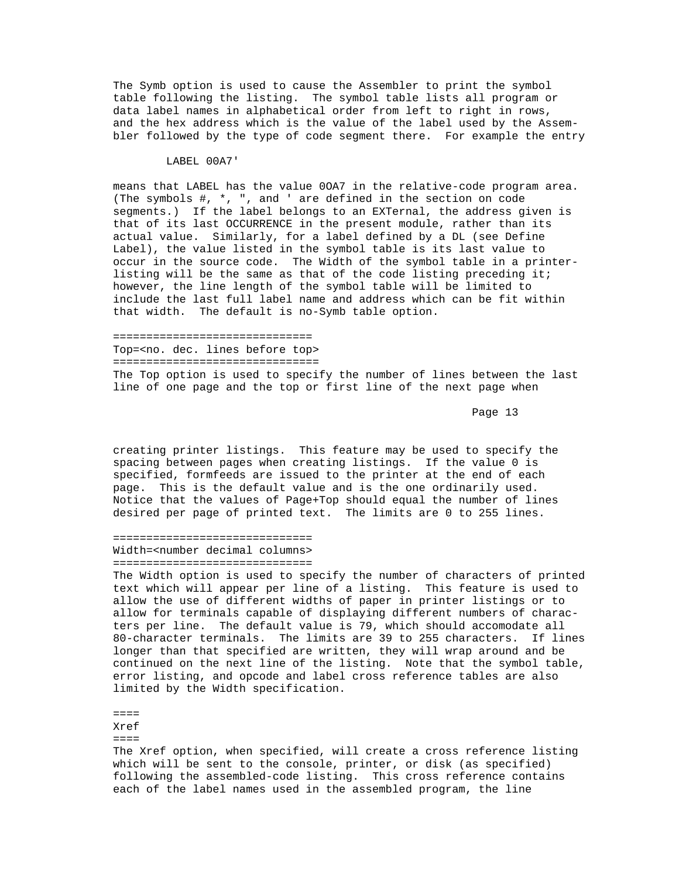The Symb option is used to cause the Assembler to print the symbol table following the listing. The symbol table lists all program or data label names in alphabetical order from left to right in rows, and the hex address which is the value of the label used by the Assembler followed by the type of code segment there. For example the entry

```
LABEL 00A7'
```

means that LABEL has the value 0OA7 in the relative-code program area. (The symbols #, *, ", and ' are defined in the section on code segments.) If the label belongs to an EXTernal, the address given is that of its last OCCURRENCE in the present module, rather than its actual value. Similarly, for a label defined by a DL (see Define Label), the value listed in the symbol table is its last value to occur in the source code. The Width of the symbol table in a printer-listing will be the same as that of the code listing preceding it; however, the line length of the symbol table will be limited to include the last full label name and address which can be fit within that width. The default is no-Symb table option.

==============================
Top=<no. dec. lines before top>
===============================

The Top option is used to specify the number of lines between the last line of one page and the top or first line of the next page when creating printer listings. This feature may be used to specify the spacing between pages when creating listings. If the value 0 is specified, formfeeds are issued to the printer at the end of each page. This is the default value and is the one ordinarily used. Notice that the values of Page+Top should equal the number of lines desired per page of printed text. The limits are 0 to 255 lines.

==============================
Width=<number decimal columns>
==============================

The Width option is used to specify the number of characters of printed text which will appear per line of a listing. This feature is used to allow the use of different widths of paper in printer listings or to allow for terminals capable of displaying different numbers of characters per line. The default value is 79, which should accomodate all 80-character terminals. The limits are 39 to 255 characters. If lines longer than that specified are written, they will wrap around and be continued on the next line of the listing. Note that the symbol table, error listing, and opcode and label cross reference tables are also limited by the Width specification.

====
Xref
====

The Xref option, when specified, will create a cross reference listing which will be sent to the console, printer, or disk (as specified) following the assembled-code listing. This cross reference contains each of the label names used in the assembled program, the line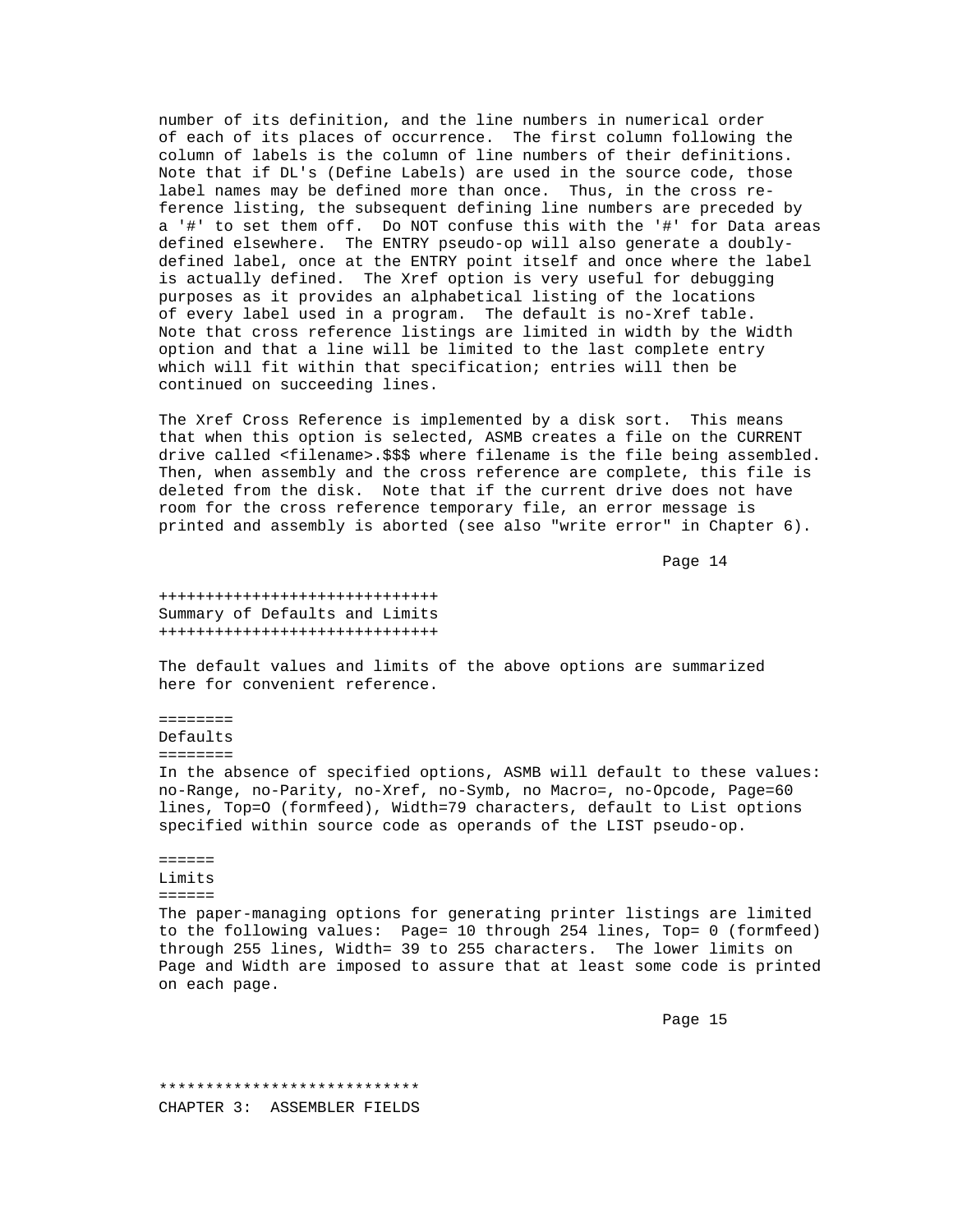number of its definition, and the line numbers in numerical order of each of its places of occurrence. The first column following the column of labels is the column of line numbers of their definitions. Note that if DL's (Define Labels) are used in the source code, those label names may be defined more than once. Thus, in the cross reference listing, the subsequent defining line numbers are preceded by a '#' to set them off. Do NOT confuse this with the '#' for Data areas defined elsewhere. The ENTRY pseudo-op will also generate a doubly-defined label, once at the ENTRY point itself and once where the label is actually defined. The Xref option is very useful for debugging purposes as it provides an alphabetical listing of the locations of every label used in a program. The default is no-Xref table. Note that cross reference listings are limited in width by the Width option and that a line will be limited to the last complete entry which will fit within that specification; entries will then be continued on succeeding lines.

The Xref Cross Reference is implemented by a disk sort. This means that when this option is selected, ASMB creates a file on the CURRENT drive called <filename>.$$$ where filename is the file being assembled. Then, when assembly and the cross reference are complete, this file is deleted from the disk. Note that if the current drive does not have room for the cross reference temporary file, an error message is printed and assembly is aborted (see also "write error" in Chapter 6).

## Summary of Defaults and Limits

The default values and limits of the above options are summarized here for convenient reference.

### Defaults

In the absence of specified options, ASMB will default to these values: no-Range, no-Parity, no-Xref, no-Symb, no Macro=, no-Opcode, Page=60 lines, Top=O (formfeed), Width=79 characters, default to List options specified within source code as operands of the LIST pseudo-op.

### Limits

The paper-managing options for generating printer listings are limited to the following values: Page= 10 through 254 lines, Top= 0 (formfeed) through 255 lines, Width= 39 to 255 characters. The lower limits on Page and Width are imposed to assure that at least some code is printed on each page.

# CHAPTER 3: ASSEMBLER FIELDS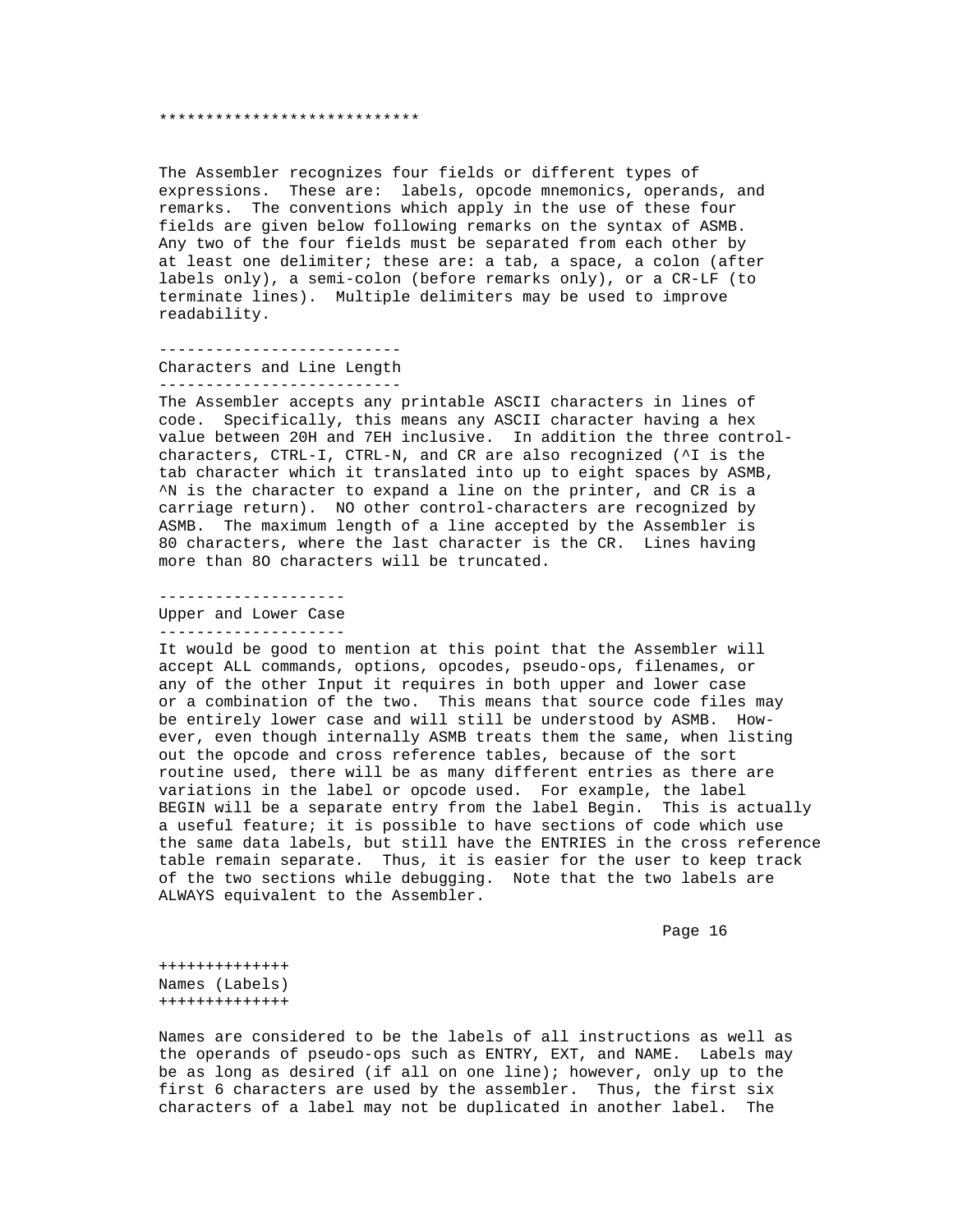****************************

The Assembler recognizes four fields or different types of expressions. These are: labels, opcode mnemonics, operands, and remarks. The conventions which apply in the use of these four fields are given below following remarks on the syntax of ASMB. Any two of the four fields must be separated from each other by at least one delimiter; these are: a tab, a space, a colon (after labels only), a semi-colon (before remarks only), or a CR-LF (to terminate lines). Multiple delimiters may be used to improve readability.

## Characters and Line Length

The Assembler accepts any printable ASCII characters in lines of code. Specifically, this means any ASCII character having a hex value between 20H and 7EH inclusive. In addition the three control-characters, CTRL-I, CTRL-N, and CR are also recognized (^I is the tab character which it translated into up to eight spaces by ASMB, ^N is the character to expand a line on the printer, and CR is a carriage return). NO other control-characters are recognized by ASMB. The maximum length of a line accepted by the Assembler is 80 characters, where the last character is the CR. Lines having more than 8O characters will be truncated.

## Upper and Lower Case

It would be good to mention at this point that the Assembler will accept ALL commands, options, opcodes, pseudo-ops, filenames, or any of the other Input it requires in both upper and lower case or a combination of the two. This means that source code files may be entirely lower case and will still be understood by ASMB. However, even though internally ASMB treats them the same, when listing out the opcode and cross reference tables, because of the sort routine used, there will be as many different entries as there are variations in the label or opcode used. For example, the label BEGIN will be a separate entry from the label Begin. This is actually a useful feature; it is possible to have sections of code which use the same data labels, but still have the ENTRIES in the cross reference table remain separate. Thus, it is easier for the user to keep track of the two sections while debugging. Note that the two labels are ALWAYS equivalent to the Assembler.

## Names (Labels)

Names are considered to be the labels of all instructions as well as the operands of pseudo-ops such as ENTRY, EXT, and NAME. Labels may be as long as desired (if all on one line); however, only up to the first 6 characters are used by the assembler. Thus, the first six characters of a label may not be duplicated in another label. The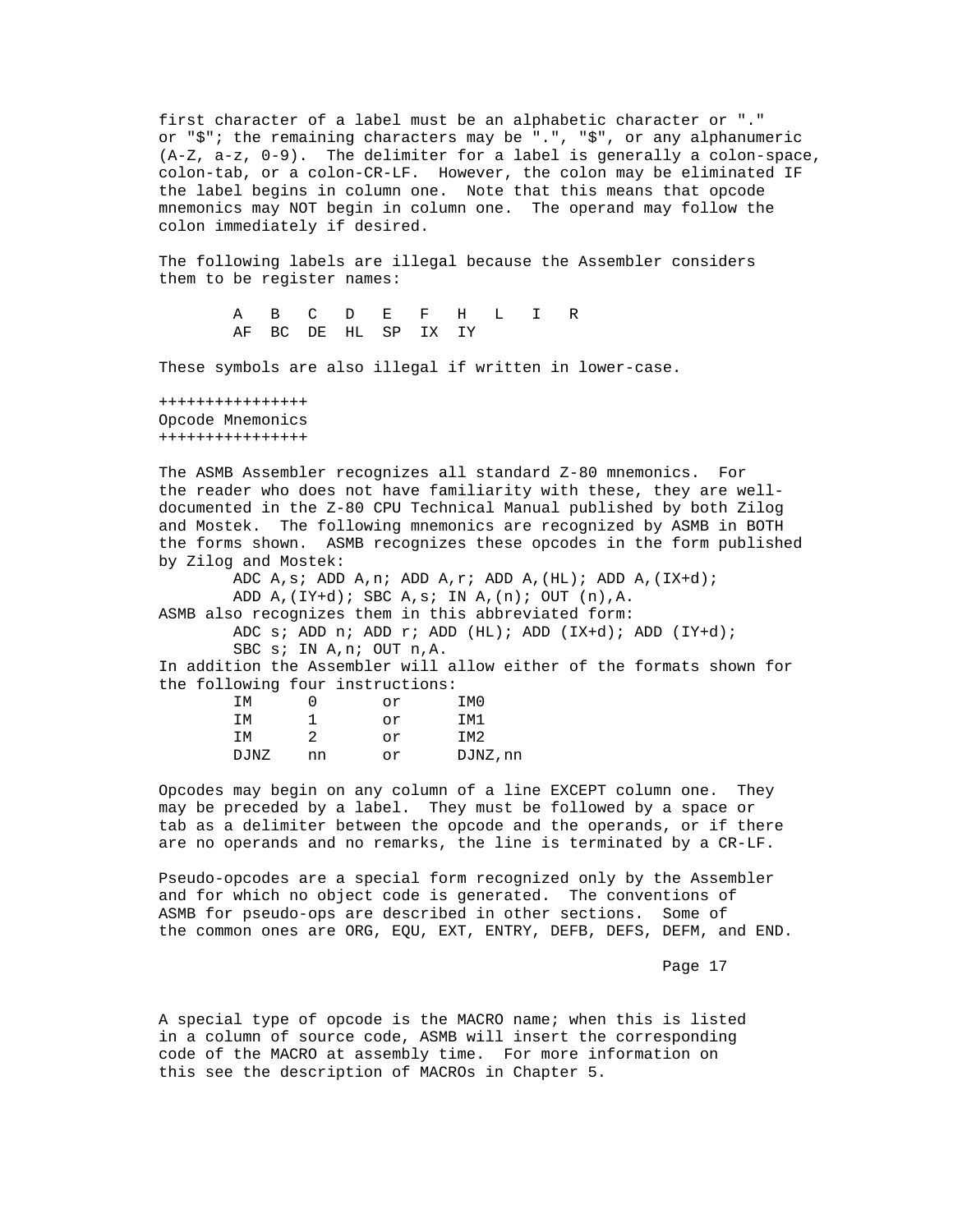first character of a label must be an alphabetic character or "." or "$"; the remaining characters may be ".", "$", or any alphanumeric (A-Z, a-z, 0-9). The delimiter for a label is generally a colon-space, colon-tab, or a colon-CR-LF. However, the colon may be eliminated IF the label begins in column one. Note that this means that opcode mnemonics may NOT begin in column one. The operand may follow the colon immediately if desired.

The following labels are illegal because the Assembler considers them to be register names:

```
        A   B   C   D   E   F   H   L   I   R
        AF  BC  DE  HL  SP  IX  IY
```

These symbols are also illegal if written in lower-case.

## Opcode Mnemonics

The ASMB Assembler recognizes all standard Z-80 mnemonics. For the reader who does not have familiarity with these, they are well-documented in the Z-80 CPU Technical Manual published by both Zilog and Mostek. The following mnemonics are recognized by ASMB in BOTH the forms shown. ASMB recognizes these opcodes in the form published by Zilog and Mostek:

```
        ADC A,s; ADD A,n; ADD A,r; ADD A,(HL); ADD A,(IX+d);
        ADD A,(IY+d); SBC A,s; IN A,(n); OUT (n),A.
```

ASMB also recognizes them in this abbreviated form:

```
        ADC s; ADD n; ADD r; ADD (HL); ADD (IX+d); ADD (IY+d);
        SBC s; IN A,n; OUT n,A.
```

In addition the Assembler will allow either of the formats shown for the following four instructions:

```
        IM      0       or      IM0
        IM      1       or      IM1
        IM      2       or      IM2
        DJNZ    nn      or      DJNZ,nn
```

Opcodes may begin on any column of a line EXCEPT column one. They may be preceded by a label. They must be followed by a space or tab as a delimiter between the opcode and the operands, or if there are no operands and no remarks, the line is terminated by a CR-LF.

Pseudo-opcodes are a special form recognized only by the Assembler and for which no object code is generated. The conventions of ASMB for pseudo-ops are described in other sections. Some of the common ones are ORG, EQU, EXT, ENTRY, DEFB, DEFS, DEFM, and END.

A special type of opcode is the MACRO name; when this is listed in a column of source code, ASMB will insert the corresponding code of the MACRO at assembly time. For more information on this see the description of MACROs in Chapter 5.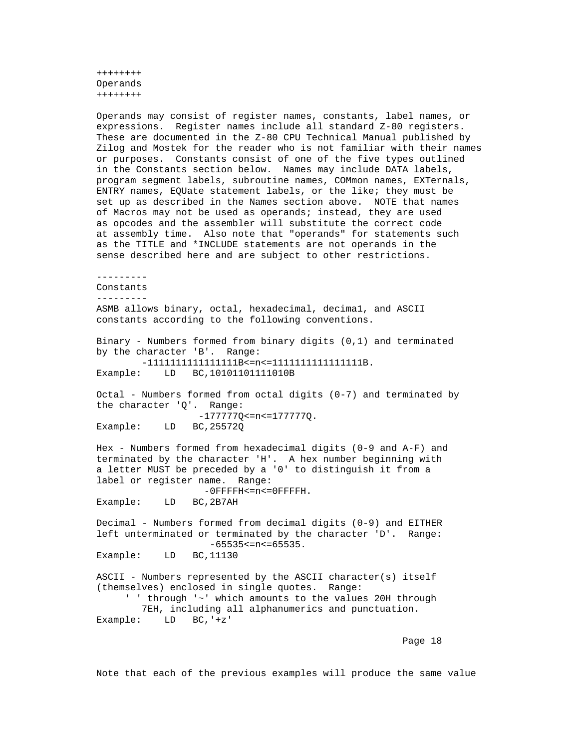## Operands

Operands may consist of register names, constants, label names, or expressions. Register names include all standard Z-80 registers. These are documented in the Z-80 CPU Technical Manual published by Zilog and Mostek for the reader who is not familiar with their names or purposes. Constants consist of one of the five types outlined in the Constants section below. Names may include DATA labels, program segment labels, subroutine names, COMmon names, EXTernals, ENTRY names, EQUate statement labels, or the like; they must be set up as described in the Names section above. NOTE that names of Macros may not be used as operands; instead, they are used as opcodes and the assembler will substitute the correct code at assembly time. Also note that "operands" for statements such as the TITLE and *INCLUDE statements are not operands in the sense described here and are subject to other restrictions.

### Constants

ASMB allows binary, octal, hexadecimal, decima1, and ASCII constants according to the following conventions.

Binary - Numbers formed from binary digits (0,1) and terminated by the character 'B'. Range:

```
        -1111111111111111B<=n<=1111111111111111B.
Example:    LD   BC,10101101111010B
```

Octal - Numbers formed from octal digits (0-7) and terminated by the character 'Q'. Range:

```
                  -177777Q<=n<=177777Q.
Example:    LD   BC,25572Q
```

Hex - Numbers formed from hexadecimal digits (0-9 and A-F) and terminated by the character 'H'. A hex number beginning with a letter MUST be preceded by a '0' to distinguish it from a label or register name. Range:

```
                  -0FFFFH<=n<=0FFFFH.
Example:    LD   BC,2B7AH
```

Decimal - Numbers formed from decimal digits (0-9) and EITHER left unterminated or terminated by the character 'D'. Range:

```
                   -65535<=n<=65535.
Example:    LD   BC,11130
```

ASCII - Numbers represented by the ASCII character(s) itself (themselves) enclosed in single quotes. Range:

```
     ' ' through '~' which amounts to the values 20H through
        7EH, including all alphanumerics and punctuation.
Example:    LD   BC,'+z'
```

Note that each of the previous examples will produce the same value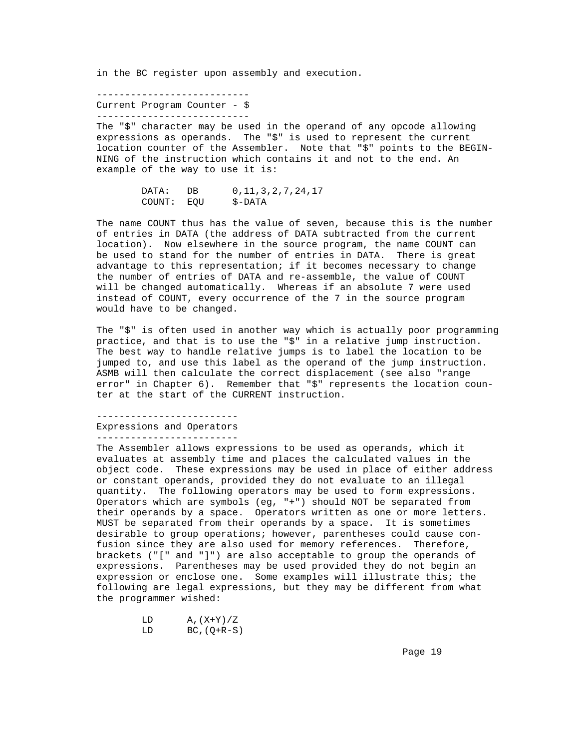in the BC register upon assembly and execution.

## Current Program Counter - $

The "$" character may be used in the operand of any opcode allowing expressions as operands. The "$" is used to represent the current location counter of the Assembler. Note that "$" points to the BEGINNING of the instruction which contains it and not to the end. An example of the way to use it is:

```
DATA:   DB      0,11,3,2,7,24,17
COUNT:  EQU     $-DATA
```

The name COUNT thus has the value of seven, because this is the number of entries in DATA (the address of DATA subtracted from the current location). Now elsewhere in the source program, the name COUNT can be used to stand for the number of entries in DATA. There is great advantage to this representation; if it becomes necessary to change the number of entries of DATA and re-assemble, the value of COUNT will be changed automatically. Whereas if an absolute 7 were used instead of COUNT, every occurrence of the 7 in the source program would have to be changed.

The "$" is often used in another way which is actually poor programming practice, and that is to use the "$" in a relative jump instruction. The best way to handle relative jumps is to label the location to be jumped to, and use this label as the operand of the jump instruction. ASMB will then calculate the correct displacement (see also "range error" in Chapter 6). Remember that "$" represents the location counter at the start of the CURRENT instruction.

## Expressions and Operators

The Assembler allows expressions to be used as operands, which it evaluates at assembly time and places the calculated values in the object code. These expressions may be used in place of either address or constant operands, provided they do not evaluate to an illegal quantity. The following operators may be used to form expressions. Operators which are symbols (eg, "+") should NOT be separated from their operands by a space. Operators written as one or more letters. MUST be separated from their operands by a space. It is sometimes desirable to group operations; however, parentheses could cause confusion since they are also used for memory references. Therefore, brackets ("[" and "]") are also acceptable to group the operands of expressions. Parentheses may be used provided they do not begin an expression or enclose one. Some examples will illustrate this; the following are legal expressions, but they may be different from what the programmer wished:

```
LD      A,(X+Y)/Z
LD      BC,(Q+R-S)
```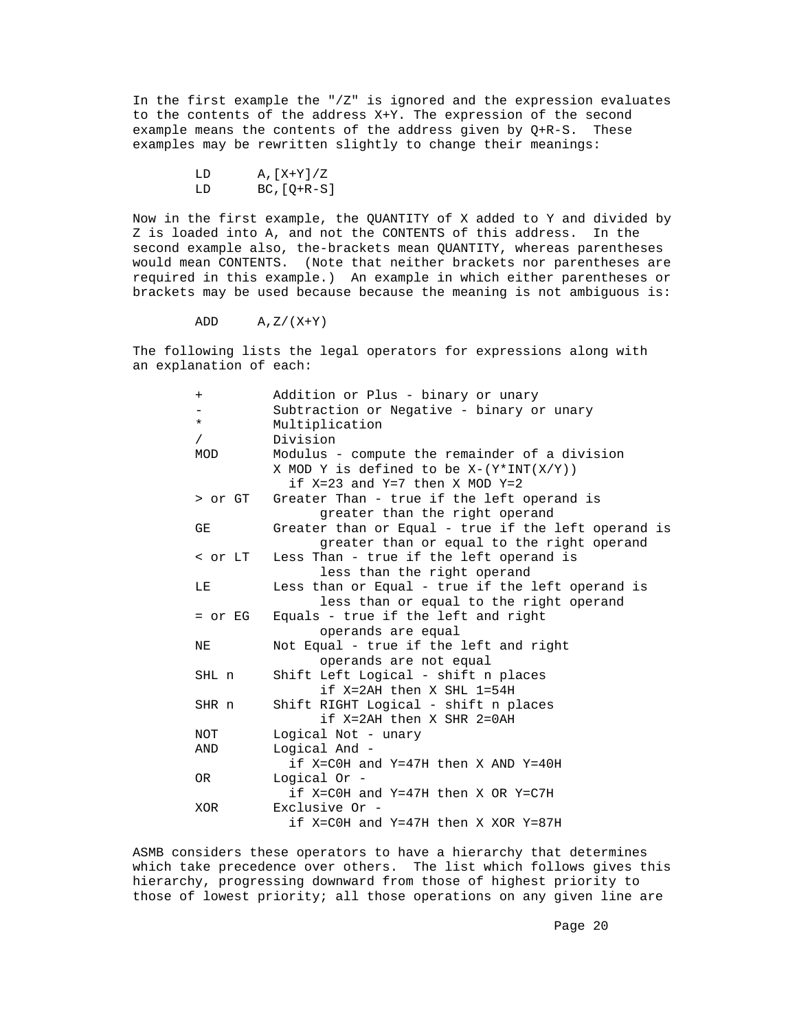In the first example the "/Z" is ignored and the expression evaluates to the contents of the address X+Y. The expression of the second example means the contents of the address given by Q+R-S. These examples may be rewritten slightly to change their meanings:

```
        LD      A,[X+Y]/Z
        LD      BC,[Q+R-S]
```

Now in the first example, the QUANTITY of X added to Y and divided by Z is loaded into A, and not the CONTENTS of this address. In the second example also, the-brackets mean QUANTITY, whereas parentheses would mean CONTENTS. (Note that neither brackets nor parentheses are required in this example.) An example in which either parentheses or brackets may be used because because the meaning is not ambiguous is:

```
        ADD     A,Z/(X+Y)
```

The following lists the legal operators for expressions along with an explanation of each:

```
        +         Addition or Plus - binary or unary
        -         Subtraction or Negative - binary or unary
        *         Multiplication
        /         Division
        MOD       Modulus - compute the remainder of a division
                  X MOD Y is defined to be X-(Y*INT(X/Y))
                    if X=23 and Y=7 then X MOD Y=2
        > or GT   Greater Than - true if the left operand is
                        greater than the right operand
        GE        Greater than or Equal - true if the left operand is
                        greater than or equal to the right operand
        < or LT   Less Than - true if the left operand is
                        less than the right operand
        LE        Less than or Equal - true if the left operand is
                        less than or equal to the right operand
        = or EG   Equals - true if the left and right
                        operands are equal
        NE        Not Equal - true if the left and right
                        operands are not equal
        SHL n     Shift Left Logical - shift n places
                        if X=2AH then X SHL 1=54H
        SHR n     Shift RIGHT Logical - shift n places
                        if X=2AH then X SHR 2=0AH
        NOT       Logical Not - unary
        AND       Logical And -
                    if X=C0H and Y=47H then X AND Y=40H
        OR        Logical Or -
                    if X=C0H and Y=47H then X OR Y=C7H
        XOR       Exclusive Or -
                    if X=C0H and Y=47H then X XOR Y=87H
```

ASMB considers these operators to have a hierarchy that determines which take precedence over others. The list which follows gives this hierarchy, progressing downward from those of highest priority to those of lowest priority; all those operations on any given line are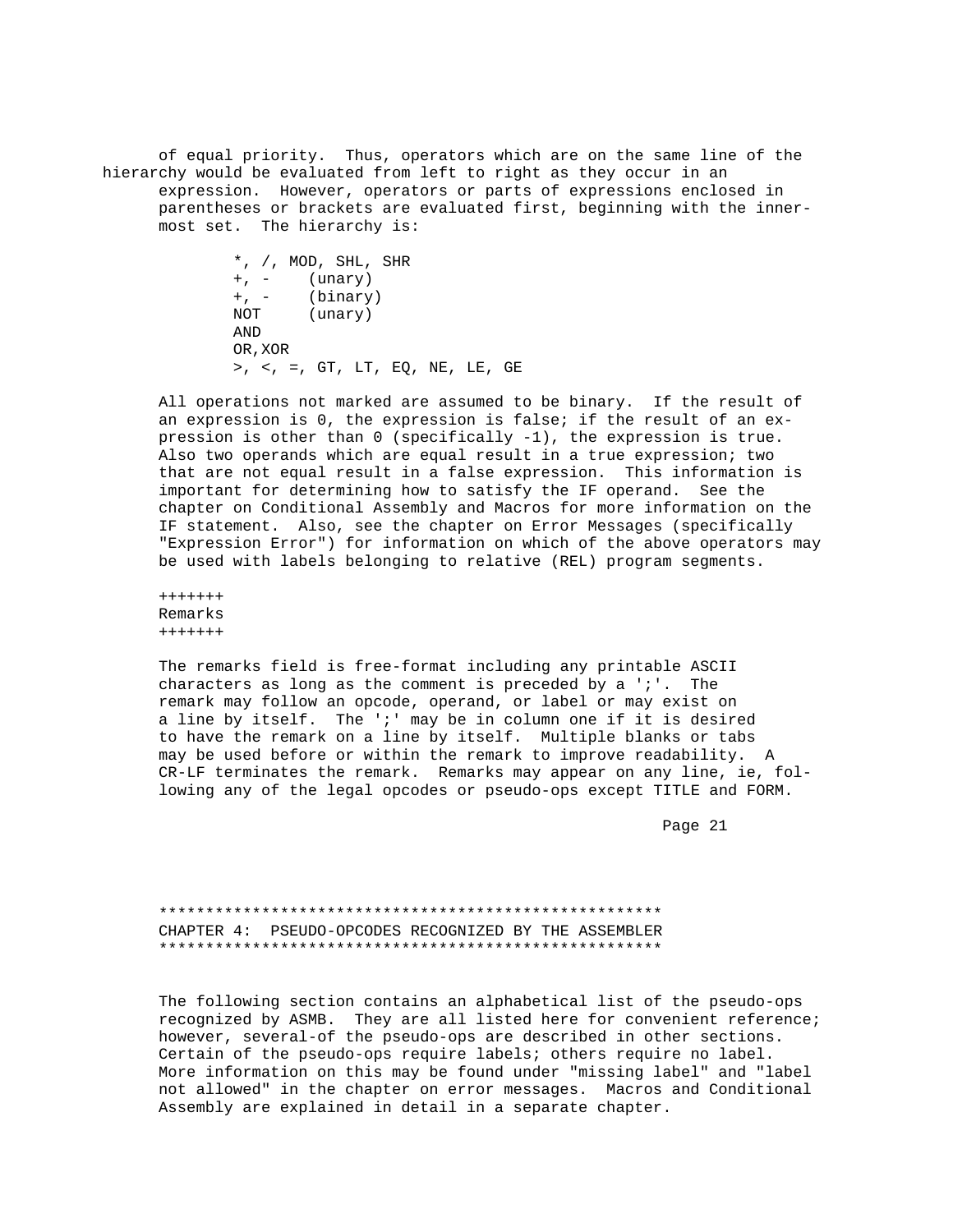of equal priority. Thus, operators which are on the same line of the hierarchy would be evaluated from left to right as they occur in an expression. However, operators or parts of expressions enclosed in parentheses or brackets are evaluated first, beginning with the innermost set. The hierarchy is:

```
*, /, MOD, SHL, SHR
+, -    (unary)
+, -    (binary)
NOT     (unary)
AND
OR,XOR
>, <, =, GT, LT, EQ, NE, LE, GE
```

All operations not marked are assumed to be binary. If the result of an expression is 0, the expression is false; if the result of an expression is other than 0 (specifically -1), the expression is true. Also two operands which are equal result in a true expression; two that are not equal result in a false expression. This information is important for determining how to satisfy the IF operand. See the chapter on Conditional Assembly and Macros for more information on the IF statement. Also, see the chapter on Error Messages (specifically "Expression Error") for information on which of the above operators may be used with labels belonging to relative (REL) program segments.

### Remarks

The remarks field is free-format including any printable ASCII characters as long as the comment is preceded by a ';'. The remark may follow an opcode, operand, or label or may exist on a line by itself. The ';' may be in column one if it is desired to have the remark on a line by itself. Multiple blanks or tabs may be used before or within the remark to improve readability. A CR-LF terminates the remark. Remarks may appear on any line, ie, following any of the legal opcodes or pseudo-ops except TITLE and FORM.

## CHAPTER 4: PSEUDO-OPCODES RECOGNIZED BY THE ASSEMBLER

The following section contains an alphabetical list of the pseudo-ops recognized by ASMB. They are all listed here for convenient reference; however, several-of the pseudo-ops are described in other sections. Certain of the pseudo-ops require labels; others require no label. More information on this may be found under "missing label" and "label not allowed" in the chapter on error messages. Macros and Conditional Assembly are explained in detail in a separate chapter.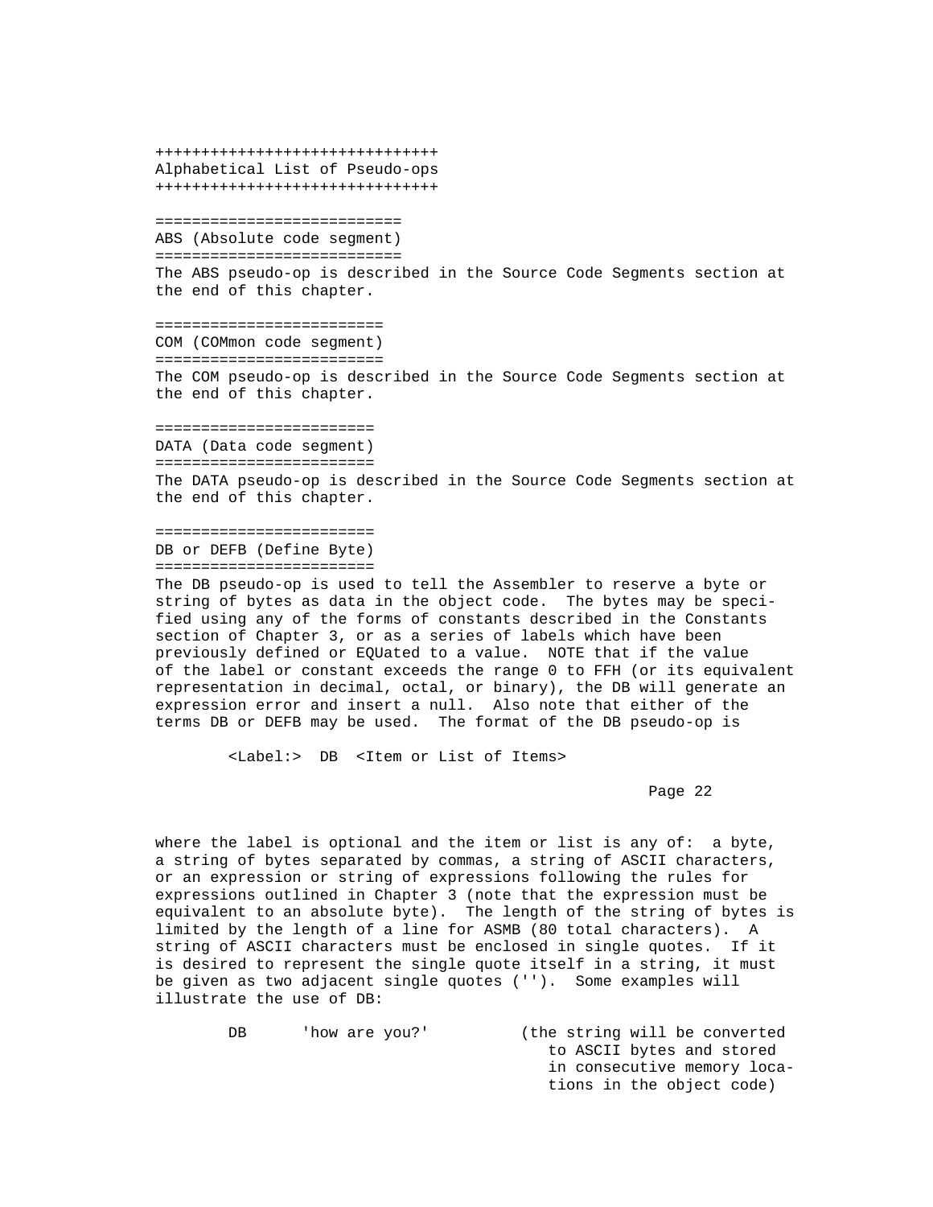# Alphabetical List of Pseudo-ops

## ABS (Absolute code segment)

The ABS pseudo-op is described in the Source Code Segments section at the end of this chapter.

## COM (COMmon code segment)

The COM pseudo-op is described in the Source Code Segments section at the end of this chapter.

## DATA (Data code segment)

The DATA pseudo-op is described in the Source Code Segments section at the end of this chapter.

## DB or DEFB (Define Byte)

The DB pseudo-op is used to tell the Assembler to reserve a byte or string of bytes as data in the object code. The bytes may be specified using any of the forms of constants described in the Constants section of Chapter 3, or as a series of labels which have been previously defined or EQUated to a value. NOTE that if the value of the label or constant exceeds the range 0 to FFH (or its equivalent representation in decimal, octal, or binary), the DB will generate an expression error and insert a null. Also note that either of the terms DB or DEFB may be used. The format of the DB pseudo-op is

```
        <Label:>  DB  <Item or List of Items>
```

where the label is optional and the item or list is any of: a byte, a string of bytes separated by commas, a string of ASCII characters, or an expression or string of expressions following the rules for expressions outlined in Chapter 3 (note that the expression must be equivalent to an absolute byte). The length of the string of bytes is limited by the length of a line for ASMB (80 total characters). A string of ASCII characters must be enclosed in single quotes. If it is desired to represent the single quote itself in a string, it must be given as two adjacent single quotes (''). Some examples will illustrate the use of DB:

```
        DB      'how are you?'          (the string will be converted
                                           to ASCII bytes and stored
                                           in consecutive memory loca-
                                           tions in the object code)
```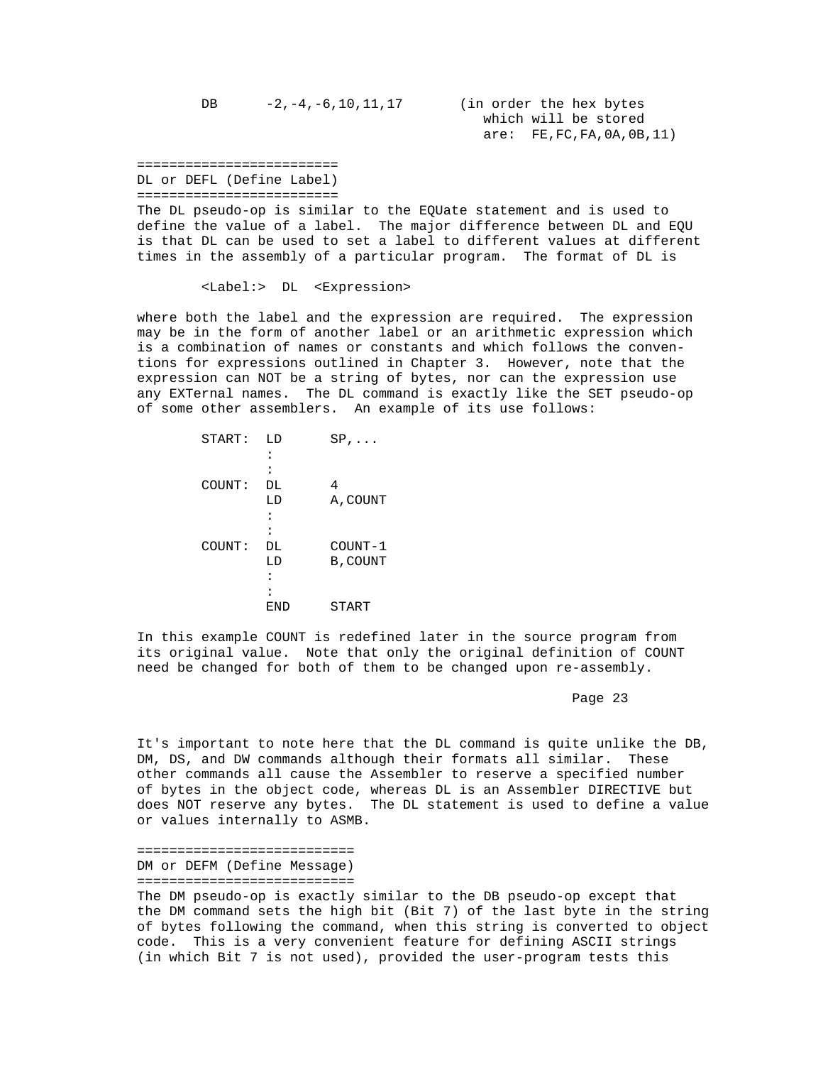```
        DB      -2,-4,-6,10,11,17       (in order the hex bytes
                                           which will be stored
                                           are:  FE,FC,FA,0A,0B,11)
```

## DL or DEFL (Define Label)

The DL pseudo-op is similar to the EQUate statement and is used to define the value of a label. The major difference between DL and EQU is that DL can be used to set a label to different values at different times in the assembly of a particular program. The format of DL is

```
        <Label:>  DL  <Expression>
```

where both the label and the expression are required. The expression may be in the form of another label or an arithmetic expression which is a combination of names or constants and which follows the conventions for expressions outlined in Chapter 3. However, note that the expression can NOT be a string of bytes, nor can the expression use any EXTernal names. The DL command is exactly like the SET pseudo-op of some other assemblers. An example of its use follows:

```
        START:  LD      SP,...
                :
                :
        COUNT:  DL      4
                LD      A,COUNT
                :
                :
        COUNT:  DL      COUNT-1
                LD      B,COUNT
                :
                :
                END     START
```

In this example COUNT is redefined later in the source program from its original value. Note that only the original definition of COUNT need be changed for both of them to be changed upon re-assembly.

It's important to note here that the DL command is quite unlike the DB, DM, DS, and DW commands although their formats all similar. These other commands all cause the Assembler to reserve a specified number of bytes in the object code, whereas DL is an Assembler DIRECTIVE but does NOT reserve any bytes. The DL statement is used to define a value or values internally to ASMB.

## DM or DEFM (Define Message)

The DM pseudo-op is exactly similar to the DB pseudo-op except that the DM command sets the high bit (Bit 7) of the last byte in the string of bytes following the command, when this string is converted to object code. This is a very convenient feature for defining ASCII strings (in which Bit 7 is not used), provided the user-program tests this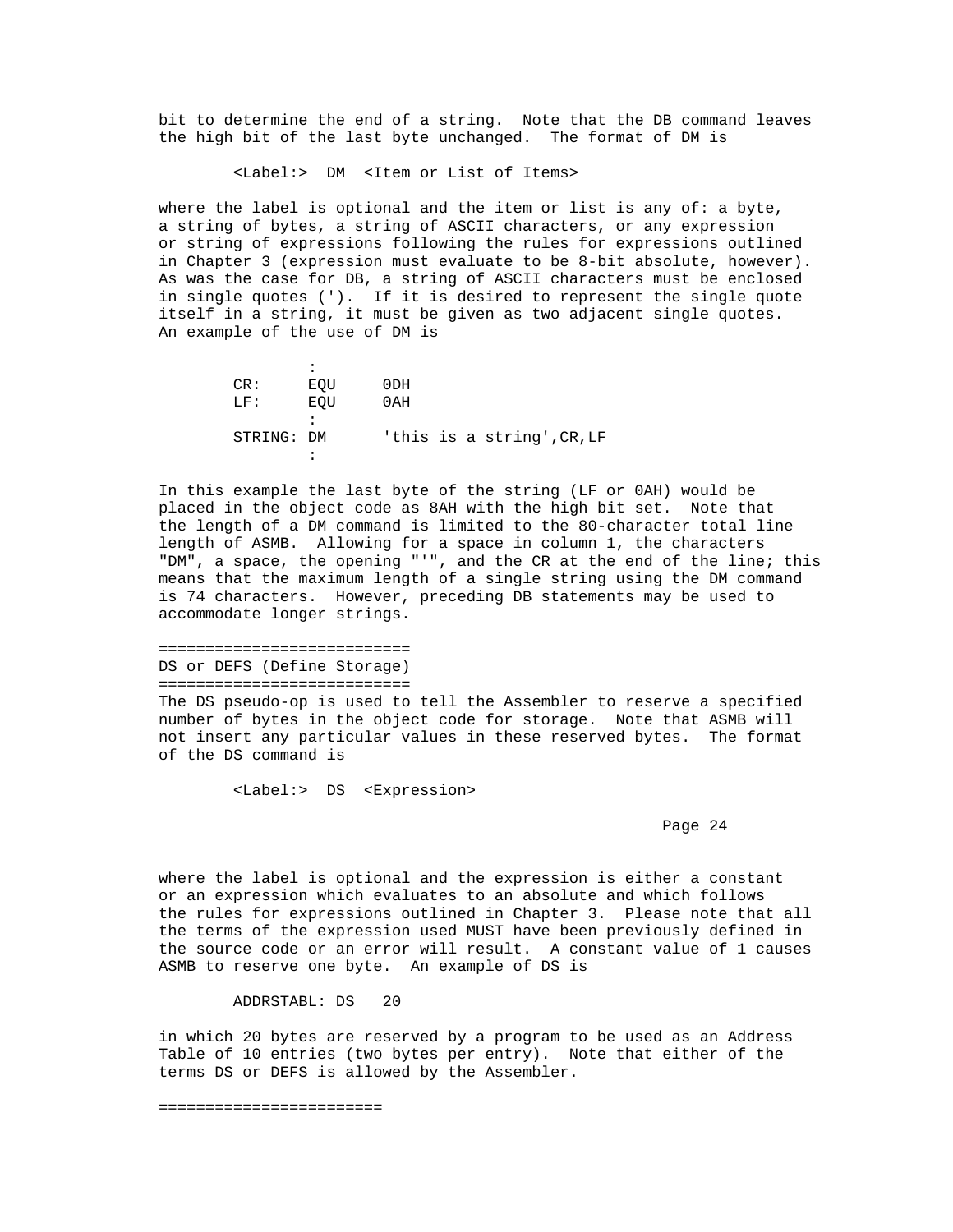bit to determine the end of a string. Note that the DB command leaves the high bit of the last byte unchanged. The format of DM is

```
        <Label:>  DM  <Item or List of Items>
```

where the label is optional and the item or list is any of: a byte, a string of bytes, a string of ASCII characters, or any expression or string of expressions following the rules for expressions outlined in Chapter 3 (expression must evaluate to be 8-bit absolute, however). As was the case for DB, a string of ASCII characters must be enclosed in single quotes ('). If it is desired to represent the single quote itself in a string, it must be given as two adjacent single quotes. An example of the use of DM is

```
                :
        CR:     EQU     0DH
        LF:     EQU     0AH
                :
        STRING: DM      'this is a string',CR,LF
                :
```

In this example the last byte of the string (LF or 0AH) would be placed in the object code as 8AH with the high bit set. Note that the length of a DM command is limited to the 80-character total line length of ASMB. Allowing for a space in column 1, the characters "DM", a space, the opening "'", and the CR at the end of the line; this means that the maximum length of a single string using the DM command is 74 characters. However, preceding DB statements may be used to accommodate longer strings.

===========================
DS or DEFS (Define Storage)
===========================

The DS pseudo-op is used to tell the Assembler to reserve a specified number of bytes in the object code for storage. Note that ASMB will not insert any particular values in these reserved bytes. The format of the DS command is

```
        <Label:>  DS  <Expression>
```

where the label is optional and the expression is either a constant or an expression which evaluates to an absolute and which follows the rules for expressions outlined in Chapter 3. Please note that all the terms of the expression used MUST have been previously defined in the source code or an error will result. A constant value of 1 causes ASMB to reserve one byte. An example of DS is

```
        ADDRSTABL: DS   20
```

in which 20 bytes are reserved by a program to be used as an Address Table of 10 entries (two bytes per entry). Note that either of the terms DS or DEFS is allowed by the Assembler.

========================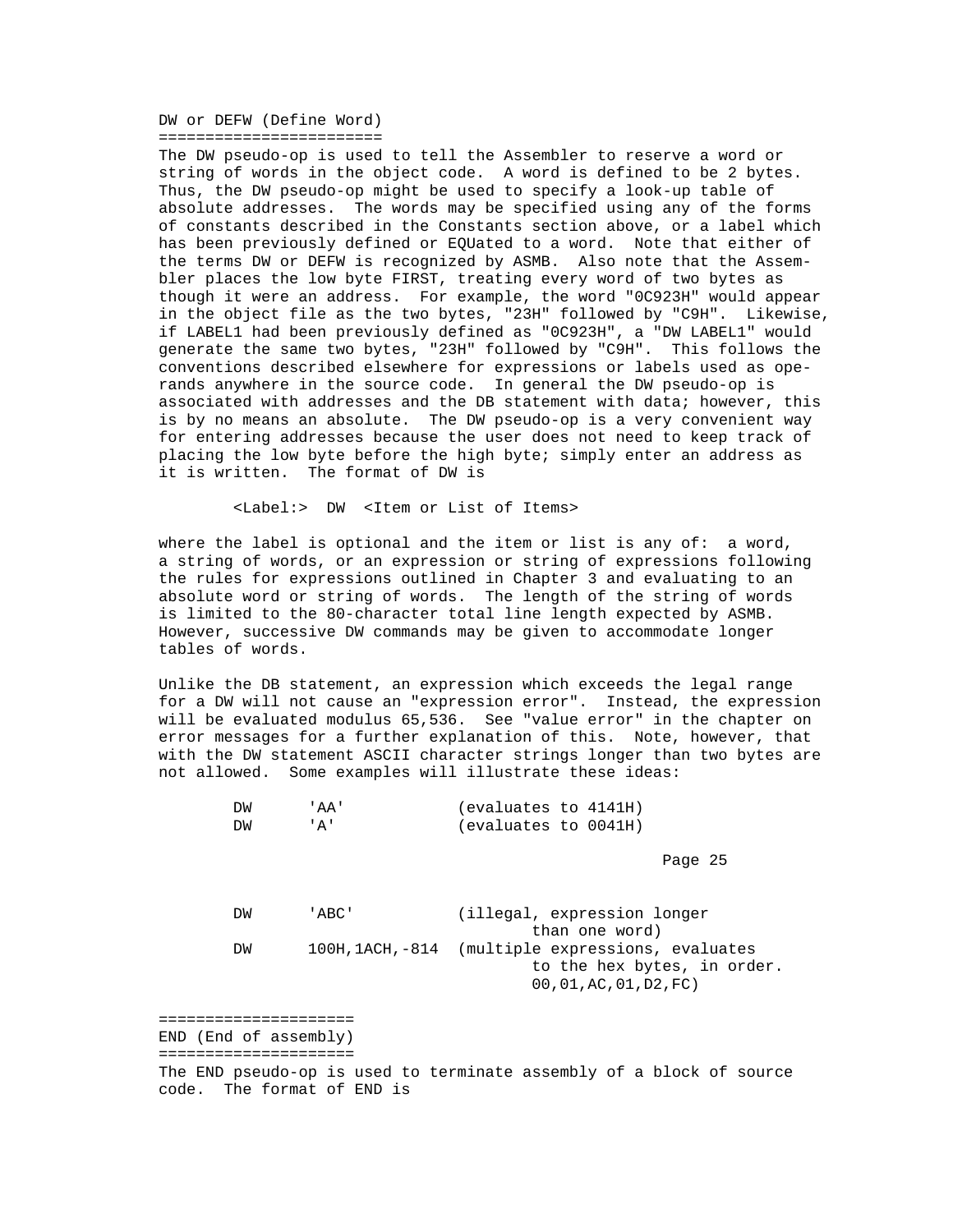## DW or DEFW (Define Word)

The DW pseudo-op is used to tell the Assembler to reserve a word or string of words in the object code. A word is defined to be 2 bytes. Thus, the DW pseudo-op might be used to specify a look-up table of absolute addresses. The words may be specified using any of the forms of constants described in the Constants section above, or a label which has been previously defined or EQUated to a word. Note that either of the terms DW or DEFW is recognized by ASMB. Also note that the Assembler places the low byte FIRST, treating every word of two bytes as though it were an address. For example, the word "0C923H" would appear in the object file as the two bytes, "23H" followed by "C9H". Likewise, if LABEL1 had been previously defined as "0C923H", a "DW LABEL1" would generate the same two bytes, "23H" followed by "C9H". This follows the conventions described elsewhere for expressions or labels used as operands anywhere in the source code. In general the DW pseudo-op is associated with addresses and the DB statement with data; however, this is by no means an absolute. The DW pseudo-op is a very convenient way for entering addresses because the user does not need to keep track of placing the low byte before the high byte; simply enter an address as it is written. The format of DW is

```
        <Label:>  DW  <Item or List of Items>
```

where the label is optional and the item or list is any of: a word, a string of words, or an expression or string of expressions following the rules for expressions outlined in Chapter 3 and evaluating to an absolute word or string of words. The length of the string of words is limited to the 80-character total line length expected by ASMB. However, successive DW commands may be given to accommodate longer tables of words.

Unlike the DB statement, an expression which exceeds the legal range for a DW will not cause an "expression error". Instead, the expression will be evaluated modulus 65,536. See "value error" in the chapter on error messages for a further explanation of this. Note, however, that with the DW statement ASCII character strings longer than two bytes are not allowed. Some examples will illustrate these ideas:

```
        DW      'AA'            (evaluates to 4141H)
        DW      'A'             (evaluates to 0041H)
        DW      'ABC'           (illegal, expression longer
                                        than one word)
        DW      100H,1ACH,-814  (multiple expressions, evaluates
                                        to the hex bytes, in order.
                                        00,01,AC,01,D2,FC)
```

## END (End of assembly)

The END pseudo-op is used to terminate assembly of a block of source code. The format of END is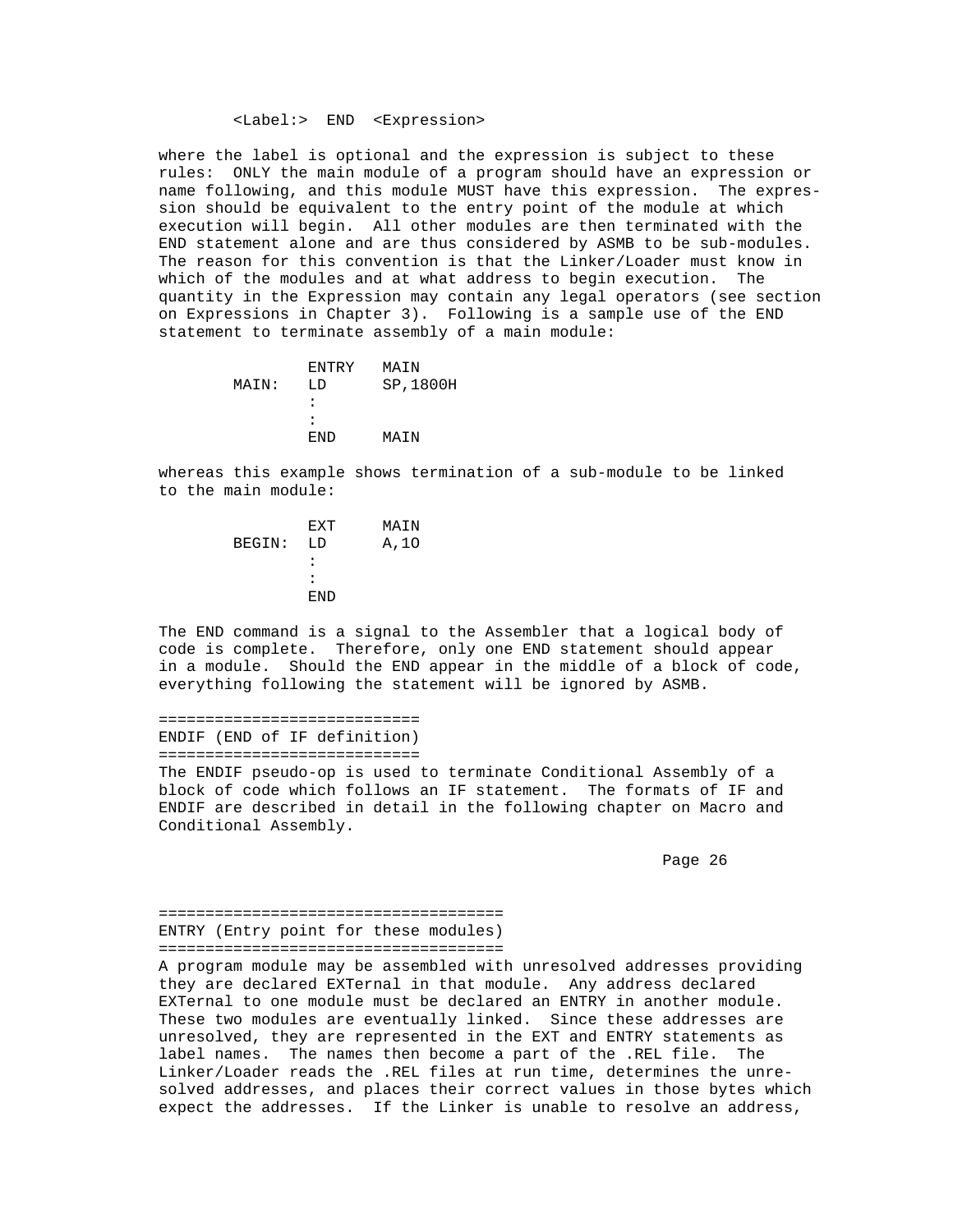```
<Label:>  END  <Expression>
```

where the label is optional and the expression is subject to these rules: ONLY the main module of a program should have an expression or name following, and this module MUST have this expression. The expression should be equivalent to the entry point of the module at which execution will begin. All other modules are then terminated with the END statement alone and are thus considered by ASMB to be sub-modules. The reason for this convention is that the Linker/Loader must know in which of the modules and at what address to begin execution. The quantity in the Expression may contain any legal operators (see section on Expressions in Chapter 3). Following is a sample use of the END statement to terminate assembly of a main module:

```
        ENTRY   MAIN
MAIN:   LD      SP,1800H
        :
        :
        END     MAIN
```

whereas this example shows termination of a sub-module to be linked to the main module:

```
        EXT     MAIN
BEGIN:  LD      A,10
        :
        :
        END
```

The END command is a signal to the Assembler that a logical body of code is complete. Therefore, only one END statement should appear in a module. Should the END appear in the middle of a block of code, everything following the statement will be ignored by ASMB.

## ENDIF (END of IF definition)

The ENDIF pseudo-op is used to terminate Conditional Assembly of a block of code which follows an IF statement. The formats of IF and ENDIF are described in detail in the following chapter on Macro and Conditional Assembly.

## ENTRY (Entry point for these modules)

A program module may be assembled with unresolved addresses providing they are declared EXTernal in that module. Any address declared EXTernal to one module must be declared an ENTRY in another module. These two modules are eventually linked. Since these addresses are unresolved, they are represented in the EXT and ENTRY statements as label names. The names then become a part of the .REL file. The Linker/Loader reads the .REL files at run time, determines the unresolved addresses, and places their correct values in those bytes which expect the addresses. If the Linker is unable to resolve an address,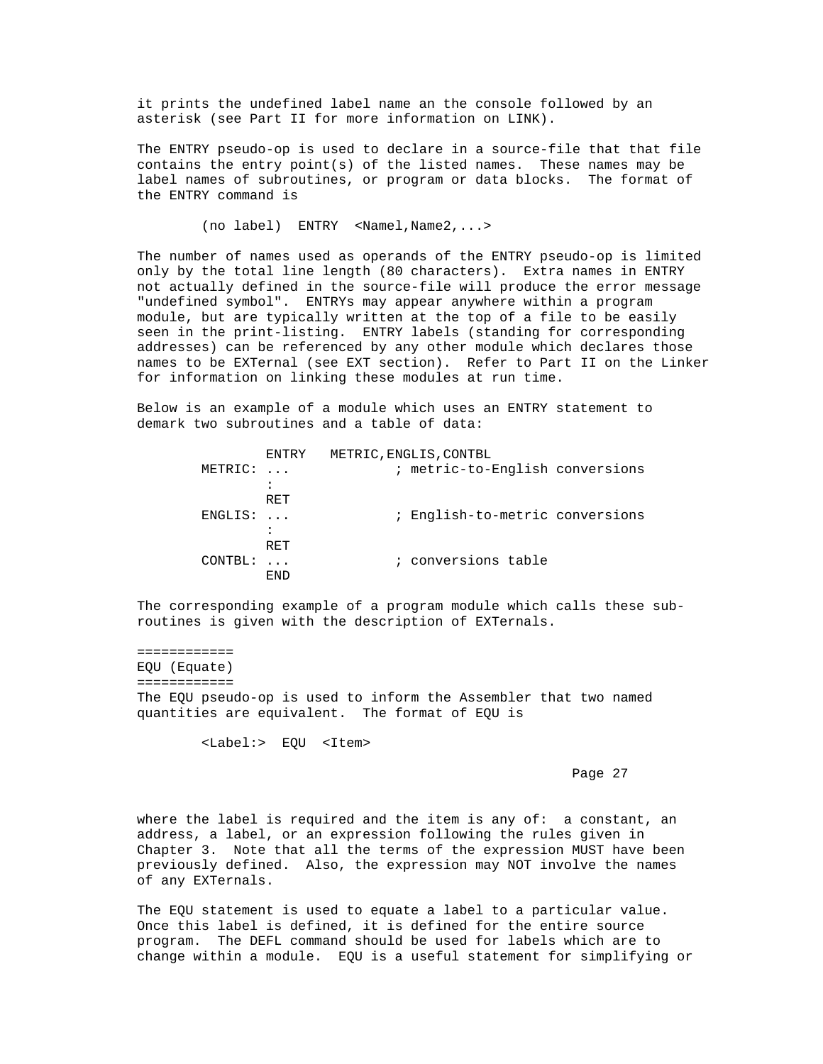it prints the undefined label name an the console followed by an asterisk (see Part II for more information on LINK).

The ENTRY pseudo-op is used to declare in a source-file that that file contains the entry point(s) of the listed names. These names may be label names of subroutines, or program or data blocks. The format of the ENTRY command is

```
        (no label)  ENTRY  <Namel,Name2,...>
```

The number of names used as operands of the ENTRY pseudo-op is limited only by the total line length (80 characters). Extra names in ENTRY not actually defined in the source-file will produce the error message "undefined symbol". ENTRYs may appear anywhere within a program module, but are typically written at the top of a file to be easily seen in the print-listing. ENTRY labels (standing for corresponding addresses) can be referenced by any other module which declares those names to be EXTernal (see EXT section). Refer to Part II on the Linker for information on linking these modules at run time.

Below is an example of a module which uses an ENTRY statement to demark two subroutines and a table of data:

```
                ENTRY   METRIC,ENGLIS,CONTBL
        METRIC: ...             ; metric-to-English conversions
                :
                RET
        ENGLIS: ...             ; English-to-metric conversions
                :
                RET
        CONTBL: ...             ; conversions table
                END
```

The corresponding example of a program module which calls these sub-routines is given with the description of EXTernals.

## EQU (Equate)

The EQU pseudo-op is used to inform the Assembler that two named quantities are equivalent. The format of EQU is

```
        <Label:>  EQU  <Item>
```

where the label is required and the item is any of: a constant, an address, a label, or an expression following the rules given in Chapter 3. Note that all the terms of the expression MUST have been previously defined. Also, the expression may NOT involve the names of any EXTernals.

The EQU statement is used to equate a label to a particular value. Once this label is defined, it is defined for the entire source program. The DEFL command should be used for labels which are to change within a module. EQU is a useful statement for simplifying or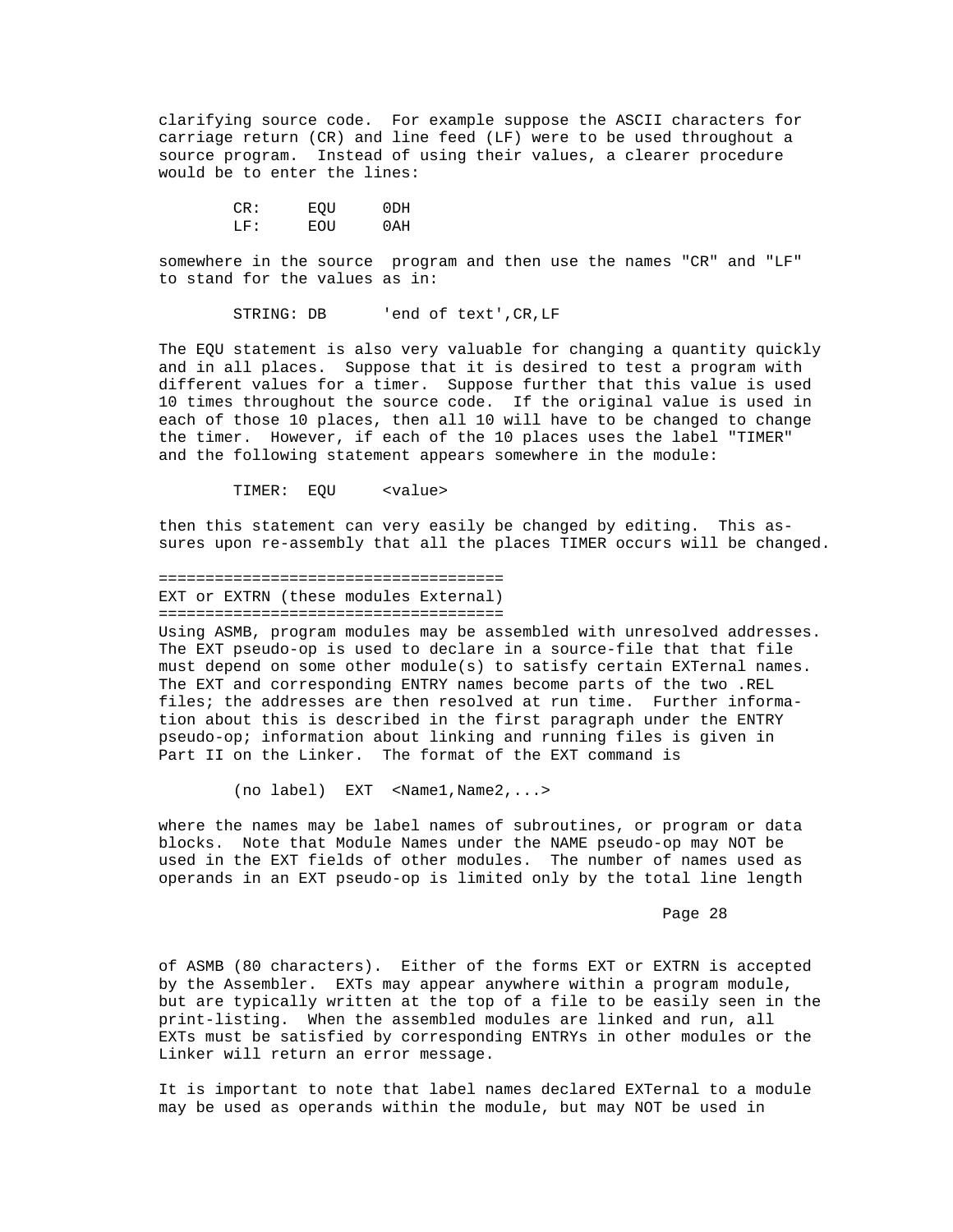clarifying source code. For example suppose the ASCII characters for carriage return (CR) and line feed (LF) were to be used throughout a source program. Instead of using their values, a clearer procedure would be to enter the lines:

```
        CR:     EQU     0DH
        LF:     EOU     0AH
```

somewhere in the source program and then use the names "CR" and "LF" to stand for the values as in:

```
        STRING: DB      'end of text',CR,LF
```

The EQU statement is also very valuable for changing a quantity quickly and in all places. Suppose that it is desired to test a program with different values for a timer. Suppose further that this value is used 10 times throughout the source code. If the original value is used in each of those 10 places, then all 10 will have to be changed to change the timer. However, if each of the 10 places uses the label "TIMER" and the following statement appears somewhere in the module:

```
        TIMER:  EQU     <value>
```

then this statement can very easily be changed by editing. This assures upon re-assembly that all the places TIMER occurs will be changed.

## EXT or EXTRN (these modules External)

Using ASMB, program modules may be assembled with unresolved addresses. The EXT pseudo-op is used to declare in a source-file that that file must depend on some other module(s) to satisfy certain EXTernal names. The EXT and corresponding ENTRY names become parts of the two .REL files; the addresses are then resolved at run time. Further information about this is described in the first paragraph under the ENTRY pseudo-op; information about linking and running files is given in Part II on the Linker. The format of the EXT command is

```
        (no label)  EXT  <Name1,Name2,...>
```

where the names may be label names of subroutines, or program or data blocks. Note that Module Names under the NAME pseudo-op may NOT be used in the EXT fields of other modules. The number of names used as operands in an EXT pseudo-op is limited only by the total line length of ASMB (80 characters). Either of the forms EXT or EXTRN is accepted by the Assembler. EXTs may appear anywhere within a program module, but are typically written at the top of a file to be easily seen in the print-listing. When the assembled modules are linked and run, all EXTs must be satisfied by corresponding ENTRYs in other modules or the Linker will return an error message.

It is important to note that label names declared EXTernal to a module may be used as operands within the module, but may NOT be used in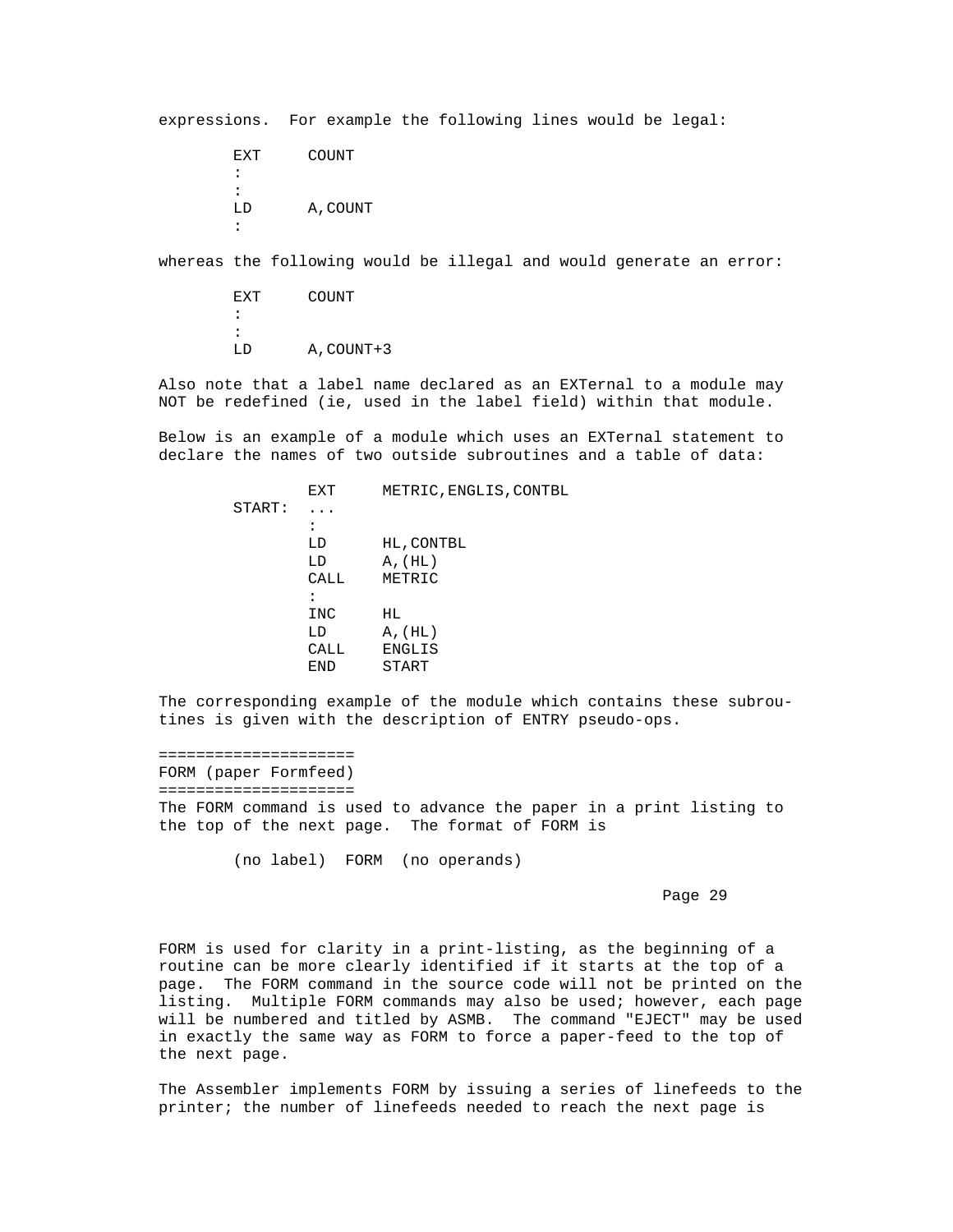expressions. For example the following lines would be legal:

```
        EXT     COUNT
        :
        :
        LD      A,COUNT
        :
```

whereas the following would be illegal and would generate an error:

```
        EXT     COUNT
        :
        :
        LD      A,COUNT+3
```

Also note that a label name declared as an EXTernal to a module may NOT be redefined (ie, used in the label field) within that module.

Below is an example of a module which uses an EXTernal statement to declare the names of two outside subroutines and a table of data:

```
                EXT     METRIC,ENGLIS,CONTBL
        START:  ...
                :
                LD      HL,CONTBL
                LD      A,(HL)
                CALL    METRIC
                :
                INC     HL
                LD      A,(HL)
                CALL    ENGLIS
                END     START
```

The corresponding example of the module which contains these subroutines is given with the description of ENTRY pseudo-ops.

## FORM (paper Formfeed)

The FORM command is used to advance the paper in a print listing to the top of the next page. The format of FORM is

```
        (no label)  FORM  (no operands)
```

FORM is used for clarity in a print-listing, as the beginning of a routine can be more clearly identified if it starts at the top of a page. The FORM command in the source code will not be printed on the listing. Multiple FORM commands may also be used; however, each page will be numbered and titled by ASMB. The command "EJECT" may be used in exactly the same way as FORM to force a paper-feed to the top of the next page.

The Assembler implements FORM by issuing a series of linefeeds to the printer; the number of linefeeds needed to reach the next page is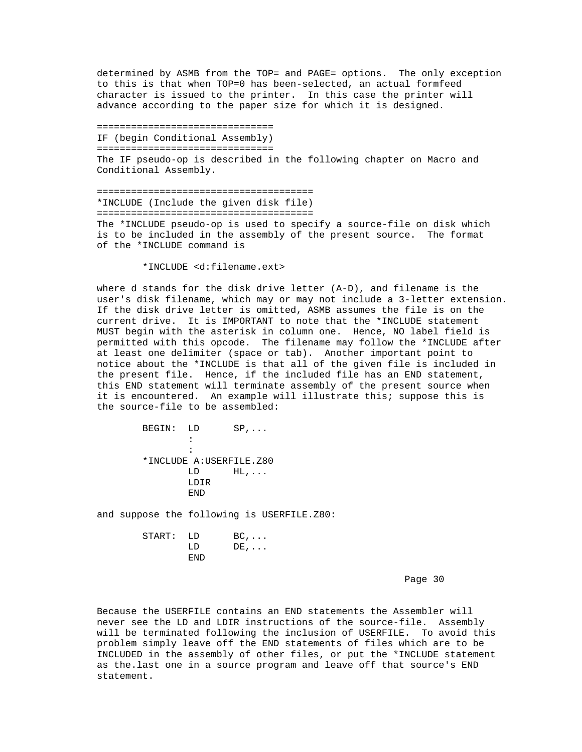determined by ASMB from the TOP= and PAGE= options. The only exception to this is that when TOP=0 has been-selected, an actual formfeed character is issued to the printer. In this case the printer will advance according to the paper size for which it is designed.

## IF (begin Conditional Assembly)

The IF pseudo-op is described in the following chapter on Macro and Conditional Assembly.

## *INCLUDE (Include the given disk file)

The *INCLUDE pseudo-op is used to specify a source-file on disk which is to be included in the assembly of the present source. The format of the *INCLUDE command is

```
        *INCLUDE <d:filename.ext>
```

where d stands for the disk drive letter (A-D), and filename is the user's disk filename, which may or may not include a 3-letter extension. If the disk drive letter is omitted, ASMB assumes the file is on the current drive. It is IMPORTANT to note that the *INCLUDE statement MUST begin with the asterisk in column one. Hence, NO label field is permitted with this opcode. The filename may follow the *INCLUDE after at least one delimiter (space or tab). Another important point to notice about the *INCLUDE is that all of the given file is included in the present file. Hence, if the included file has an END statement, this END statement will terminate assembly of the present source when it is encountered. An example will illustrate this; suppose this is the source-file to be assembled:

```
        BEGIN:  LD      SP,...
                :
                :
        *INCLUDE A:USERFILE.Z80
                LD      HL,...
                LDIR
                END
```

and suppose the following is USERFILE.Z80:

```
        START:  LD      BC,...
                LD      DE,...
                END
```

Because the USERFILE contains an END statements the Assembler will never see the LD and LDIR instructions of the source-file. Assembly will be terminated following the inclusion of USERFILE. To avoid this problem simply leave off the END statements of files which are to be INCLUDED in the assembly of other files, or put the *INCLUDE statement as the.last one in a source program and leave off that source's END statement.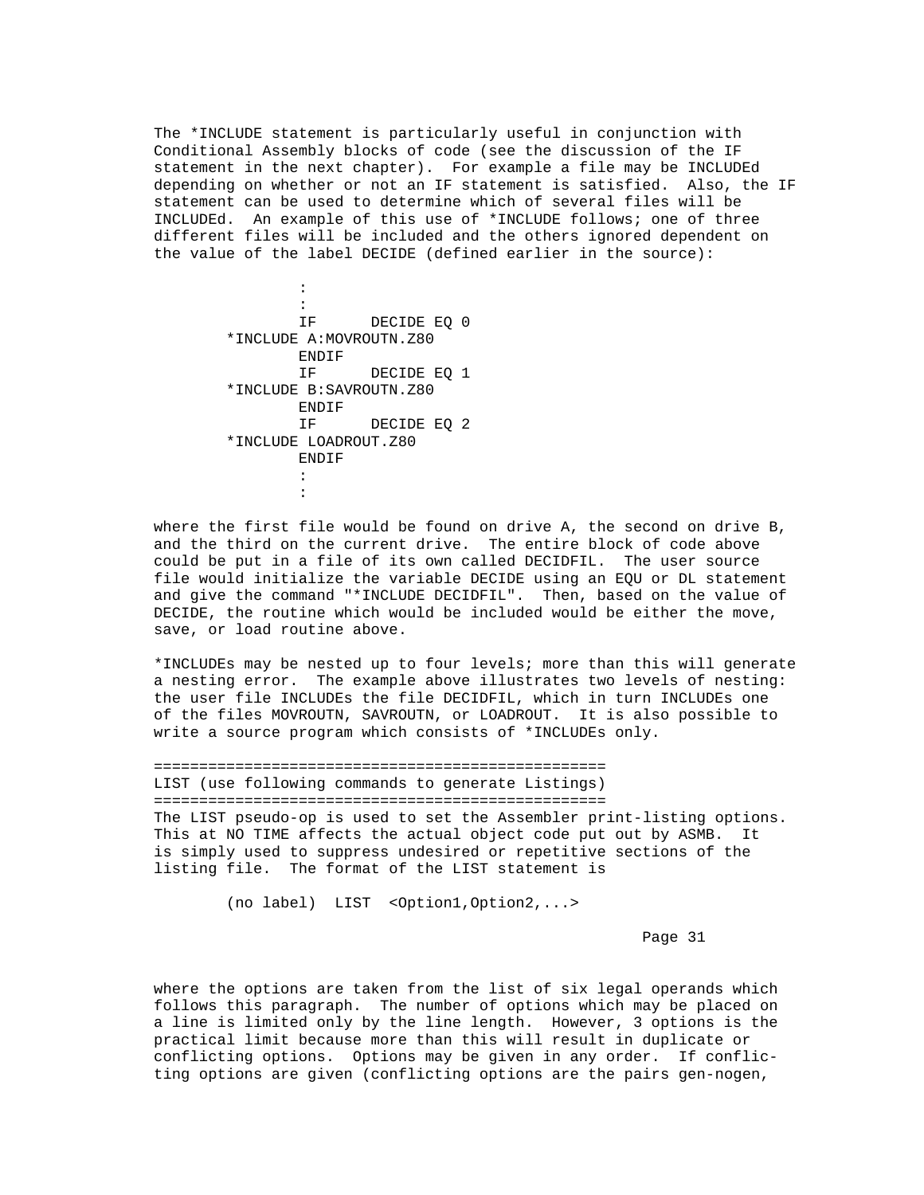The *INCLUDE statement is particularly useful in conjunction with Conditional Assembly blocks of code (see the discussion of the IF statement in the next chapter). For example a file may be INCLUDEd depending on whether or not an IF statement is satisfied. Also, the IF statement can be used to determine which of several files will be INCLUDEd. An example of this use of *INCLUDE follows; one of three different files will be included and the others ignored dependent on the value of the label DECIDE (defined earlier in the source):

```
                :
                :
                IF      DECIDE EQ 0
        *INCLUDE A:MOVROUTN.Z80
                ENDIF
                IF      DECIDE EQ 1
        *INCLUDE B:SAVROUTN.Z80
                ENDIF
                IF      DECIDE EQ 2
        *INCLUDE LOADROUT.Z80
                ENDIF
                :
                :
```

where the first file would be found on drive A, the second on drive B, and the third on the current drive. The entire block of code above could be put in a file of its own called DECIDFIL. The user source file would initialize the variable DECIDE using an EQU or DL statement and give the command "*INCLUDE DECIDFIL". Then, based on the value of DECIDE, the routine which would be included would be either the move, save, or load routine above.

*INCLUDEs may be nested up to four levels; more than this will generate a nesting error. The example above illustrates two levels of nesting: the user file INCLUDEs the file DECIDFIL, which in turn INCLUDEs one of the files MOVROUTN, SAVROUTN, or LOADROUT. It is also possible to write a source program which consists of *INCLUDEs only.

## LIST (use following commands to generate Listings)

The LIST pseudo-op is used to set the Assembler print-listing options. This at NO TIME affects the actual object code put out by ASMB. It is simply used to suppress undesired or repetitive sections of the listing file. The format of the LIST statement is

```
        (no label)  LIST  <Option1,Option2,...>
```

where the options are taken from the list of six legal operands which follows this paragraph. The number of options which may be placed on a line is limited only by the line length. However, 3 options is the practical limit because more than this will result in duplicate or conflicting options. Options may be given in any order. If conflicting options are given (conflicting options are the pairs gen-nogen,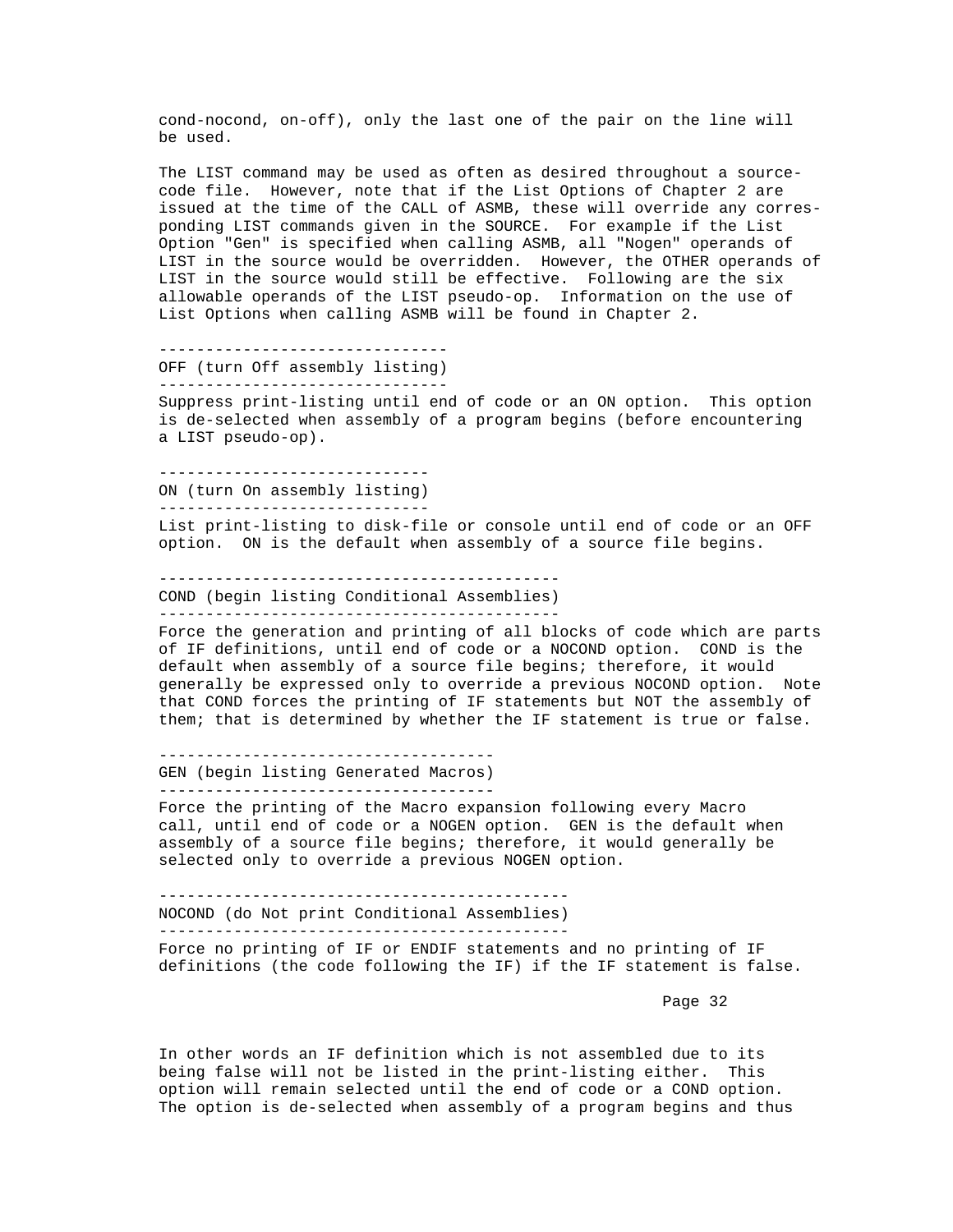cond-nocond, on-off), only the last one of the pair on the line will be used.

The LIST command may be used as often as desired throughout a source-code file. However, note that if the List Options of Chapter 2 are issued at the time of the CALL of ASMB, these will override any corresponding LIST commands given in the SOURCE. For example if the List Option "Gen" is specified when calling ASMB, all "Nogen" operands of LIST in the source would be overridden. However, the OTHER operands of LIST in the source would still be effective. Following are the six allowable operands of the LIST pseudo-op. Information on the use of List Options when calling ASMB will be found in Chapter 2.

### OFF (turn Off assembly listing)

Suppress print-listing until end of code or an ON option. This option is de-selected when assembly of a program begins (before encountering a LIST pseudo-op).

### ON (turn On assembly listing)

List print-listing to disk-file or console until end of code or an OFF option. ON is the default when assembly of a source file begins.

### COND (begin listing Conditional Assemblies)

Force the generation and printing of all blocks of code which are parts of IF definitions, until end of code or a NOCOND option. COND is the default when assembly of a source file begins; therefore, it would generally be expressed only to override a previous NOCOND option. Note that COND forces the printing of IF statements but NOT the assembly of them; that is determined by whether the IF statement is true or false.

### GEN (begin listing Generated Macros)

Force the printing of the Macro expansion following every Macro call, until end of code or a NOGEN option. GEN is the default when assembly of a source file begins; therefore, it would generally be selected only to override a previous NOGEN option.

### NOCOND (do Not print Conditional Assemblies)

Force no printing of IF or ENDIF statements and no printing of IF definitions (the code following the IF) if the IF statement is false.

In other words an IF definition which is not assembled due to its being false will not be listed in the print-listing either. This option will remain selected until the end of code or a COND option. The option is de-selected when assembly of a program begins and thus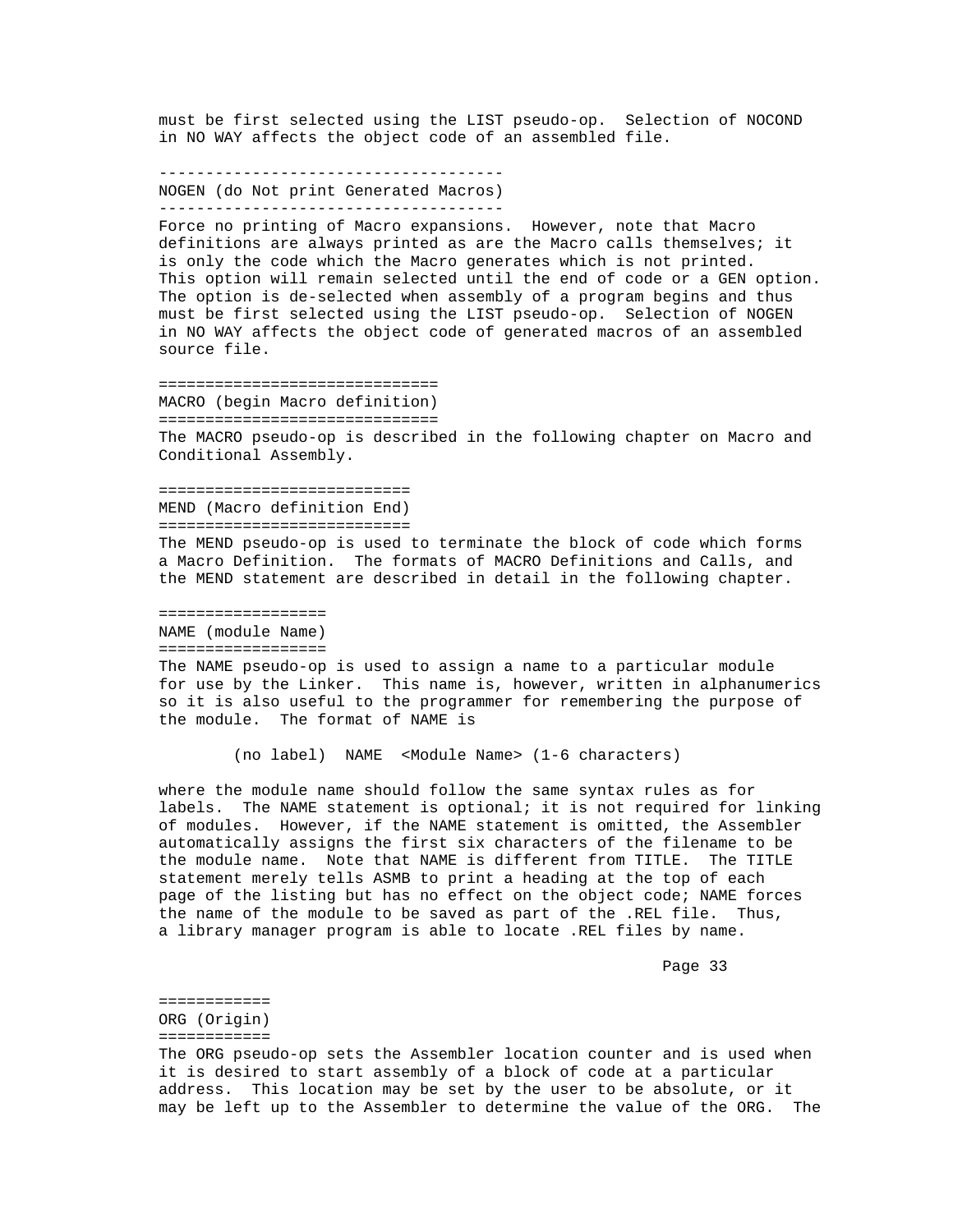must be first selected using the LIST pseudo-op. Selection of NOCOND in NO WAY affects the object code of an assembled file.

### NOGEN (do Not print Generated Macros)

Force no printing of Macro expansions. However, note that Macro definitions are always printed as are the Macro calls themselves; it is only the code which the Macro generates which is not printed. This option will remain selected until the end of code or a GEN option. The option is de-selected when assembly of a program begins and thus must be first selected using the LIST pseudo-op. Selection of NOGEN in NO WAY affects the object code of generated macros of an assembled source file.

## MACRO (begin Macro definition)

The MACRO pseudo-op is described in the following chapter on Macro and Conditional Assembly.

## MEND (Macro definition End)

The MEND pseudo-op is used to terminate the block of code which forms a Macro Definition. The formats of MACRO Definitions and Calls, and the MEND statement are described in detail in the following chapter.

## NAME (module Name)

The NAME pseudo-op is used to assign a name to a particular module for use by the Linker. This name is, however, written in alphanumerics so it is also useful to the programmer for remembering the purpose of the module. The format of NAME is

```
        (no label)  NAME  <Module Name> (1-6 characters)
```

where the module name should follow the same syntax rules as for labels. The NAME statement is optional; it is not required for linking of modules. However, if the NAME statement is omitted, the Assembler automatically assigns the first six characters of the filename to be the module name. Note that NAME is different from TITLE. The TITLE statement merely tells ASMB to print a heading at the top of each page of the listing but has no effect on the object code; NAME forces the name of the module to be saved as part of the .REL file. Thus, a library manager program is able to locate .REL files by name.

## ORG (Origin)

The ORG pseudo-op sets the Assembler location counter and is used when it is desired to start assembly of a block of code at a particular address. This location may be set by the user to be absolute, or it may be left up to the Assembler to determine the value of the ORG. The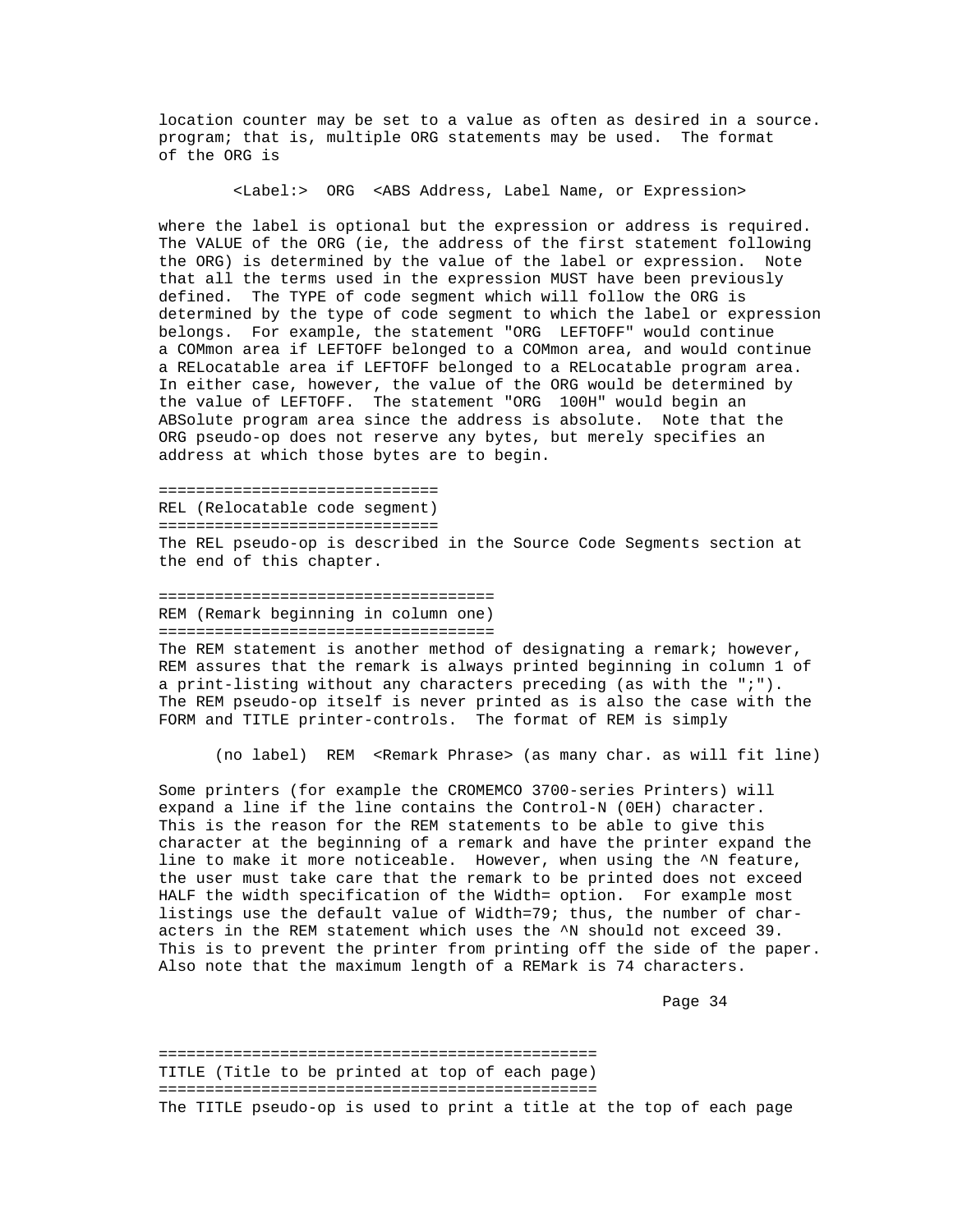location counter may be set to a value as often as desired in a source. program; that is, multiple ORG statements may be used. The format of the ORG is

```
        <Label:>  ORG  <ABS Address, Label Name, or Expression>
```

where the label is optional but the expression or address is required. The VALUE of the ORG (ie, the address of the first statement following the ORG) is determined by the value of the label or expression. Note that all the terms used in the expression MUST have been previously defined. The TYPE of code segment which will follow the ORG is determined by the type of code segment to which the label or expression belongs. For example, the statement "ORG  LEFTOFF" would continue a COMmon area if LEFTOFF belonged to a COMmon area, and would continue a RELocatable area if LEFTOFF belonged to a RELocatable program area. In either case, however, the value of the ORG would be determined by the value of LEFTOFF. The statement "ORG  100H" would begin an ABSolute program area since the address is absolute. Note that the ORG pseudo-op does not reserve any bytes, but merely specifies an address at which those bytes are to begin.

## REL (Relocatable code segment)

The REL pseudo-op is described in the Source Code Segments section at the end of this chapter.

## REM (Remark beginning in column one)

The REM statement is another method of designating a remark; however, REM assures that the remark is always printed beginning in column 1 of a print-listing without any characters preceding (as with the ";"). The REM pseudo-op itself is never printed as is also the case with the FORM and TITLE printer-controls. The format of REM is simply

```
      (no label)  REM  <Remark Phrase> (as many char. as will fit line)
```

Some printers (for example the CROMEMCO 3700-series Printers) will expand a line if the line contains the Control-N (0EH) character. This is the reason for the REM statements to be able to give this character at the beginning of a remark and have the printer expand the line to make it more noticeable. However, when using the ^N feature, the user must take care that the remark to be printed does not exceed HALF the width specification of the Width= option. For example most listings use the default value of Width=79; thus, the number of characters in the REM statement which uses the ^N should not exceed 39. This is to prevent the printer from printing off the side of the paper. Also note that the maximum length of a REMark is 74 characters.

## TITLE (Title to be printed at top of each page)

The TITLE pseudo-op is used to print a title at the top of each page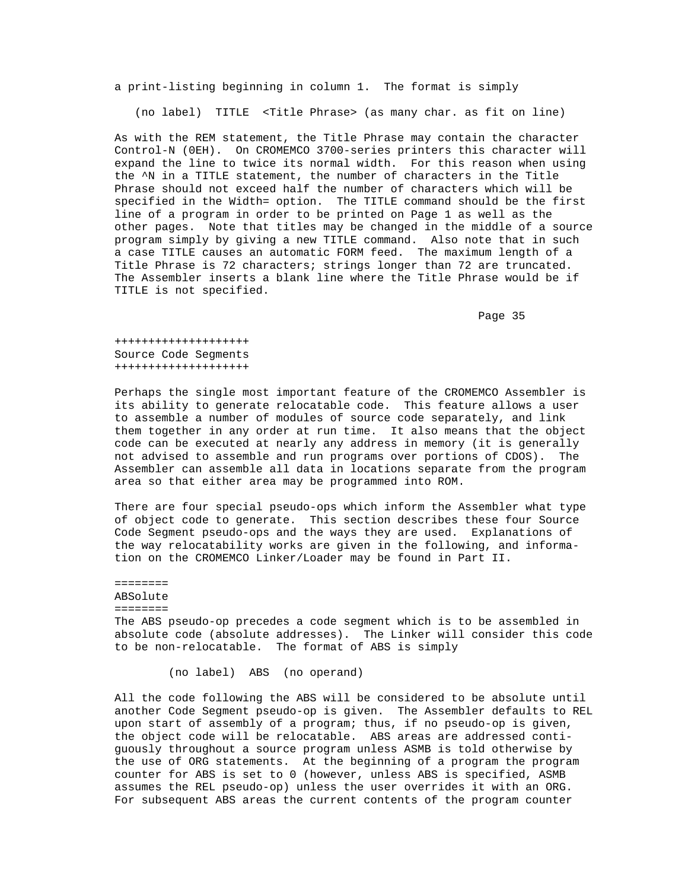a print-listing beginning in column 1. The format is simply

```
   (no label)  TITLE  <Title Phrase> (as many char. as fit on line)
```

As with the REM statement, the Title Phrase may contain the character Control-N (0EH). On CROMEMCO 3700-series printers this character will expand the line to twice its normal width. For this reason when using the ^N in a TITLE statement, the number of characters in the Title Phrase should not exceed half the number of characters which will be specified in the Width= option. The TITLE command should be the first line of a program in order to be printed on Page 1 as well as the other pages. Note that titles may be changed in the middle of a source program simply by giving a new TITLE command. Also note that in such a case TITLE causes an automatic FORM feed. The maximum length of a Title Phrase is 72 characters; strings longer than 72 are truncated. The Assembler inserts a blank line where the Title Phrase would be if TITLE is not specified.

## Source Code Segments

Perhaps the single most important feature of the CROMEMCO Assembler is its ability to generate relocatable code. This feature allows a user to assemble a number of modules of source code separately, and link them together in any order at run time. It also means that the object code can be executed at nearly any address in memory (it is generally not advised to assemble and run programs over portions of CDOS). The Assembler can assemble all data in locations separate from the program area so that either area may be programmed into ROM.

There are four special pseudo-ops which inform the Assembler what type of object code to generate. This section describes these four Source Code Segment pseudo-ops and the ways they are used. Explanations of the way relocatability works are given in the following, and information on the CROMEMCO Linker/Loader may be found in Part II.

### ABSolute

The ABS pseudo-op precedes a code segment which is to be assembled in absolute code (absolute addresses). The Linker will consider this code to be non-relocatable. The format of ABS is simply

```
        (no label)  ABS  (no operand)
```

All the code following the ABS will be considered to be absolute until another Code Segment pseudo-op is given. The Assembler defaults to REL upon start of assembly of a program; thus, if no pseudo-op is given, the object code will be relocatable. ABS areas are addressed contiguously throughout a source program unless ASMB is told otherwise by the use of ORG statements. At the beginning of a program the program counter for ABS is set to 0 (however, unless ABS is specified, ASMB assumes the REL pseudo-op) unless the user overrides it with an ORG. For subsequent ABS areas the current contents of the program counter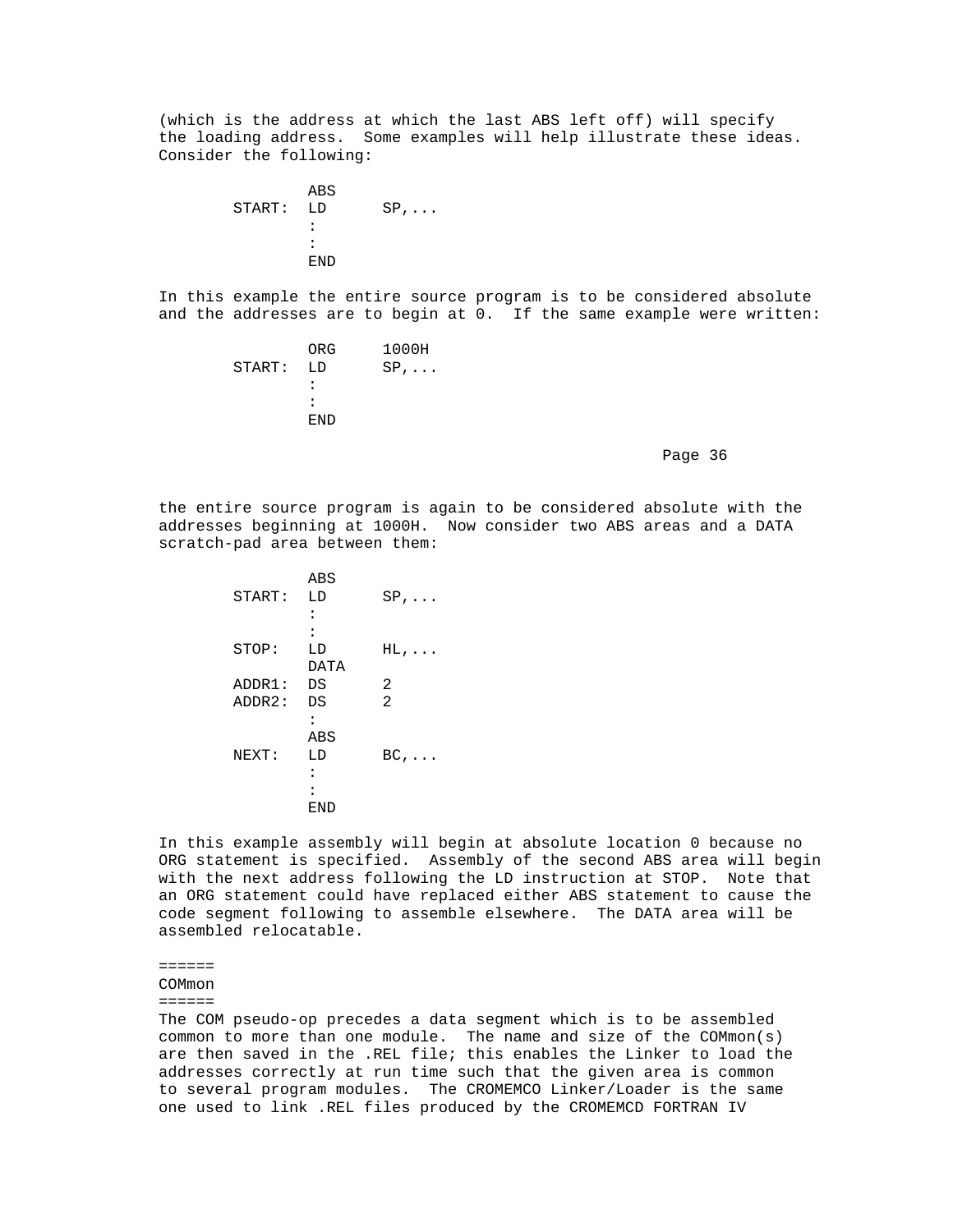(which is the address at which the last ABS left off) will specify the loading address. Some examples will help illustrate these ideas. Consider the following:

```
        ABS
START:  LD      SP,...
        :
        :
        END
```

In this example the entire source program is to be considered absolute and the addresses are to begin at 0. If the same example were written:

```
        ORG     1000H
START:  LD      SP,...
        :
        :
        END
```

the entire source program is again to be considered absolute with the addresses beginning at 1000H. Now consider two ABS areas and a DATA scratch-pad area between them:

```
        ABS
START:  LD      SP,...
        :
        :
STOP:   LD      HL,...
        DATA
ADDR1:  DS      2
ADDR2:  DS      2
        :
        ABS
NEXT:   LD      BC,...
        :
        :
        END
```

In this example assembly will begin at absolute location 0 because no ORG statement is specified. Assembly of the second ABS area will begin with the next address following the LD instruction at STOP. Note that an ORG statement could have replaced either ABS statement to cause the code segment following to assemble elsewhere. The DATA area will be assembled relocatable.

## COMmon

The COM pseudo-op precedes a data segment which is to be assembled common to more than one module. The name and size of the COMmon(s) are then saved in the .REL file; this enables the Linker to load the addresses correctly at run time such that the given area is common to several program modules. The CROMEMCO Linker/Loader is the same one used to link .REL files produced by the CROMEMCD FORTRAN IV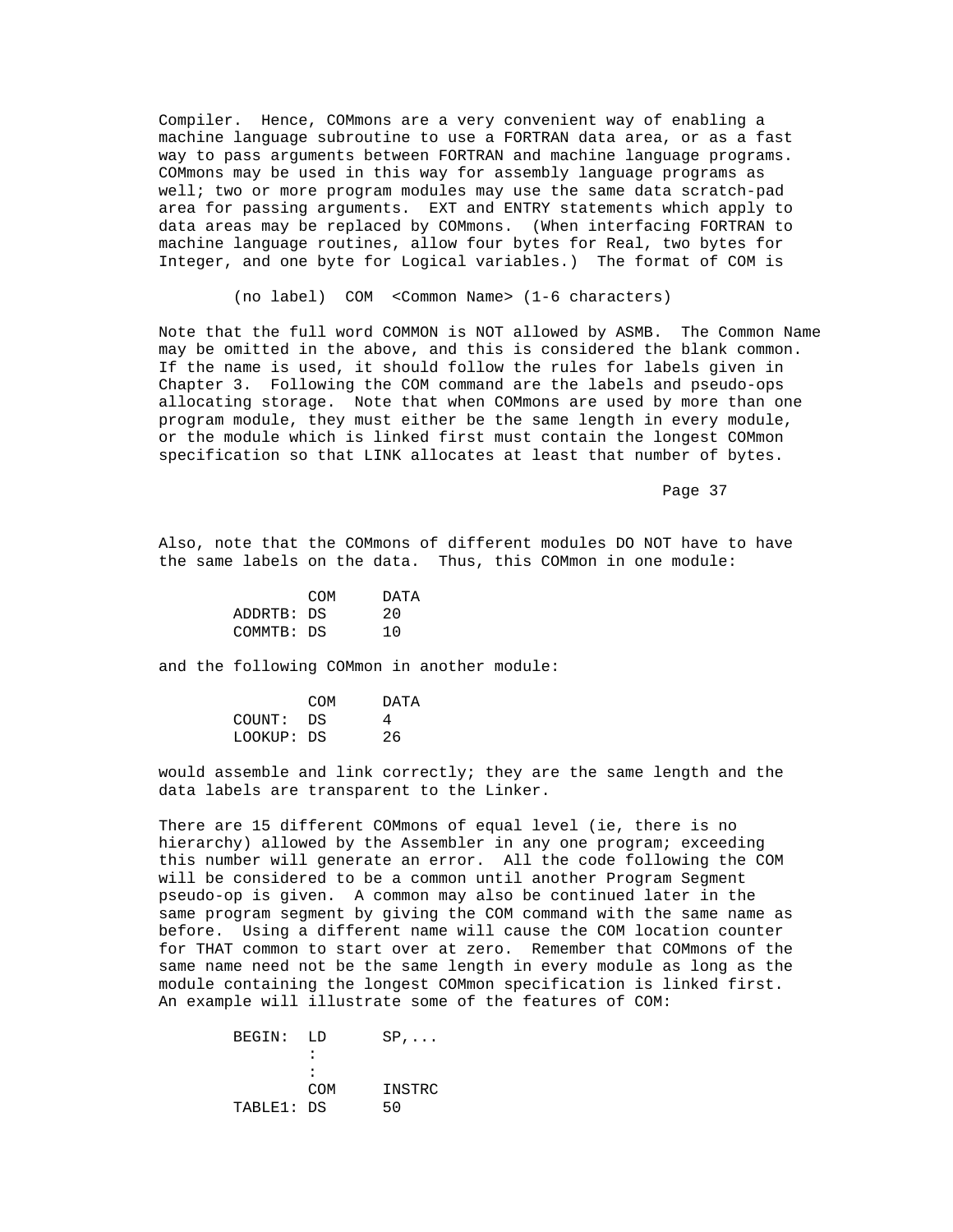Compiler. Hence, COMmons are a very convenient way of enabling a machine language subroutine to use a FORTRAN data area, or as a fast way to pass arguments between FORTRAN and machine language programs. COMmons may be used in this way for assembly language programs as well; two or more program modules may use the same data scratch-pad area for passing arguments. EXT and ENTRY statements which apply to data areas may be replaced by COMmons. (When interfacing FORTRAN to machine language routines, allow four bytes for Real, two bytes for Integer, and one byte for Logical variables.) The format of COM is

```
        (no label)  COM  <Common Name> (1-6 characters)
```

Note that the full word COMMON is NOT allowed by ASMB. The Common Name may be omitted in the above, and this is considered the blank common. If the name is used, it should follow the rules for labels given in Chapter 3. Following the COM command are the labels and pseudo-ops allocating storage. Note that when COMmons are used by more than one program module, they must either be the same length in every module, or the module which is linked first must contain the longest COMmon specification so that LINK allocates at least that number of bytes.

Also, note that the COMmons of different modules DO NOT have to have the same labels on the data. Thus, this COMmon in one module:

```
                COM     DATA
        ADDRTB: DS      20
        COMMTB: DS      10
```

and the following COMmon in another module:

```
                COM     DATA
        COUNT:  DS      4
        LOOKUP: DS      26
```

would assemble and link correctly; they are the same length and the data labels are transparent to the Linker.

There are 15 different COMmons of equal level (ie, there is no hierarchy) allowed by the Assembler in any one program; exceeding this number will generate an error. All the code following the COM will be considered to be a common until another Program Segment pseudo-op is given. A common may also be continued later in the same program segment by giving the COM command with the same name as before. Using a different name will cause the COM location counter for THAT common to start over at zero. Remember that COMmons of the same name need not be the same length in every module as long as the module containing the longest COMmon specification is linked first. An example will illustrate some of the features of COM:

```
        BEGIN:  LD      SP,...
                :
                :
                COM     INSTRC
        TABLE1: DS      50
```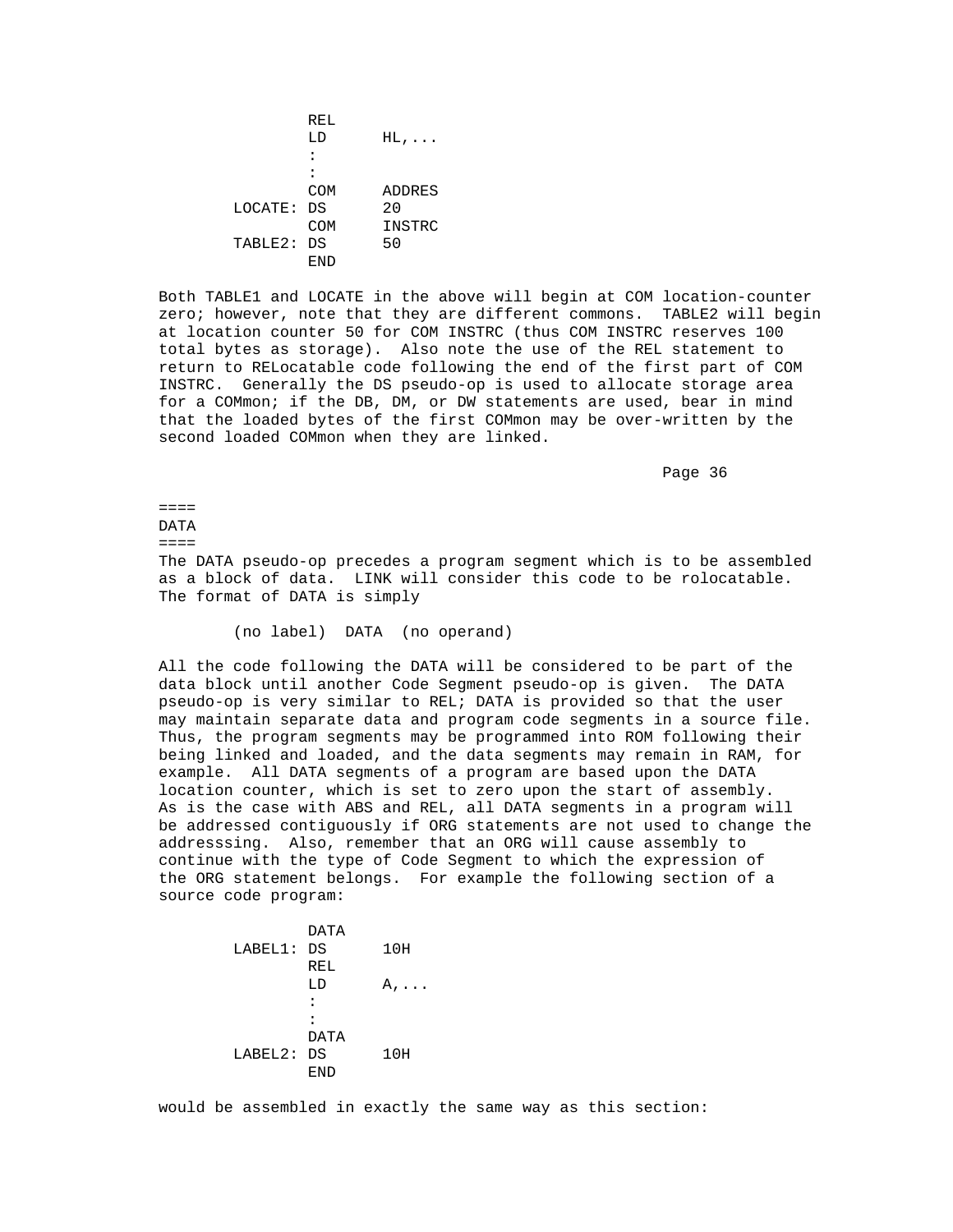```
         REL
         LD      HL,...
         :
         :
         COM     ADDRES
LOCATE:  DS      20
         COM     INSTRC
TABLE2:  DS      50
         END
```

Both TABLE1 and LOCATE in the above will begin at COM location-counter zero; however, note that they are different commons. TABLE2 will begin at location counter 50 for COM INSTRC (thus COM INSTRC reserves 100 total bytes as storage). Also note the use of the REL statement to return to RELocatable code following the end of the first part of COM INSTRC. Generally the DS pseudo-op is used to allocate storage area for a COMmon; if the DB, DM, or DW statements are used, bear in mind that the loaded bytes of the first COMmon may be over-written by the second loaded COMmon when they are linked.

## DATA

The DATA pseudo-op precedes a program segment which is to be assembled as a block of data. LINK will consider this code to be rolocatable. The format of DATA is simply

```
        (no label)  DATA  (no operand)
```

All the code following the DATA will be considered to be part of the data block until another Code Segment pseudo-op is given. The DATA pseudo-op is very similar to REL; DATA is provided so that the user may maintain separate data and program code segments in a source file. Thus, the program segments may be programmed into ROM following their being linked and loaded, and the data segments may remain in RAM, for example. All DATA segments of a program are based upon the DATA location counter, which is set to zero upon the start of assembly. As is the case with ABS and REL, all DATA segments in a program will be addressed contiguously if ORG statements are not used to change the addresssing. Also, remember that an ORG will cause assembly to continue with the type of Code Segment to which the expression of the ORG statement belongs. For example the following section of a source code program:

```
         DATA
LABEL1:  DS      10H
         REL
         LD      A,...
         :
         :
         DATA
LABEL2:  DS      10H
         END
```

would be assembled in exactly the same way as this section: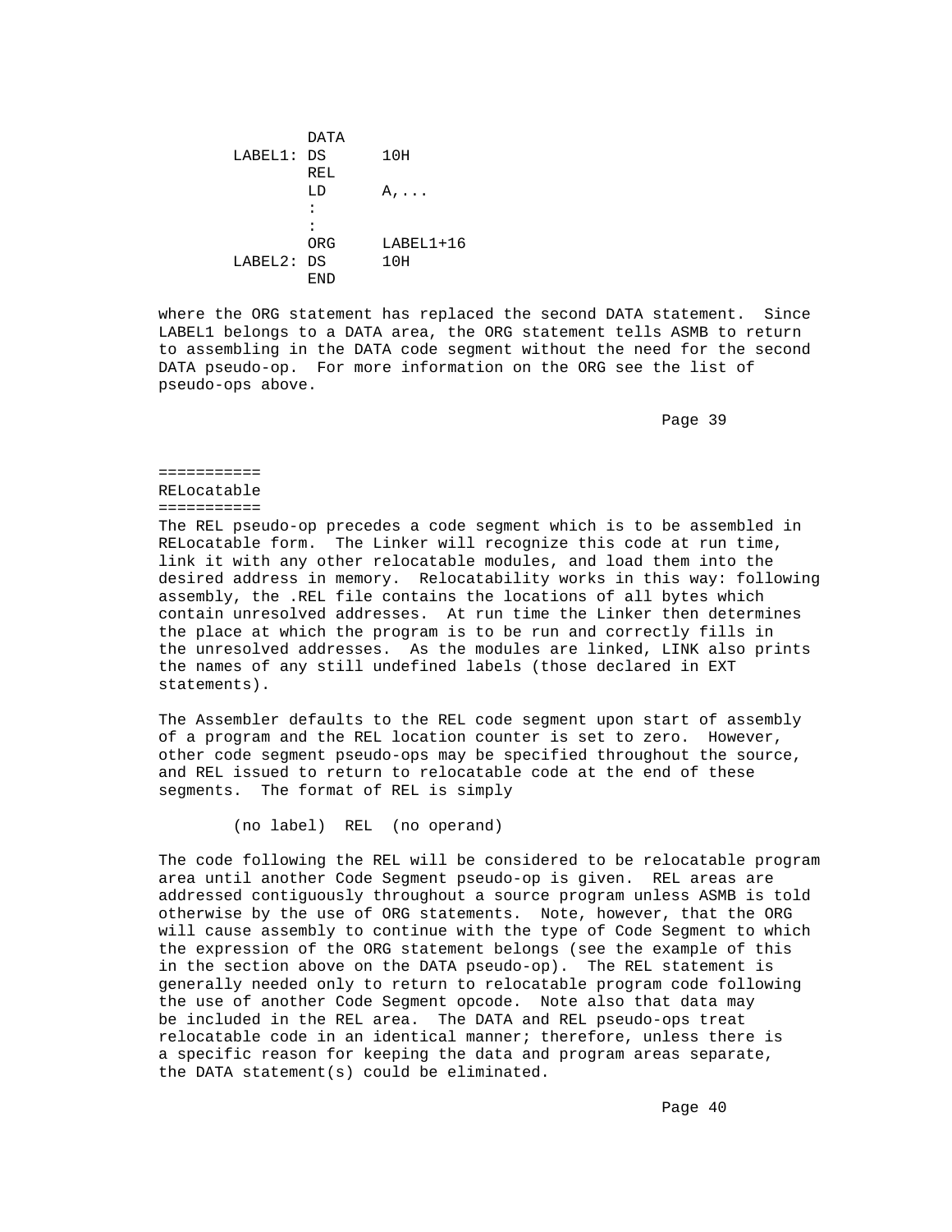```
         DATA
LABEL1:  DS      10H
         REL
         LD      A,...
         :
         :
         ORG     LABEL1+16
LABEL2:  DS      10H
         END
```

where the ORG statement has replaced the second DATA statement. Since LABEL1 belongs to a DATA area, the ORG statement tells ASMB to return to assembling in the DATA code segment without the need for the second DATA pseudo-op. For more information on the ORG see the list of pseudo-ops above.

## RELocatable

The REL pseudo-op precedes a code segment which is to be assembled in RELocatable form. The Linker will recognize this code at run time, link it with any other relocatable modules, and load them into the desired address in memory. Relocatability works in this way: following assembly, the .REL file contains the locations of all bytes which contain unresolved addresses. At run time the Linker then determines the place at which the program is to be run and correctly fills in the unresolved addresses. As the modules are linked, LINK also prints the names of any still undefined labels (those declared in EXT statements).

The Assembler defaults to the REL code segment upon start of assembly of a program and the REL location counter is set to zero. However, other code segment pseudo-ops may be specified throughout the source, and REL issued to return to relocatable code at the end of these segments. The format of REL is simply

```
        (no label)  REL  (no operand)
```

The code following the REL will be considered to be relocatable program area until another Code Segment pseudo-op is given. REL areas are addressed contiguously throughout a source program unless ASMB is told otherwise by the use of ORG statements. Note, however, that the ORG will cause assembly to continue with the type of Code Segment to which the expression of the ORG statement belongs (see the example of this in the section above on the DATA pseudo-op). The REL statement is generally needed only to return to relocatable program code following the use of another Code Segment opcode. Note also that data may be included in the REL area. The DATA and REL pseudo-ops treat relocatable code in an identical manner; therefore, unless there is a specific reason for keeping the data and program areas separate, the DATA statement(s) could be eliminated.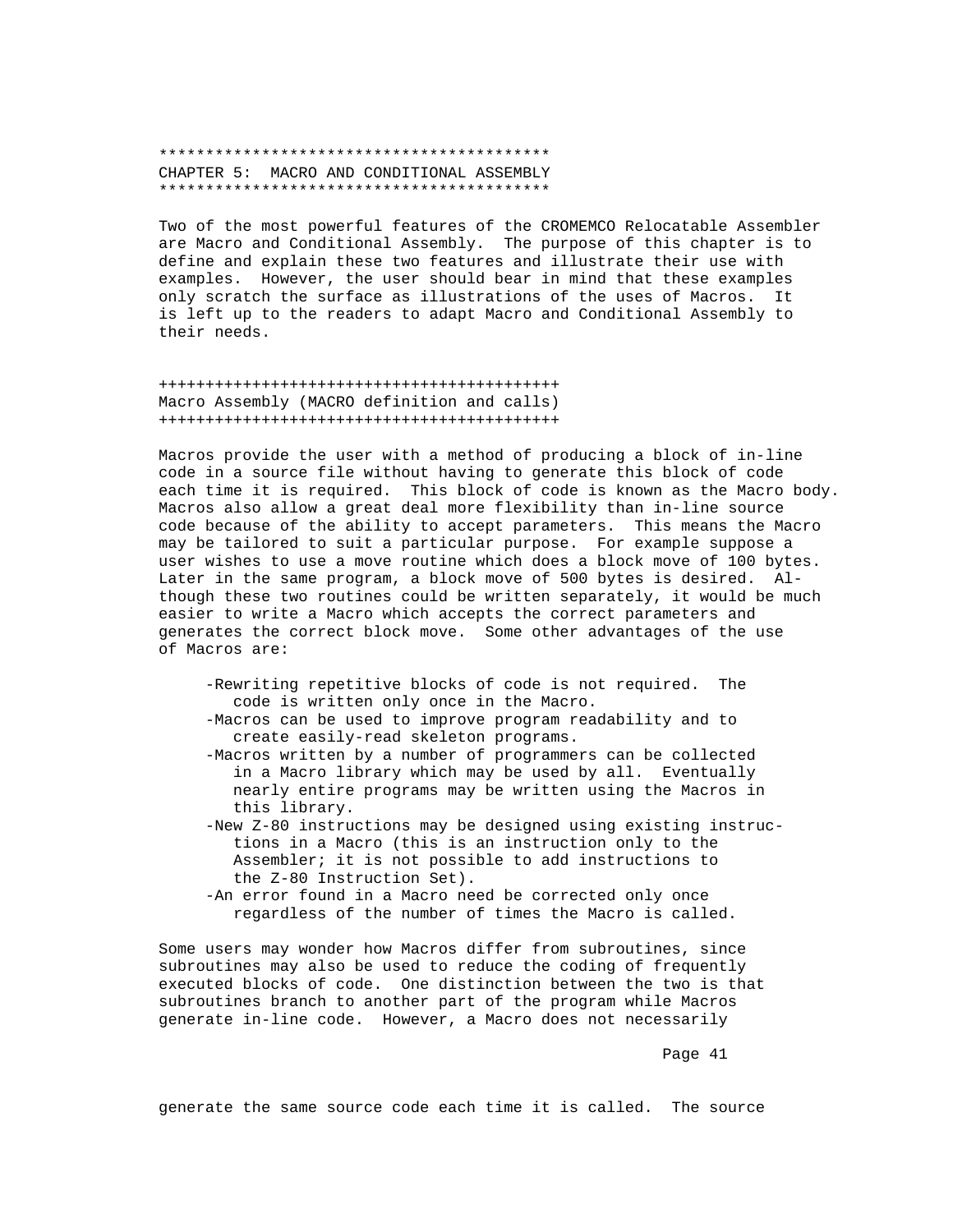# CHAPTER 5: MACRO AND CONDITIONAL ASSEMBLY

Two of the most powerful features of the CROMEMCO Relocatable Assembler are Macro and Conditional Assembly. The purpose of this chapter is to define and explain these two features and illustrate their use with examples. However, the user should bear in mind that these examples only scratch the surface as illustrations of the uses of Macros. It is left up to the readers to adapt Macro and Conditional Assembly to their needs.

## Macro Assembly (MACRO definition and calls)

Macros provide the user with a method of producing a block of in-line code in a source file without having to generate this block of code each time it is required. This block of code is known as the Macro body. Macros also allow a great deal more flexibility than in-line source code because of the ability to accept parameters. This means the Macro may be tailored to suit a particular purpose. For example suppose a user wishes to use a move routine which does a block move of 100 bytes. Later in the same program, a block move of 500 bytes is desired. Although these two routines could be written separately, it would be much easier to write a Macro which accepts the correct parameters and generates the correct block move. Some other advantages of the use of Macros are:

- Rewriting repetitive blocks of code is not required. The code is written only once in the Macro.
- Macros can be used to improve program readability and to create easily-read skeleton programs.
- Macros written by a number of programmers can be collected in a Macro library which may be used by all. Eventually nearly entire programs may be written using the Macros in this library.
- New Z-80 instructions may be designed using existing instructions in a Macro (this is an instruction only to the Assembler; it is not possible to add instructions to the Z-80 Instruction Set).
- An error found in a Macro need be corrected only once regardless of the number of times the Macro is called.

Some users may wonder how Macros differ from subroutines, since subroutines may also be used to reduce the coding of frequently executed blocks of code. One distinction between the two is that subroutines branch to another part of the program while Macros generate in-line code. However, a Macro does not necessarily generate the same source code each time it is called. The source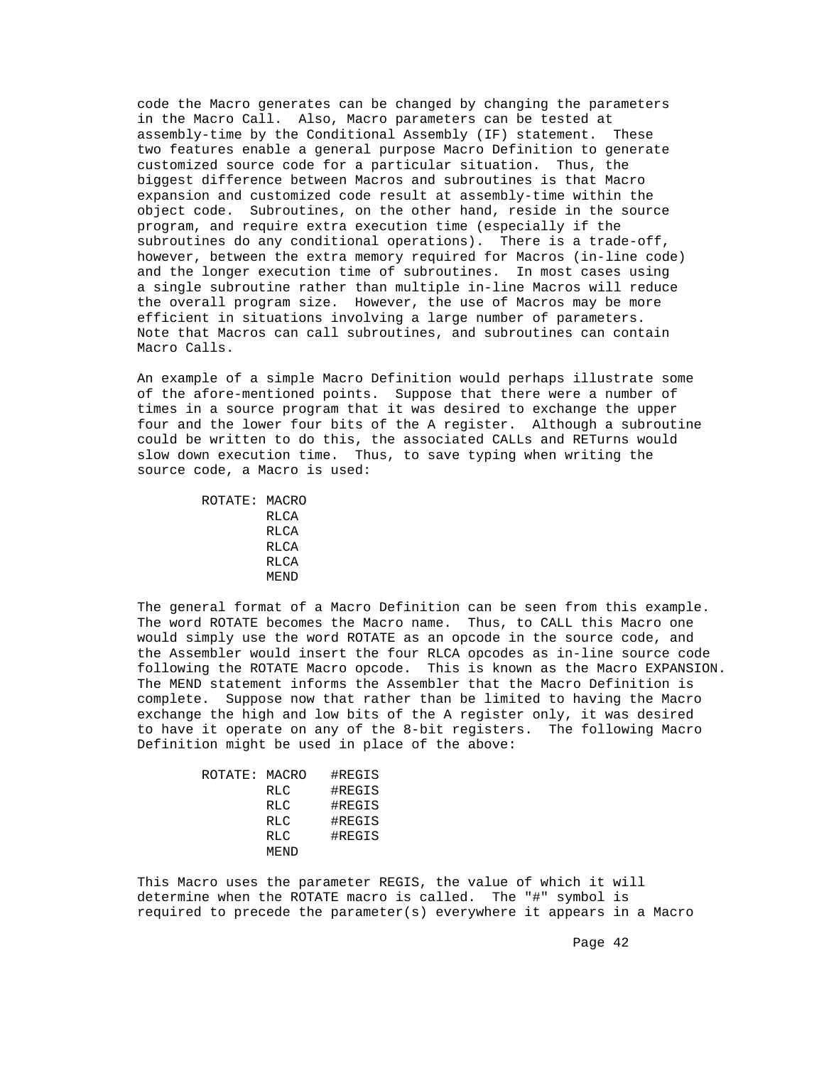code the Macro generates can be changed by changing the parameters in the Macro Call. Also, Macro parameters can be tested at assembly-time by the Conditional Assembly (IF) statement. These two features enable a general purpose Macro Definition to generate customized source code for a particular situation. Thus, the biggest difference between Macros and subroutines is that Macro expansion and customized code result at assembly-time within the object code. Subroutines, on the other hand, reside in the source program, and require extra execution time (especially if the subroutines do any conditional operations). There is a trade-off, however, between the extra memory required for Macros (in-line code) and the longer execution time of subroutines. In most cases using a single subroutine rather than multiple in-line Macros will reduce the overall program size. However, the use of Macros may be more efficient in situations involving a large number of parameters. Note that Macros can call subroutines, and subroutines can contain Macro Calls.

An example of a simple Macro Definition would perhaps illustrate some of the afore-mentioned points. Suppose that there were a number of times in a source program that it was desired to exchange the upper four and the lower four bits of the A register. Although a subroutine could be written to do this, the associated CALLs and RETurns would slow down execution time. Thus, to save typing when writing the source code, a Macro is used:

```
ROTATE: MACRO
        RLCA
        RLCA
        RLCA
        RLCA
        MEND
```

The general format of a Macro Definition can be seen from this example. The word ROTATE becomes the Macro name. Thus, to CALL this Macro one would simply use the word ROTATE as an opcode in the source code, and the Assembler would insert the four RLCA opcodes as in-line source code following the ROTATE Macro opcode. This is known as the Macro EXPANSION. The MEND statement informs the Assembler that the Macro Definition is complete. Suppose now that rather than be limited to having the Macro exchange the high and low bits of the A register only, it was desired to have it operate on any of the 8-bit registers. The following Macro Definition might be used in place of the above:

```
ROTATE: MACRO   #REGIS
        RLC     #REGIS
        RLC     #REGIS
        RLC     #REGIS
        RLC     #REGIS
        MEND
```

This Macro uses the parameter REGIS, the value of which it will determine when the ROTATE macro is called. The "#" symbol is required to precede the parameter(s) everywhere it appears in a Macro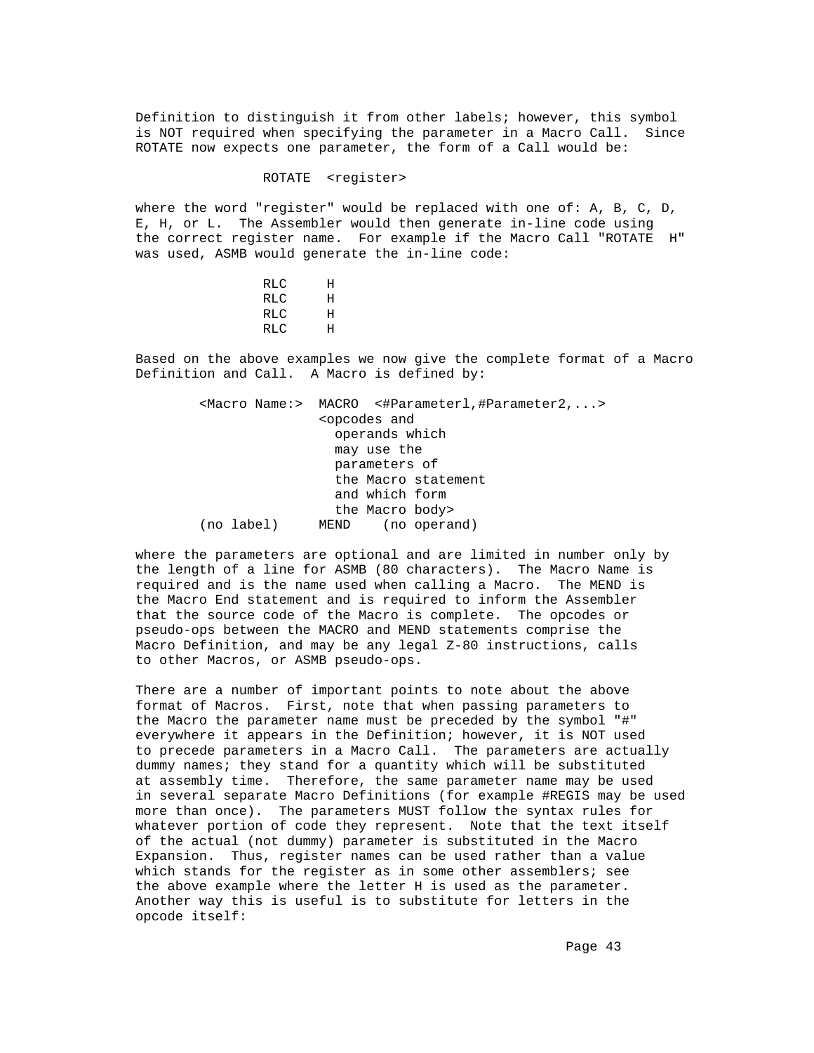Definition to distinguish it from other labels; however, this symbol is NOT required when specifying the parameter in a Macro Call. Since ROTATE now expects one parameter, the form of a Call would be:

```
        ROTATE  <register>
```

where the word "register" would be replaced with one of: A, B, C, D, E, H, or L. The Assembler would then generate in-line code using the correct register name. For example if the Macro Call "ROTATE  H" was used, ASMB would generate the in-line code:

```
        RLC     H
        RLC     H
        RLC     H
        RLC     H
```

Based on the above examples we now give the complete format of a Macro Definition and Call. A Macro is defined by:

```
<Macro Name:>  MACRO  <#Parameterl,#Parameter2,...>
               <opcodes and
                 operands which
                 may use the
                 parameters of
                 the Macro statement
                 and which form
                 the Macro body>
(no label)     MEND    (no operand)
```

where the parameters are optional and are limited in number only by the length of a line for ASMB (80 characters). The Macro Name is required and is the name used when calling a Macro. The MEND is the Macro End statement and is required to inform the Assembler that the source code of the Macro is complete. The opcodes or pseudo-ops between the MACRO and MEND statements comprise the Macro Definition, and may be any legal Z-80 instructions, calls to other Macros, or ASMB pseudo-ops.

There are a number of important points to note about the above format of Macros. First, note that when passing parameters to the Macro the parameter name must be preceded by the symbol "#" everywhere it appears in the Definition; however, it is NOT used to precede parameters in a Macro Call. The parameters are actually dummy names; they stand for a quantity which will be substituted at assembly time. Therefore, the same parameter name may be used in several separate Macro Definitions (for example #REGIS may be used more than once). The parameters MUST follow the syntax rules for whatever portion of code they represent. Note that the text itself of the actual (not dummy) parameter is substituted in the Macro Expansion. Thus, register names can be used rather than a value which stands for the register as in some other assemblers; see the above example where the letter H is used as the parameter. Another way this is useful is to substitute for letters in the opcode itself: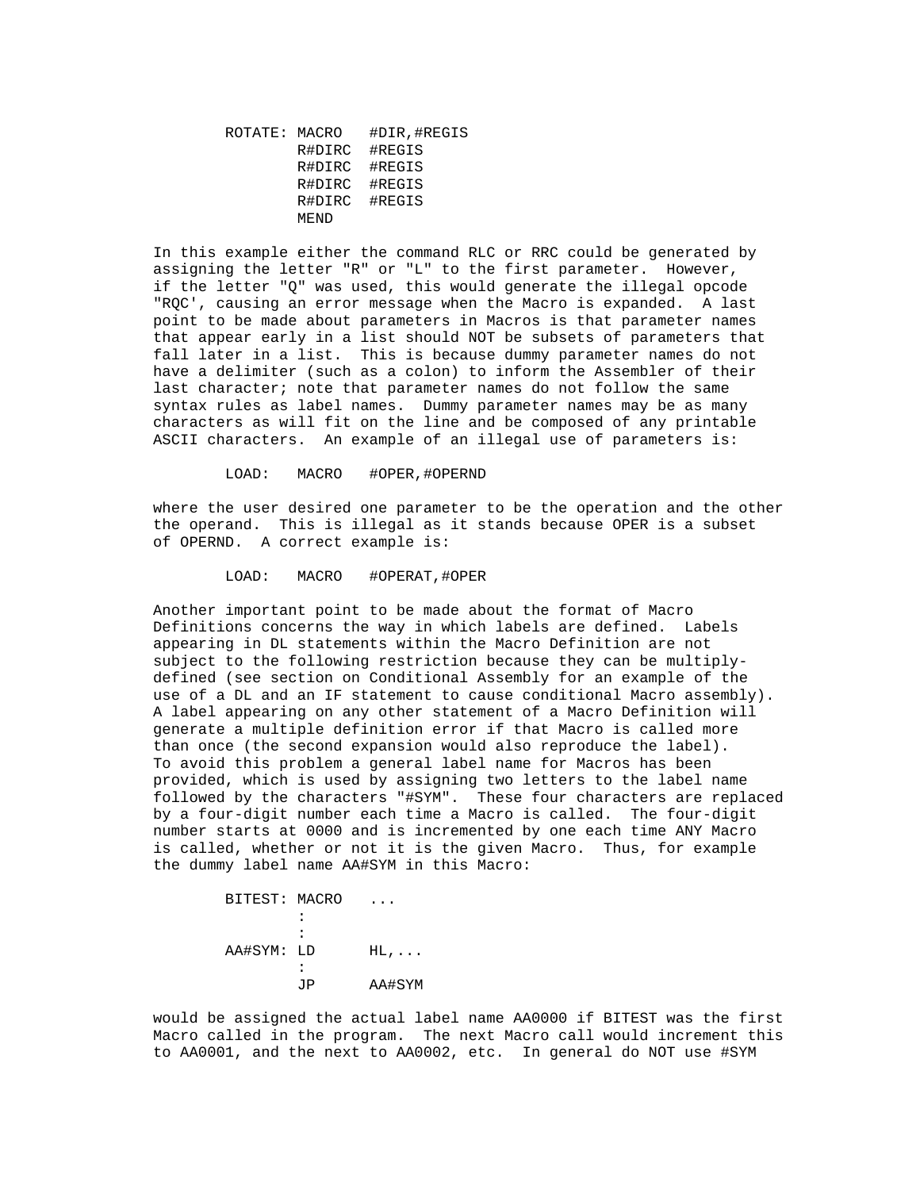```
ROTATE: MACRO   #DIR,#REGIS
        R#DIRC  #REGIS
        R#DIRC  #REGIS
        R#DIRC  #REGIS
        R#DIRC  #REGIS
        MEND
```

In this example either the command RLC or RRC could be generated by assigning the letter "R" or "L" to the first parameter. However, if the letter "Q" was used, this would generate the illegal opcode "RQC', causing an error message when the Macro is expanded. A last point to be made about parameters in Macros is that parameter names that appear early in a list should NOT be subsets of parameters that fall later in a list. This is because dummy parameter names do not have a delimiter (such as a colon) to inform the Assembler of their last character; note that parameter names do not follow the same syntax rules as label names. Dummy parameter names may be as many characters as will fit on the line and be composed of any printable ASCII characters. An example of an illegal use of parameters is:

```
LOAD:   MACRO   #OPER,#OPERND
```

where the user desired one parameter to be the operation and the other the operand. This is illegal as it stands because OPER is a subset of OPERND. A correct example is:

```
LOAD:   MACRO   #OPERAT,#OPER
```

Another important point to be made about the format of Macro Definitions concerns the way in which labels are defined. Labels appearing in DL statements within the Macro Definition are not subject to the following restriction because they can be multiply-defined (see section on Conditional Assembly for an example of the use of a DL and an IF statement to cause conditional Macro assembly). A label appearing on any other statement of a Macro Definition will generate a multiple definition error if that Macro is called more than once (the second expansion would also reproduce the label). To avoid this problem a general label name for Macros has been provided, which is used by assigning two letters to the label name followed by the characters "#SYM". These four characters are replaced by a four-digit number each time a Macro is called. The four-digit number starts at 0000 and is incremented by one each time ANY Macro is called, whether or not it is the given Macro. Thus, for example the dummy label name AA#SYM in this Macro:

```
BITEST: MACRO   ...
        :
        :
AA#SYM: LD      HL,...
        :
        JP      AA#SYM
```

would be assigned the actual label name AA0000 if BITEST was the first Macro called in the program. The next Macro call would increment this to AA0001, and the next to AA0002, etc. In general do NOT use #SYM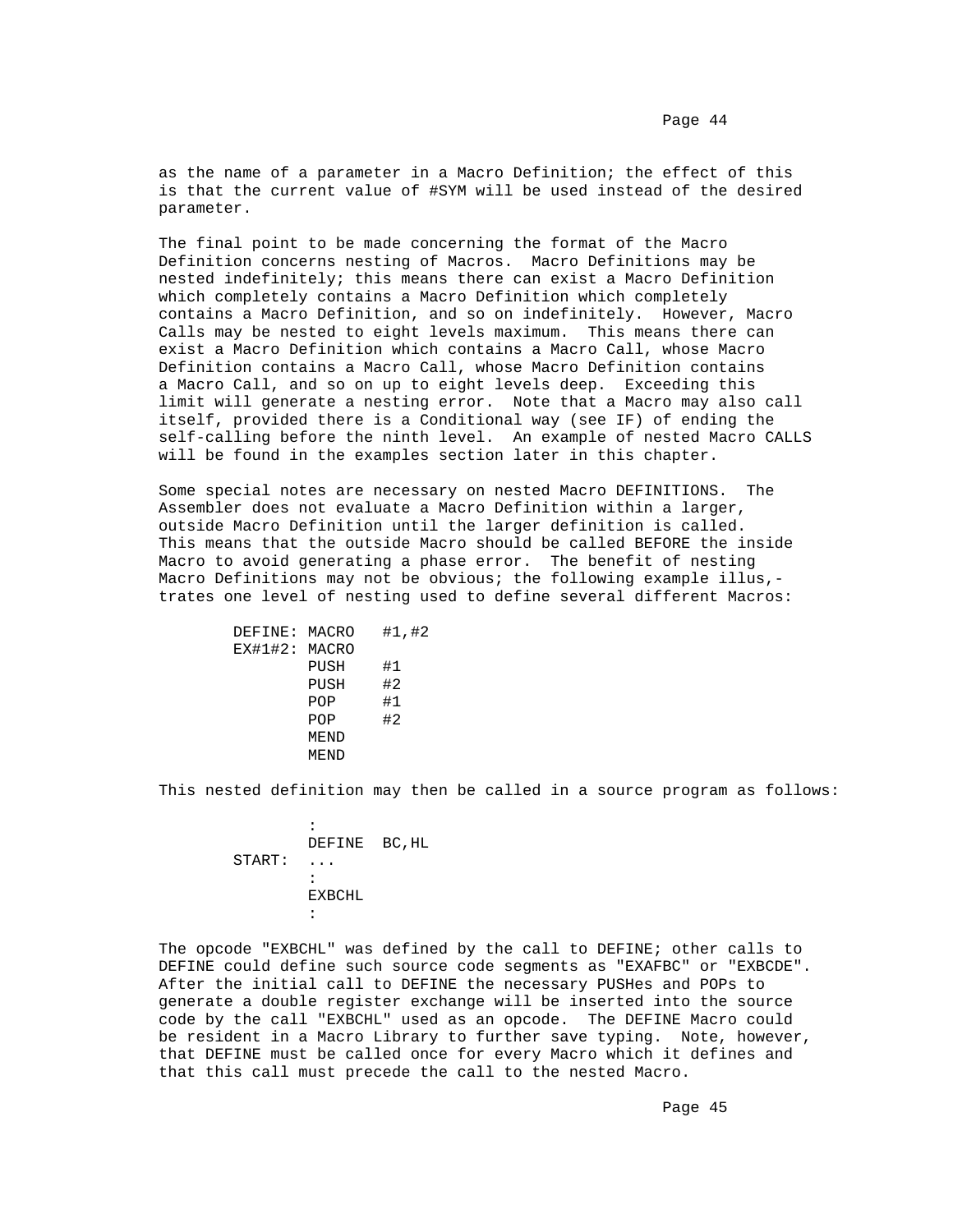as the name of a parameter in a Macro Definition; the effect of this is that the current value of #SYM will be used instead of the desired parameter.

The final point to be made concerning the format of the Macro Definition concerns nesting of Macros. Macro Definitions may be nested indefinitely; this means there can exist a Macro Definition which completely contains a Macro Definition which completely contains a Macro Definition, and so on indefinitely. However, Macro Calls may be nested to eight levels maximum. This means there can exist a Macro Definition which contains a Macro Call, whose Macro Definition contains a Macro Call, whose Macro Definition contains a Macro Call, and so on up to eight levels deep. Exceeding this limit will generate a nesting error. Note that a Macro may also call itself, provided there is a Conditional way (see IF) of ending the self-calling before the ninth level. An example of nested Macro CALLS will be found in the examples section later in this chapter.

Some special notes are necessary on nested Macro DEFINITIONS. The Assembler does not evaluate a Macro Definition within a larger, outside Macro Definition until the larger definition is called. This means that the outside Macro should be called BEFORE the inside Macro to avoid generating a phase error. The benefit of nesting Macro Definitions may not be obvious; the following example illus,-trates one level of nesting used to define several different Macros:

```
DEFINE: MACRO   #1,#2
EX#1#2: MACRO
        PUSH    #1
        PUSH    #2
        POP     #1
        POP     #2
        MEND
        MEND
```

This nested definition may then be called in a source program as follows:

```
        :
        DEFINE  BC,HL
START:  ...
        :
        EXBCHL
        :
```

The opcode "EXBCHL" was defined by the call to DEFINE; other calls to DEFINE could define such source code segments as "EXAFBC" or "EXBCDE". After the initial call to DEFINE the necessary PUSHes and POPs to generate a double register exchange will be inserted into the source code by the call "EXBCHL" used as an opcode. The DEFINE Macro could be resident in a Macro Library to further save typing. Note, however, that DEFINE must be called once for every Macro which it defines and that this call must precede the call to the nested Macro.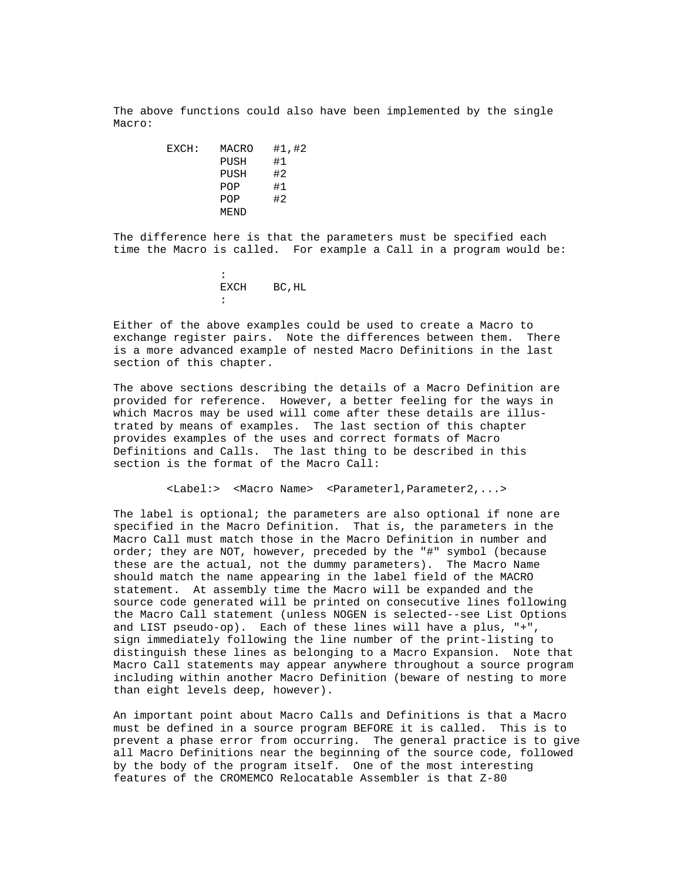The above functions could also have been implemented by the single Macro:

```
EXCH:   MACRO   #1,#2
        PUSH    #1
        PUSH    #2
        POP     #1
        POP     #2
        MEND
```

The difference here is that the parameters must be specified each time the Macro is called. For example a Call in a program would be:

```
        :
        EXCH    BC,HL
        :
```

Either of the above examples could be used to create a Macro to exchange register pairs. Note the differences between them. There is a more advanced example of nested Macro Definitions in the last section of this chapter.

The above sections describing the details of a Macro Definition are provided for reference. However, a better feeling for the ways in which Macros may be used will come after these details are illustrated by means of examples. The last section of this chapter provides examples of the uses and correct formats of Macro Definitions and Calls. The last thing to be described in this section is the format of the Macro Call:

```
<Label:>  <Macro Name>  <Parameterl,Parameter2,...>
```

The label is optional; the parameters are also optional if none are specified in the Macro Definition. That is, the parameters in the Macro Call must match those in the Macro Definition in number and order; they are NOT, however, preceded by the "#" symbol (because these are the actual, not the dummy parameters). The Macro Name should match the name appearing in the label field of the MACRO statement. At assembly time the Macro will be expanded and the source code generated will be printed on consecutive lines following the Macro Call statement (unless NOGEN is selected--see List Options and LIST pseudo-op). Each of these lines will have a plus, "+", sign immediately following the line number of the print-listing to distinguish these lines as belonging to a Macro Expansion. Note that Macro Call statements may appear anywhere throughout a source program including within another Macro Definition (beware of nesting to more than eight levels deep, however).

An important point about Macro Calls and Definitions is that a Macro must be defined in a source program BEFORE it is called. This is to prevent a phase error from occurring. The general practice is to give all Macro Definitions near the beginning of the source code, followed by the body of the program itself. One of the most interesting features of the CROMEMCO Relocatable Assembler is that Z-80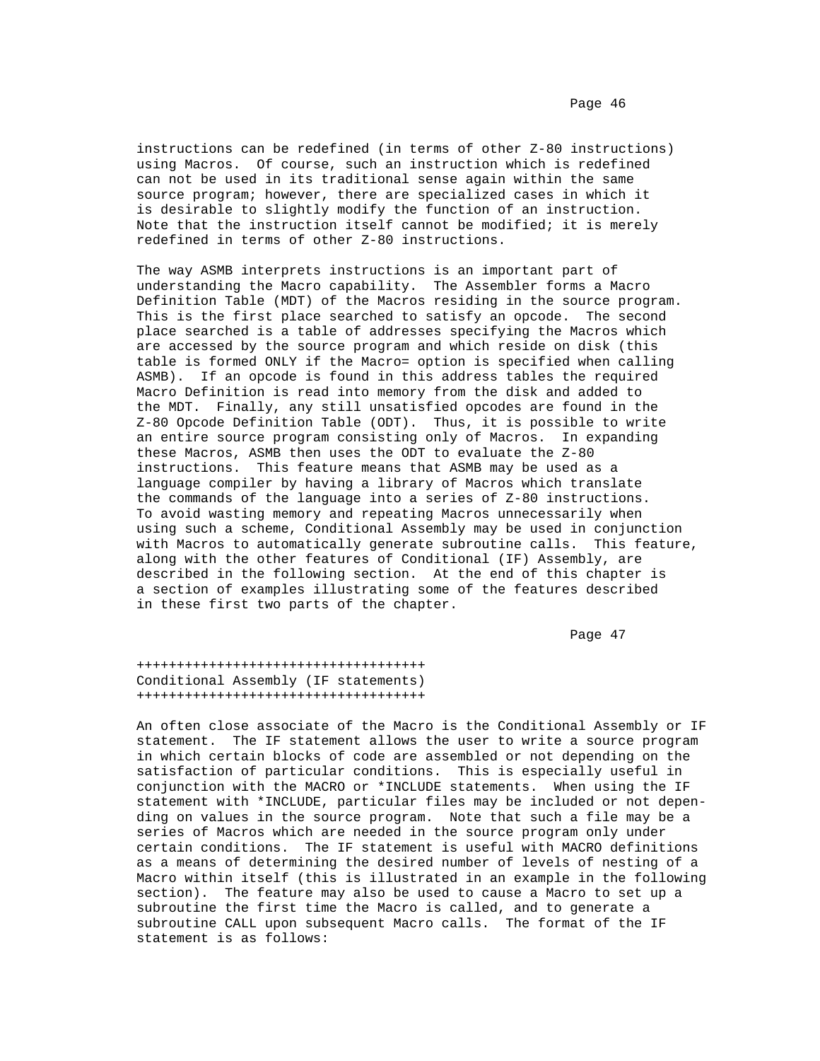instructions can be redefined (in terms of other Z-80 instructions) using Macros. Of course, such an instruction which is redefined can not be used in its traditional sense again within the same source program; however, there are specialized cases in which it is desirable to slightly modify the function of an instruction. Note that the instruction itself cannot be modified; it is merely redefined in terms of other Z-80 instructions.

The way ASMB interprets instructions is an important part of understanding the Macro capability. The Assembler forms a Macro Definition Table (MDT) of the Macros residing in the source program. This is the first place searched to satisfy an opcode. The second place searched is a table of addresses specifying the Macros which are accessed by the source program and which reside on disk (this table is formed ONLY if the Macro= option is specified when calling ASMB). If an opcode is found in this address tables the required Macro Definition is read into memory from the disk and added to the MDT. Finally, any still unsatisfied opcodes are found in the Z-80 Opcode Definition Table (ODT). Thus, it is possible to write an entire source program consisting only of Macros. In expanding these Macros, ASMB then uses the ODT to evaluate the Z-80 instructions. This feature means that ASMB may be used as a language compiler by having a library of Macros which translate the commands of the language into a series of Z-80 instructions. To avoid wasting memory and repeating Macros unnecessarily when using such a scheme, Conditional Assembly may be used in conjunction with Macros to automatically generate subroutine calls. This feature, along with the other features of Conditional (IF) Assembly, are described in the following section. At the end of this chapter is a section of examples illustrating some of the features described in these first two parts of the chapter.

## Conditional Assembly (IF statements)

An often close associate of the Macro is the Conditional Assembly or IF statement. The IF statement allows the user to write a source program in which certain blocks of code are assembled or not depending on the satisfaction of particular conditions. This is especially useful in conjunction with the MACRO or *INCLUDE statements. When using the IF statement with *INCLUDE, particular files may be included or not depending on values in the source program. Note that such a file may be a series of Macros which are needed in the source program only under certain conditions. The IF statement is useful with MACRO definitions as a means of determining the desired number of levels of nesting of a Macro within itself (this is illustrated in an example in the following section). The feature may also be used to cause a Macro to set up a subroutine the first time the Macro is called, and to generate a subroutine CALL upon subsequent Macro calls. The format of the IF statement is as follows: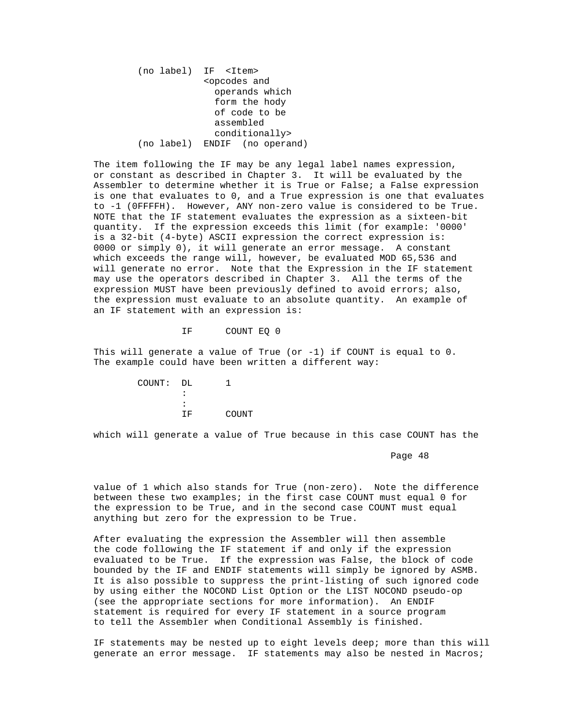```
        (no label)  IF  <Item>
                    <opcodes and
                      operands which
                      form the hody
                      of code to be
                      assembled
                      conditionally>
        (no label)  ENDIF  (no operand)
```

The item following the IF may be any legal label names expression, or constant as described in Chapter 3. It will be evaluated by the Assembler to determine whether it is True or False; a False expression is one that evaluates to 0, and a True expression is one that evaluates to -1 (0FFFFH). However, ANY non-zero value is considered to be True. NOTE that the IF statement evaluates the expression as a sixteen-bit quantity. If the expression exceeds this limit (for example: '0000' is a 32-bit (4-byte) ASCII expression the correct expression is: 0000 or simply 0), it will generate an error message. A constant which exceeds the range will, however, be evaluated MOD 65,536 and will generate no error. Note that the Expression in the IF statement may use the operators described in Chapter 3. All the terms of the expression MUST have been previously defined to avoid errors; also, the expression must evaluate to an absolute quantity. An example of an IF statement with an expression is:

```
                IF      COUNT EQ 0
```

This will generate a value of True (or -1) if COUNT is equal to 0. The example could have been written a different way:

```
        COUNT:  DL      1
                :
                :
                IF      COUNT
```

which will generate a value of True because in this case COUNT has the value of 1 which also stands for True (non-zero). Note the difference between these two examples; in the first case COUNT must equal 0 for the expression to be True, and in the second case COUNT must equal anything but zero for the expression to be True.

After evaluating the expression the Assembler will then assemble the code following the IF statement if and only if the expression evaluated to be True. If the expression was False, the block of code bounded by the IF and ENDIF statements will simply be ignored by ASMB. It is also possible to suppress the print-listing of such ignored code by using either the NOCOND List Option or the LIST NOCOND pseudo-op (see the appropriate sections for more information). An ENDIF statement is required for every IF statement in a source program to tell the Assembler when Conditional Assembly is finished.

IF statements may be nested up to eight levels deep; more than this will generate an error message. IF statements may also be nested in Macros;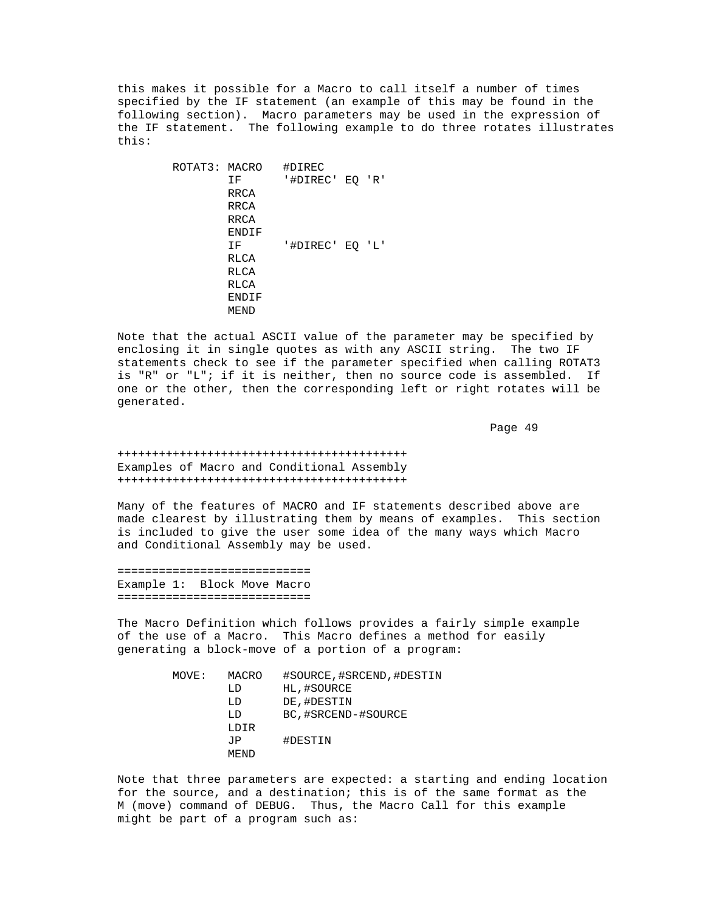this makes it possible for a Macro to call itself a number of times specified by the IF statement (an example of this may be found in the following section). Macro parameters may be used in the expression of the IF statement. The following example to do three rotates illustrates this:

```
ROTAT3: MACRO   #DIREC
        IF      '#DIREC' EQ 'R'
        RRCA
        RRCA
        RRCA
        ENDIF
        IF      '#DIREC' EQ 'L'
        RLCA
        RLCA
        RLCA
        ENDIF
        MEND
```

Note that the actual ASCII value of the parameter may be specified by enclosing it in single quotes as with any ASCII string. The two IF statements check to see if the parameter specified when calling ROTAT3 is "R" or "L"; if it is neither, then no source code is assembled. If one or the other, then the corresponding left or right rotates will be generated.

## Examples of Macro and Conditional Assembly

Many of the features of MACRO and IF statements described above are made clearest by illustrating them by means of examples. This section is included to give the user some idea of the many ways which Macro and Conditional Assembly may be used.

### Example 1: Block Move Macro

The Macro Definition which follows provides a fairly simple example of the use of a Macro. This Macro defines a method for easily generating a block-move of a portion of a program:

```
MOVE:   MACRO   #SOURCE,#SRCEND,#DESTIN
        LD      HL,#SOURCE
        LD      DE,#DESTIN
        LD      BC,#SRCEND-#SOURCE
        LDIR
        JP      #DESTIN
        MEND
```

Note that three parameters are expected: a starting and ending location for the source, and a destination; this is of the same format as the M (move) command of DEBUG. Thus, the Macro Call for this example might be part of a program such as: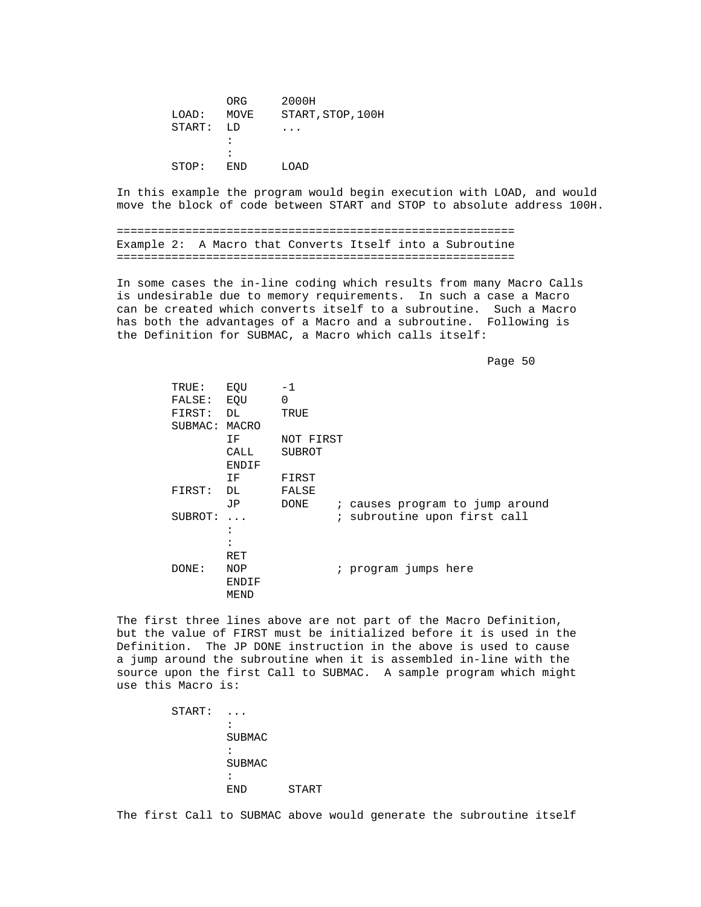```
        ORG     2000H
LOAD:   MOVE    START,STOP,100H
START:  LD      ...
        :
        :
STOP:   END     LOAD
```

In this example the program would begin execution with LOAD, and would move the block of code between START and STOP to absolute address 100H.

## Example 2: A Macro that Converts Itself into a Subroutine

In some cases the in-line coding which results from many Macro Calls is undesirable due to memory requirements. In such a case a Macro can be created which converts itself to a subroutine. Such a Macro has both the advantages of a Macro and a subroutine. Following is the Definition for SUBMAC, a Macro which calls itself:

```
TRUE:   EQU     -1
FALSE:  EQU     0
FIRST:  DL      TRUE
SUBMAC: MACRO
        IF      NOT FIRST
        CALL    SUBROT
        ENDIF
        IF      FIRST
FIRST:  DL      FALSE
        JP      DONE     ; causes program to jump around
SUBROT: ...              ; subroutine upon first call
        :
        :
        RET
DONE:   NOP              ; program jumps here
        ENDIF
        MEND
```

The first three lines above are not part of the Macro Definition, but the value of FIRST must be initialized before it is used in the Definition. The JP DONE instruction in the above is used to cause a jump around the subroutine when it is assembled in-line with the source upon the first Call to SUBMAC. A sample program which might use this Macro is:

```
START:  ...
        :
        SUBMAC
        :
        SUBMAC
        :
        END      START
```

The first Call to SUBMAC above would generate the subroutine itself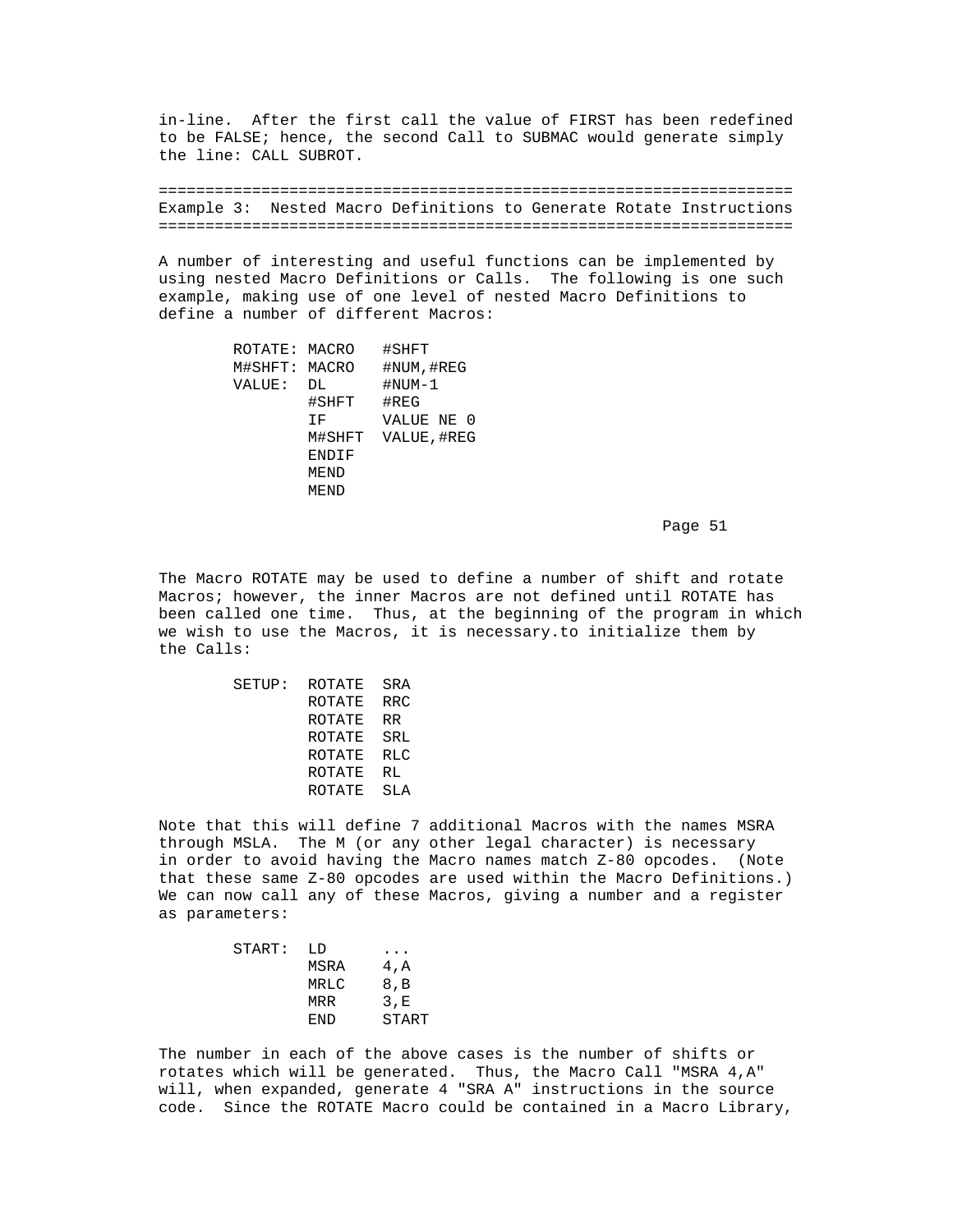in-line. After the first call the value of FIRST has been redefined to be FALSE; hence, the second Call to SUBMAC would generate simply the line: CALL SUBROT.

## Example 3: Nested Macro Definitions to Generate Rotate Instructions

A number of interesting and useful functions can be implemented by using nested Macro Definitions or Calls. The following is one such example, making use of one level of nested Macro Definitions to define a number of different Macros:

```
ROTATE: MACRO   #SHFT
M#SHFT: MACRO   #NUM,#REG
VALUE:  DL      #NUM-1
        #SHFT   #REG
        IF      VALUE NE 0
        M#SHFT  VALUE,#REG
        ENDIF
        MEND
        MEND
```

The Macro ROTATE may be used to define a number of shift and rotate Macros; however, the inner Macros are not defined until ROTATE has been called one time. Thus, at the beginning of the program in which we wish to use the Macros, it is necessary.to initialize them by the Calls:

```
SETUP:  ROTATE  SRA
        ROTATE  RRC
        ROTATE  RR
        ROTATE  SRL
        ROTATE  RLC
        ROTATE  RL
        ROTATE  SLA
```

Note that this will define 7 additional Macros with the names MSRA through MSLA. The M (or any other legal character) is necessary in order to avoid having the Macro names match Z-80 opcodes. (Note that these same Z-80 opcodes are used within the Macro Definitions.) We can now call any of these Macros, giving a number and a register as parameters:

```
START:  LD      ...
        MSRA    4,A
        MRLC    8,B
        MRR     3,E
        END     START
```

The number in each of the above cases is the number of shifts or rotates which will be generated. Thus, the Macro Call "MSRA 4,A" will, when expanded, generate 4 "SRA A" instructions in the source code. Since the ROTATE Macro could be contained in a Macro Library,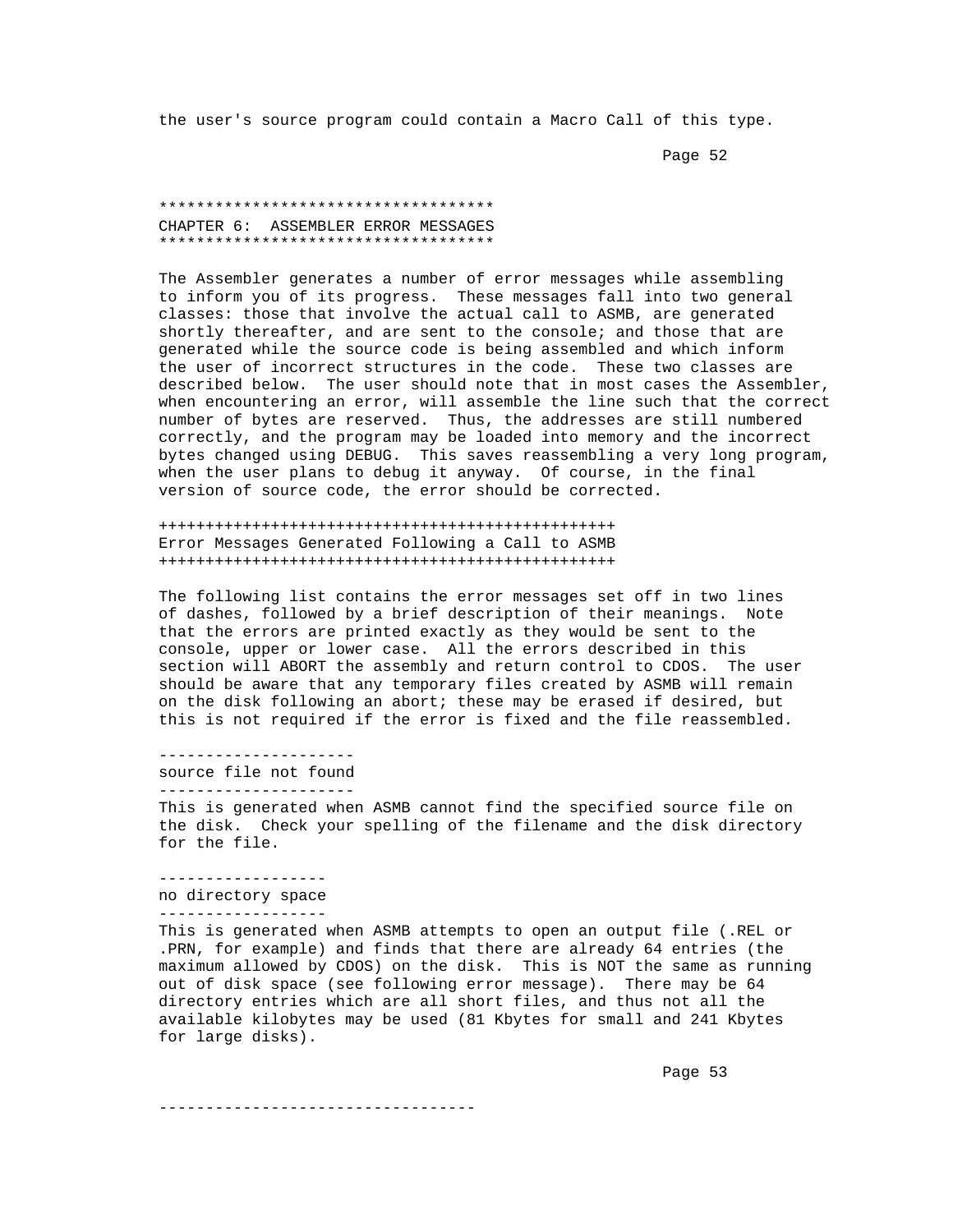the user's source program could contain a Macro Call of this type.

# CHAPTER 6: ASSEMBLER ERROR MESSAGES

The Assembler generates a number of error messages while assembling to inform you of its progress. These messages fall into two general classes: those that involve the actual call to ASMB, are generated shortly thereafter, and are sent to the console; and those that are generated while the source code is being assembled and which inform the user of incorrect structures in the code. These two classes are described below. The user should note that in most cases the Assembler, when encountering an error, will assemble the line such that the correct number of bytes are reserved. Thus, the addresses are still numbered correctly, and the program may be loaded into memory and the incorrect bytes changed using DEBUG. This saves reassembling a very long program, when the user plans to debug it anyway. Of course, in the final version of source code, the error should be corrected.

## Error Messages Generated Following a Call to ASMB

The following list contains the error messages set off in two lines of dashes, followed by a brief description of their meanings. Note that the errors are printed exactly as they would be sent to the console, upper or lower case. All the errors described in this section will ABORT the assembly and return control to CDOS. The user should be aware that any temporary files created by ASMB will remain on the disk following an abort; these may be erased if desired, but this is not required if the error is fixed and the file reassembled.

### source file not found

This is generated when ASMB cannot find the specified source file on the disk. Check your spelling of the filename and the disk directory for the file.

### no directory space

This is generated when ASMB attempts to open an output file (.REL or .PRN, for example) and finds that there are already 64 entries (the maximum allowed by CDOS) on the disk. This is NOT the same as running out of disk space (see following error message). There may be 64 directory entries which are all short files, and thus not all the available kilobytes may be used (81 Kbytes for small and 241 Kbytes for large disks).

---------------------------------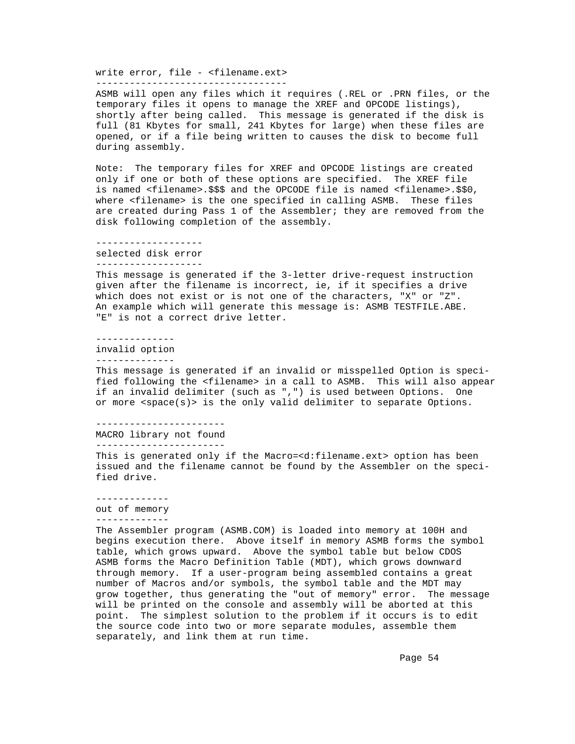### write error, file - <filename.ext>

ASMB will open any files which it requires (.REL or .PRN files, or the temporary files it opens to manage the XREF and OPCODE listings), shortly after being called. This message is generated if the disk is full (81 Kbytes for small, 241 Kbytes for large) when these files are opened, or if a file being written to causes the disk to become full during assembly.

Note: The temporary files for XREF and OPCODE listings are created only if one or both of these options are specified. The XREF file is named <filename>.$$$ and the OPCODE file is named <filename>.$$0, where <filename> is the one specified in calling ASMB. These files are created during Pass 1 of the Assembler; they are removed from the disk following completion of the assembly.

### selected disk error

This message is generated if the 3-letter drive-request instruction given after the filename is incorrect, ie, if it specifies a drive which does not exist or is not one of the characters, "X" or "Z". An example which will generate this message is: ASMB TESTFILE.ABE. "E" is not a correct drive letter.

### invalid option

This message is generated if an invalid or misspelled Option is specified following the <filename> in a call to ASMB. This will also appear if an invalid delimiter (such as ",") is used between Options. One or more <space(s)> is the only valid delimiter to separate Options.

### MACRO library not found

This is generated only if the Macro=<d:filename.ext> option has been issued and the filename cannot be found by the Assembler on the specified drive.

### out of memory

The Assembler program (ASMB.COM) is loaded into memory at 100H and begins execution there. Above itself in memory ASMB forms the symbol table, which grows upward. Above the symbol table but below CDOS ASMB forms the Macro Definition Table (MDT), which grows downward through memory. If a user-program being assembled contains a great number of Macros and/or symbols, the symbol table and the MDT may grow together, thus generating the "out of memory" error. The message will be printed on the console and assembly will be aborted at this point. The simplest solution to the problem if it occurs is to edit the source code into two or more separate modules, assemble them separately, and link them at run time.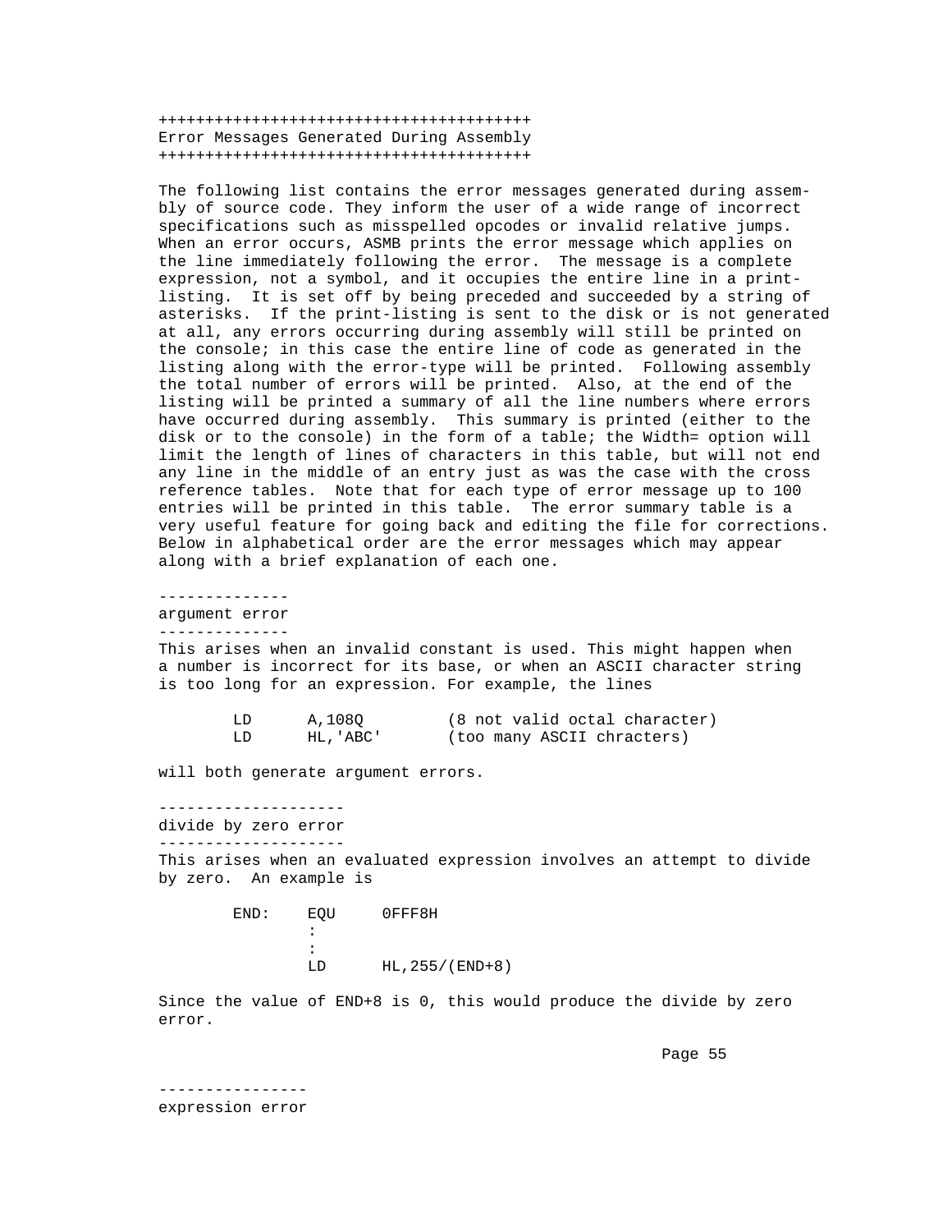## Error Messages Generated During Assembly

The following list contains the error messages generated during assembly of source code. They inform the user of a wide range of incorrect specifications such as misspelled opcodes or invalid relative jumps. When an error occurs, ASMB prints the error message which applies on the line immediately following the error. The message is a complete expression, not a symbol, and it occupies the entire line in a print-listing. It is set off by being preceded and succeeded by a string of asterisks. If the print-listing is sent to the disk or is not generated at all, any errors occurring during assembly will still be printed on the console; in this case the entire line of code as generated in the listing along with the error-type will be printed. Following assembly the total number of errors will be printed. Also, at the end of the listing will be printed a summary of all the line numbers where errors have occurred during assembly. This summary is printed (either to the disk or to the console) in the form of a table; the Width= option will limit the length of lines of characters in this table, but will not end any line in the middle of an entry just as was the case with the cross reference tables. Note that for each type of error message up to 100 entries will be printed in this table. The error summary table is a very useful feature for going back and editing the file for corrections. Below in alphabetical order are the error messages which may appear along with a brief explanation of each one.

### argument error

This arises when an invalid constant is used. This might happen when a number is incorrect for its base, or when an ASCII character string is too long for an expression. For example, the lines

```
        LD      A,108Q          (8 not valid octal character)
        LD      HL,'ABC'        (too many ASCII chracters)
```

will both generate argument errors.

### divide by zero error

This arises when an evaluated expression involves an attempt to divide by zero. An example is

```
        END:    EQU     0FFF8H
                :
                :
                LD      HL,255/(END+8)
```

Since the value of END+8 is 0, this would produce the divide by zero error.

### expression error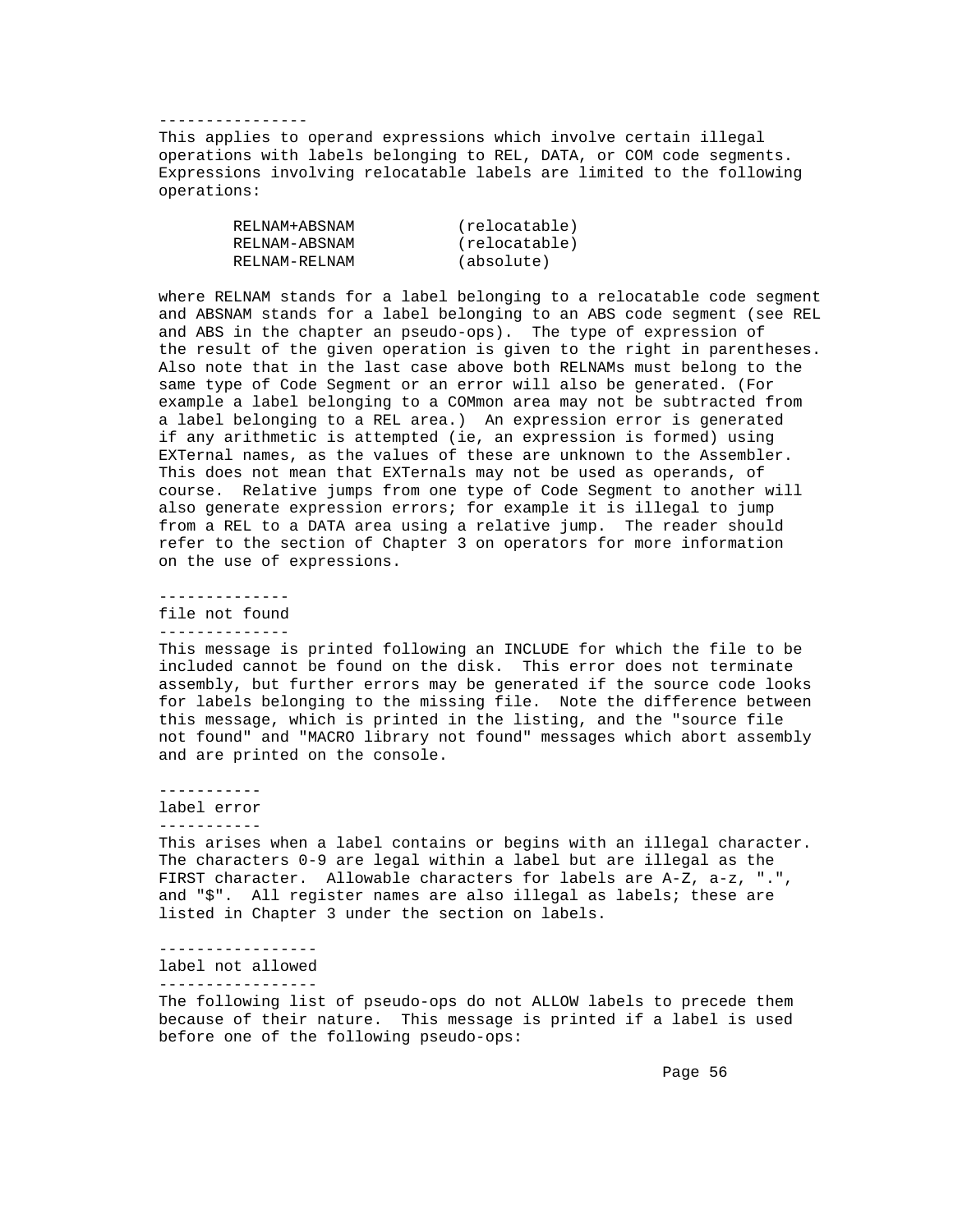----------------

This applies to operand expressions which involve certain illegal operations with labels belonging to REL, DATA, or COM code segments. Expressions involving relocatable labels are limited to the following operations:

```
        RELNAM+ABSNAM           (relocatable)
        RELNAM-ABSNAM           (relocatable)
        RELNAM-RELNAM           (absolute)
```

where RELNAM stands for a label belonging to a relocatable code segment and ABSNAM stands for a label belonging to an ABS code segment (see REL and ABS in the chapter an pseudo-ops). The type of expression of the result of the given operation is given to the right in parentheses. Also note that in the last case above both RELNAMs must belong to the same type of Code Segment or an error will also be generated. (For example a label belonging to a COMmon area may not be subtracted from a label belonging to a REL area.) An expression error is generated if any arithmetic is attempted (ie, an expression is formed) using EXTernal names, as the values of these are unknown to the Assembler. This does not mean that EXTernals may not be used as operands, of course. Relative jumps from one type of Code Segment to another will also generate expression errors; for example it is illegal to jump from a REL to a DATA area using a relative jump. The reader should refer to the section of Chapter 3 on operators for more information on the use of expressions.

--------------

file not found

--------------

This message is printed following an INCLUDE for which the file to be included cannot be found on the disk. This error does not terminate assembly, but further errors may be generated if the source code looks for labels belonging to the missing file. Note the difference between this message, which is printed in the listing, and the "source file not found" and "MACRO library not found" messages which abort assembly and are printed on the console.

-----------

label error

-----------

This arises when a label contains or begins with an illegal character. The characters 0-9 are legal within a label but are illegal as the FIRST character. Allowable characters for labels are A-Z, a-z, ".", and "$". All register names are also illegal as labels; these are listed in Chapter 3 under the section on labels.

-----------------

label not allowed

-----------------

The following list of pseudo-ops do not ALLOW labels to precede them because of their nature. This message is printed if a label is used before one of the following pseudo-ops: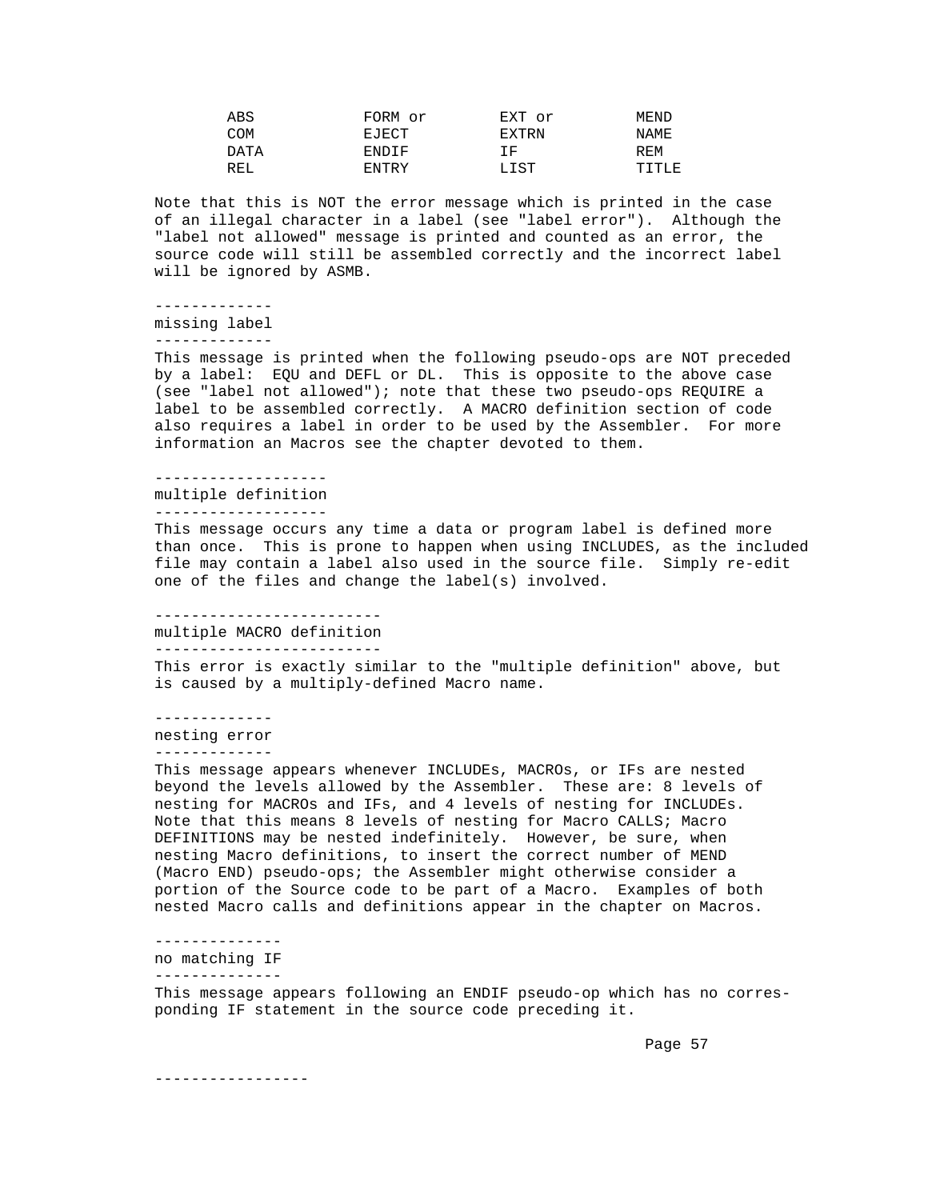| ABS | FORM or | EXT or | MEND |
|---|---|---|---|
| COM | EJECT | EXTRN | NAME |
| DATA | ENDIF | IF | REM |
| REL | ENTRY | LIST | TITLE |

Note that this is NOT the error message which is printed in the case of an illegal character in a label (see "label error"). Although the "label not allowed" message is printed and counted as an error, the source code will still be assembled correctly and the incorrect label will be ignored by ASMB.

### missing label

This message is printed when the following pseudo-ops are NOT preceded by a label: EQU and DEFL or DL. This is opposite to the above case (see "label not allowed"); note that these two pseudo-ops REQUIRE a label to be assembled correctly. A MACRO definition section of code also requires a label in order to be used by the Assembler. For more information an Macros see the chapter devoted to them.

### multiple definition

This message occurs any time a data or program label is defined more than once. This is prone to happen when using INCLUDES, as the included file may contain a label also used in the source file. Simply re-edit one of the files and change the label(s) involved.

### multiple MACRO definition

This error is exactly similar to the "multiple definition" above, but is caused by a multiply-defined Macro name.

### nesting error

This message appears whenever INCLUDEs, MACROs, or IFs are nested beyond the levels allowed by the Assembler. These are: 8 levels of nesting for MACROs and IFs, and 4 levels of nesting for INCLUDEs. Note that this means 8 levels of nesting for Macro CALLS; Macro DEFINITIONS may be nested indefinitely. However, be sure, when nesting Macro definitions, to insert the correct number of MEND (Macro END) pseudo-ops; the Assembler might otherwise consider a portion of the Source code to be part of a Macro. Examples of both nested Macro calls and definitions appear in the chapter on Macros.

### no matching IF

This message appears following an ENDIF pseudo-op which has no corresponding IF statement in the source code preceding it.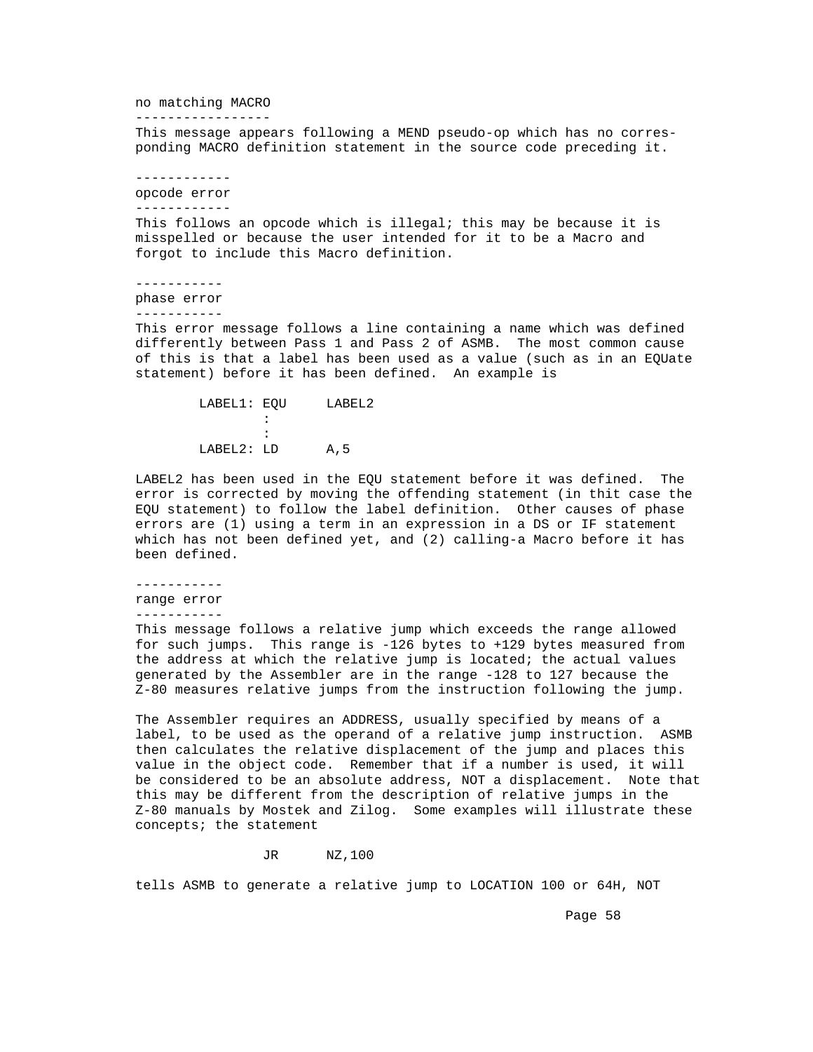### no matching MACRO

This message appears following a MEND pseudo-op which has no corresponding MACRO definition statement in the source code preceding it.

### opcode error

This follows an opcode which is illegal; this may be because it is misspelled or because the user intended for it to be a Macro and forgot to include this Macro definition.

### phase error

This error message follows a line containing a name which was defined differently between Pass 1 and Pass 2 of ASMB. The most common cause of this is that a label has been used as a value (such as in an EQUate statement) before it has been defined. An example is

```
        LABEL1: EQU     LABEL2
                :
                :
        LABEL2: LD      A,5
```

LABEL2 has been used in the EQU statement before it was defined. The error is corrected by moving the offending statement (in thit case the EQU statement) to follow the label definition. Other causes of phase errors are (1) using a term in an expression in a DS or IF statement which has not been defined yet, and (2) calling-a Macro before it has been defined.

### range error

This message follows a relative jump which exceeds the range allowed for such jumps. This range is -126 bytes to +129 bytes measured from the address at which the relative jump is located; the actual values generated by the Assembler are in the range -128 to 127 because the Z-80 measures relative jumps from the instruction following the jump.

The Assembler requires an ADDRESS, usually specified by means of a label, to be used as the operand of a relative jump instruction. ASMB then calculates the relative displacement of the jump and places this value in the object code. Remember that if a number is used, it will be considered to be an absolute address, NOT a displacement. Note that this may be different from the description of relative jumps in the Z-80 manuals by Mostek and Zilog. Some examples will illustrate these concepts; the statement

```
                JR      NZ,100
```

tells ASMB to generate a relative jump to LOCATION 100 or 64H, NOT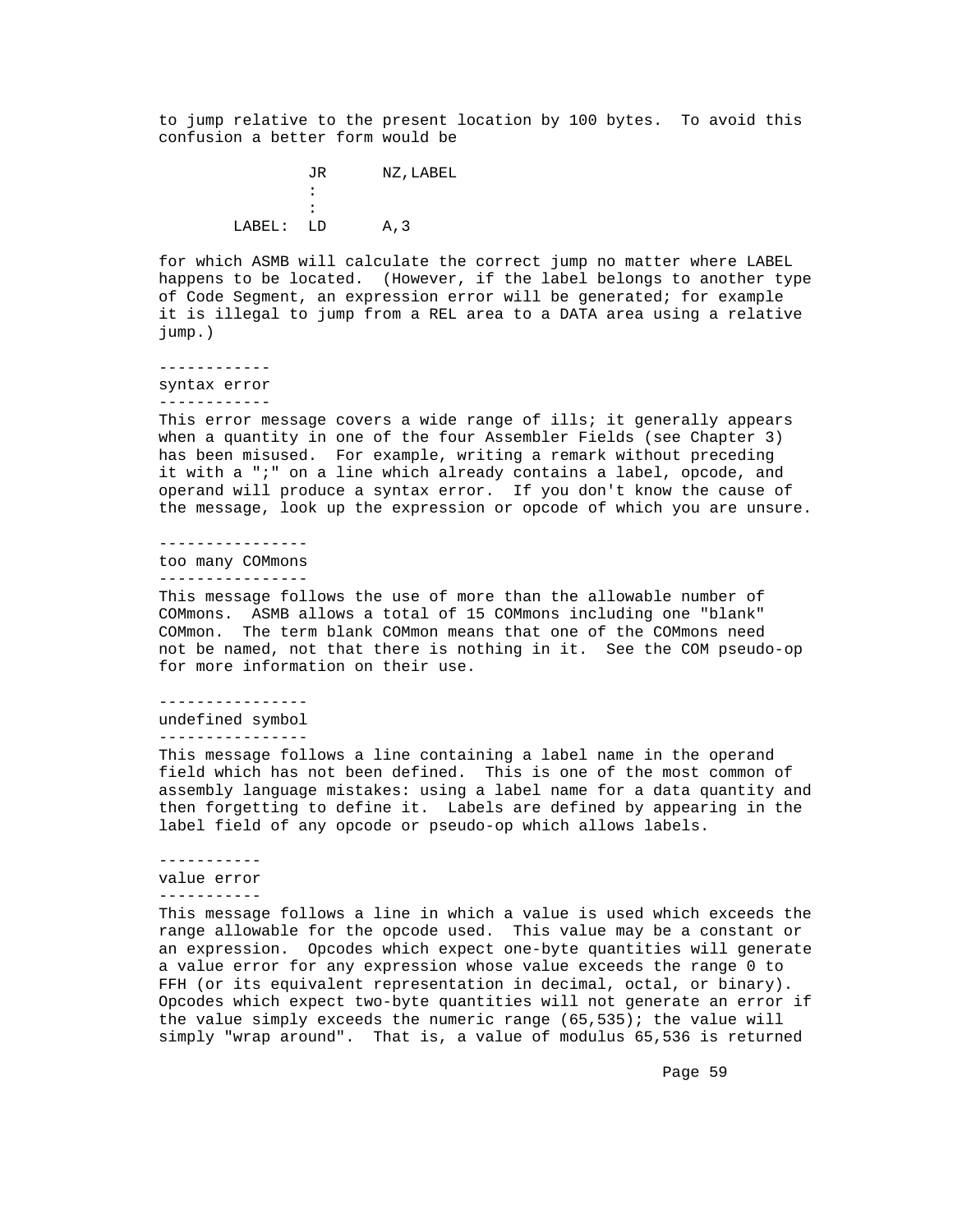to jump relative to the present location by 100 bytes.  To avoid this confusion a better form would be

```
                JR      NZ,LABEL
                :
                :
        LABEL:  LD      A,3
```

for which ASMB will calculate the correct jump no matter where LABEL happens to be located.  (However, if the label belongs to another type of Code Segment, an expression error will be generated; for example it is illegal to jump from a REL area to a DATA area using a relative jump.)

### syntax error

This error message covers a wide range of ills; it generally appears when a quantity in one of the four Assembler Fields (see Chapter 3) has been misused.  For example, writing a remark without preceding it with a ";" on a line which already contains a label, opcode, and operand will produce a syntax error.  If you don't know the cause of the message, look up the expression or opcode of which you are unsure.

### too many COMmons

This message follows the use of more than the allowable number of COMmons.  ASMB allows a total of 15 COMmons including one "blank" COMmon.  The term blank COMmon means that one of the COMmons need not be named, not that there is nothing in it.  See the COM pseudo-op for more information on their use.

### undefined symbol

This message follows a line containing a label name in the operand field which has not been defined.  This is one of the most common of assembly language mistakes: using a label name for a data quantity and then forgetting to define it.  Labels are defined by appearing in the label field of any opcode or pseudo-op which allows labels.

### value error

This message follows a line in which a value is used which exceeds the range allowable for the opcode used.  This value may be a constant or an expression.  Opcodes which expect one-byte quantities will generate a value error for any expression whose value exceeds the range 0 to FFH (or its equivalent representation in decimal, octal, or binary). Opcodes which expect two-byte quantities will not generate an error if the value simply exceeds the numeric range (65,535); the value will simply "wrap around".  That is, a value of modulus 65,536 is returned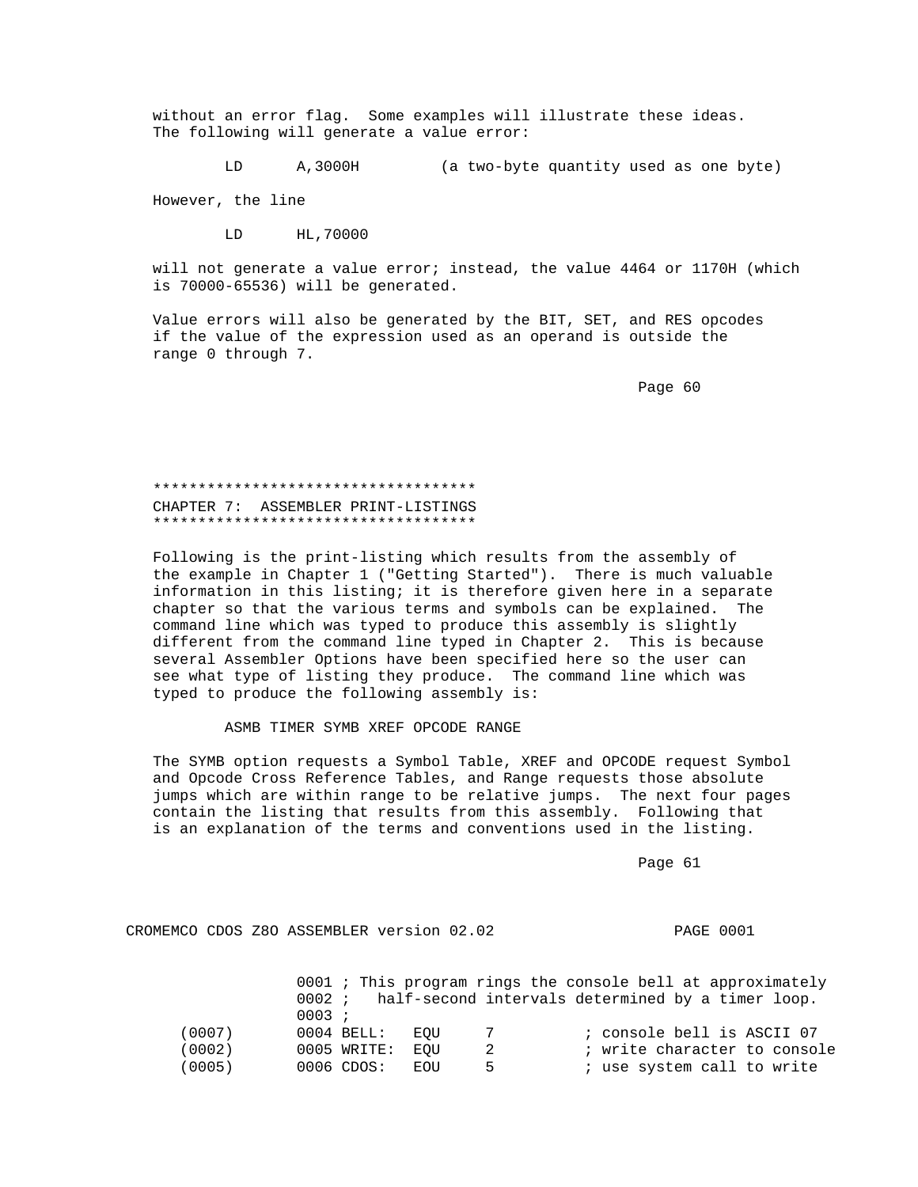without an error flag. Some examples will illustrate these ideas. The following will generate a value error:

```
        LD      A,3000H         (a two-byte quantity used as one byte)
```

However, the line

```
        LD      HL,70000
```

will not generate a value error; instead, the value 4464 or 1170H (which is 70000-65536) will be generated.

Value errors will also be generated by the BIT, SET, and RES opcodes if the value of the expression used as an operand is outside the range 0 through 7.

************************************
# CHAPTER 7: ASSEMBLER PRINT-LISTINGS
************************************

Following is the print-listing which results from the assembly of the example in Chapter 1 ("Getting Started"). There is much valuable information in this listing; it is therefore given here in a separate chapter so that the various terms and symbols can be explained. The command line which was typed to produce this assembly is slightly different from the command line typed in Chapter 2. This is because several Assembler Options have been specified here so the user can see what type of listing they produce. The command line which was typed to produce the following assembly is:

```
        ASMB TIMER SYMB XREF OPCODE RANGE
```

The SYMB option requests a Symbol Table, XREF and OPCODE request Symbol and Opcode Cross Reference Tables, and Range requests those absolute jumps which are within range to be relative jumps. The next four pages contain the listing that results from this assembly. Following that is an explanation of the terms and conventions used in the listing.

```
CROMEMCO CDOS Z80 ASSEMBLER version 02.02                    PAGE 0001


                0001 ; This program rings the console bell at approximately
                0002 ;   half-second intervals determined by a timer loop.
                0003 ;
   (0007)       0004 BELL:   EQU     7          ; console bell is ASCII 07
   (0002)       0005 WRITE:  EQU     2          ; write character to console
   (0005)       0006 CDOS:   EQU     5          ; use system call to write
```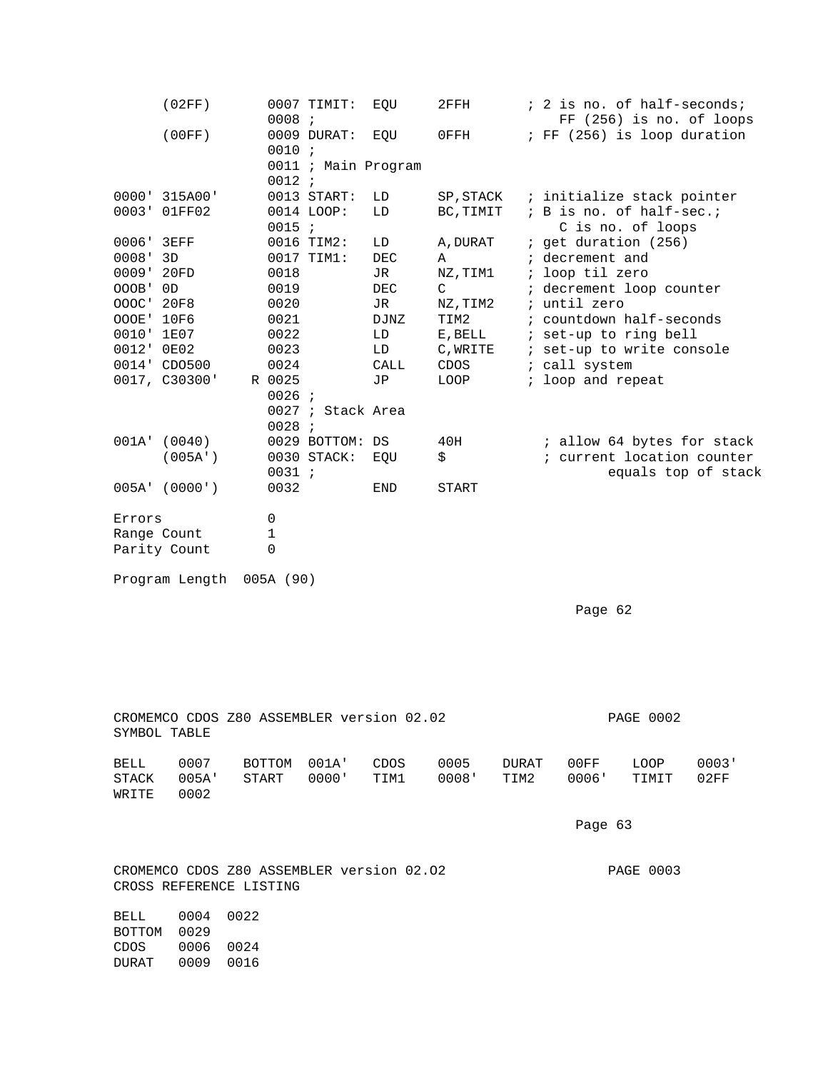```
      (02FF)        0007 TIMIT:  EQU     2FFH       ; 2 is no. of half-seconds;
                    0008 ;                             FF (256) is no. of loops
      (00FF)        0009 DURAT:  EQU     0FFH       ; FF (256) is loop duration
                    0010 ;
                    0011 ; Main Program
                    0012 ;
0000' 315A00'       0013 START:  LD      SP,STACK   ; initialize stack pointer
0003' 01FF02        0014 LOOP:   LD      BC,TIMIT   ; B is no. of half-sec.;
                    0015 ;                             C is no. of loops
0006' 3EFF          0016 TIM2:   LD      A,DURAT    ; get duration (256)
0008' 3D            0017 TIM1:   DEC     A          ; decrement and
0009' 20FD          0018         JR      NZ,TIM1    ; loop til zero
OOOB' 0D            0019         DEC     C          ; decrement loop counter
OOOC' 20F8          0020         JR      NZ,TIM2    ; until zero
OOOE' 10F6          0021         DJNZ    TIM2       ; countdown half-seconds
0010' 1E07          0022         LD      E,BELL     ; set-up to ring bell
0012' 0E02          0023         LD      C,WRITE    ; set-up to write console
0014' CD0500        0024         CALL    CDOS       ; call system
0017, C30300'     R 0025         JP      LOOP       ; loop and repeat
                    0026 ;
                    0027 ; Stack Area
                    0028 ;
001A' (0040)        0029 BOTTOM: DS      40H          ; allow 64 bytes for stack
      (005A')       0030 STACK:  EQU     $            ; current location counter
                    0031 ;                                    equals top of stack
005A' (0000')       0032         END     START

Errors              0
Range Count         1
Parity Count        0

Program Length  005A (90)
```

```
CROMEMCO CDOS Z80 ASSEMBLER version 02.02                  PAGE 0002
SYMBOL TABLE

BELL    0007    BOTTOM  001A'   CDOS    0005    DURAT   00FF    LOOP    0003'
STACK   005A'   START   0000'   TIM1    0008'   TIM2    0006'   TIMIT   02FF
WRITE   0002
```

```
CROMEMCO CDOS Z80 ASSEMBLER version 02.O2                  PAGE 0003
CROSS REFERENCE LISTING

BELL    0004  0022
BOTTOM  0029
CDOS    0006  0024
DURAT   0009  0016
```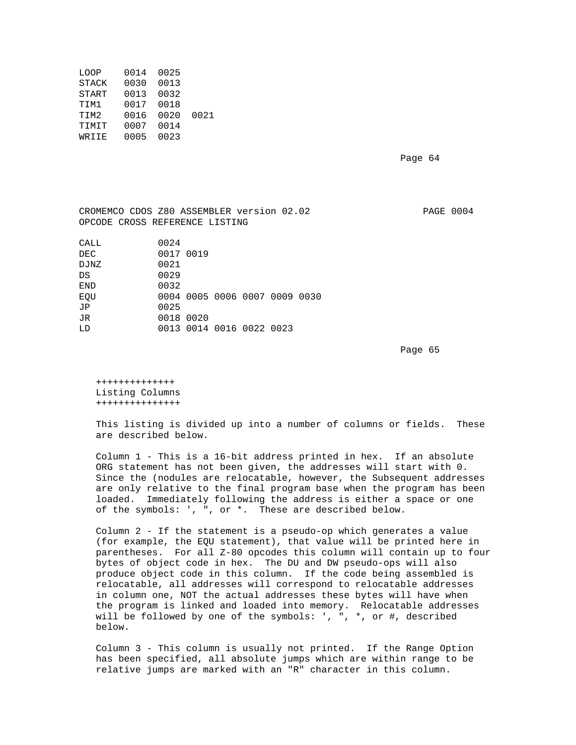```
LOOP    0014  0025
STACK   0030  0013
START   0013  0032
TIM1    0017  0018
TIM2    0016  0020  0021
TIMIT   0007  0014
WRIIE   0005  0023
```

```
CROMEMCO CDOS Z80 ASSEMBLER version 02.02                    PAGE 0004
OPCODE CROSS REFERENCE LISTING

CALL            0024
DEC             0017 0019
DJNZ            0021
DS              0029
END             0032
EQU             0004 0005 0006 0007 0009 0030
JP              0025
JR              0018 0020
LD              0013 0014 0016 0022 0023
```

## Listing Columns

This listing is divided up into a number of columns or fields. These are described below.

Column 1 - This is a 16-bit address printed in hex. If an absolute ORG statement has not been given, the addresses will start with 0. Since the (nodules are relocatable, however, the Subsequent addresses are only relative to the final program base when the program has been loaded. Immediately following the address is either a space or one of the symbols: ', ", or *. These are described below.

Column 2 - If the statement is a pseudo-op which generates a value (for example, the EQU statement), that value will be printed here in parentheses. For all Z-80 opcodes this column will contain up to four bytes of object code in hex. The DU and DW pseudo-ops will also produce object code in this column. If the code being assembled is relocatable, all addresses will correspond to relocatable addresses in column one, NOT the actual addresses these bytes will have when the program is linked and loaded into memory. Relocatable addresses will be followed by one of the symbols: ', ", *, or #, described below.

Column 3 - This column is usually not printed. If the Range Option has been specified, all absolute jumps which are within range to be relative jumps are marked with an "R" character in this column.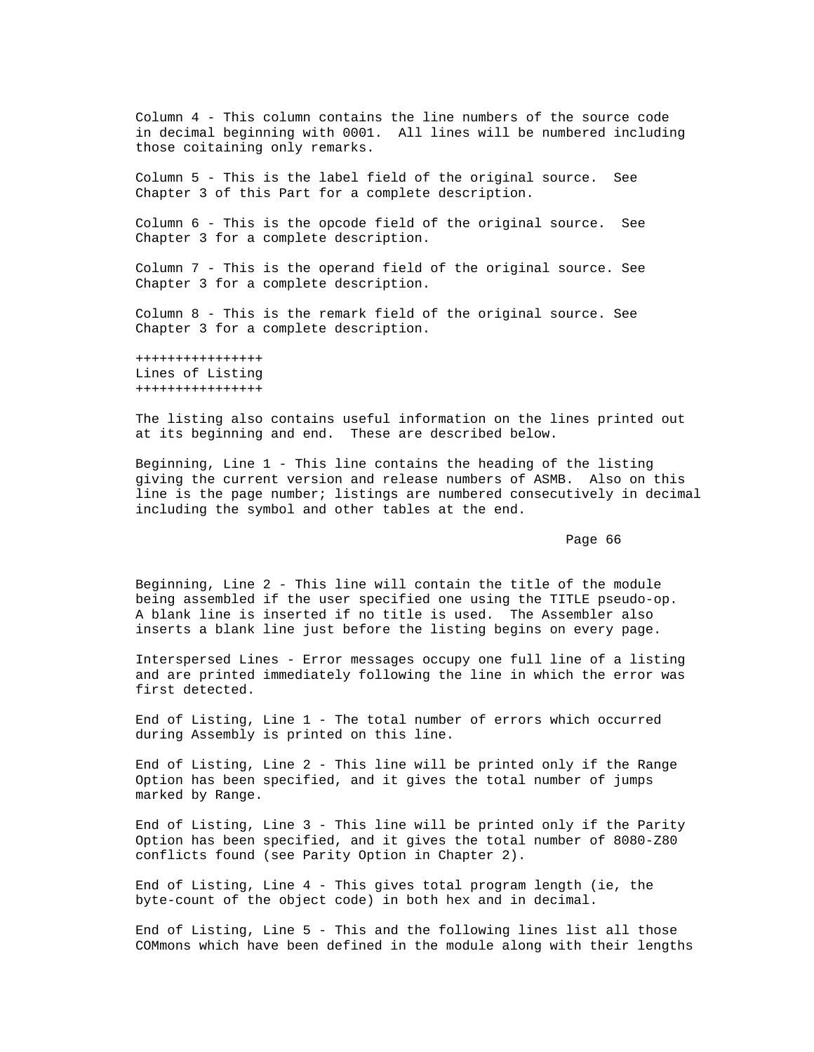Column 4 - This column contains the line numbers of the source code in decimal beginning with 0001. All lines will be numbered including those coitaining only remarks.

Column 5 - This is the label field of the original source. See Chapter 3 of this Part for a complete description.

Column 6 - This is the opcode field of the original source. See Chapter 3 for a complete description.

Column 7 - This is the operand field of the original source. See Chapter 3 for a complete description.

Column 8 - This is the remark field of the original source. See Chapter 3 for a complete description.

## Lines of Listing

The listing also contains useful information on the lines printed out at its beginning and end. These are described below.

Beginning, Line 1 - This line contains the heading of the listing giving the current version and release numbers of ASMB. Also on this line is the page number; listings are numbered consecutively in decimal including the symbol and other tables at the end.

Beginning, Line 2 - This line will contain the title of the module being assembled if the user specified one using the TITLE pseudo-op. A blank line is inserted if no title is used. The Assembler also inserts a blank line just before the listing begins on every page.

Interspersed Lines - Error messages occupy one full line of a listing and are printed immediately following the line in which the error was first detected.

End of Listing, Line 1 - The total number of errors which occurred during Assembly is printed on this line.

End of Listing, Line 2 - This line will be printed only if the Range Option has been specified, and it gives the total number of jumps marked by Range.

End of Listing, Line 3 - This line will be printed only if the Parity Option has been specified, and it gives the total number of 8080-Z80 conflicts found (see Parity Option in Chapter 2).

End of Listing, Line 4 - This gives total program length (ie, the byte-count of the object code) in both hex and in decimal.

End of Listing, Line 5 - This and the following lines list all those COMmons which have been defined in the module along with their lengths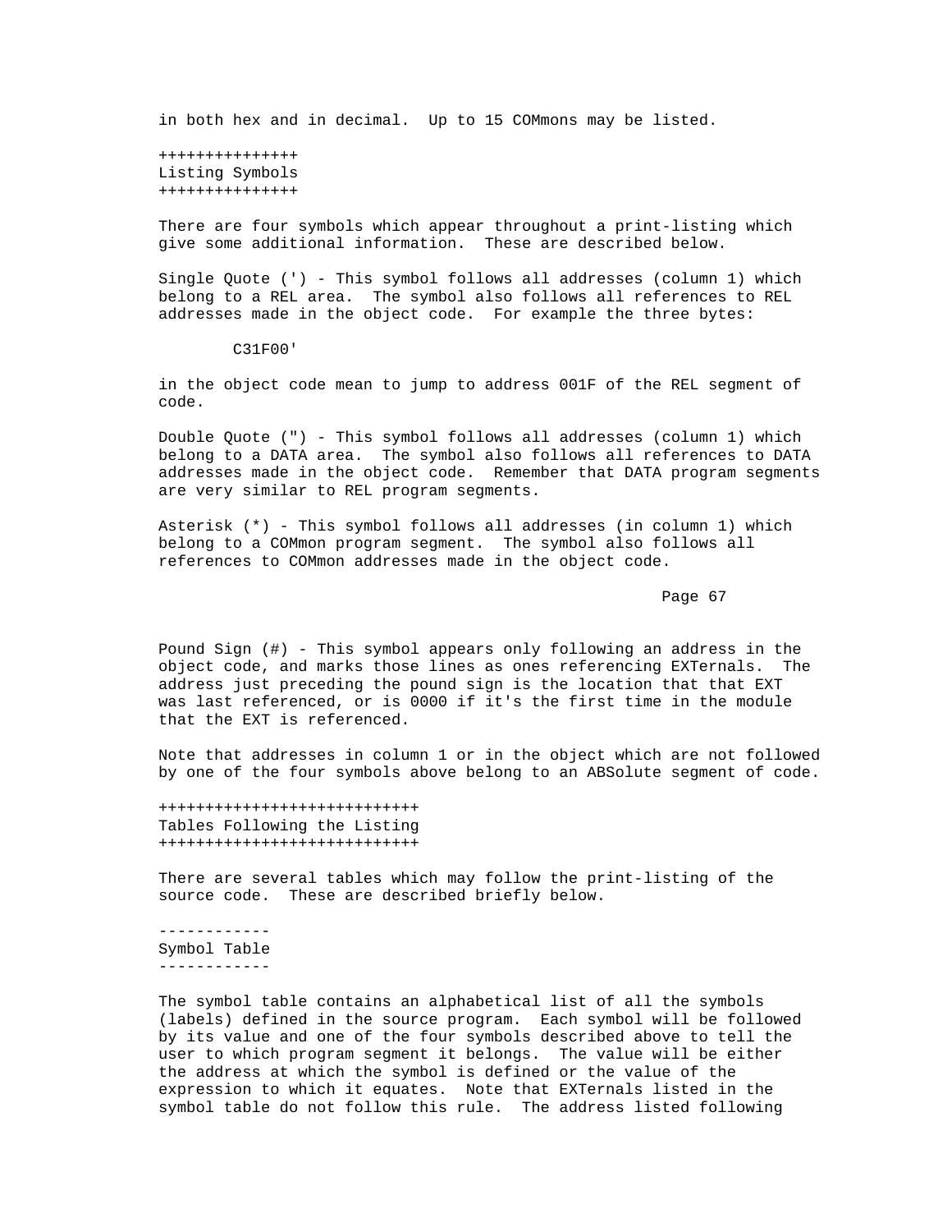in both hex and in decimal. Up to 15 COMmons may be listed.

## Listing Symbols

There are four symbols which appear throughout a print-listing which give some additional information. These are described below.

Single Quote (') - This symbol follows all addresses (column 1) which belong to a REL area. The symbol also follows all references to REL addresses made in the object code. For example the three bytes:

```
        C31F00'
```

in the object code mean to jump to address 001F of the REL segment of code.

Double Quote (") - This symbol follows all addresses (column 1) which belong to a DATA area. The symbol also follows all references to DATA addresses made in the object code. Remember that DATA program segments are very similar to REL program segments.

Asterisk (*) - This symbol follows all addresses (in column 1) which belong to a COMmon program segment. The symbol also follows all references to COMmon addresses made in the object code.

Pound Sign (#) - This symbol appears only following an address in the object code, and marks those lines as ones referencing EXTernals. The address just preceding the pound sign is the location that that EXT was last referenced, or is 0000 if it's the first time in the module that the EXT is referenced.

Note that addresses in column 1 or in the object which are not followed by one of the four symbols above belong to an ABSolute segment of code.

## Tables Following the Listing

There are several tables which may follow the print-listing of the source code. These are described briefly below.

### Symbol Table

The symbol table contains an alphabetical list of all the symbols (labels) defined in the source program. Each symbol will be followed by its value and one of the four symbols described above to tell the user to which program segment it belongs. The value will be either the address at which the symbol is defined or the value of the expression to which it equates. Note that EXTernals listed in the symbol table do not follow this rule. The address listed following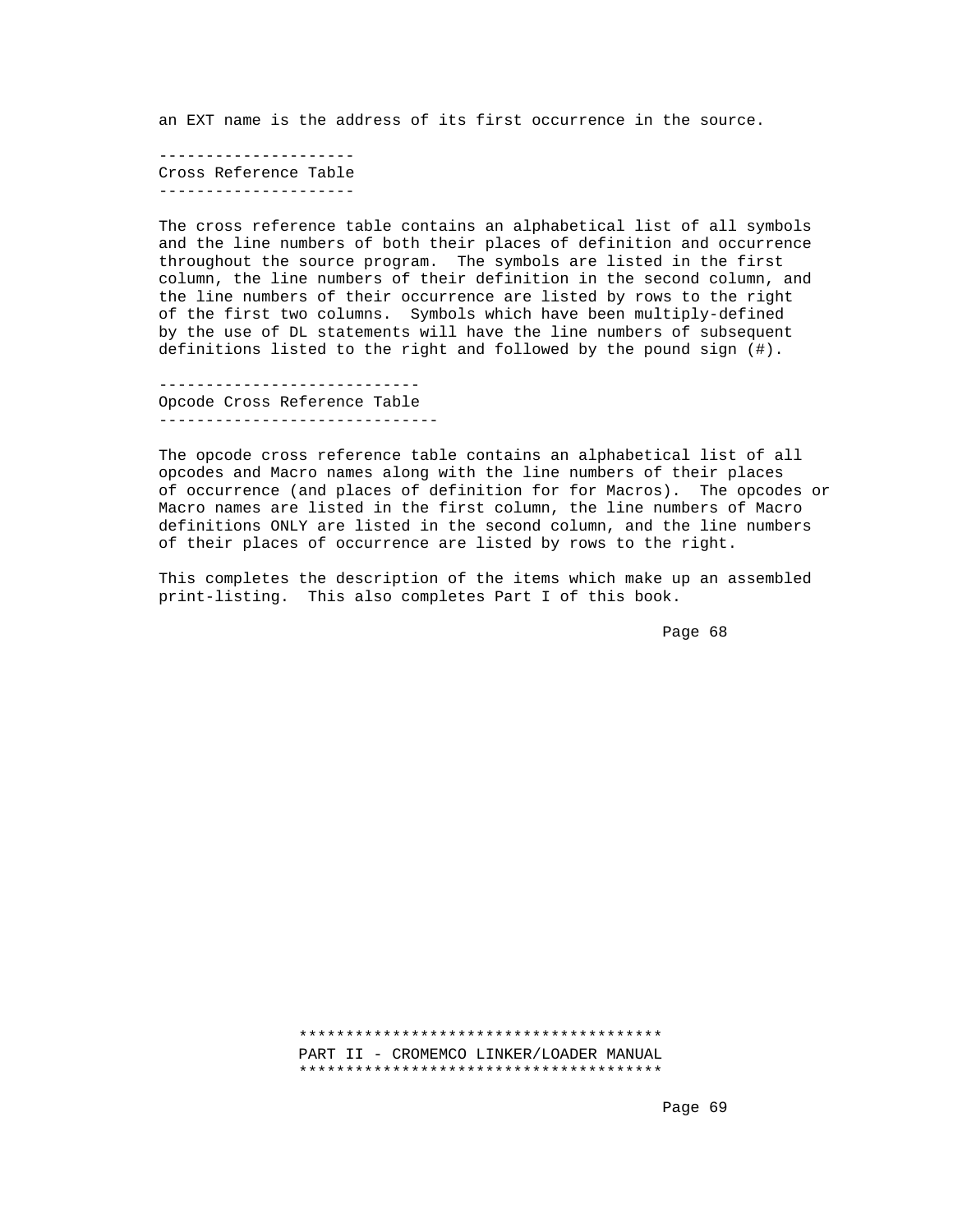an EXT name is the address of its first occurrence in the source.

## Cross Reference Table

The cross reference table contains an alphabetical list of all symbols and the line numbers of both their places of definition and occurrence throughout the source program. The symbols are listed in the first column, the line numbers of their definition in the second column, and the line numbers of their occurrence are listed by rows to the right of the first two columns. Symbols which have been multiply-defined by the use of DL statements will have the line numbers of subsequent definitions listed to the right and followed by the pound sign (#).

## Opcode Cross Reference Table

The opcode cross reference table contains an alphabetical list of all opcodes and Macro names along with the line numbers of their places of occurrence (and places of definition for for Macros). The opcodes or Macro names are listed in the first column, the line numbers of Macro definitions ONLY are listed in the second column, and the line numbers of their places of occurrence are listed by rows to the right.

This completes the description of the items which make up an assembled print-listing. This also completes Part I of this book.

# PART II - CROMEMCO LINKER/LOADER MANUAL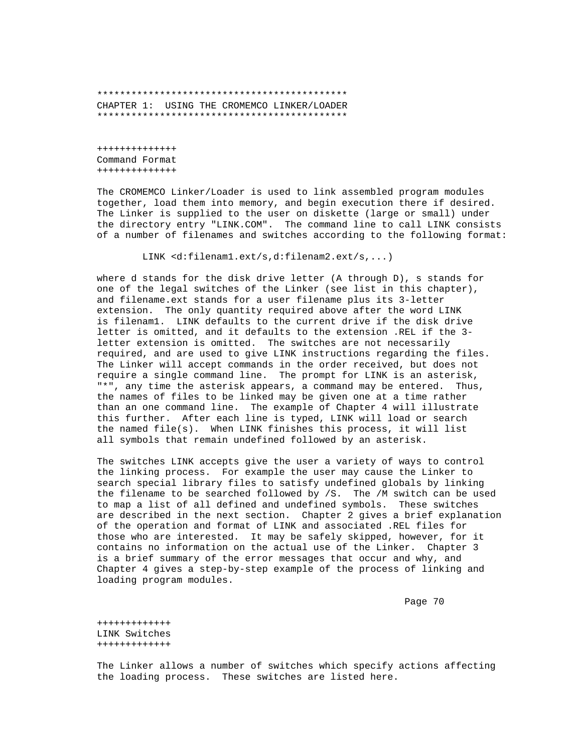# CHAPTER 1: USING THE CROMEMCO LINKER/LOADER

## Command Format

The CROMEMCO Linker/Loader is used to link assembled program modules together, load them into memory, and begin execution there if desired. The Linker is supplied to the user on diskette (large or small) under the directory entry "LINK.COM". The command line to call LINK consists of a number of filenames and switches according to the following format:

```
LINK <d:filenam1.ext/s,d:filenam2.ext/s,...)
```

where d stands for the disk drive letter (A through D), s stands for one of the legal switches of the Linker (see list in this chapter), and filename.ext stands for a user filename plus its 3-letter extension. The only quantity required above after the word LINK is filenam1. LINK defaults to the current drive if the disk drive letter is omitted, and it defaults to the extension .REL if the 3-letter extension is omitted. The switches are not necessarily required, and are used to give LINK instructions regarding the files. The Linker will accept commands in the order received, but does not require a single command line. The prompt for LINK is an asterisk, "*", any time the asterisk appears, a command may be entered. Thus, the names of files to be linked may be given one at a time rather than an one command line. The example of Chapter 4 will illustrate this further. After each line is typed, LINK will load or search the named file(s). When LINK finishes this process, it will list all symbols that remain undefined followed by an asterisk.

The switches LINK accepts give the user a variety of ways to control the linking process. For example the user may cause the Linker to search special library files to satisfy undefined globals by linking the filename to be searched followed by /S. The /M switch can be used to map a list of all defined and undefined symbols. These switches are described in the next section. Chapter 2 gives a brief explanation of the operation and format of LINK and associated .REL files for those who are interested. It may be safely skipped, however, for it contains no information on the actual use of the Linker. Chapter 3 is a brief summary of the error messages that occur and why, and Chapter 4 gives a step-by-step example of the process of linking and loading program modules.

## LINK Switches

The Linker allows a number of switches which specify actions affecting the loading process. These switches are listed here.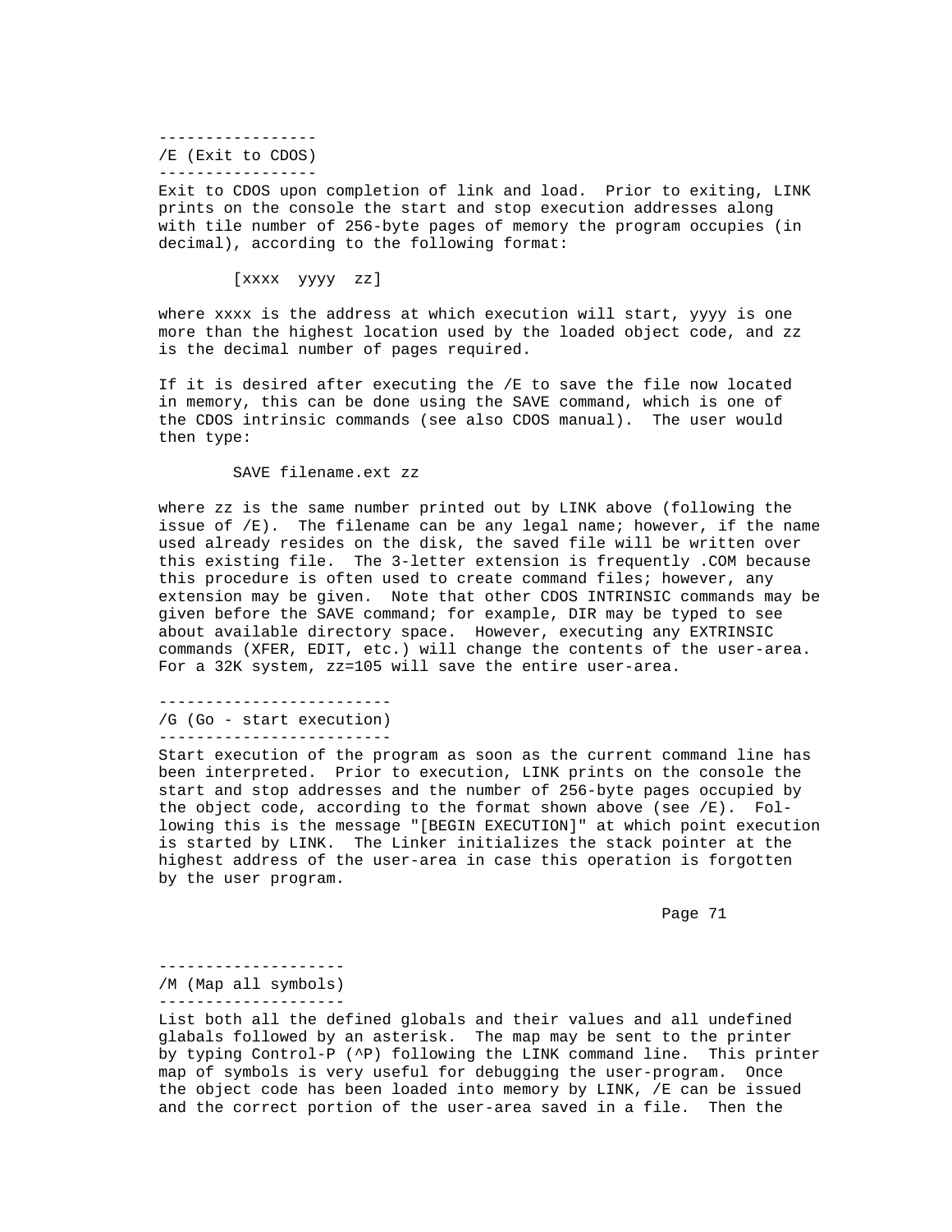---

### /E (Exit to CDOS)

---

Exit to CDOS upon completion of link and load. Prior to exiting, LINK prints on the console the start and stop execution addresses along with tile number of 256-byte pages of memory the program occupies (in decimal), according to the following format:

```
[xxxx  yyyy  zz]
```

where xxxx is the address at which execution will start, yyyy is one more than the highest location used by the loaded object code, and zz is the decimal number of pages required.

If it is desired after executing the /E to save the file now located in memory, this can be done using the SAVE command, which is one of the CDOS intrinsic commands (see also CDOS manual). The user would then type:

```
SAVE filename.ext zz
```

where zz is the same number printed out by LINK above (following the issue of /E). The filename can be any legal name; however, if the name used already resides on the disk, the saved file will be written over this existing file. The 3-letter extension is frequently .COM because this procedure is often used to create command files; however, any extension may be given. Note that other CDOS INTRINSIC commands may be given before the SAVE command; for example, DIR may be typed to see about available directory space. However, executing any EXTRINSIC commands (XFER, EDIT, etc.) will change the contents of the user-area. For a 32K system, zz=105 will save the entire user-area.

---

### /G (Go - start execution)

---

Start execution of the program as soon as the current command line has been interpreted. Prior to execution, LINK prints on the console the start and stop addresses and the number of 256-byte pages occupied by the object code, according to the format shown above (see /E). Following this is the message "[BEGIN EXECUTION]" at which point execution is started by LINK. The Linker initializes the stack pointer at the highest address of the user-area in case this operation is forgotten by the user program.

---

### /M (Map all symbols)

---

List both all the defined globals and their values and all undefined glabals followed by an asterisk. The map may be sent to the printer by typing Control-P (^P) following the LINK command line. This printer map of symbols is very useful for debugging the user-program. Once the object code has been loaded into memory by LINK, /E can be issued and the correct portion of the user-area saved in a file. Then the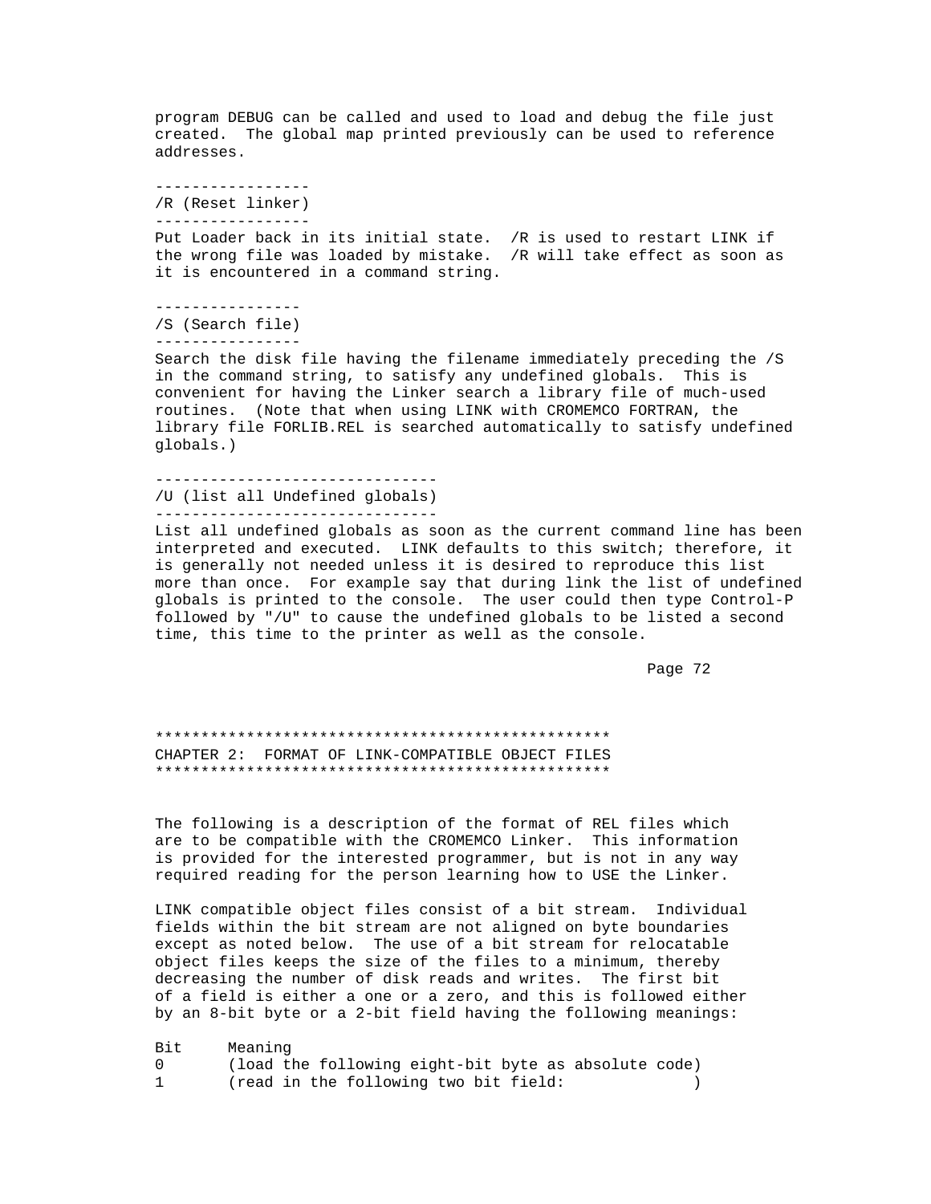program DEBUG can be called and used to load and debug the file just created. The global map printed previously can be used to reference addresses.

### /R (Reset linker)

Put Loader back in its initial state. /R is used to restart LINK if the wrong file was loaded by mistake. /R will take effect as soon as it is encountered in a command string.

### /S (Search file)

Search the disk file having the filename immediately preceding the /S in the command string, to satisfy any undefined globals. This is convenient for having the Linker search a library file of much-used routines. (Note that when using LINK with CROMEMCO FORTRAN, the library file FORLIB.REL is searched automatically to satisfy undefined globals.)

### /U (list all Undefined globals)

List all undefined globals as soon as the current command line has been interpreted and executed. LINK defaults to this switch; therefore, it is generally not needed unless it is desired to reproduce this list more than once. For example say that during link the list of undefined globals is printed to the console. The user could then type Control-P followed by "/U" to cause the undefined globals to be listed a second time, this time to the printer as well as the console.

# CHAPTER 2: FORMAT OF LINK-COMPATIBLE OBJECT FILES

The following is a description of the format of REL files which are to be compatible with the CROMEMCO Linker. This information is provided for the interested programmer, but is not in any way required reading for the person learning how to USE the Linker.

LINK compatible object files consist of a bit stream. Individual fields within the bit stream are not aligned on byte boundaries except as noted below. The use of a bit stream for relocatable object files keeps the size of the files to a minimum, thereby decreasing the number of disk reads and writes. The first bit of a field is either a one or a zero, and this is followed either by an 8-bit byte or a 2-bit field having the following meanings:

| Bit | Meaning |
|---|---|
| 0 | (load the following eight-bit byte as absolute code) |
| 1 | (read in the following two bit field: ) |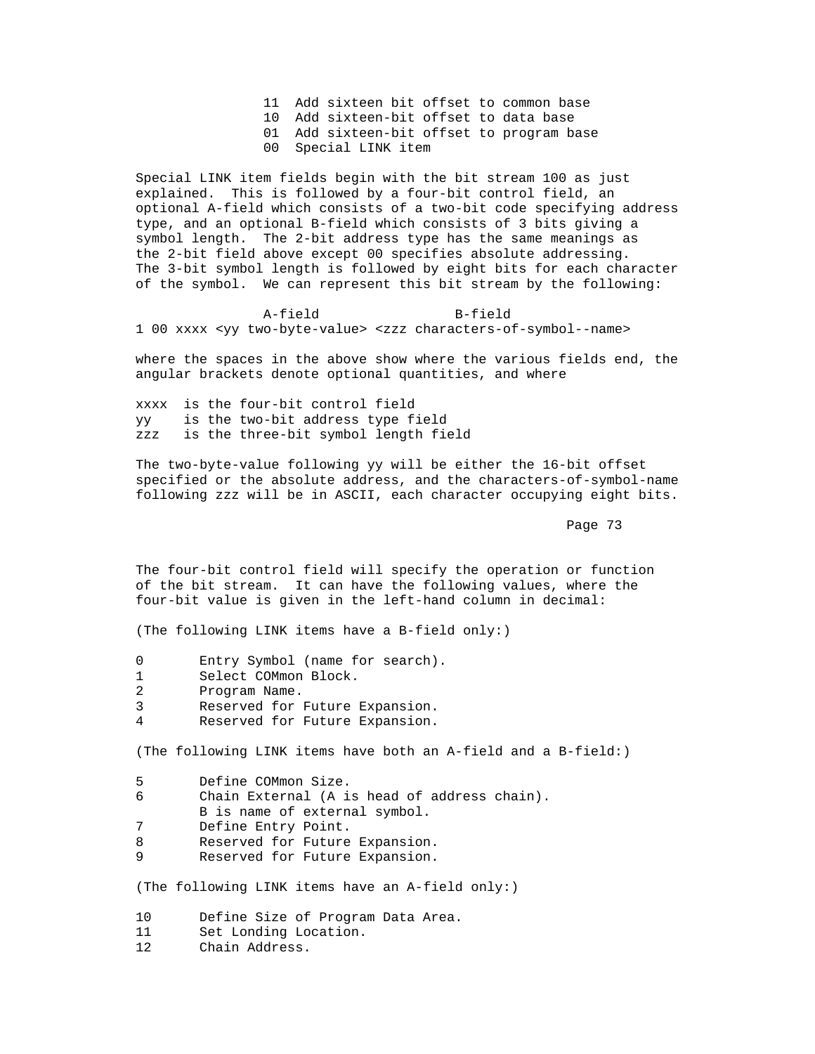```
11  Add sixteen bit offset to common base
10  Add sixteen-bit offset to data base
01  Add sixteen-bit offset to program base
00  Special LINK item
```

Special LINK item fields begin with the bit stream 100 as just explained. This is followed by a four-bit control field, an optional A-field which consists of a two-bit code specifying address type, and an optional B-field which consists of 3 bits giving a symbol length. The 2-bit address type has the same meanings as the 2-bit field above except 00 specifies absolute addressing. The 3-bit symbol length is followed by eight bits for each character of the symbol. We can represent this bit stream by the following:

```
               A-field                B-field
1 00 xxxx <yy two-byte-value> <zzz characters-of-symbol--name>
```

where the spaces in the above show where the various fields end, the angular brackets denote optional quantities, and where

```
xxxx  is the four-bit control field
yy    is the two-bit address type field
zzz   is the three-bit symbol length field
```

The two-byte-value following yy will be either the 16-bit offset specified or the absolute address, and the characters-of-symbol-name following zzz will be in ASCII, each character occupying eight bits.

The four-bit control field will specify the operation or function of the bit stream. It can have the following values, where the four-bit value is given in the left-hand column in decimal:

(The following LINK items have a B-field only:)

```
0       Entry Symbol (name for search).
1       Select COMmon Block.
2       Program Name.
3       Reserved for Future Expansion.
4       Reserved for Future Expansion.
```

(The following LINK items have both an A-field and a B-field:)

```
5       Define COMmon Size.
6       Chain External (A is head of address chain).
        B is name of external symbol.
7       Define Entry Point.
8       Reserved for Future Expansion.
9       Reserved for Future Expansion.
```

(The following LINK items have an A-field only:)

```
10      Define Size of Program Data Area.
11      Set Londing Location.
12      Chain Address.
```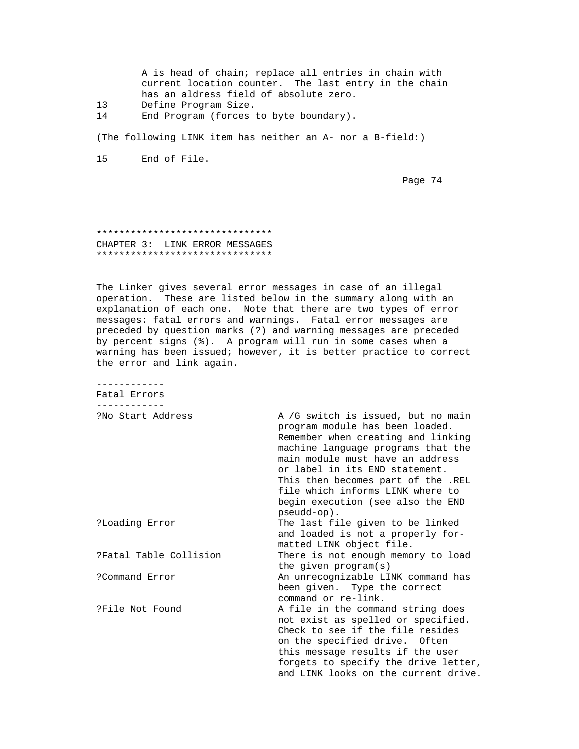A is head of chain; replace all entries in chain with current location counter.  The last entry in the chain has an aldress field of absolute zero.

13      Define Program Size.

14      End Program (forces to byte boundary).

(The following LINK item has neither an A- nor a B-field:)

15      End of File.

# CHAPTER 3:  LINK ERROR MESSAGES

The Linker gives several error messages in case of an illegal operation.  These are listed below in the summary along with an explanation of each one.  Note that there are two types of error messages: fatal errors and warnings.  Fatal error messages are preceded by question marks (?) and warning messages are preceded by percent signs (%).  A program will run in some cases when a warning has been issued; however, it is better practice to correct the error and link again.

## Fatal Errors

| Message | Explanation |
|---|---|
| ?No Start Address | A /G switch is issued, but no main program module has been loaded. Remember when creating and linking machine language programs that the main module must have an address or label in its END statement. This then becomes part of the .REL file which informs LINK where to begin execution (see also the END pseudd-op). |
| ?Loading Error | The last file given to be linked and loaded is not a properly formatted LINK object file. |
| ?Fatal Table Collision | There is not enough memory to load the given program(s) |
| ?Command Error | An unrecognizable LINK command has been given.  Type the correct command or re-link. |
| ?File Not Found | A file in the command string does not exist as spelled or specified. Check to see if the file resides on the specified drive.  Often this message results if the user forgets to specify the drive letter, and LINK looks on the current drive. |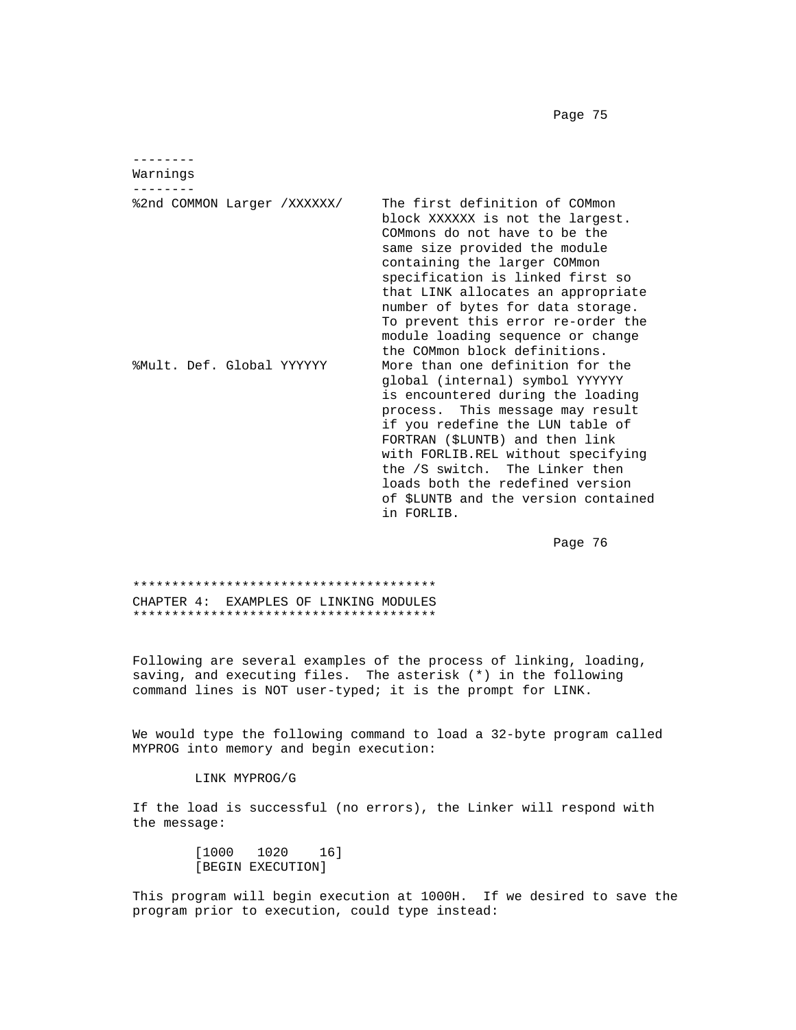## Warnings

| | |
|---|---|
| %2nd COMMON Larger /XXXXXX/ | The first definition of COMmon block XXXXXX is not the largest. COMmons do not have to be the same size provided the module containing the larger COMmon specification is linked first so that LINK allocates an appropriate number of bytes for data storage. To prevent this error re-order the module loading sequence or change the COMmon block definitions. |
| %Mult. Def. Global YYYYYY | More than one definition for the global (internal) symbol YYYYYY is encountered during the loading process. This message may result if you redefine the LUN table of FORTRAN ($LUNTB) and then link with FORLIB.REL without specifying the /S switch. The Linker then loads both the redefined version of $LUNTB and the version contained in FORLIB. |

# CHAPTER 4: EXAMPLES OF LINKING MODULES

Following are several examples of the process of linking, loading, saving, and executing files. The asterisk (*) in the following command lines is NOT user-typed; it is the prompt for LINK.

We would type the following command to load a 32-byte program called MYPROG into memory and begin execution:

```
LINK MYPROG/G
```

If the load is successful (no errors), the Linker will respond with the message:

```
[1000   1020    16]
[BEGIN EXECUTION]
```

This program will begin execution at 1000H. If we desired to save the program prior to execution, could type instead: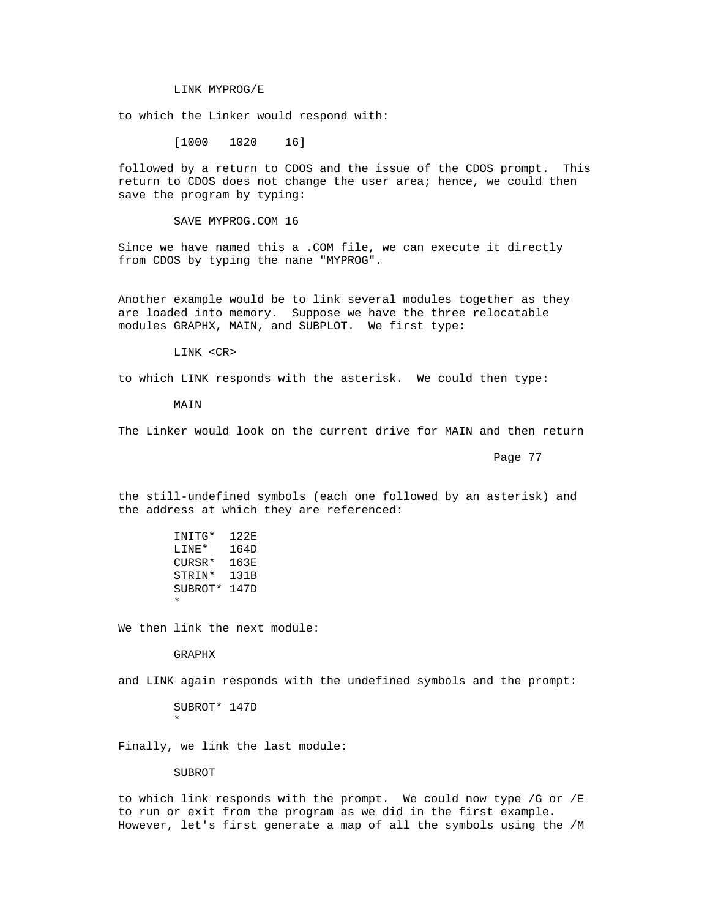```
LINK MYPROG/E
```

to which the Linker would respond with:

```
[1000   1020    16]
```

followed by a return to CDOS and the issue of the CDOS prompt. This return to CDOS does not change the user area; hence, we could then save the program by typing:

```
SAVE MYPROG.COM 16
```

Since we have named this a .COM file, we can execute it directly from CDOS by typing the nane "MYPROG".

Another example would be to link several modules together as they are loaded into memory. Suppose we have the three relocatable modules GRAPHX, MAIN, and SUBPLOT. We first type:

```
LINK <CR>
```

to which LINK responds with the asterisk. We could then type:

```
MAIN
```

The Linker would look on the current drive for MAIN and then return the still-undefined symbols (each one followed by an asterisk) and the address at which they are referenced:

```
INITG*  122E
LINE*   164D
CURSR*  163E
STRIN*  131B
SUBROT* 147D
*
```

We then link the next module:

```
GRAPHX
```

and LINK again responds with the undefined symbols and the prompt:

```
SUBROT* 147D
*
```

Finally, we link the last module:

```
SUBROT
```

to which link responds with the prompt. We could now type /G or /E to run or exit from the program as we did in the first example. However, let's first generate a map of all the symbols using the /M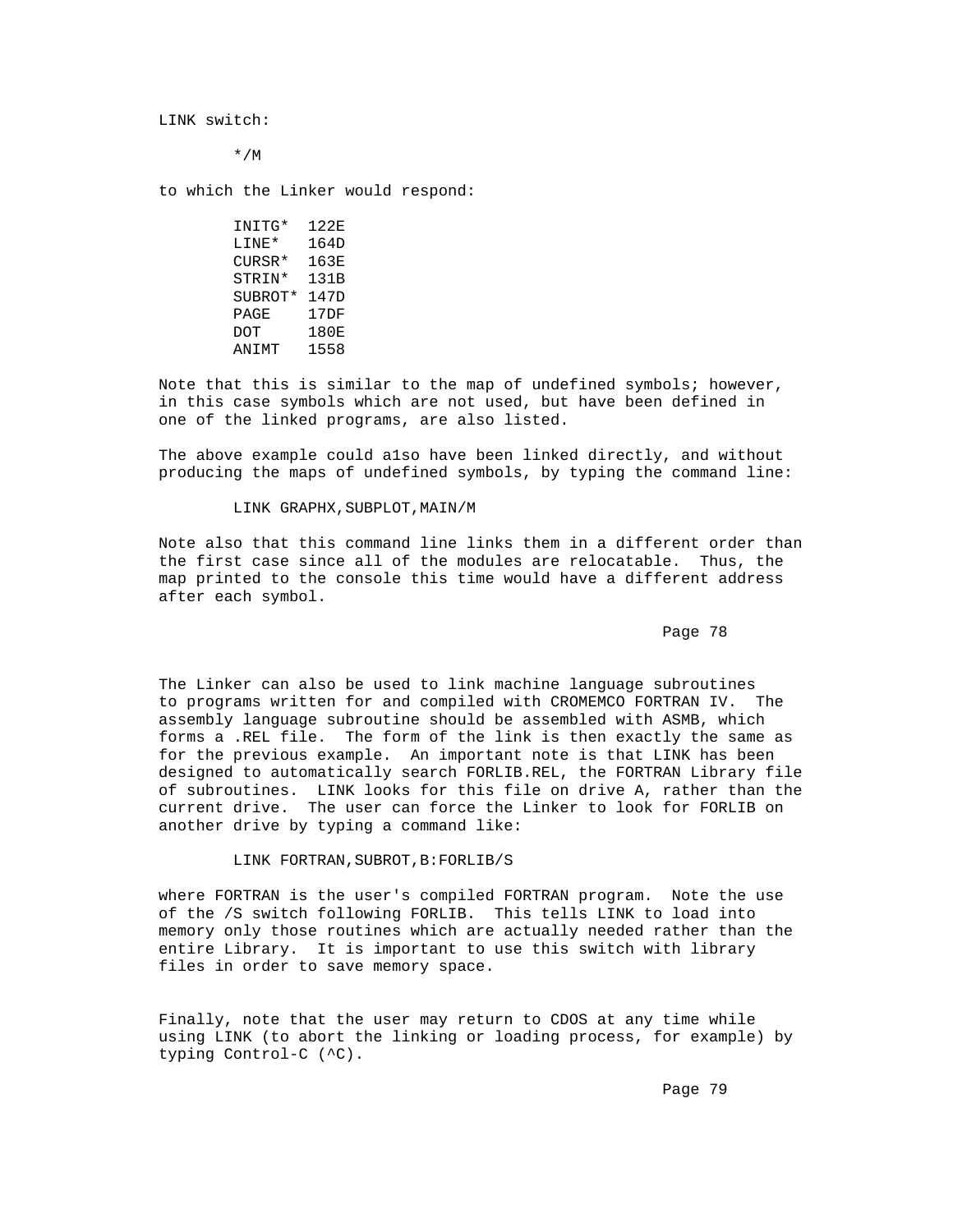LINK switch:

```
        */M
```

to which the Linker would respond:

```
        INITG*  122E
        LINE*   164D
        CURSR*  163E
        STRIN*  131B
        SUBROT* 147D
        PAGE    17DF
        DOT     180E
        ANIMT   1558
```

Note that this is similar to the map of undefined symbols; however, in this case symbols which are not used, but have been defined in one of the linked programs, are also listed.

The above example could a1so have been linked directly, and without producing the maps of undefined symbols, by typing the command line:

```
        LINK GRAPHX,SUBPLOT,MAIN/M
```

Note also that this command line links them in a different order than the first case since all of the modules are relocatable. Thus, the map printed to the console this time would have a different address after each symbol.

The Linker can also be used to link machine language subroutines to programs written for and compiled with CROMEMCO FORTRAN IV. The assembly language subroutine should be assembled with ASMB, which forms a .REL file. The form of the link is then exactly the same as for the previous example. An important note is that LINK has been designed to automatically search FORLIB.REL, the FORTRAN Library file of subroutines. LINK looks for this file on drive A, rather than the current drive. The user can force the Linker to look for FORLIB on another drive by typing a command like:

```
        LINK FORTRAN,SUBROT,B:FORLIB/S
```

where FORTRAN is the user's compiled FORTRAN program. Note the use of the /S switch following FORLIB. This tells LINK to load into memory only those routines which are actually needed rather than the entire Library. It is important to use this switch with library files in order to save memory space.

Finally, note that the user may return to CDOS at any time while using LINK (to abort the linking or loading process, for example) by typing Control-C (^C).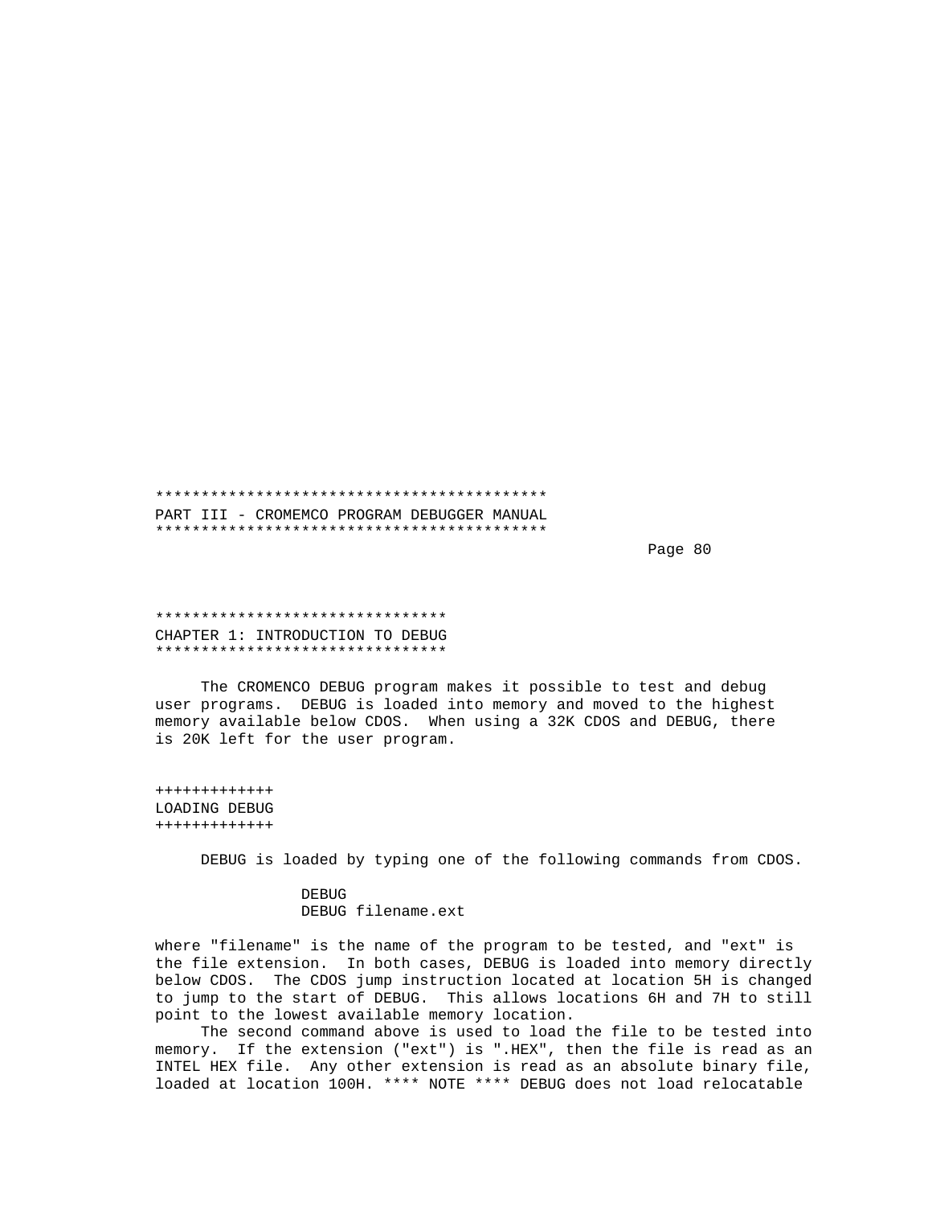# PART III - CROMEMCO PROGRAM DEBUGGER MANUAL

## CHAPTER 1: INTRODUCTION TO DEBUG

The CROMENCO DEBUG program makes it possible to test and debug user programs. DEBUG is loaded into memory and moved to the highest memory available below CDOS. When using a 32K CDOS and DEBUG, there is 20K left for the user program.

### LOADING DEBUG

DEBUG is loaded by typing one of the following commands from CDOS.

```
DEBUG
DEBUG filename.ext
```

where "filename" is the name of the program to be tested, and "ext" is the file extension. In both cases, DEBUG is loaded into memory directly below CDOS. The CDOS jump instruction located at location 5H is changed to jump to the start of DEBUG. This allows locations 6H and 7H to still point to the lowest available memory location.

The second command above is used to load the file to be tested into memory. If the extension ("ext") is ".HEX", then the file is read as an INTEL HEX file. Any other extension is read as an absolute binary file, loaded at location 100H. **** NOTE **** DEBUG does not load relocatable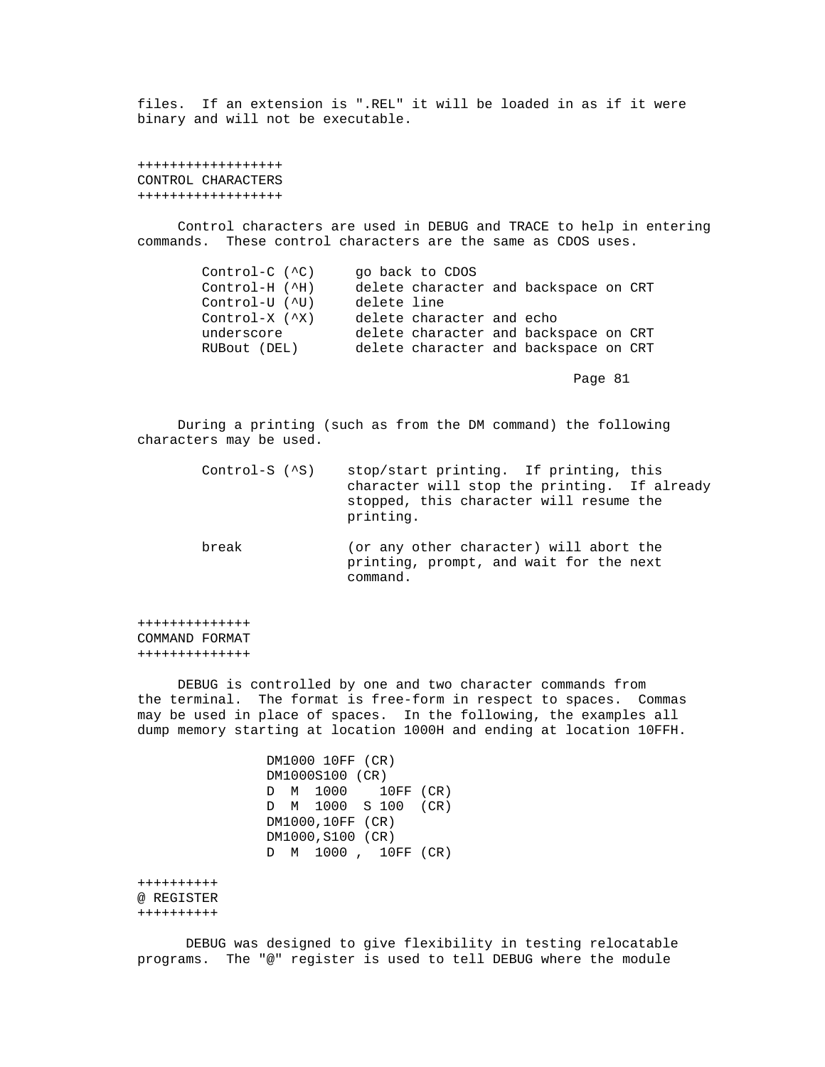files. If an extension is ".REL" it will be loaded in as if it were binary and will not be executable.

## CONTROL CHARACTERS

Control characters are used in DEBUG and TRACE to help in entering commands. These control characters are the same as CDOS uses.

| | |
|---|---|
| Control-C (^C) | go back to CDOS |
| Control-H (^H) | delete character and backspace on CRT |
| Control-U (^U) | delete line |
| Control-X (^X) | delete character and echo |
| underscore | delete character and backspace on CRT |
| RUBout (DEL) | delete character and backspace on CRT |

During a printing (such as from the DM command) the following characters may be used.

| | |
|---|---|
| Control-S (^S) | stop/start printing. If printing, this character will stop the printing. If already stopped, this character will resume the printing. |
| break | (or any other character) will abort the printing, prompt, and wait for the next command. |

## COMMAND FORMAT

DEBUG is controlled by one and two character commands from the terminal. The format is free-form in respect to spaces. Commas may be used in place of spaces. In the following, the examples all dump memory starting at location 1000H and ending at location 10FFH.

```
DM1000 10FF (CR)
DM1000S100 (CR)
D  M  1000    10FF (CR)
D  M  1000  S 100  (CR)
DM1000,10FF (CR)
DM1000,S100 (CR)
D  M  1000 ,  10FF (CR)
```

## @ REGISTER

DEBUG was designed to give flexibility in testing relocatable programs. The "@" register is used to tell DEBUG where the module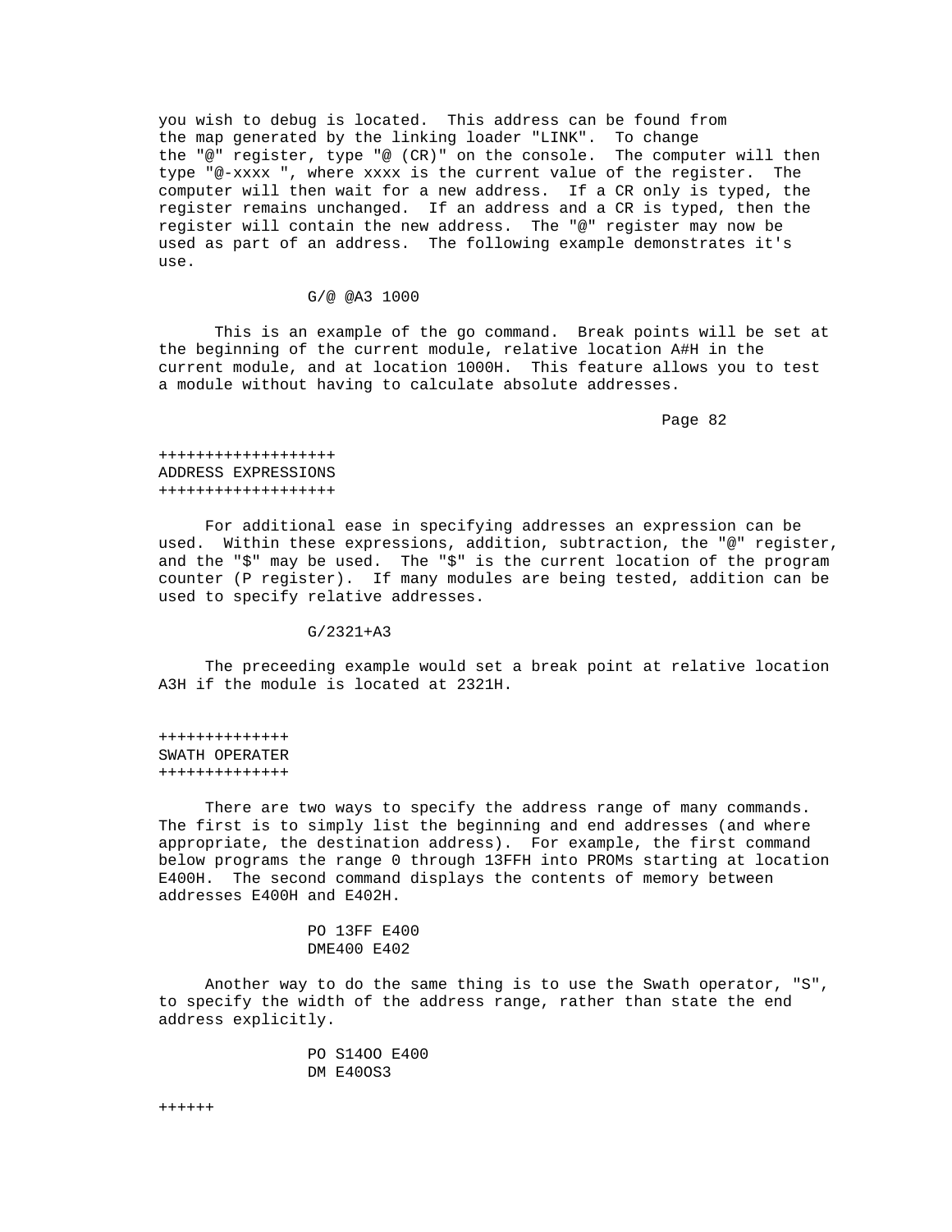you wish to debug is located. This address can be found from the map generated by the linking loader "LINK". To change the "@" register, type "@ (CR)" on the console. The computer will then type "@-xxxx ", where xxxx is the current value of the register. The computer will then wait for a new address. If a CR only is typed, the register remains unchanged. If an address and a CR is typed, then the register will contain the new address. The "@" register may now be used as part of an address. The following example demonstrates it's use.

```
G/@ @A3 1000
```

This is an example of the go command. Break points will be set at the beginning of the current module, relative location A#H in the current module, and at location 1000H. This feature allows you to test a module without having to calculate absolute addresses.

Page 82

## ADDRESS EXPRESSIONS

For additional ease in specifying addresses an expression can be used. Within these expressions, addition, subtraction, the "@" register, and the "$" may be used. The "$" is the current location of the program counter (P register). If many modules are being tested, addition can be used to specify relative addresses.

```
G/2321+A3
```

The preceeding example would set a break point at relative location A3H if the module is located at 2321H.

## SWATH OPERATER

There are two ways to specify the address range of many commands. The first is to simply list the beginning and end addresses (and where appropriate, the destination address). For example, the first command below programs the range 0 through 13FFH into PROMs starting at location E400H. The second command displays the contents of memory between addresses E400H and E402H.

```
PO 13FF E400
DME400 E402
```

Another way to do the same thing is to use the Swath operator, "S", to specify the width of the address range, rather than state the end address explicitly.

```
PO S14OO E400
DM E40OS3
```

++++++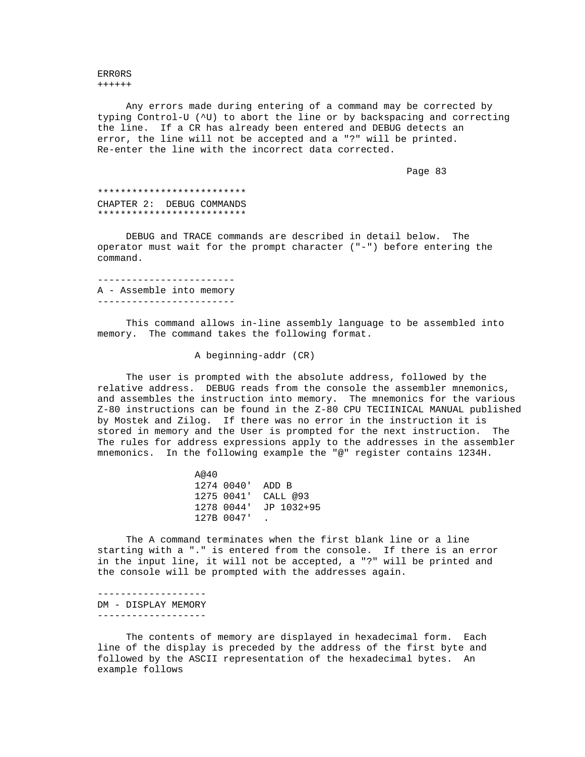ERR0RS
++++++

Any errors made during entering of a command may be corrected by typing Control-U (^U) to abort the line or by backspacing and correcting the line. If a CR has already been entered and DEBUG detects an error, the line will not be accepted and a "?" will be printed. Re-enter the line with the incorrect data corrected.

**************************
CHAPTER 2: DEBUG COMMANDS
**************************

DEBUG and TRACE commands are described in detail below. The operator must wait for the prompt character ("-") before entering the command.

## A - Assemble into memory

This command allows in-line assembly language to be assembled into memory. The command takes the following format.

```
A beginning-addr (CR)
```

The user is prompted with the absolute address, followed by the relative address. DEBUG reads from the console the assembler mnemonics, and assembles the instruction into memory. The mnemonics for the various Z-80 instructions can be found in the Z-80 CPU TECIINICAL MANUAL published by Mostek and Zilog. If there was no error in the instruction it is stored in memory and the User is prompted for the next instruction. The The rules for address expressions apply to the addresses in the assembler mnemonics. In the following example the "@" register contains 1234H.

```
A@40
1274 0040'  ADD B
1275 0041'  CALL @93
1278 0044'  JP 1032+95
127B 0047'  .
```

The A command terminates when the first blank line or a line starting with a "." is entered from the console. If there is an error in the input line, it will not be accepted, a "?" will be printed and the console will be prompted with the addresses again.

## DM - DISPLAY MEMORY

The contents of memory are displayed in hexadecimal form. Each line of the display is preceded by the address of the first byte and followed by the ASCII representation of the hexadecimal bytes. An example follows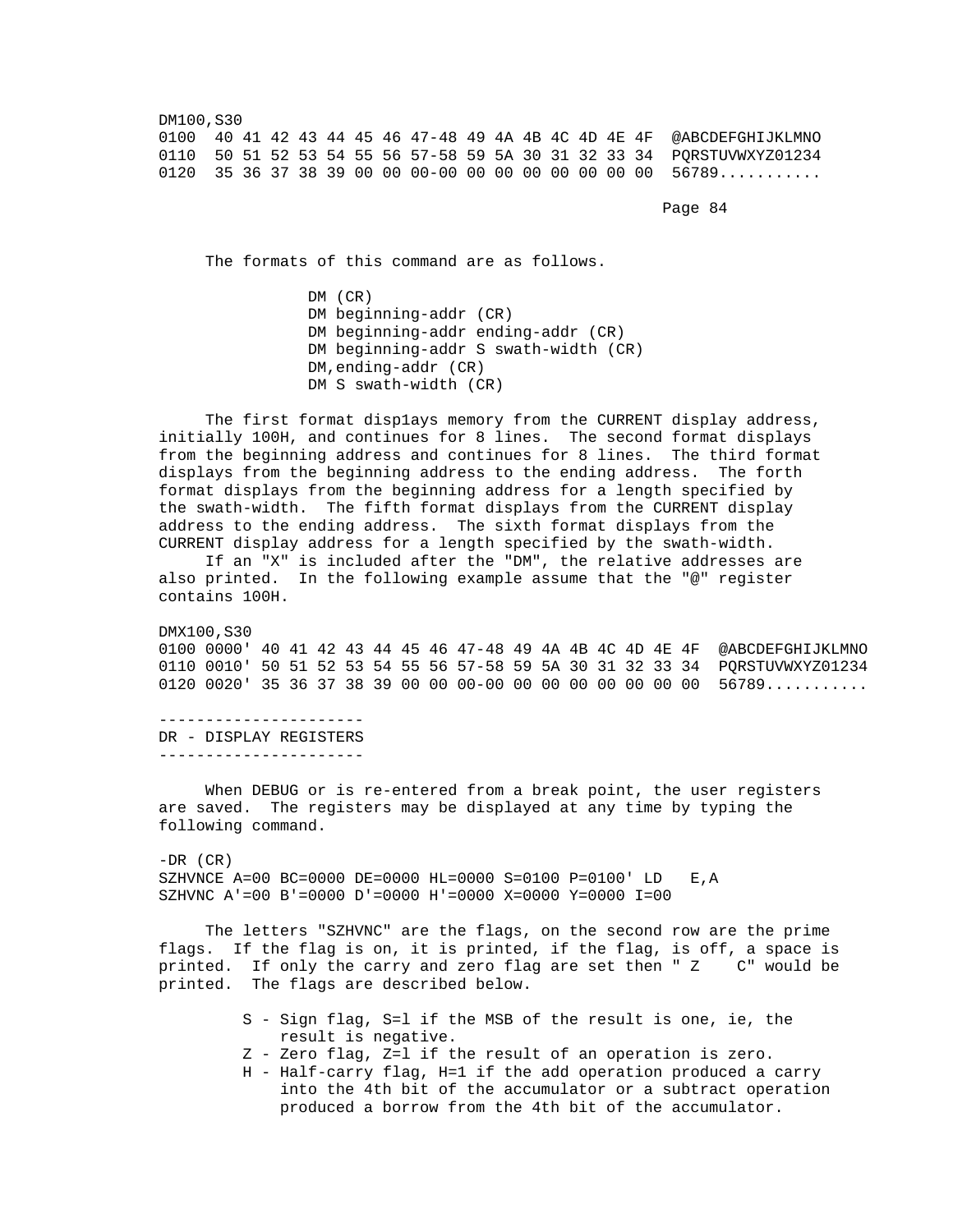```
DM100,S30
0100  40 41 42 43 44 45 46 47-48 49 4A 4B 4C 4D 4E 4F  @ABCDEFGHIJKLMNO
0110  50 51 52 53 54 55 56 57-58 59 5A 30 31 32 33 34  PQRSTUVWXYZ01234
0120  35 36 37 38 39 00 00 00-00 00 00 00 00 00 00 00  56789...........
```

The formats of this command are as follows.

```
DM (CR)
DM beginning-addr (CR)
DM beginning-addr ending-addr (CR)
DM beginning-addr S swath-width (CR)
DM,ending-addr (CR)
DM S swath-width (CR)
```

The first format disp1ays memory from the CURRENT display address, initially 100H, and continues for 8 lines. The second format displays from the beginning address and continues for 8 lines. The third format displays from the beginning address to the ending address. The forth format displays from the beginning address for a length specified by the swath-width. The fifth format displays from the CURRENT display address to the ending address. The sixth format displays from the CURRENT display address for a length specified by the swath-width.

If an "X" is included after the "DM", the relative addresses are also printed. In the following example assume that the "@" register contains 100H.

```
DMX100,S30
0100 0000' 40 41 42 43 44 45 46 47-48 49 4A 4B 4C 4D 4E 4F  @ABCDEFGHIJKLMNO
0110 0010' 50 51 52 53 54 55 56 57-58 59 5A 30 31 32 33 34  PQRSTUVWXYZ01234
0120 0020' 35 36 37 38 39 00 00 00-00 00 00 00 00 00 00 00  56789...........
```

----------------------
DR - DISPLAY REGISTERS
----------------------

When DEBUG or is re-entered from a break point, the user registers are saved. The registers may be displayed at any time by typing the following command.

```
-DR (CR)
SZHVNCE A=00 BC=0000 DE=0000 HL=0000 S=0100 P=0100' LD   E,A
SZHVNC A'=00 B'=0000 D'=0000 H'=0000 X=0000 Y=0000 I=00
```

The letters "SZHVNC" are the flags, on the second row are the prime flags. If the flag is on, it is printed, if the flag, is off, a space is printed. If only the carry and zero flag are set then " Z    C" would be printed. The flags are described below.

- S - Sign flag, S=l if the MSB of the result is one, ie, the result is negative.
- Z - Zero flag, Z=l if the result of an operation is zero.
- H - Half-carry flag, H=1 if the add operation produced a carry into the 4th bit of the accumulator or a subtract operation produced a borrow from the 4th bit of the accumulator.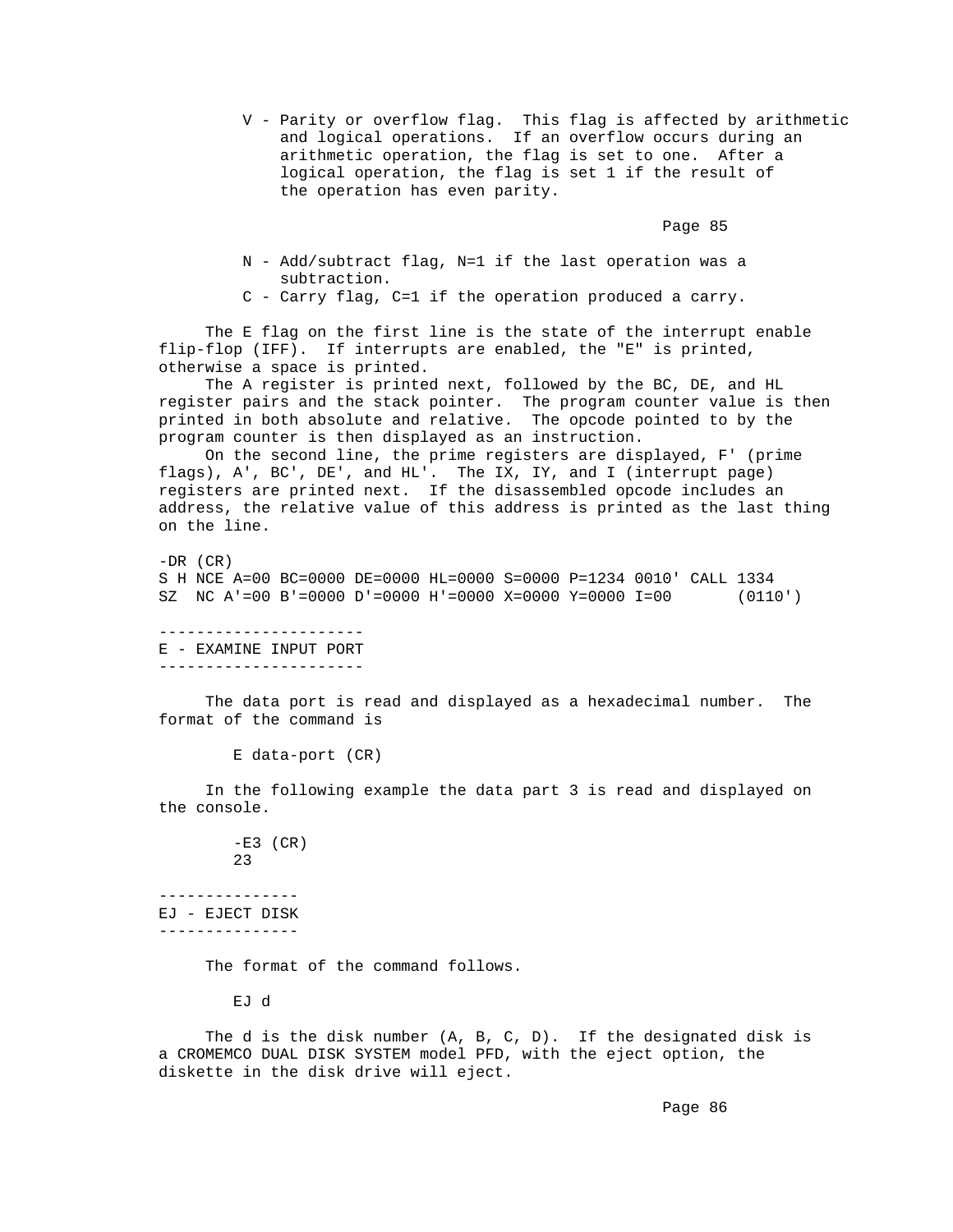V - Parity or overflow flag. This flag is affected by arithmetic and logical operations. If an overflow occurs during an arithmetic operation, the flag is set to one. After a logical operation, the flag is set 1 if the result of the operation has even parity.

N - Add/subtract flag, N=1 if the last operation was a subtraction.

C - Carry flag, C=1 if the operation produced a carry.

The E flag on the first line is the state of the interrupt enable flip-flop (IFF). If interrupts are enabled, the "E" is printed, otherwise a space is printed.

The A register is printed next, followed by the BC, DE, and HL register pairs and the stack pointer. The program counter value is then printed in both absolute and relative. The opcode pointed to by the program counter is then displayed as an instruction.

On the second line, the prime registers are displayed, F' (prime flags), A', BC', DE', and HL'. The IX, IY, and I (interrupt page) registers are printed next. If the disassembled opcode includes an address, the relative value of this address is printed as the last thing on the line.

```
-DR (CR)
S H NCE A=00 BC=0000 DE=0000 HL=0000 S=0000 P=1234 0010' CALL 1334
SZ  NC A'=00 B'=0000 D'=0000 H'=0000 X=0000 Y=0000 I=00       (0110')
```

## E - EXAMINE INPUT PORT

The data port is read and displayed as a hexadecimal number. The format of the command is

```
E data-port (CR)
```

In the following example the data part 3 is read and displayed on the console.

```
-E3 (CR)
23
```

## EJ - EJECT DISK

The format of the command follows.

```
EJ d
```

The d is the disk number (A, B, C, D). If the designated disk is a CROMEMCO DUAL DISK SYSTEM model PFD, with the eject option, the diskette in the disk drive will eject.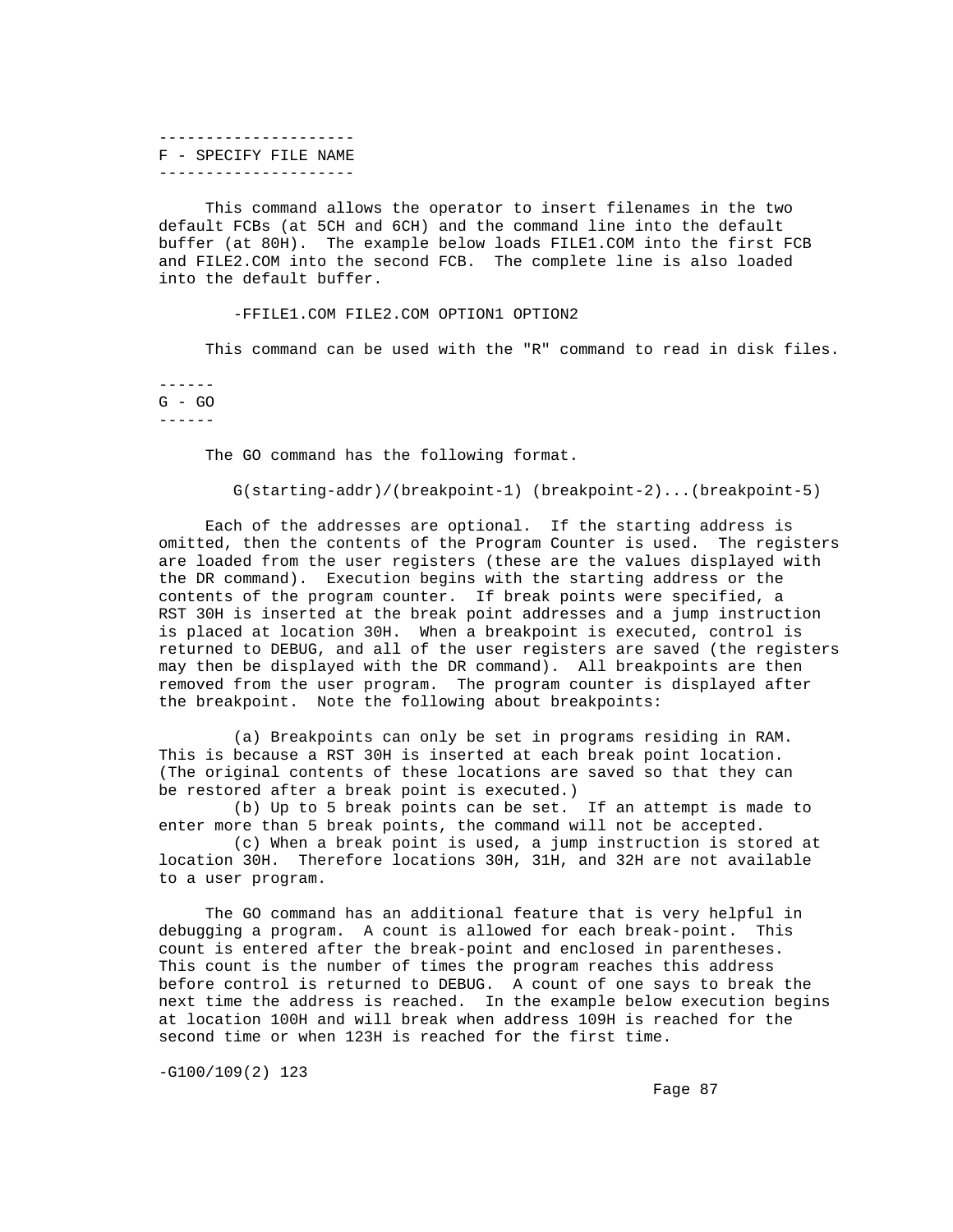## F - SPECIFY FILE NAME

This command allows the operator to insert filenames in the two default FCBs (at 5CH and 6CH) and the command line into the default buffer (at 80H). The example below loads FILE1.COM into the first FCB and FILE2.COM into the second FCB. The complete line is also loaded into the default buffer.

```
-FFILE1.COM FILE2.COM OPTION1 OPTION2
```

This command can be used with the "R" command to read in disk files.

## G - GO

The GO command has the following format.

```
G(starting-addr)/(breakpoint-1) (breakpoint-2)...(breakpoint-5)
```

Each of the addresses are optional. If the starting address is omitted, then the contents of the Program Counter is used. The registers are loaded from the user registers (these are the values displayed with the DR command). Execution begins with the starting address or the contents of the program counter. If break points were specified, a RST 30H is inserted at the break point addresses and a jump instruction is placed at location 30H. When a breakpoint is executed, control is returned to DEBUG, and all of the user registers are saved (the registers may then be displayed with the DR command). All breakpoints are then removed from the user program. The program counter is displayed after the breakpoint. Note the following about breakpoints:

(a) Breakpoints can only be set in programs residing in RAM. This is because a RST 30H is inserted at each break point location. (The original contents of these locations are saved so that they can be restored after a break point is executed.)
(b) Up to 5 break points can be set. If an attempt is made to enter more than 5 break points, the command will not be accepted.
(c) When a break point is used, a jump instruction is stored at location 30H. Therefore locations 30H, 31H, and 32H are not available to a user program.

The GO command has an additional feature that is very helpful in debugging a program. A count is allowed for each break-point. This count is entered after the break-point and enclosed in parentheses. This count is the number of times the program reaches this address before control is returned to DEBUG. A count of one says to break the next time the address is reached. In the example below execution begins at location 100H and will break when address 109H is reached for the second time or when 123H is reached for the first time.

```
-G100/109(2) 123
```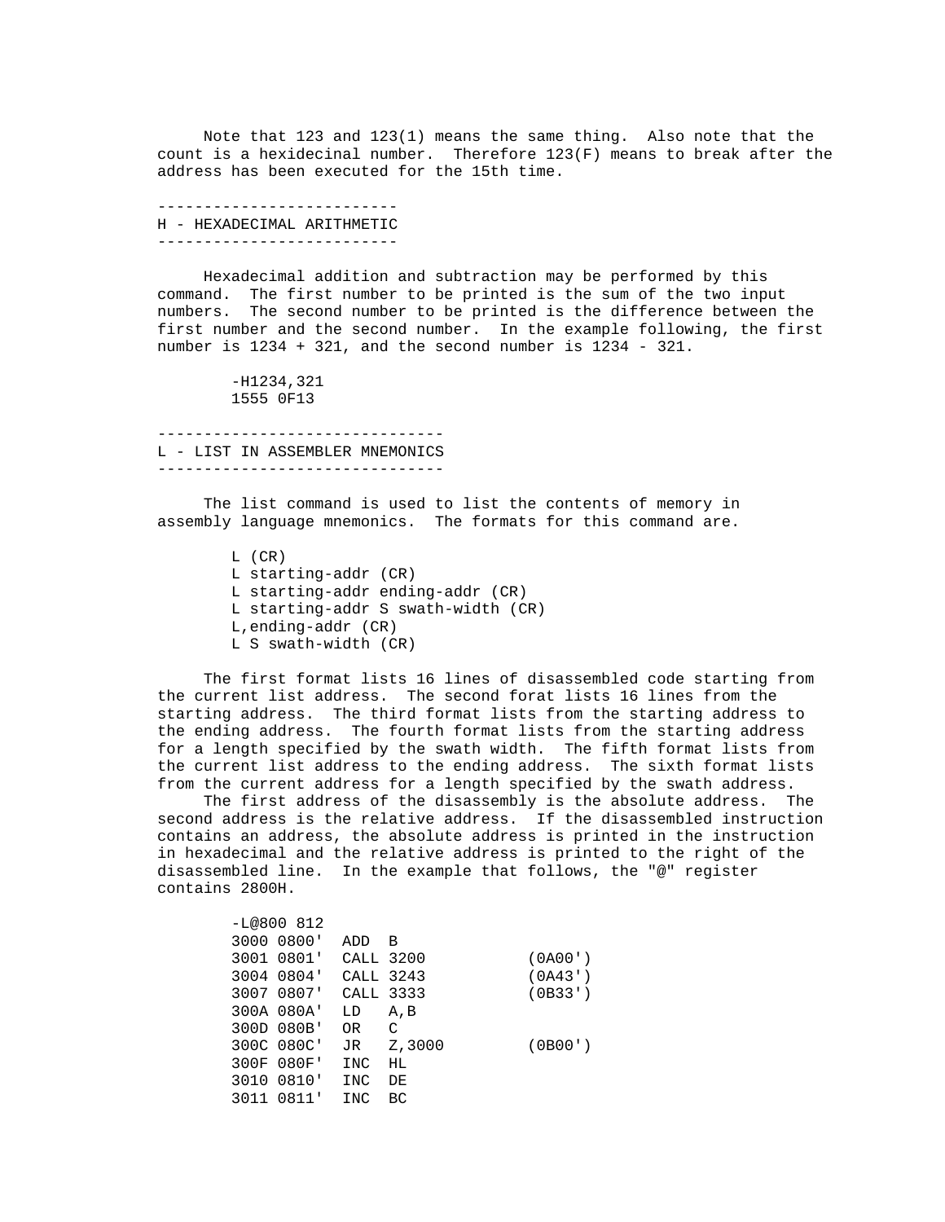Note that 123 and 123(1) means the same thing. Also note that the count is a hexidecinal number. Therefore 123(F) means to break after the address has been executed for the 15th time.

## H - HEXADECIMAL ARITHMETIC

Hexadecimal addition and subtraction may be performed by this command. The first number to be printed is the sum of the two input numbers. The second number to be printed is the difference between the first number and the second number. In the example following, the first number is 1234 + 321, and the second number is 1234 - 321.

```
-H1234,321
1555 0F13
```

## L - LIST IN ASSEMBLER MNEMONICS

The list command is used to list the contents of memory in assembly language mnemonics. The formats for this command are.

```
L (CR)
L starting-addr (CR)
L starting-addr ending-addr (CR)
L starting-addr S swath-width (CR)
L,ending-addr (CR)
L S swath-width (CR)
```

The first format lists 16 lines of disassembled code starting from the current list address. The second forat lists 16 lines from the starting address. The third format lists from the starting address to the ending address. The fourth format lists from the starting address for a length specified by the swath width. The fifth format lists from the current list address to the ending address. The sixth format lists from the current address for a length specified by the swath address.

The first address of the disassembly is the absolute address. The second address is the relative address. If the disassembled instruction contains an address, the absolute address is printed in the instruction in hexadecimal and the relative address is printed to the right of the disassembled line. In the example that follows, the "@" register contains 2800H.

```
-L@800 812
3000 0800'  ADD  B
3001 0801'  CALL 3200           (0A00')
3004 0804'  CALL 3243           (0A43')
3007 0807'  CALL 3333           (0B33')
300A 080A'  LD   A,B
300D 080B'  OR   C
300C 080C'  JR   Z,3000         (0B00')
300F 080F'  INC  HL
3010 0810'  INC  DE
3011 0811'  INC  BC
```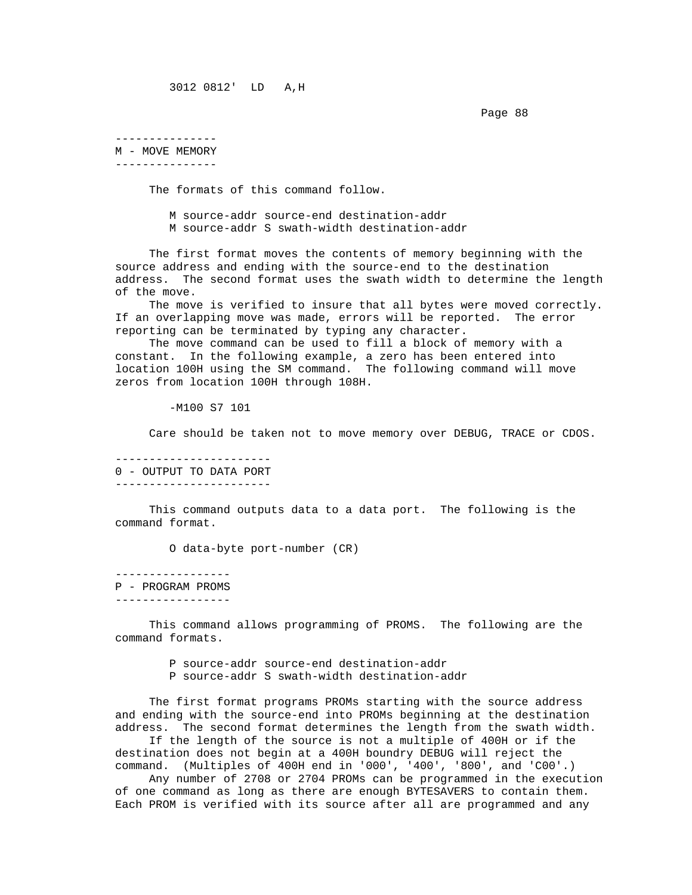```
3012 0812'  LD   A,H
```

## M - MOVE MEMORY

The formats of this command follow.

```
M source-addr source-end destination-addr
M source-addr S swath-width destination-addr
```

The first format moves the contents of memory beginning with the source address and ending with the source-end to the destination address. The second format uses the swath width to determine the length of the move.

The move is verified to insure that all bytes were moved correctly. If an overlapping move was made, errors will be reported. The error reporting can be terminated by typing any character.

The move command can be used to fill a block of memory with a constant. In the following example, a zero has been entered into location 100H using the SM command. The following command will move zeros from location 100H through 108H.

```
-M100 S7 101
```

Care should be taken not to move memory over DEBUG, TRACE or CDOS.

## 0 - OUTPUT TO DATA PORT

This command outputs data to a data port. The following is the command format.

```
O data-byte port-number (CR)
```

## P - PROGRAM PROMS

This command allows programming of PROMS. The following are the command formats.

```
P source-addr source-end destination-addr
P source-addr S swath-width destination-addr
```

The first format programs PROMs starting with the source address and ending with the source-end into PROMs beginning at the destination address. The second format determines the length from the swath width.

If the length of the source is not a multiple of 400H or if the destination does not begin at a 400H boundry DEBUG will reject the command. (Multiples of 400H end in '000', '400', '800', and 'C00'.)

Any number of 2708 or 2704 PROMs can be programmed in the execution of one command as long as there are enough BYTESAVERS to contain them. Each PROM is verified with its source after all are programmed and any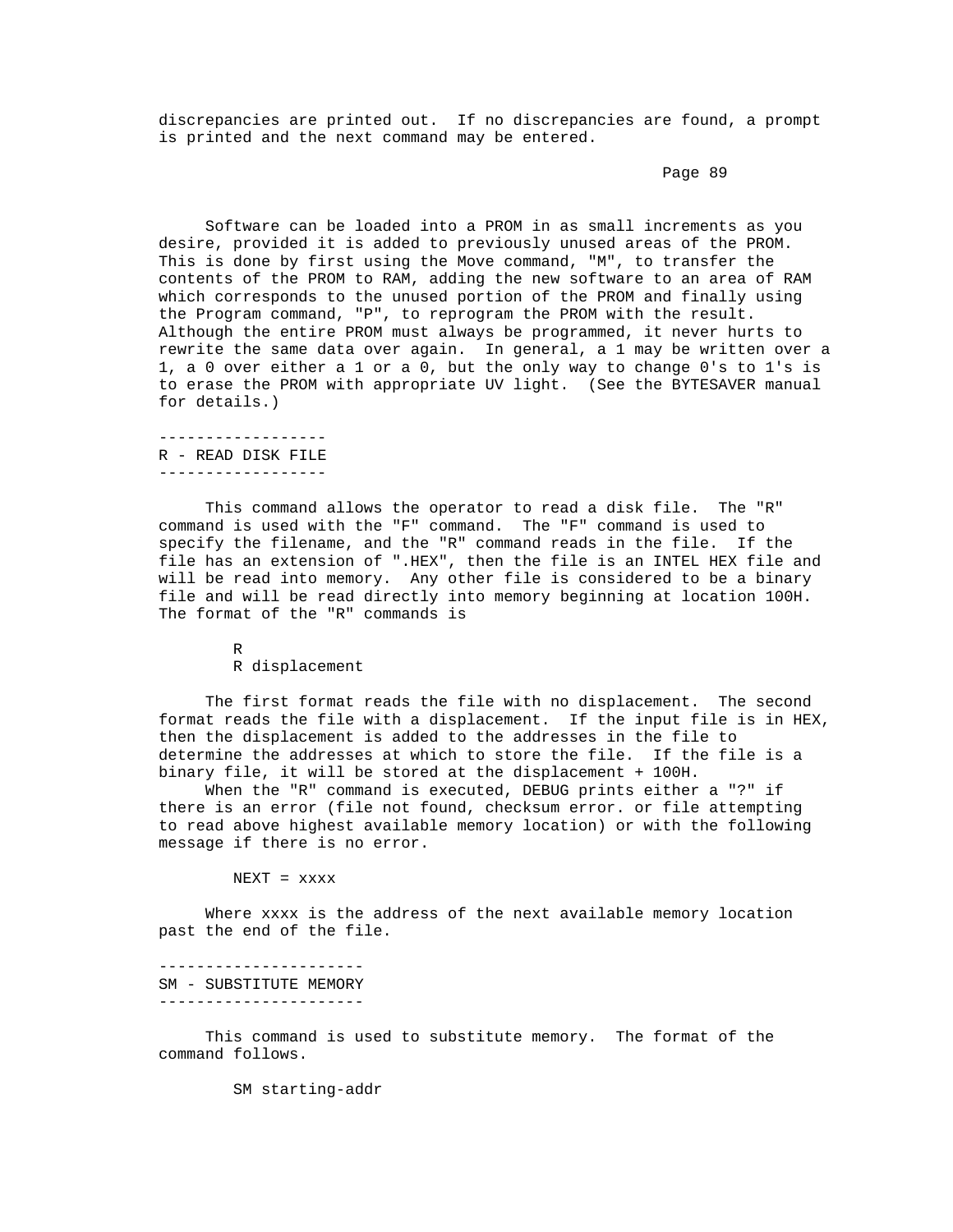discrepancies are printed out. If no discrepancies are found, a prompt is printed and the next command may be entered.

Software can be loaded into a PROM in as small increments as you desire, provided it is added to previously unused areas of the PROM. This is done by first using the Move command, "M", to transfer the contents of the PROM to RAM, adding the new software to an area of RAM which corresponds to the unused portion of the PROM and finally using the Program command, "P", to reprogram the PROM with the result. Although the entire PROM must always be programmed, it never hurts to rewrite the same data over again. In general, a 1 may be written over a 1, a 0 over either a 1 or a 0, but the only way to change 0's to 1's is to erase the PROM with appropriate UV light. (See the BYTESAVER manual for details.)

## R - READ DISK FILE

This command allows the operator to read a disk file. The "R" command is used with the "F" command. The "F" command is used to specify the filename, and the "R" command reads in the file. If the file has an extension of ".HEX", then the file is an INTEL HEX file and will be read into memory. Any other file is considered to be a binary file and will be read directly into memory beginning at location 100H. The format of the "R" commands is

```
R
R displacement
```

The first format reads the file with no displacement. The second format reads the file with a displacement. If the input file is in HEX, then the displacement is added to the addresses in the file to determine the addresses at which to store the file. If the file is a binary file, it will be stored at the displacement + 100H.

When the "R" command is executed, DEBUG prints either a "?" if there is an error (file not found, checksum error. or file attempting to read above highest available memory location) or with the following message if there is no error.

```
NEXT = xxxx
```

Where xxxx is the address of the next available memory location past the end of the file.

## SM - SUBSTITUTE MEMORY

This command is used to substitute memory. The format of the command follows.

```
SM starting-addr
```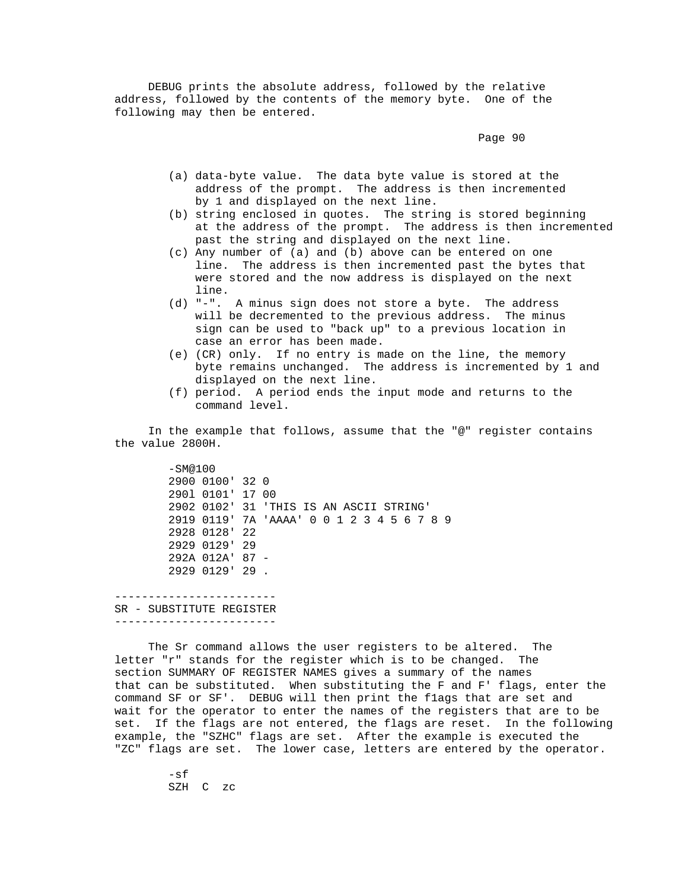DEBUG prints the absolute address, followed by the relative address, followed by the contents of the memory byte. One of the following may then be entered.

(a) data-byte value. The data byte value is stored at the address of the prompt. The address is then incremented by 1 and displayed on the next line.
(b) string enclosed in quotes. The string is stored beginning at the address of the prompt. The address is then incremented past the string and displayed on the next line.
(c) Any number of (a) and (b) above can be entered on one line. The address is then incremented past the bytes that were stored and the now address is displayed on the next line.
(d) "-". A minus sign does not store a byte. The address will be decremented to the previous address. The minus sign can be used to "back up" to a previous location in case an error has been made.
(e) (CR) only. If no entry is made on the line, the memory byte remains unchanged. The address is incremented by 1 and displayed on the next line.
(f) period. A period ends the input mode and returns to the command level.

In the example that follows, assume that the "@" register contains the value 2800H.

```
-SM@100
2900 0100' 32 0
290l 0101' 17 00
2902 0102' 31 'THIS IS AN ASCII STRING'
2919 0119' 7A 'AAAA' 0 0 1 2 3 4 5 6 7 8 9
2928 0128' 22
2929 0129' 29
292A 012A' 87 -
2929 0129' 29 .
```

------------------------
SR - SUBSTITUTE REGISTER
------------------------

The Sr command allows the user registers to be altered. The letter "r" stands for the register which is to be changed. The section SUMMARY OF REGISTER NAMES gives a summary of the names that can be substituted. When substituting the F and F' flags, enter the command SF or SF'. DEBUG will then print the f1ags that are set and wait for the operator to enter the names of the registers that are to be set. If the flags are not entered, the flags are reset. In the following example, the "SZHC" flags are set. After the example is executed the "ZC" flags are set. The lower case, letters are entered by the operator.

```
-sf
SZH  C  zc
```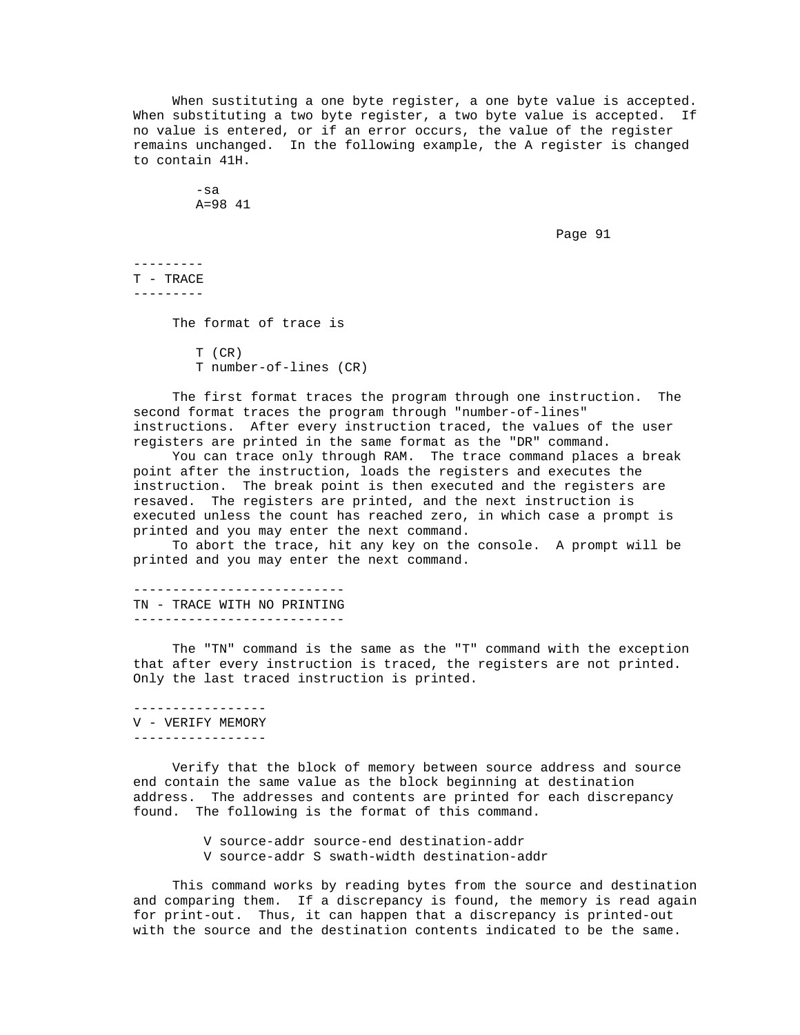When sustituting a one byte register, a one byte value is accepted. When substituting a two byte register, a two byte value is accepted. If no value is entered, or if an error occurs, the value of the register remains unchanged. In the following example, the A register is changed to contain 41H.

```
-sa
A=98 41
```

## T - TRACE

The format of trace is

```
T (CR)
T number-of-lines (CR)
```

The first format traces the program through one instruction. The second format traces the program through "number-of-lines" instructions. After every instruction traced, the values of the user registers are printed in the same format as the "DR" command.

You can trace only through RAM. The trace command places a break point after the instruction, loads the registers and executes the instruction. The break point is then executed and the registers are resaved. The registers are printed, and the next instruction is executed unless the count has reached zero, in which case a prompt is printed and you may enter the next command.

To abort the trace, hit any key on the console. A prompt will be printed and you may enter the next command.

## TN - TRACE WITH NO PRINTING

The "TN" command is the same as the "T" command with the exception that after every instruction is traced, the registers are not printed. Only the last traced instruction is printed.

## V - VERIFY MEMORY

Verify that the block of memory between source address and source end contain the same value as the block beginning at destination address. The addresses and contents are printed for each discrepancy found. The following is the format of this command.

```
V source-addr source-end destination-addr
V source-addr S swath-width destination-addr
```

This command works by reading bytes from the source and destination and comparing them. If a discrepancy is found, the memory is read again for print-out. Thus, it can happen that a discrepancy is printed-out with the source and the destination contents indicated to be the same.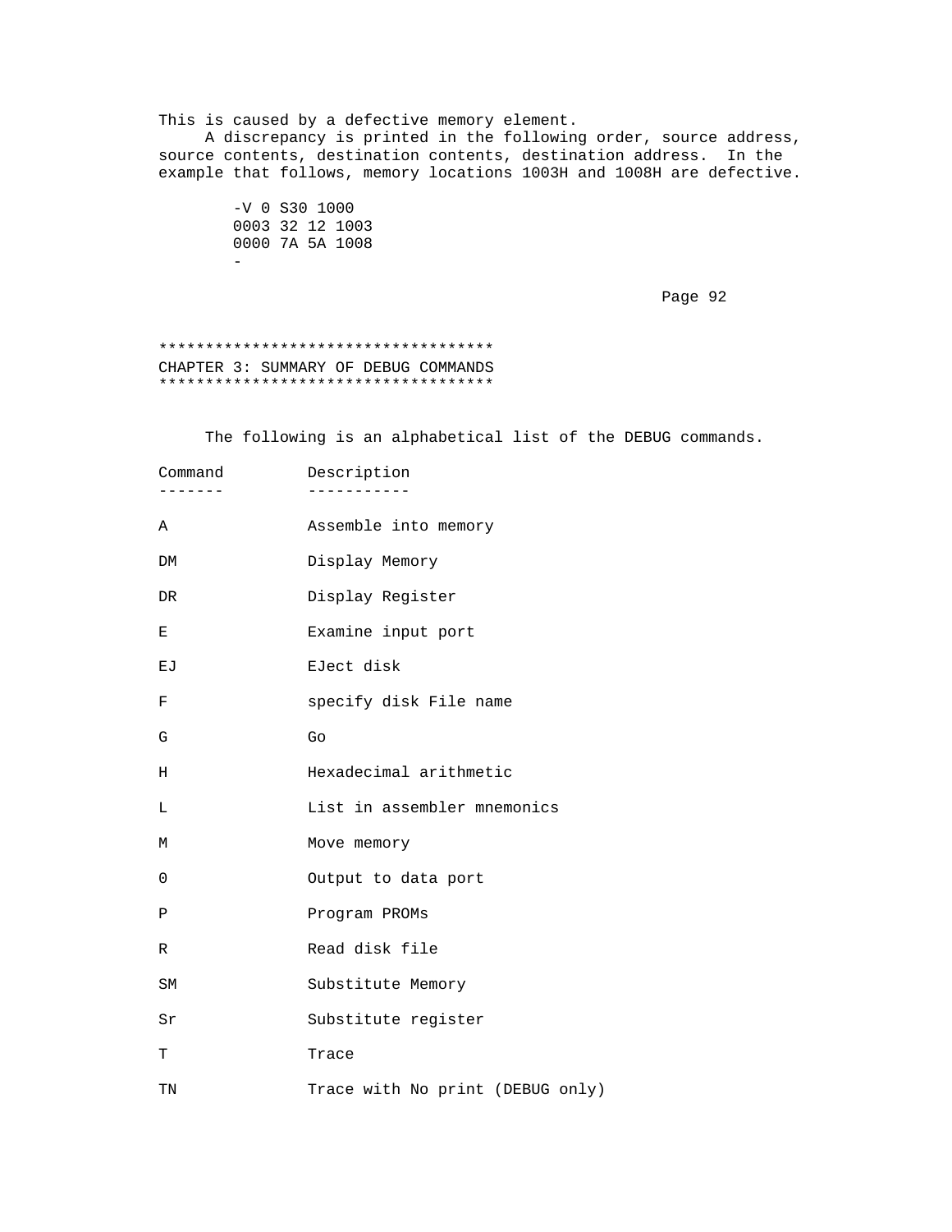This is caused by a defective memory element.

A discrepancy is printed in the following order, source address, source contents, destination contents, destination address. In the example that follows, memory locations 1003H and 1008H are defective.

```
-V 0 S30 1000
0003 32 12 1003
0000 7A 5A 1008
-
```

```
************************************
CHAPTER 3: SUMMARY OF DEBUG COMMANDS
************************************
```

# CHAPTER 3: SUMMARY OF DEBUG COMMANDS

The following is an alphabetical list of the DEBUG commands.

| Command | Description |
|---|---|
| A | Assemble into memory |
| DM | Display Memory |
| DR | Display Register |
| E | Examine input port |
| EJ | EJect disk |
| F | specify disk File name |
| G | Go |
| H | Hexadecimal arithmetic |
| L | List in assembler mnemonics |
| M | Move memory |
| 0 | Output to data port |
| P | Program PROMs |
| R | Read disk file |
| SM | Substitute Memory |
| Sr | Substitute register |
| T | Trace |
| TN | Trace with No print (DEBUG only) |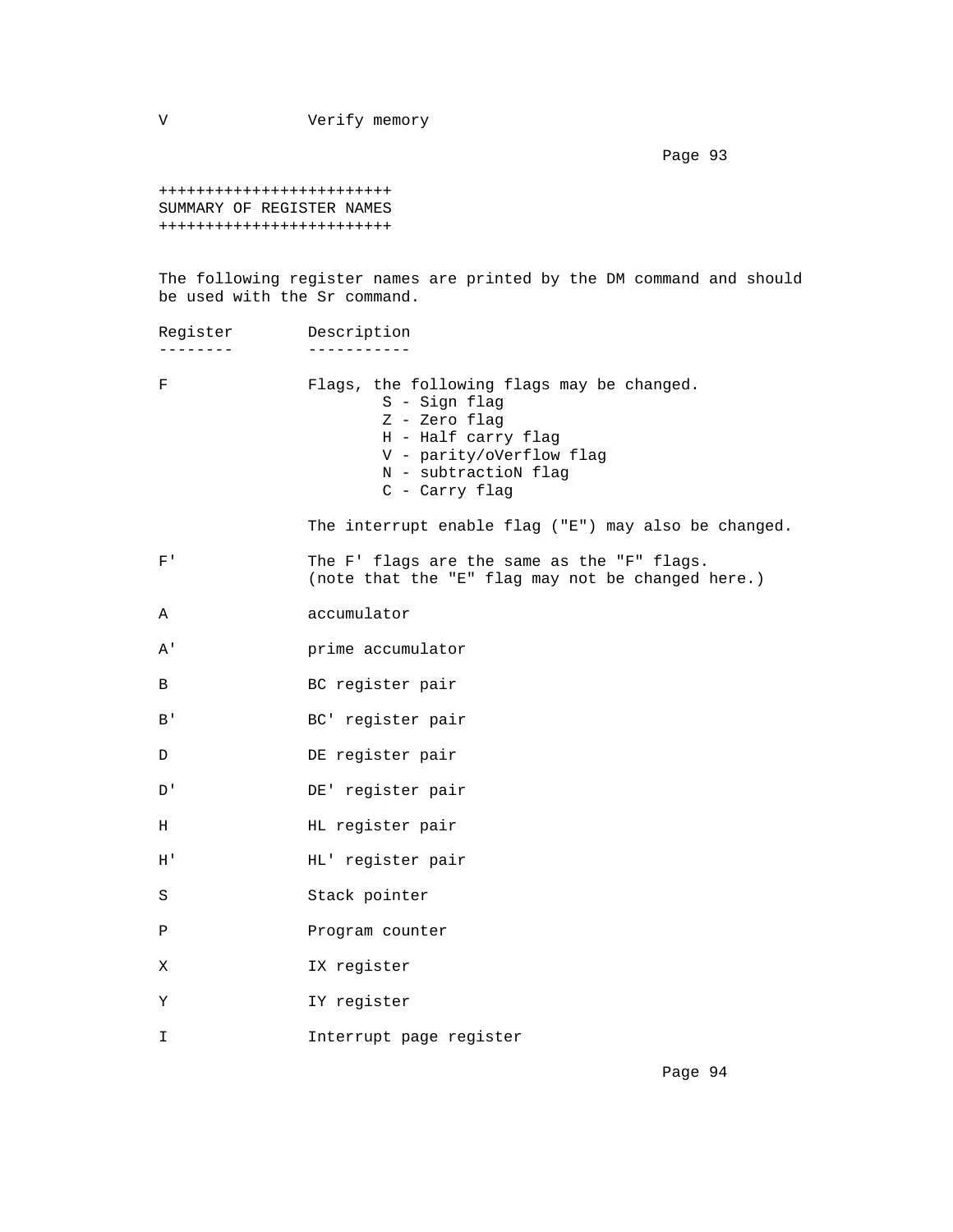| | |
|---|---|
| V | Verify memory |

## SUMMARY OF REGISTER NAMES

The following register names are printed by the DM command and should be used with the Sr command.

| Register | Description |
|---|---|
| F | Flags, the following flags may be changed.<br>S - Sign flag<br>Z - Zero flag<br>H - Half carry flag<br>V - parity/oVerflow flag<br>N - subtractioN flag<br>C - Carry flag<br><br>The interrupt enable flag ("E") may also be changed. |
| F' | The F' flags are the same as the "F" flags.<br>(note that the "E" flag may not be changed here.) |
| A | accumulator |
| A' | prime accumulator |
| B | BC register pair |
| B' | BC' register pair |
| D | DE register pair |
| D' | DE' register pair |
| H | HL register pair |
| H' | HL' register pair |
| S | Stack pointer |
| P | Program counter |
| X | IX register |
| Y | IY register |
| I | Interrupt page register |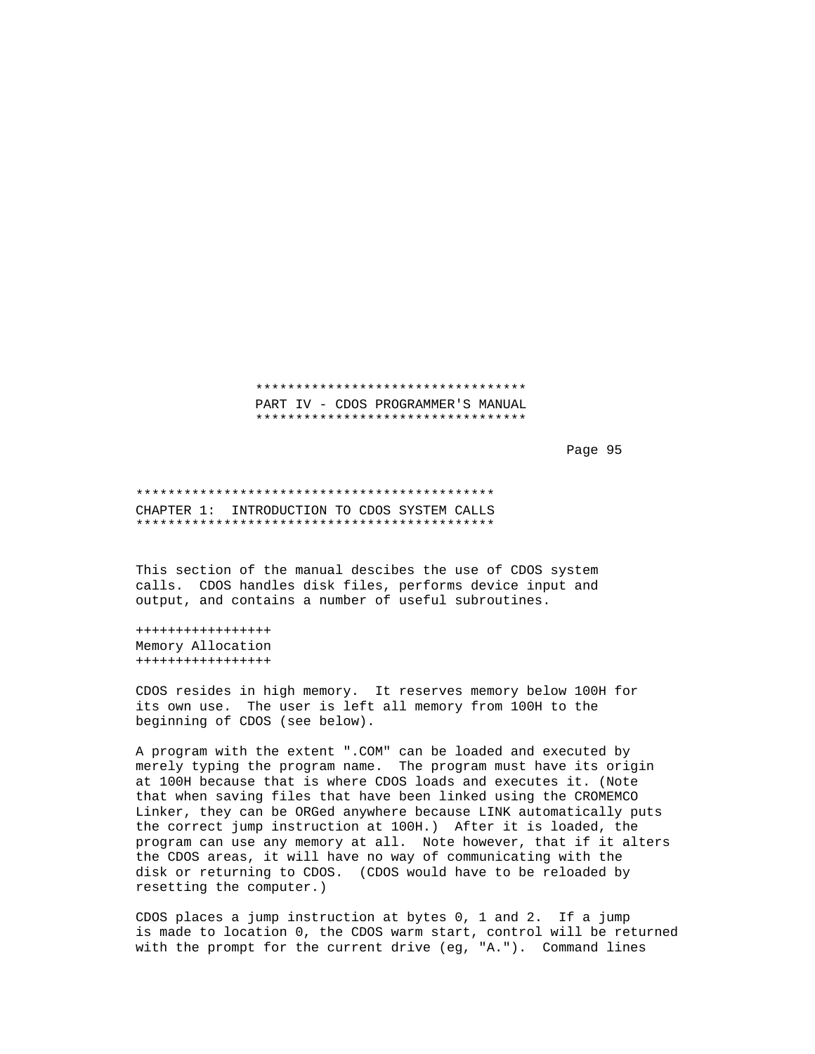# PART IV - CDOS PROGRAMMER'S MANUAL

## CHAPTER 1: INTRODUCTION TO CDOS SYSTEM CALLS

This section of the manual descibes the use of CDOS system calls. CDOS handles disk files, performs device input and output, and contains a number of useful subroutines.

### Memory Allocation

CDOS resides in high memory. It reserves memory below 100H for its own use. The user is left all memory from 100H to the beginning of CDOS (see below).

A program with the extent ".COM" can be loaded and executed by merely typing the program name. The program must have its origin at 100H because that is where CDOS loads and executes it. (Note that when saving files that have been linked using the CROMEMCO Linker, they can be ORGed anywhere because LINK automatically puts the correct jump instruction at 100H.) After it is loaded, the program can use any memory at all. Note however, that if it alters the CDOS areas, it will have no way of communicating with the disk or returning to CDOS. (CDOS would have to be reloaded by resetting the computer.)

CDOS places a jump instruction at bytes 0, 1 and 2. If a jump is made to location 0, the CDOS warm start, control will be returned with the prompt for the current drive (eg, "A."). Command lines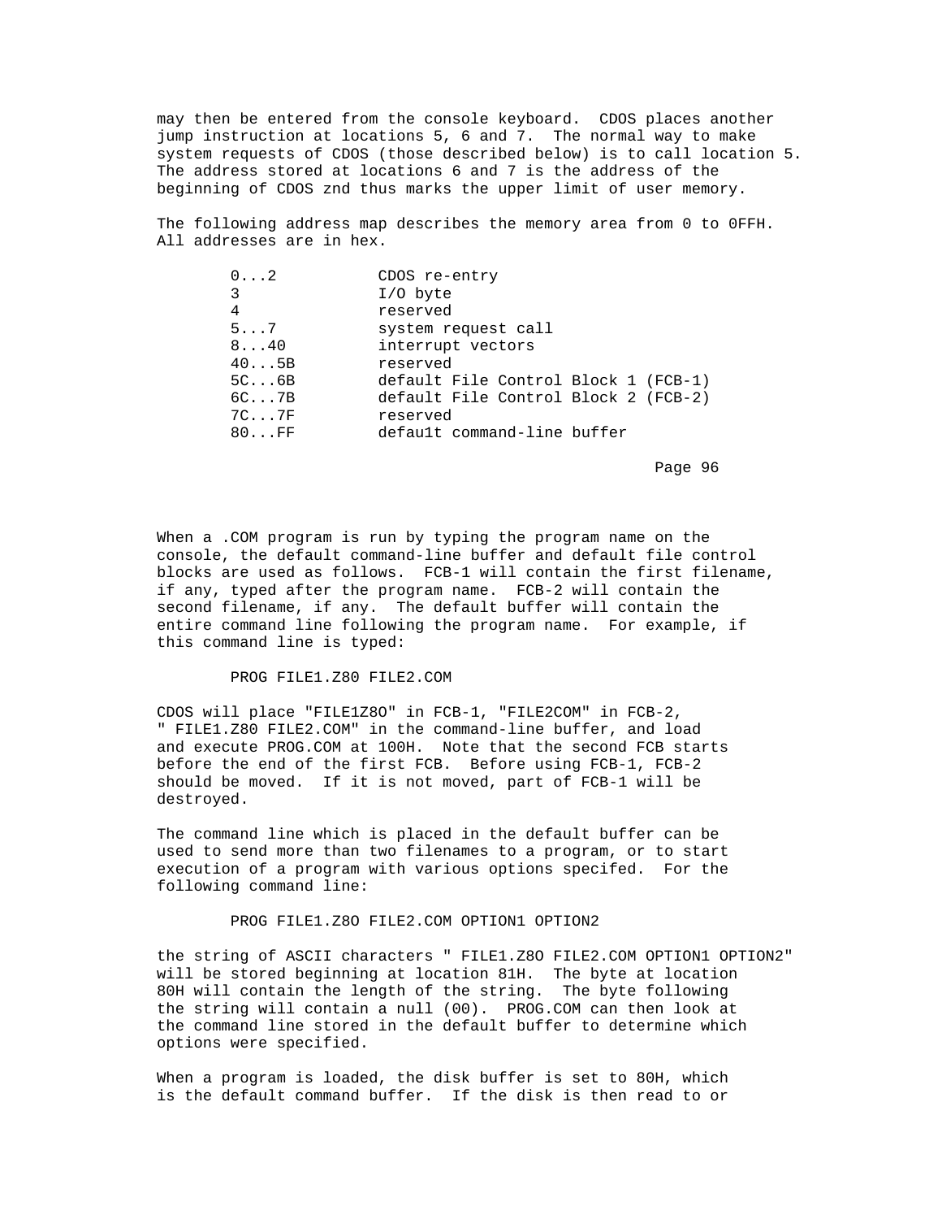may then be entered from the console keyboard. CDOS places another jump instruction at locations 5, 6 and 7. The normal way to make system requests of CDOS (those described below) is to call location 5. The address stored at locations 6 and 7 is the address of the beginning of CDOS znd thus marks the upper limit of user memory.

The following address map describes the memory area from 0 to 0FFH. All addresses are in hex.

```
0...2          CDOS re-entry
3              I/O byte
4              reserved
5...7          system request call
8...40         interrupt vectors
40...5B        reserved
5C...6B        default File Control Block 1 (FCB-1)
6C...7B        default File Control Block 2 (FCB-2)
7C...7F        reserved
80...FF        defau1t command-line buffer
```

When a .COM program is run by typing the program name on the console, the default command-line buffer and default file control blocks are used as follows. FCB-1 will contain the first filename, if any, typed after the program name. FCB-2 will contain the second filename, if any. The default buffer will contain the entire command line following the program name. For example, if this command line is typed:

```
PROG FILE1.Z80 FILE2.COM
```

CDOS will place "FILE1Z8O" in FCB-1, "FILE2COM" in FCB-2, " FILE1.Z80 FILE2.COM" in the command-line buffer, and load and execute PROG.COM at 100H. Note that the second FCB starts before the end of the first FCB. Before using FCB-1, FCB-2 should be moved. If it is not moved, part of FCB-1 will be destroyed.

The command line which is placed in the default buffer can be used to send more than two filenames to a program, or to start execution of a program with various options specifed. For the following command line:

```
PROG FILE1.Z8O FILE2.COM OPTION1 OPTION2
```

the string of ASCII characters " FILE1.Z8O FILE2.COM OPTION1 OPTION2" will be stored beginning at location 81H. The byte at location 80H will contain the length of the string. The byte following the string will contain a null (00). PROG.COM can then look at the command line stored in the default buffer to determine which options were specified.

When a program is loaded, the disk buffer is set to 80H, which is the default command buffer. If the disk is then read to or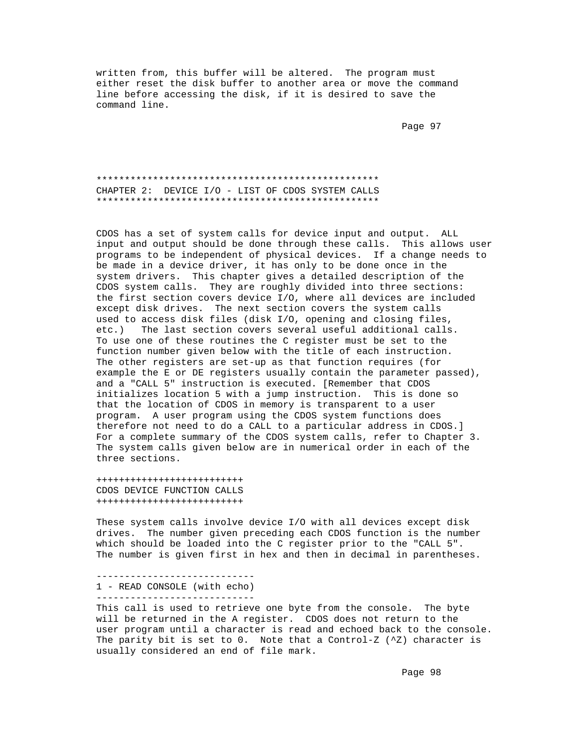written from, this buffer will be altered. The program must either reset the disk buffer to another area or move the command line before accessing the disk, if it is desired to save the command line.

# CHAPTER 2: DEVICE I/O - LIST OF CDOS SYSTEM CALLS

CDOS has a set of system calls for device input and output. ALL input and output should be done through these calls. This allows user programs to be independent of physical devices. If a change needs to be made in a device driver, it has only to be done once in the system drivers. This chapter gives a detailed description of the CDOS system calls. They are roughly divided into three sections: the first section covers device I/O, where all devices are included except disk drives. The next section covers the system calls used to access disk files (disk I/O, opening and closing files, etc.) The last section covers several useful additional calls. To use one of these routines the C register must be set to the function number given below with the title of each instruction. The other registers are set-up as that function requires (for example the E or DE registers usually contain the parameter passed), and a "CALL 5" instruction is executed. [Remember that CDOS initializes location 5 with a jump instruction. This is done so that the location of CDOS in memory is transparent to a user program. A user program using the CDOS system functions does therefore not need to do a CALL to a particular address in CDOS.] For a complete summary of the CDOS system calls, refer to Chapter 3. The system calls given below are in numerical order in each of the three sections.

## CDOS DEVICE FUNCTION CALLS

These system calls involve device I/O with all devices except disk drives. The number given preceding each CDOS function is the number which should be loaded into the C register prior to the "CALL 5". The number is given first in hex and then in decimal in parentheses.

### 1 - READ CONSOLE (with echo)

This call is used to retrieve one byte from the console. The byte will be returned in the A register. CDOS does not return to the user program until a character is read and echoed back to the console. The parity bit is set to 0. Note that a Control-Z (^Z) character is usually considered an end of file mark.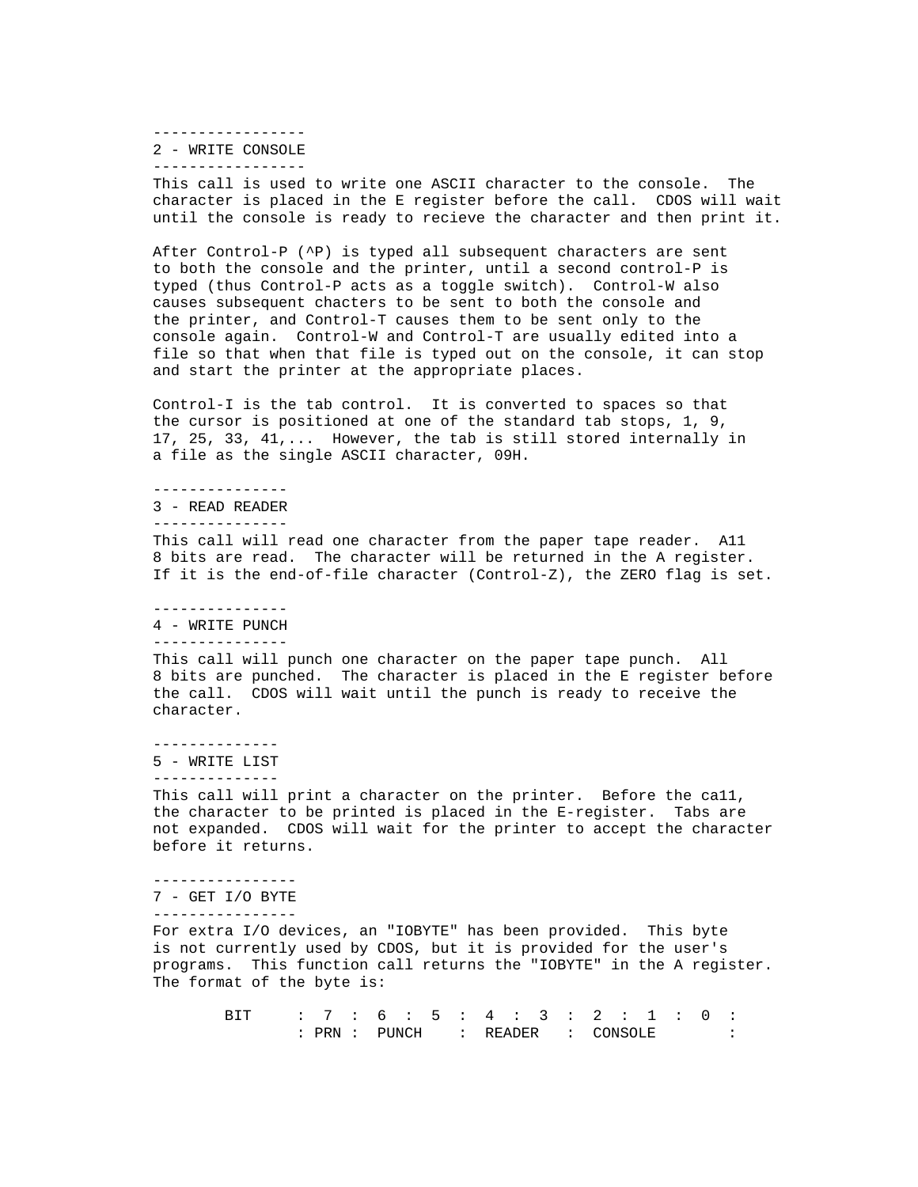## 2 - WRITE CONSOLE

This call is used to write one ASCII character to the console. The character is placed in the E register before the call. CDOS will wait until the console is ready to recieve the character and then print it.

After Control-P (^P) is typed all subsequent characters are sent to both the console and the printer, until a second control-P is typed (thus Control-P acts as a toggle switch). Control-W also causes subsequent chacters to be sent to both the console and the printer, and Control-T causes them to be sent only to the console again. Control-W and Control-T are usually edited into a file so that when that file is typed out on the console, it can stop and start the printer at the appropriate places.

Control-I is the tab control. It is converted to spaces so that the cursor is positioned at one of the standard tab stops, 1, 9, 17, 25, 33, 41,... However, the tab is still stored internally in a file as the single ASCII character, 09H.

## 3 - READ READER

This call will read one character from the paper tape reader. A11 8 bits are read. The character will be returned in the A register. If it is the end-of-file character (Control-Z), the ZERO flag is set.

## 4 - WRITE PUNCH

This call will punch one character on the paper tape punch. All 8 bits are punched. The character is placed in the E register before the call. CDOS will wait until the punch is ready to receive the character.

## 5 - WRITE LIST

This call will print a character on the printer. Before the ca11, the character to be printed is placed in the E-register. Tabs are not expanded. CDOS will wait for the printer to accept the character before it returns.

## 7 - GET I/O BYTE

For extra I/O devices, an "IOBYTE" has been provided. This byte is not currently used by CDOS, but it is provided for the user's programs. This function call returns the "IOBYTE" in the A register. The format of the byte is:

```
        BIT     :  7  :  6  :  5  :  4  :  3  :  2  :  1  :  0  :
                : PRN :  PUNCH    :  READER   :  CONSOLE        :
```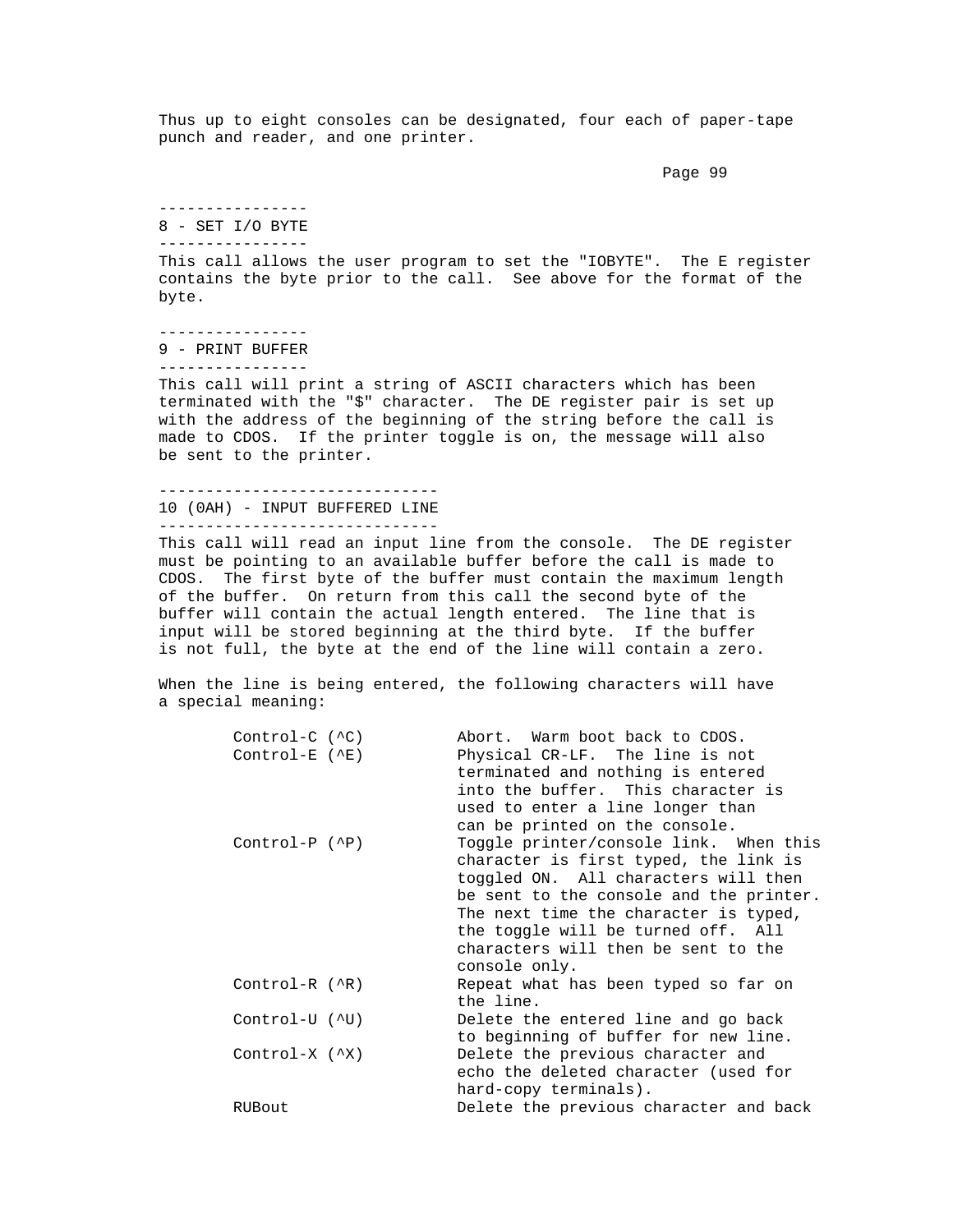Thus up to eight consoles can be designated, four each of paper-tape punch and reader, and one printer.

## 8 - SET I/O BYTE

This call allows the user program to set the "IOBYTE". The E register contains the byte prior to the call. See above for the format of the byte.

## 9 - PRINT BUFFER

This call will print a string of ASCII characters which has been terminated with the "$" character. The DE register pair is set up with the address of the beginning of the string before the call is made to CDOS. If the printer toggle is on, the message will also be sent to the printer.

## 10 (0AH) - INPUT BUFFERED LINE

This call will read an input line from the console. The DE register must be pointing to an available buffer before the call is made to CDOS. The first byte of the buffer must contain the maximum length of the buffer. On return from this call the second byte of the buffer will contain the actual length entered. The line that is input will be stored beginning at the third byte. If the buffer is not full, the byte at the end of the line will contain a zero.

When the line is being entered, the following characters will have a special meaning:

| | |
|---|---|
| Control-C (^C) | Abort. Warm boot back to CDOS. |
| Control-E (^E) | Physical CR-LF. The line is not terminated and nothing is entered into the buffer. This character is used to enter a line longer than can be printed on the console. |
| Control-P (^P) | Toggle printer/console link. When this character is first typed, the link is toggled ON. All characters will then be sent to the console and the printer. The next time the character is typed, the toggle will be turned off. All characters will then be sent to the console only. |
| Control-R (^R) | Repeat what has been typed so far on the line. |
| Control-U (^U) | Delete the entered line and go back to beginning of buffer for new line. |
| Control-X (^X) | Delete the previous character and echo the deleted character (used for hard-copy terminals). |
| RUBout | Delete the previous character and back |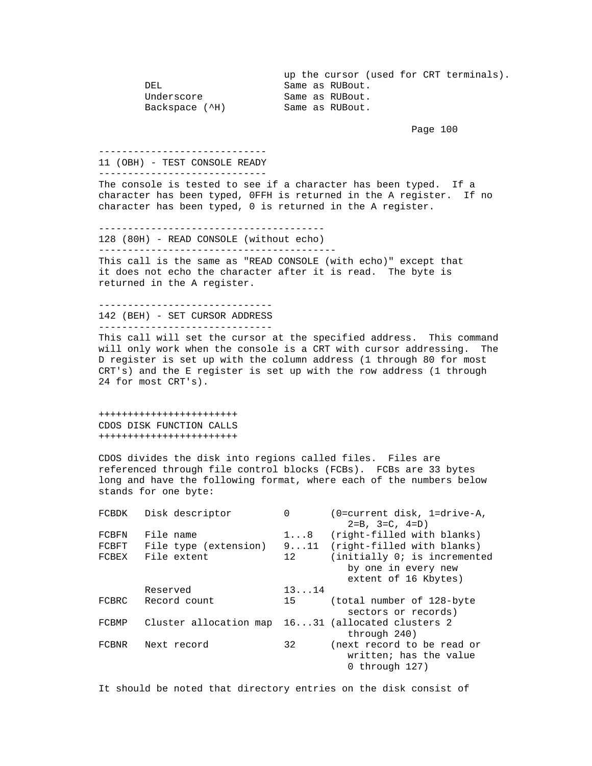up the cursor (used for CRT terminals).

| | |
|---|---|
| DEL | Same as RUBout. |
| Underscore | Same as RUBout. |
| Backspace (^H) | Same as RUBout. |

## 11 (OBH) - TEST CONSOLE READY

The console is tested to see if a character has been typed. If a character has been typed, 0FFH is returned in the A register. If no character has been typed, 0 is returned in the A register.

## 128 (80H) - READ CONSOLE (without echo)

This call is the same as "READ CONSOLE (with echo)" except that it does not echo the character after it is read. The byte is returned in the A register.

## 142 (BEH) - SET CURSOR ADDRESS

This call will set the cursor at the specified address. This command will only work when the console is a CRT with cursor addressing. The D register is set up with the column address (1 through 80 for most CRT's) and the E register is set up with the row address (1 through 24 for most CRT's).

# CDOS DISK FUNCTION CALLS

CDOS divides the disk into regions called files. Files are referenced through file control blocks (FCBs). FCBs are 33 bytes long and have the following format, where each of the numbers below stands for one byte:

| | | | |
|---|---|---|---|
| FCBDK | Disk descriptor | 0 | (0=current disk, 1=drive-A, 2=B, 3=C, 4=D) |
| FCBFN | File name | 1...8 | (right-filled with blanks) |
| FCBFT | File type (extension) | 9...11 | (right-filled with blanks) |
| FCBEX | File extent | 12 | (initially 0; is incremented by one in every new extent of 16 Kbytes) |
| | Reserved | 13...14 | |
| FCBRC | Record count | 15 | (total number of 128-byte sectors or records) |
| FCBMP | Cluster allocation map | 16...31 | (allocated clusters 2 through 240) |
| FCBNR | Next record | 32 | (next record to be read or written; has the value 0 through 127) |

It should be noted that directory entries on the disk consist of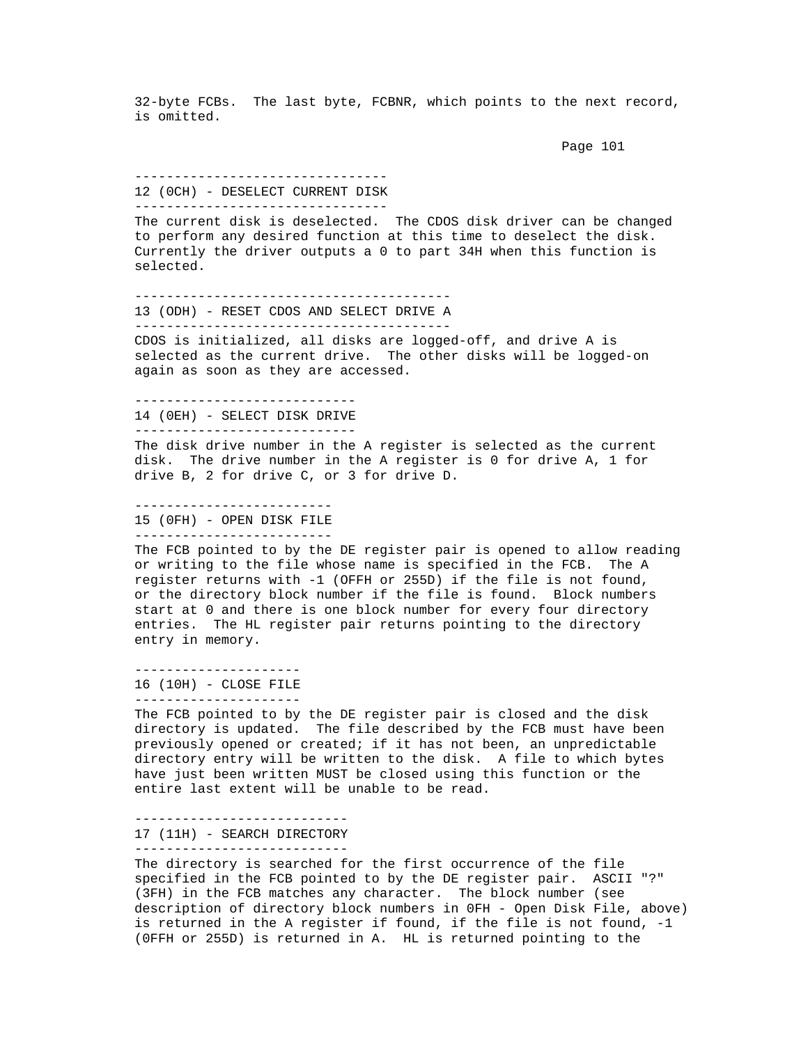32-byte FCBs. The last byte, FCBNR, which points to the next record, is omitted.

### 12 (0CH) - DESELECT CURRENT DISK

The current disk is deselected. The CDOS disk driver can be changed to perform any desired function at this time to deselect the disk. Currently the driver outputs a 0 to part 34H when this function is selected.

### 13 (ODH) - RESET CDOS AND SELECT DRIVE A

CDOS is initialized, all disks are logged-off, and drive A is selected as the current drive. The other disks will be logged-on again as soon as they are accessed.

### 14 (0EH) - SELECT DISK DRIVE

The disk drive number in the A register is selected as the current disk. The drive number in the A register is 0 for drive A, 1 for drive B, 2 for drive C, or 3 for drive D.

### 15 (0FH) - OPEN DISK FILE

The FCB pointed to by the DE register pair is opened to allow reading or writing to the file whose name is specified in the FCB. The A register returns with -1 (OFFH or 255D) if the file is not found, or the directory block number if the file is found. Block numbers start at 0 and there is one block number for every four directory entries. The HL register pair returns pointing to the directory entry in memory.

### 16 (10H) - CLOSE FILE

The FCB pointed to by the DE register pair is closed and the disk directory is updated. The file described by the FCB must have been previously opened or created; if it has not been, an unpredictable directory entry will be written to the disk. A file to which bytes have just been written MUST be closed using this function or the entire last extent will be unable to be read.

### 17 (11H) - SEARCH DIRECTORY

The directory is searched for the first occurrence of the file specified in the FCB pointed to by the DE register pair. ASCII "?" (3FH) in the FCB matches any character. The block number (see description of directory block numbers in 0FH - Open Disk File, above) is returned in the A register if found, if the file is not found, -1 (0FFH or 255D) is returned in A. HL is returned pointing to the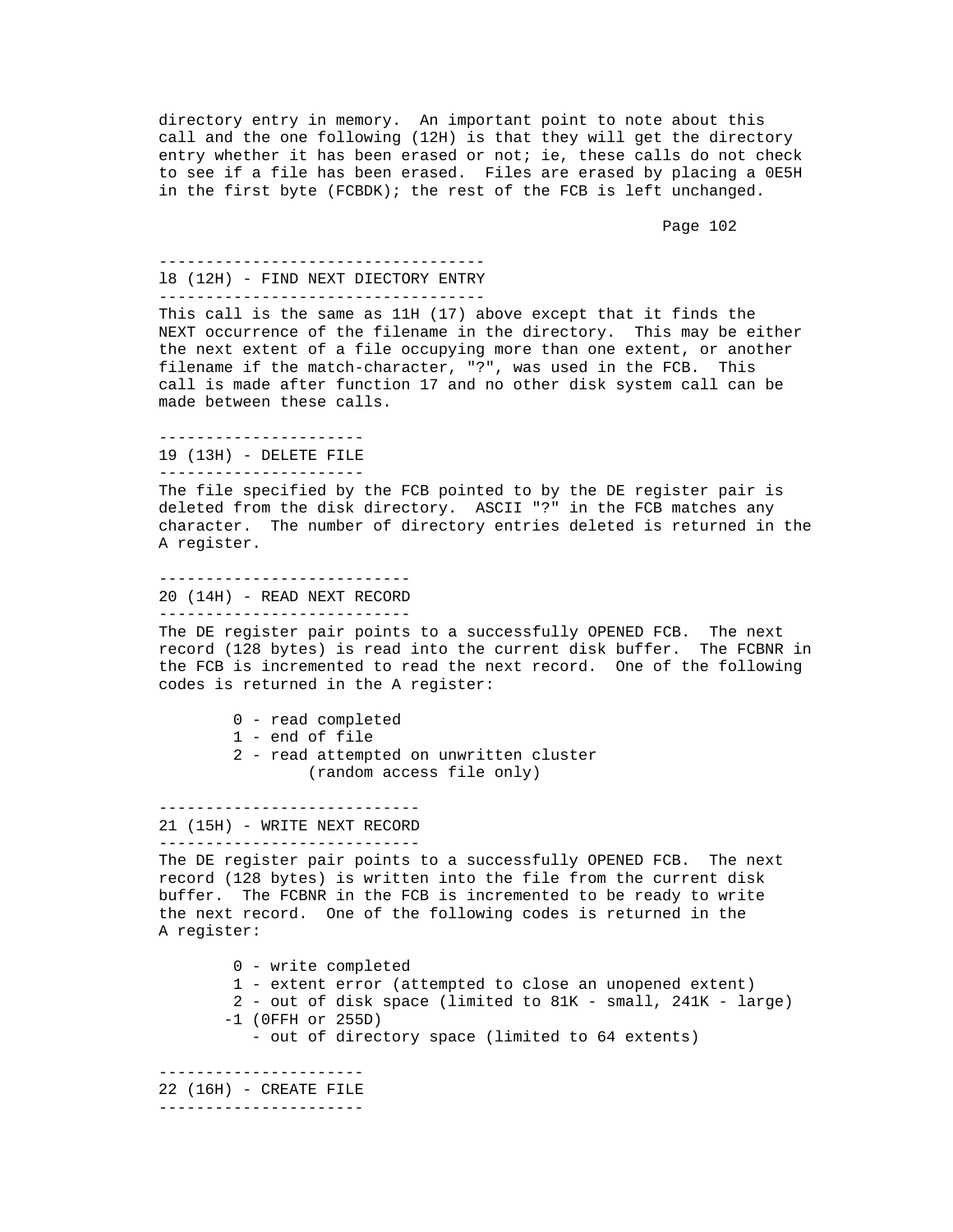directory entry in memory. An important point to note about this call and the one following (12H) is that they will get the directory entry whether it has been erased or not; ie, these calls do not check to see if a file has been erased. Files are erased by placing a 0E5H in the first byte (FCBDK); the rest of the FCB is left unchanged.

---

### l8 (12H) - FIND NEXT DIECTORY ENTRY

---

This call is the same as 11H (17) above except that it finds the NEXT occurrence of the filename in the directory. This may be either the next extent of a file occupying more than one extent, or another filename if the match-character, "?", was used in the FCB. This call is made after function 17 and no other disk system call can be made between these calls.

---

### 19 (13H) - DELETE FILE

---

The file specified by the FCB pointed to by the DE register pair is deleted from the disk directory. ASCII "?" in the FCB matches any character. The number of directory entries deleted is returned in the A register.

---

### 20 (14H) - READ NEXT RECORD

---

The DE register pair points to a successfully OPENED FCB. The next record (128 bytes) is read into the current disk buffer. The FCBNR in the FCB is incremented to read the next record. One of the following codes is returned in the A register:

```
 0 - read completed
 1 - end of file
 2 - read attempted on unwritten cluster
         (random access file only)
```

---

### 21 (15H) - WRITE NEXT RECORD

---

The DE register pair points to a successfully OPENED FCB. The next record (128 bytes) is written into the file from the current disk buffer. The FCBNR in the FCB is incremented to be ready to write the next record. One of the following codes is returned in the A register:

```
 0 - write completed
 1 - extent error (attempted to close an unopened extent)
 2 - out of disk space (limited to 81K - small, 241K - large)
-1 (0FFH or 255D)
   - out of directory space (limited to 64 extents)
```

---

### 22 (16H) - CREATE FILE

---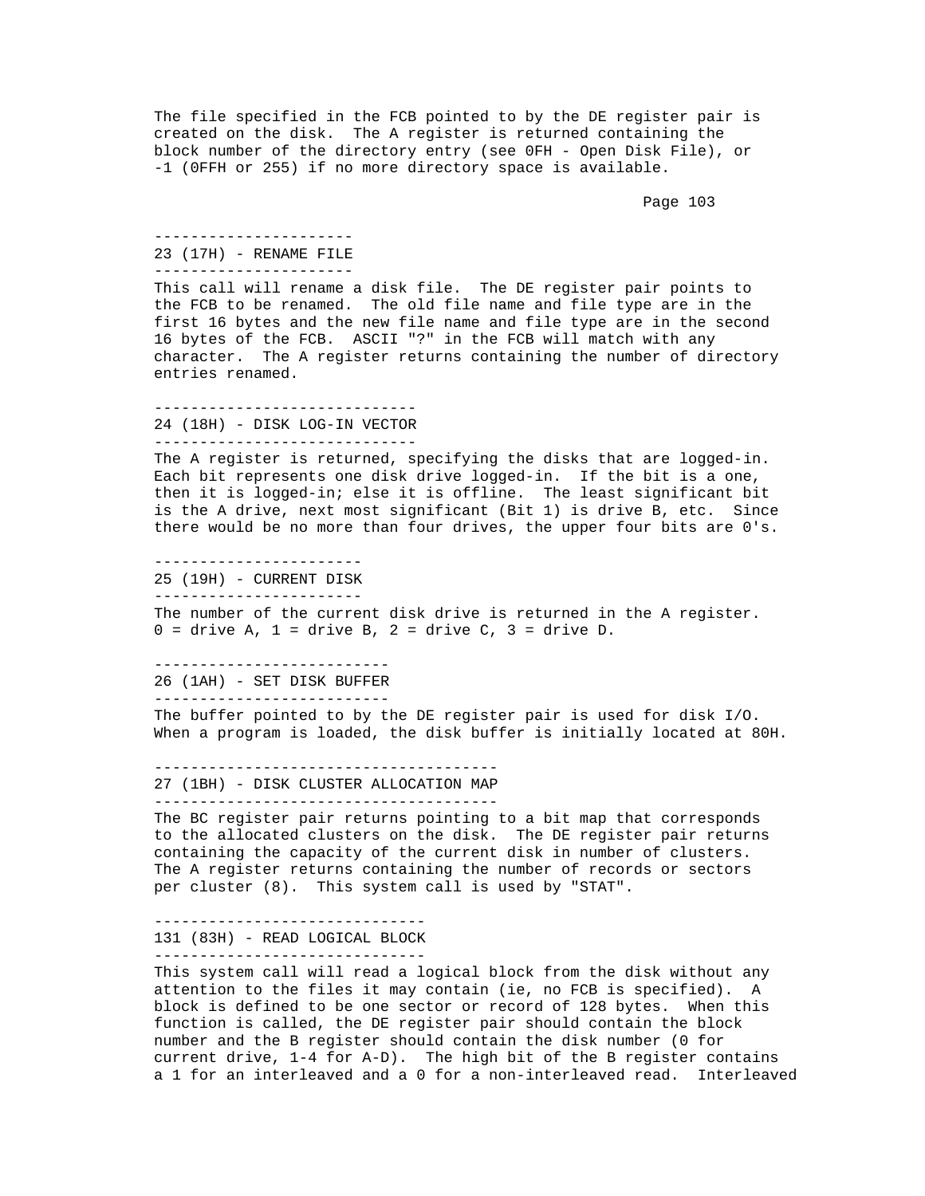The file specified in the FCB pointed to by the DE register pair is created on the disk. The A register is returned containing the block number of the directory entry (see 0FH - Open Disk File), or -1 (0FFH or 255) if no more directory space is available.

### 23 (17H) - RENAME FILE

This call will rename a disk file. The DE register pair points to the FCB to be renamed. The old file name and file type are in the first 16 bytes and the new file name and file type are in the second 16 bytes of the FCB. ASCII "?" in the FCB will match with any character. The A register returns containing the number of directory entries renamed.

### 24 (18H) - DISK LOG-IN VECTOR

The A register is returned, specifying the disks that are logged-in. Each bit represents one disk drive logged-in. If the bit is a one, then it is logged-in; else it is offline. The least significant bit is the A drive, next most significant (Bit 1) is drive B, etc. Since there would be no more than four drives, the upper four bits are 0's.

### 25 (19H) - CURRENT DISK

The number of the current disk drive is returned in the A register. 0 = drive A, 1 = drive B, 2 = drive C, 3 = drive D.

### 26 (1AH) - SET DISK BUFFER

The buffer pointed to by the DE register pair is used for disk I/O. When a program is loaded, the disk buffer is initially located at 80H.

### 27 (1BH) - DISK CLUSTER ALLOCATION MAP

The BC register pair returns pointing to a bit map that corresponds to the allocated clusters on the disk. The DE register pair returns containing the capacity of the current disk in number of clusters. The A register returns containing the number of records or sectors per cluster (8). This system call is used by "STAT".

### 131 (83H) - READ LOGICAL BLOCK

This system call will read a logical block from the disk without any attention to the files it may contain (ie, no FCB is specified). A block is defined to be one sector or record of 128 bytes. When this function is called, the DE register pair should contain the block number and the B register should contain the disk number (0 for current drive, 1-4 for A-D). The high bit of the B register contains a 1 for an interleaved and a 0 for a non-interleaved read. Interleaved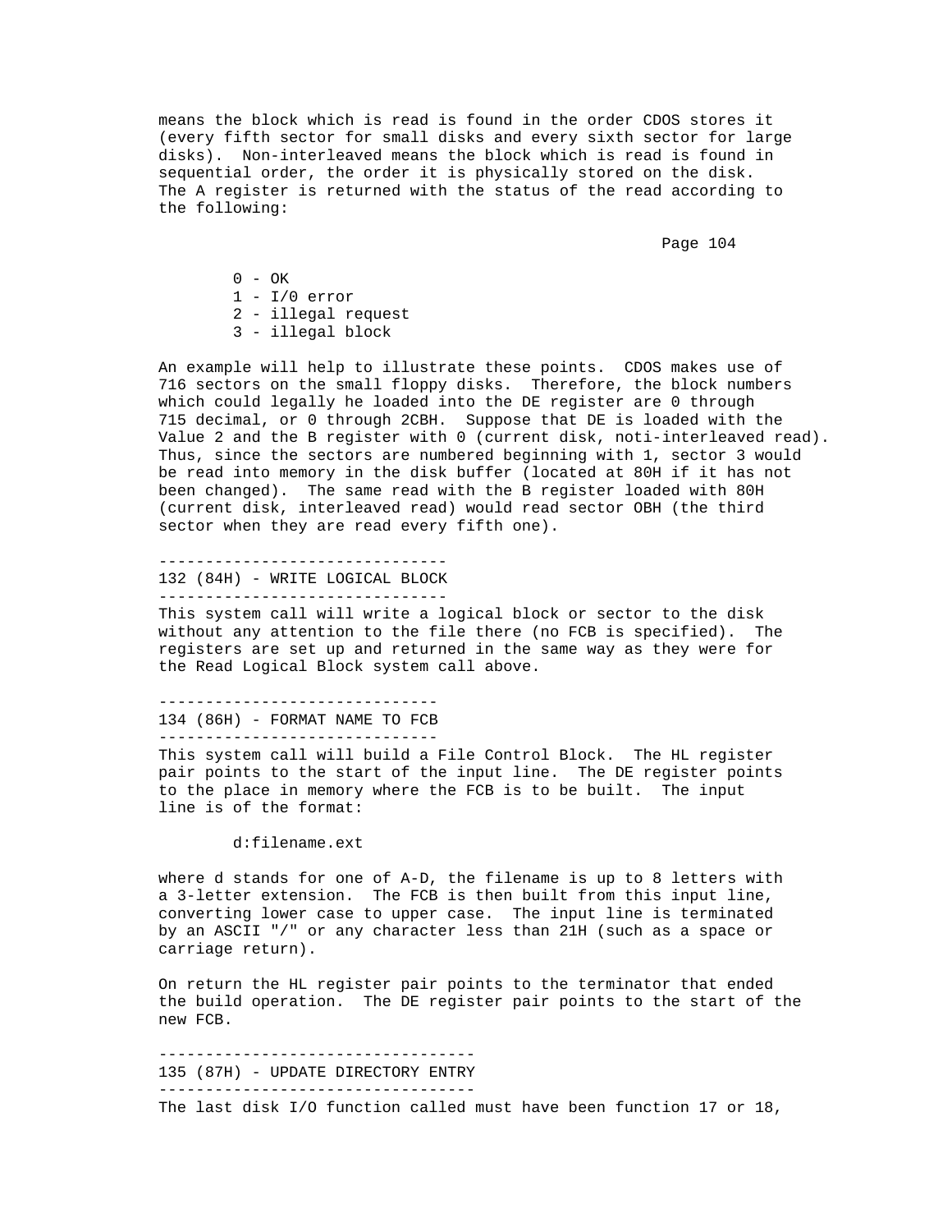means the block which is read is found in the order CDOS stores it (every fifth sector for small disks and every sixth sector for large disks). Non-interleaved means the block which is read is found in sequential order, the order it is physically stored on the disk. The A register is returned with the status of the read according to the following:

```
0 - OK
1 - I/0 error
2 - illegal request
3 - illegal block
```

An example will help to illustrate these points. CDOS makes use of 716 sectors on the small floppy disks. Therefore, the block numbers which could legally he loaded into the DE register are 0 through 715 decimal, or 0 through 2CBH. Suppose that DE is loaded with the Value 2 and the B register with 0 (current disk, noti-interleaved read). Thus, since the sectors are numbered beginning with 1, sector 3 would be read into memory in the disk buffer (located at 80H if it has not been changed). The same read with the B register loaded with 80H (current disk, interleaved read) would read sector OBH (the third sector when they are read every fifth one).

## 132 (84H) - WRITE LOGICAL BLOCK

This system call will write a logical block or sector to the disk without any attention to the file there (no FCB is specified). The registers are set up and returned in the same way as they were for the Read Logical Block system call above.

## 134 (86H) - FORMAT NAME TO FCB

This system call will build a File Control Block. The HL register pair points to the start of the input line. The DE register points to the place in memory where the FCB is to be built. The input line is of the format:

```
d:filename.ext
```

where d stands for one of A-D, the filename is up to 8 letters with a 3-letter extension. The FCB is then built from this input line, converting lower case to upper case. The input line is terminated by an ASCII "/" or any character less than 21H (such as a space or carriage return).

On return the HL register pair points to the terminator that ended the build operation. The DE register pair points to the start of the new FCB.

## 135 (87H) - UPDATE DIRECTORY ENTRY

The last disk I/O function called must have been function 17 or 18,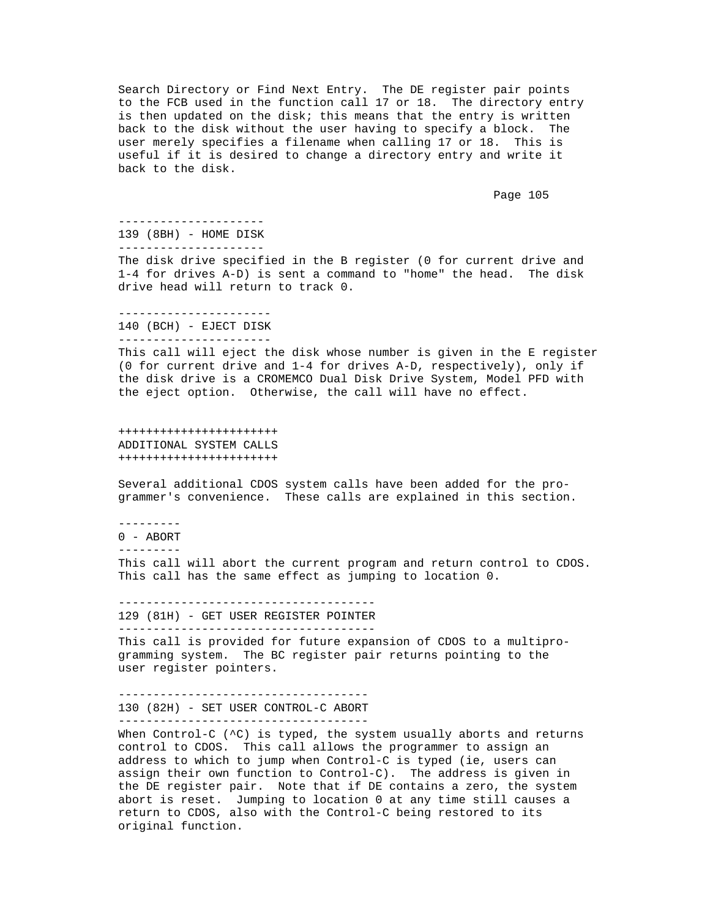Search Directory or Find Next Entry. The DE register pair points to the FCB used in the function call 17 or 18. The directory entry is then updated on the disk; this means that the entry is written back to the disk without the user having to specify a block. The user merely specifies a filename when calling 17 or 18. This is useful if it is desired to change a directory entry and write it back to the disk.

### 139 (8BH) - HOME DISK

The disk drive specified in the B register (0 for current drive and 1-4 for drives A-D) is sent a command to "home" the head. The disk drive head will return to track 0.

### 140 (BCH) - EJECT DISK

This call will eject the disk whose number is given in the E register (0 for current drive and 1-4 for drives A-D, respectively), only if the disk drive is a CROMEMCO Dual Disk Drive System, Model PFD with the eject option. Otherwise, the call will have no effect.

## ADDITIONAL SYSTEM CALLS

Several additional CDOS system calls have been added for the programmer's convenience. These calls are explained in this section.

### 0 - ABORT

This call will abort the current program and return control to CDOS. This call has the same effect as jumping to location 0.

### 129 (81H) - GET USER REGISTER POINTER

This call is provided for future expansion of CDOS to a multiprogramming system. The BC register pair returns pointing to the user register pointers.

### 130 (82H) - SET USER CONTROL-C ABORT

When Control-C (^C) is typed, the system usually aborts and returns control to CDOS. This call allows the programmer to assign an address to which to jump when Control-C is typed (ie, users can assign their own function to Control-C). The address is given in the DE register pair. Note that if DE contains a zero, the system abort is reset. Jumping to location 0 at any time still causes a return to CDOS, also with the Control-C being restored to its original function.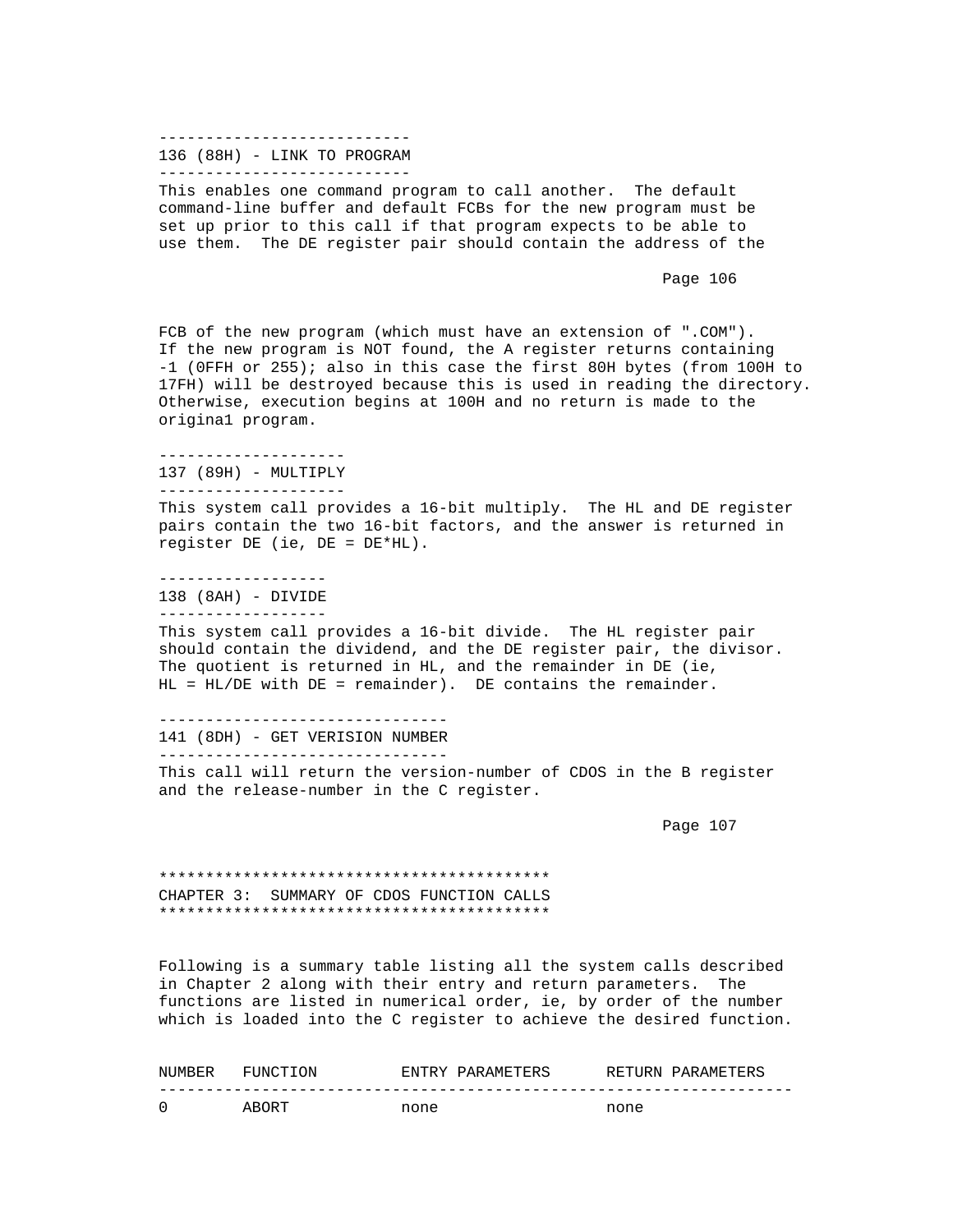### 136 (88H) - LINK TO PROGRAM

This enables one command program to call another. The default command-line buffer and default FCBs for the new program must be set up prior to this call if that program expects to be able to use them. The DE register pair should contain the address of the FCB of the new program (which must have an extension of ".COM"). If the new program is NOT found, the A register returns containing -1 (0FFH or 255); also in this case the first 80H bytes (from 100H to 17FH) will be destroyed because this is used in reading the directory. Otherwise, execution begins at 100H and no return is made to the origina1 program.

### 137 (89H) - MULTIPLY

This system call provides a 16-bit multiply. The HL and DE register pairs contain the two 16-bit factors, and the answer is returned in register DE (ie, DE = DE*HL).

### 138 (8AH) - DIVIDE

This system call provides a 16-bit divide. The HL register pair should contain the dividend, and the DE register pair, the divisor. The quotient is returned in HL, and the remainder in DE (ie, HL = HL/DE with DE = remainder). DE contains the remainder.

### 141 (8DH) - GET VERISION NUMBER

This call will return the version-number of CDOS in the B register and the release-number in the C register.

# CHAPTER 3: SUMMARY OF CDOS FUNCTION CALLS

Following is a summary table listing all the system calls described in Chapter 2 along with their entry and return parameters. The functions are listed in numerical order, ie, by order of the number which is loaded into the C register to achieve the desired function.

| NUMBER | FUNCTION | ENTRY PARAMETERS | RETURN PARAMETERS |
|---|---|---|---|
| 0 | ABORT | none | none |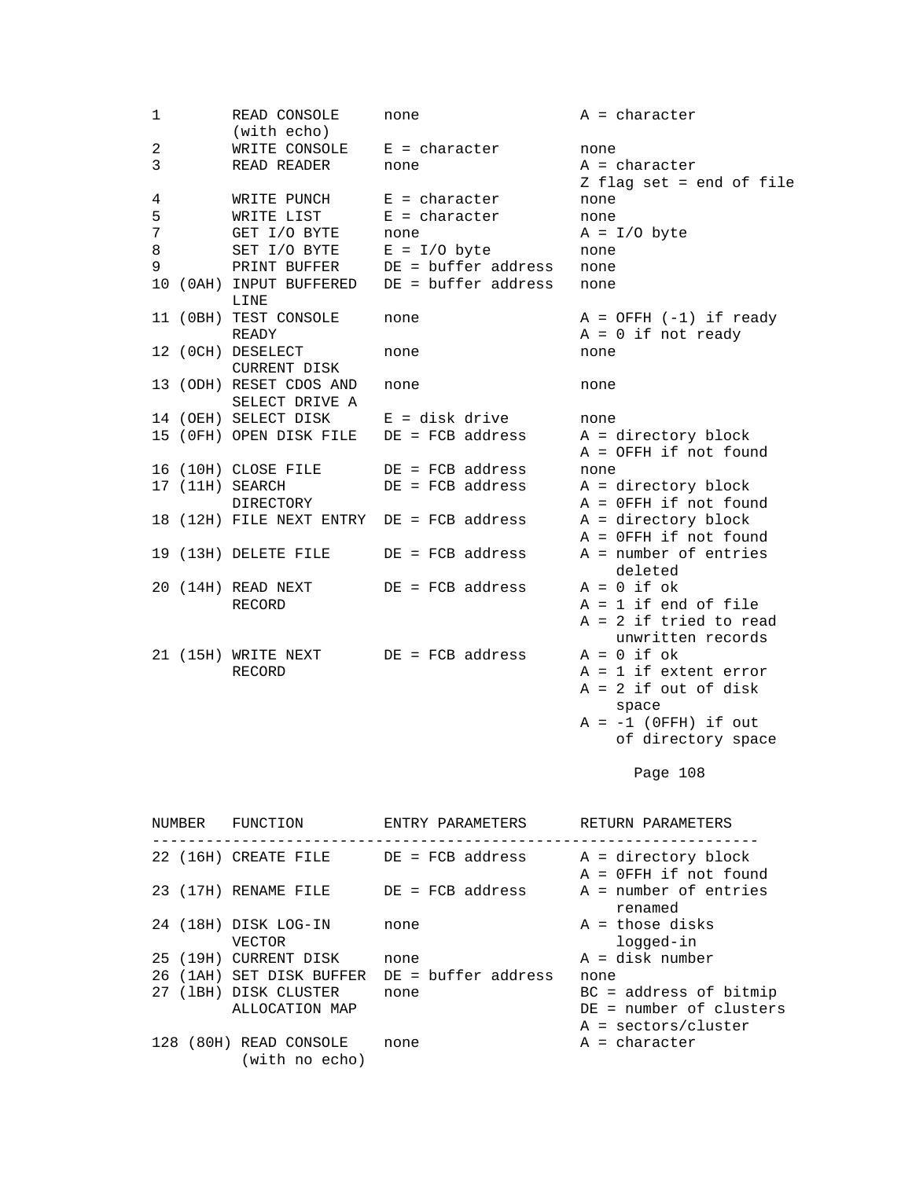| NUMBER | FUNCTION | ENTRY PARAMETERS | RETURN PARAMETERS |
|---|---|---|---|
| 1 | READ CONSOLE (with echo) | none | A = character |
| 2 | WRITE CONSOLE | E = character | none |
| 3 | READ READER | none | A = character<br>Z flag set = end of file |
| 4 | WRITE PUNCH | E = character | none |
| 5 | WRITE LIST | E = character | none |
| 7 | GET I/O BYTE | none | A = I/O byte |
| 8 | SET I/O BYTE | E = I/O byte | none |
| 9 | PRINT BUFFER | DE = buffer address | none |
| 10 (0AH) | INPUT BUFFERED LINE | DE = buffer address | none |
| 11 (0BH) | TEST CONSOLE READY | none | A = OFFH (-1) if ready<br>A = 0 if not ready |
| 12 (0CH) | DESELECT CURRENT DISK | none | none |
| 13 (ODH) | RESET CDOS AND SELECT DRIVE A | none | none |
| 14 (OEH) | SELECT DISK | E = disk drive | none |
| 15 (0FH) | OPEN DISK FILE | DE = FCB address | A = directory block<br>A = OFFH if not found |
| 16 (10H) | CLOSE FILE | DE = FCB address | none |
| 17 (11H) | SEARCH DIRECTORY | DE = FCB address | A = directory block<br>A = 0FFH if not found |
| 18 (12H) | FILE NEXT ENTRY | DE = FCB address | A = directory block<br>A = 0FFH if not found |
| 19 (13H) | DELETE FILE | DE = FCB address | A = number of entries deleted |
| 20 (14H) | READ NEXT RECORD | DE = FCB address | A = 0 if ok<br>A = 1 if end of file<br>A = 2 if tried to read unwritten records |
| 21 (15H) | WRITE NEXT RECORD | DE = FCB address | A = 0 if ok<br>A = 1 if extent error<br>A = 2 if out of disk space<br>A = -1 (0FFH) if out of directory space |
| 22 (16H) | CREATE FILE | DE = FCB address | A = directory block<br>A = 0FFH if not found |
| 23 (17H) | RENAME FILE | DE = FCB address | A = number of entries renamed |
| 24 (18H) | DISK LOG-IN VECTOR | none | A = those disks logged-in |
| 25 (19H) | CURRENT DISK | none | A = disk number |
| 26 (1AH) | SET DISK BUFFER | DE = buffer address | none |
| 27 (lBH) | DISK CLUSTER ALLOCATION MAP | none | BC = address of bitmip<br>DE = number of clusters<br>A = sectors/cluster |
| 128 (80H) | READ CONSOLE (with no echo) | none | A = character |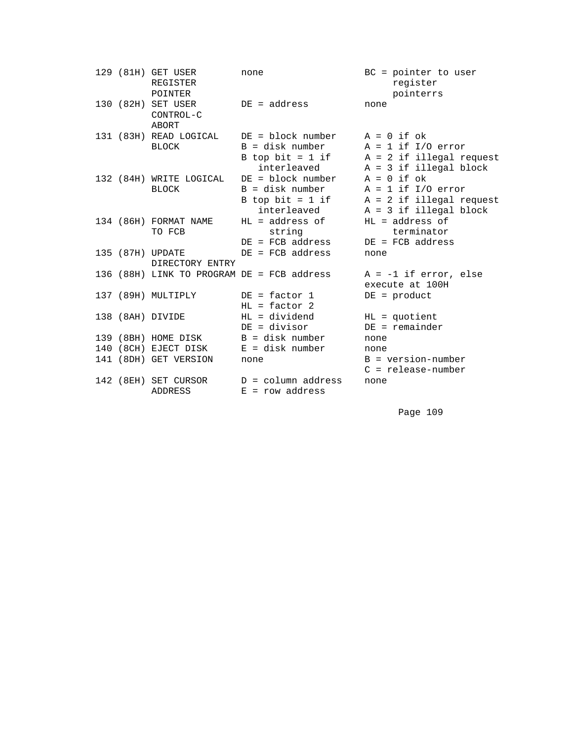| | | | |
|---|---|---|---|
| 129 (81H) | GET USER REGISTER POINTER | none | BC = pointer to user register pointerrs |
| 130 (82H) | SET USER CONTROL-C ABORT | DE = address | none |
| 131 (83H) | READ LOGICAL BLOCK | DE = block number<br>B = disk number<br>B top bit = 1 if interleaved | A = 0 if ok<br>A = 1 if I/O error<br>A = 2 if illegal request<br>A = 3 if illegal block |
| 132 (84H) | WRITE LOGICAL BLOCK | DE = block number<br>B = disk number<br>B top bit = 1 if interleaved | A = 0 if ok<br>A = 1 if I/O error<br>A = 2 if illegal request<br>A = 3 if illegal block |
| 134 (86H) | FORMAT NAME TO FCB | HL = address of string<br>DE = FCB address | HL = address of terminator<br>DE = FCB address |
| 135 (87H) | UPDATE DIRECTORY ENTRY | DE = FCB address | none |
| 136 (88H) | LINK TO PROGRAM | DE = FCB address | A = -1 if error, else execute at 100H |
| 137 (89H) | MULTIPLY | DE = factor 1<br>HL = factor 2 | DE = product |
| 138 (8AH) | DIVIDE | HL = dividend<br>DE = divisor | HL = quotient<br>DE = remainder |
| 139 (8BH) | HOME DISK | B = disk number | none |
| 140 (8CH) | EJECT DISK | E = disk number | none |
| 141 (8DH) | GET VERSION | none | B = version-number<br>C = release-number |
| 142 (8EH) | SET CURSOR ADDRESS | D = column address<br>E = row address | none |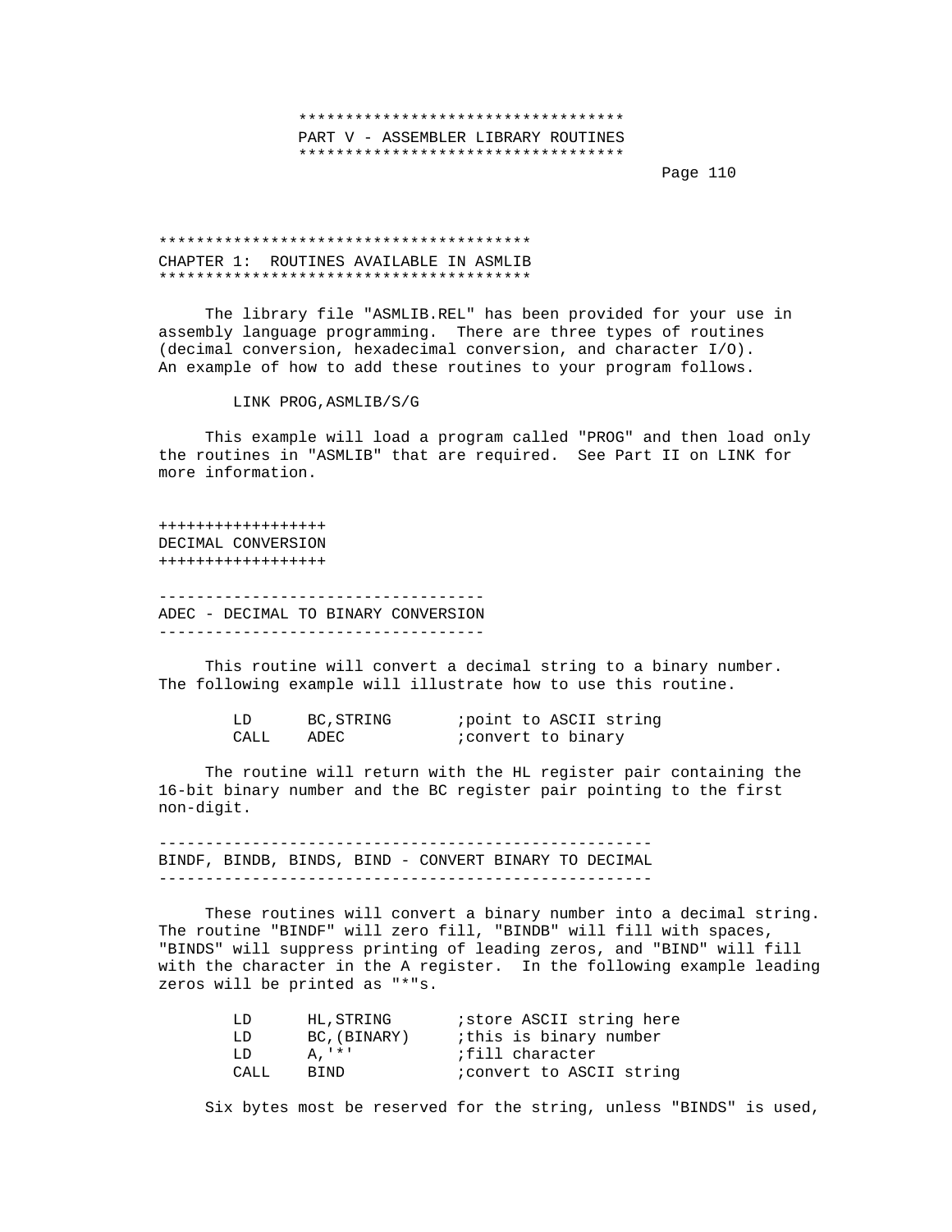# PART V - ASSEMBLER LIBRARY ROUTINES

## CHAPTER 1: ROUTINES AVAILABLE IN ASMLIB

The library file "ASMLIB.REL" has been provided for your use in assembly language programming. There are three types of routines (decimal conversion, hexadecimal conversion, and character I/O). An example of how to add these routines to your program follows.

```
        LINK PROG,ASMLIB/S/G
```

This example will load a program called "PROG" and then load only the routines in "ASMLIB" that are required. See Part II on LINK for more information.

### DECIMAL CONVERSION

#### ADEC - DECIMAL TO BINARY CONVERSION

This routine will convert a decimal string to a binary number. The following example will illustrate how to use this routine.

```
        LD      BC,STRING       ;point to ASCII string
        CALL    ADEC            ;convert to binary
```

The routine will return with the HL register pair containing the 16-bit binary number and the BC register pair pointing to the first non-digit.

#### BINDF, BINDB, BINDS, BIND - CONVERT BINARY TO DECIMAL

These routines will convert a binary number into a decimal string. The routine "BINDF" will zero fill, "BINDB" will fill with spaces, "BINDS" will suppress printing of leading zeros, and "BIND" will fill with the character in the A register. In the following example leading zeros will be printed as "*"s.

```
        LD      HL,STRING       ;store ASCII string here
        LD      BC,(BINARY)     ;this is binary number
        LD      A,'*'           ;fill character
        CALL    BIND            ;convert to ASCII string
```

Six bytes most be reserved for the string, unless "BINDS" is used,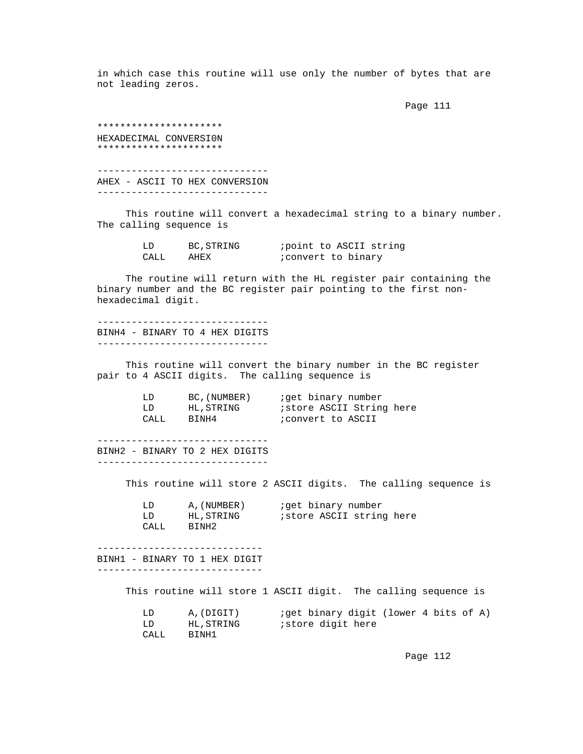in which case this routine will use only the number of bytes that are not leading zeros.

**********************

# HEXADECIMAL CONVERSI0N

**********************

------------------------------

## AHEX - ASCII TO HEX CONVERSION

------------------------------

This routine will convert a hexadecimal string to a binary number. The calling sequence is

```
        LD      BC,STRING       ;point to ASCII string
        CALL    AHEX            ;convert to binary
```

The routine will return with the HL register pair containing the binary number and the BC register pair pointing to the first non-hexadecimal digit.

------------------------------

## BINH4 - BINARY TO 4 HEX DIGITS

------------------------------

This routine will convert the binary number in the BC register pair to 4 ASCII digits. The calling sequence is

```
        LD      BC,(NUMBER)     ;get binary number
        LD      HL,STRING       ;store ASCII String here
        CALL    BINH4           ;convert to ASCII
```

------------------------------

## BINH2 - BINARY TO 2 HEX DIGITS

------------------------------

This routine will store 2 ASCII digits. The calling sequence is

```
        LD      A,(NUMBER)      ;get binary number
        LD      HL,STRING       ;store ASCII string here
        CALL    BINH2
```

-----------------------------

## BINH1 - BINARY TO 1 HEX DIGIT

-----------------------------

This routine will store 1 ASCII digit. The calling sequence is

```
        LD      A,(DIGIT)       ;get binary digit (lower 4 bits of A)
        LD      HL,STRING       ;store digit here
        CALL    BINH1
```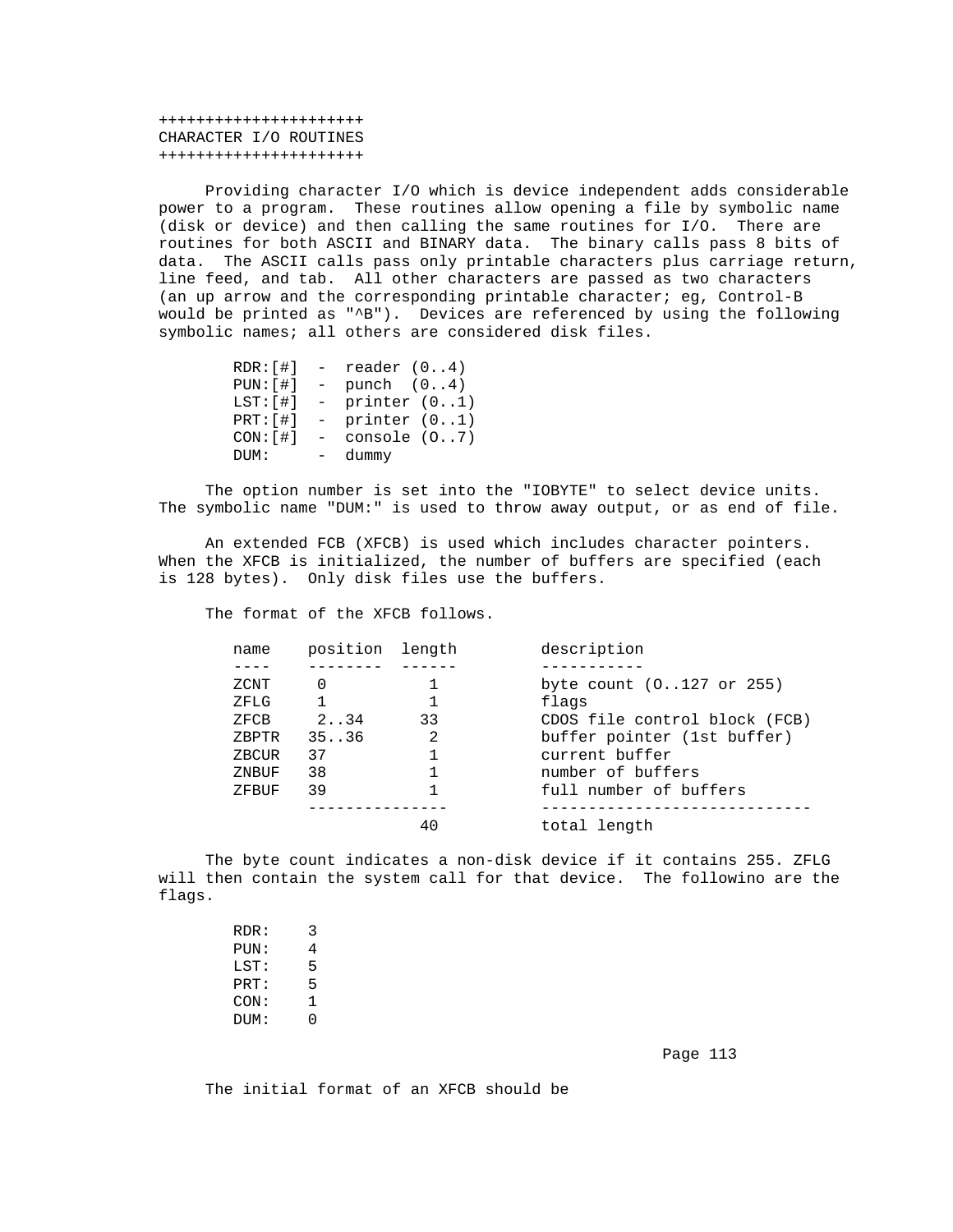++++++++++++++++++++++
CHARACTER I/O ROUTINES
++++++++++++++++++++++

Providing character I/O which is device independent adds considerable power to a program. These routines allow opening a file by symbolic name (disk or device) and then calling the same routines for I/O. There are routines for both ASCII and BINARY data. The binary calls pass 8 bits of data. The ASCII calls pass only printable characters plus carriage return, line feed, and tab. All other characters are passed as two characters (an up arrow and the corresponding printable character; eg, Control-B would be printed as "^B"). Devices are referenced by using the following symbolic names; all others are considered disk files.

```
RDR:[#]  -  reader (0..4)
PUN:[#]  -  punch  (0..4)
LST:[#]  -  printer (0..1)
PRT:[#]  -  printer (0..1)
CON:[#]  -  console (O..7)
DUM:     -  dummy
```

The option number is set into the "IOBYTE" to select device units. The symbolic name "DUM:" is used to throw away output, or as end of file.

An extended FCB (XFCB) is used which includes character pointers. When the XFCB is initialized, the number of buffers are specified (each is 128 bytes). Only disk files use the buffers.

The format of the XFCB follows.

| name | position | length | description |
|---|---|---|---|
| ZCNT | 0 | 1 | byte count (O..127 or 255) |
| ZFLG | 1 | 1 | flags |
| ZFCB | 2..34 | 33 | CDOS file control block (FCB) |
| ZBPTR | 35..36 | 2 | buffer pointer (1st buffer) |
| ZBCUR | 37 | 1 | current buffer |
| ZNBUF | 38 | 1 | number of buffers |
| ZFBUF | 39 | 1 | full number of buffers |
| | | 40 | total length |

The byte count indicates a non-disk device if it contains 255. ZFLG will then contain the system call for that device. The followino are the flags.

```
RDR:    3
PUN:    4
LST:    5
PRT:    5
CON:    1
DUM:    0
```

The initial format of an XFCB should be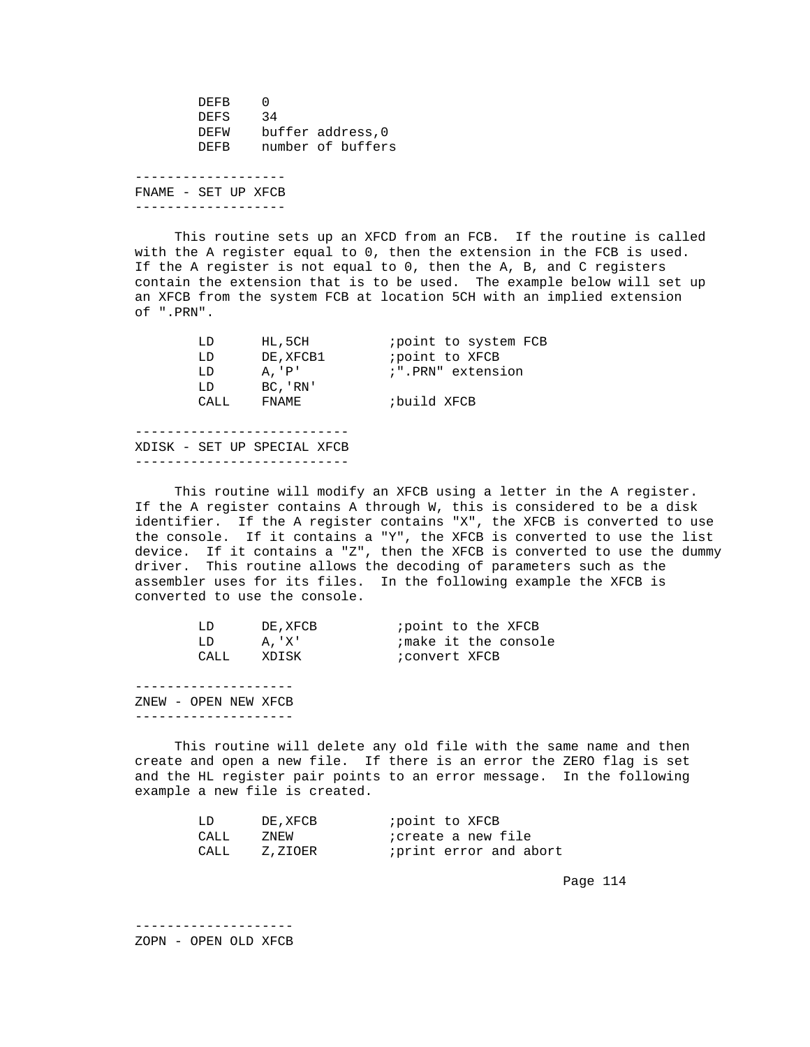```
        DEFB    0
        DEFS    34
        DEFW    buffer address,0
        DEFB    number of buffers
```

## FNAME - SET UP XFCB

This routine sets up an XFCD from an FCB. If the routine is called with the A register equal to 0, then the extension in the FCB is used. If the A register is not equal to 0, then the A, B, and C registers contain the extension that is to be used. The example below will set up an XFCB from the system FCB at location 5CH with an implied extension of ".PRN".

```
        LD      HL,5CH          ;point to system FCB
        LD      DE,XFCB1        ;point to XFCB
        LD      A,'P'           ;".PRN" extension
        LD      BC,'RN'
        CALL    FNAME           ;build XFCB
```

## XDISK - SET UP SPECIAL XFCB

This routine will modify an XFCB using a letter in the A register. If the A register contains A through W, this is considered to be a disk identifier. If the A register contains "X", the XFCB is converted to use the console. If it contains a "Y", the XFCB is converted to use the list device. If it contains a "Z", then the XFCB is converted to use the dummy driver. This routine allows the decoding of parameters such as the assembler uses for its files. In the following example the XFCB is converted to use the console.

```
        LD      DE,XFCB          ;point to the XFCB
        LD      A,'X'            ;make it the console
        CALL    XDISK            ;convert XFCB
```

## ZNEW - OPEN NEW XFCB

This routine will delete any old file with the same name and then create and open a new file. If there is an error the ZERO flag is set and the HL register pair points to an error message. In the following example a new file is created.

```
        LD      DE,XFCB         ;point to XFCB
        CALL    ZNEW            ;create a new file
        CALL    Z,ZIOER         ;print error and abort
```

## ZOPN - OPEN OLD XFCB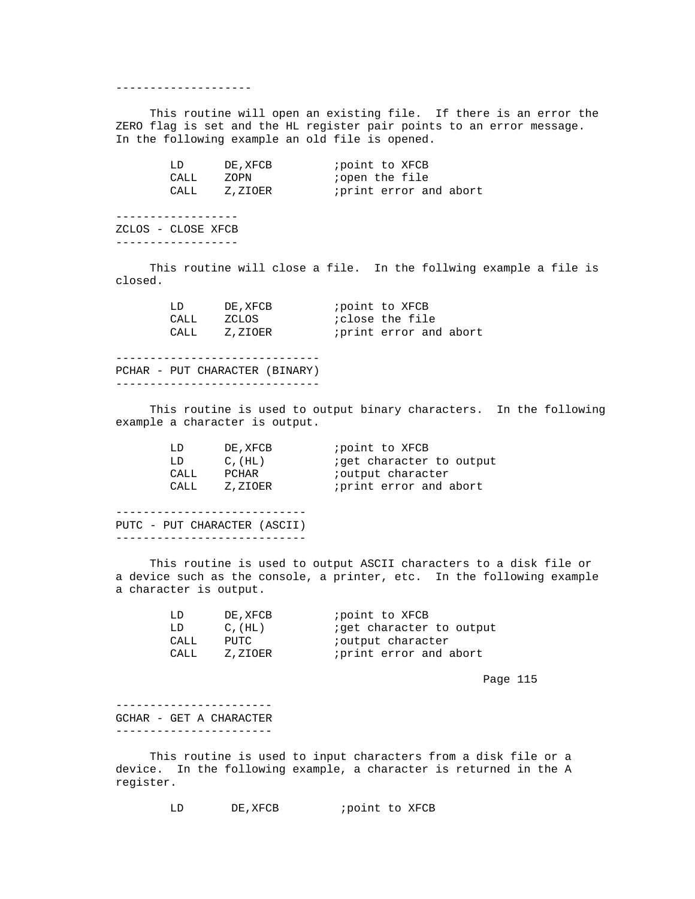--------------------

This routine will open an existing file. If there is an error the ZERO flag is set and the HL register pair points to an error message. In the following example an old file is opened.

```
        LD      DE,XFCB         ;point to XFCB
        CALL    ZOPN            ;open the file
        CALL    Z,ZIOER         ;print error and abort
```

## ZCLOS - CLOSE XFCB

This routine will close a file. In the follwing example a file is closed.

```
        LD      DE,XFCB         ;point to XFCB
        CALL    ZCLOS           ;close the file
        CALL    Z,ZIOER         ;print error and abort
```

## PCHAR - PUT CHARACTER (BINARY)

This routine is used to output binary characters. In the following example a character is output.

```
        LD      DE,XFCB         ;point to XFCB
        LD      C,(HL)          ;get character to output
        CALL    PCHAR           ;output character
        CALL    Z,ZIOER         ;print error and abort
```

## PUTC - PUT CHARACTER (ASCII)

This routine is used to output ASCII characters to a disk file or a device such as the console, a printer, etc. In the following example a character is output.

```
        LD      DE,XFCB         ;point to XFCB
        LD      C,(HL)          ;get character to output
        CALL    PUTC            ;output character
        CALL    Z,ZIOER         ;print error and abort
```

## GCHAR - GET A CHARACTER

This routine is used to input characters from a disk file or a device. In the following example, a character is returned in the A register.

```
        LD       DE,XFCB         ;point to XFCB
```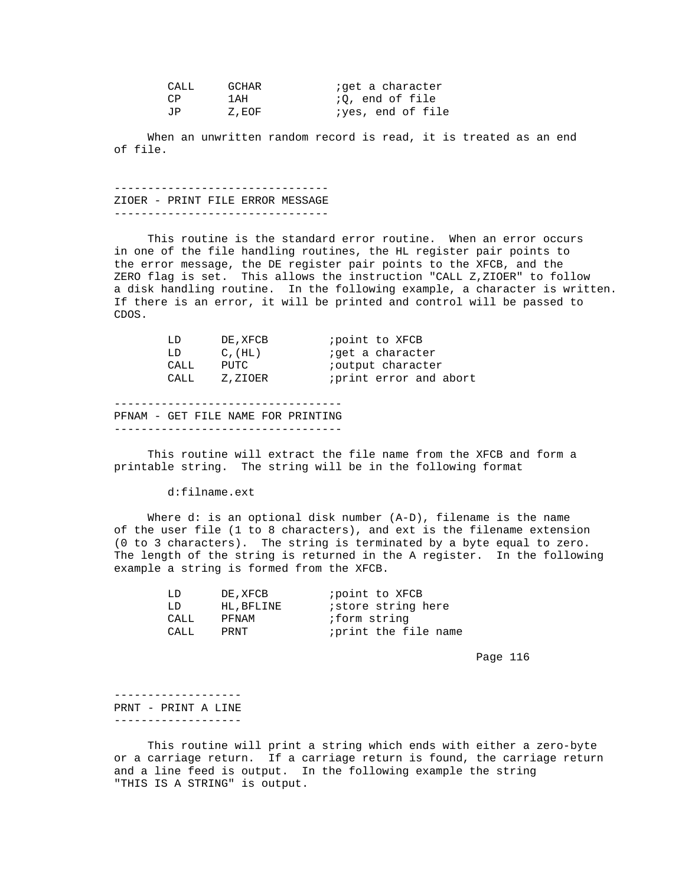```
        CALL     GCHAR           ;get a character
        CP       1AH             ;Q, end of file
        JP       Z,EOF           ;yes, end of file
```

When an unwritten random record is read, it is treated as an end of file.

## ZIOER - PRINT FILE ERROR MESSAGE

This routine is the standard error routine. When an error occurs in one of the file handling routines, the HL register pair points to the error message, the DE register pair points to the XFCB, and the ZERO flag is set. This allows the instruction "CALL Z,ZIOER" to follow a disk handling routine. In the following example, a character is written. If there is an error, it will be printed and control will be passed to CDOS.

```
        LD      DE,XFCB         ;point to XFCB
        LD      C,(HL)          ;get a character
        CALL    PUTC            ;output character
        CALL    Z,ZIOER         ;print error and abort
```

## PFNAM - GET FILE NAME FOR PRINTING

This routine will extract the file name from the XFCB and form a printable string. The string will be in the following format

```
        d:filname.ext
```

Where d: is an optional disk number (A-D), filename is the name of the user file (1 to 8 characters), and ext is the filename extension (0 to 3 characters). The string is terminated by a byte equal to zero. The length of the string is returned in the A register. In the following example a string is formed from the XFCB.

```
        LD      DE,XFCB         ;point to XFCB
        LD      HL,BFLINE       ;store string here
        CALL    PFNAM           ;form string
        CALL    PRNT            ;print the file name
```

## PRNT - PRINT A LINE

This routine will print a string which ends with either a zero-byte or a carriage return. If a carriage return is found, the carriage return and a line feed is output. In the following example the string "THIS IS A STRING" is output.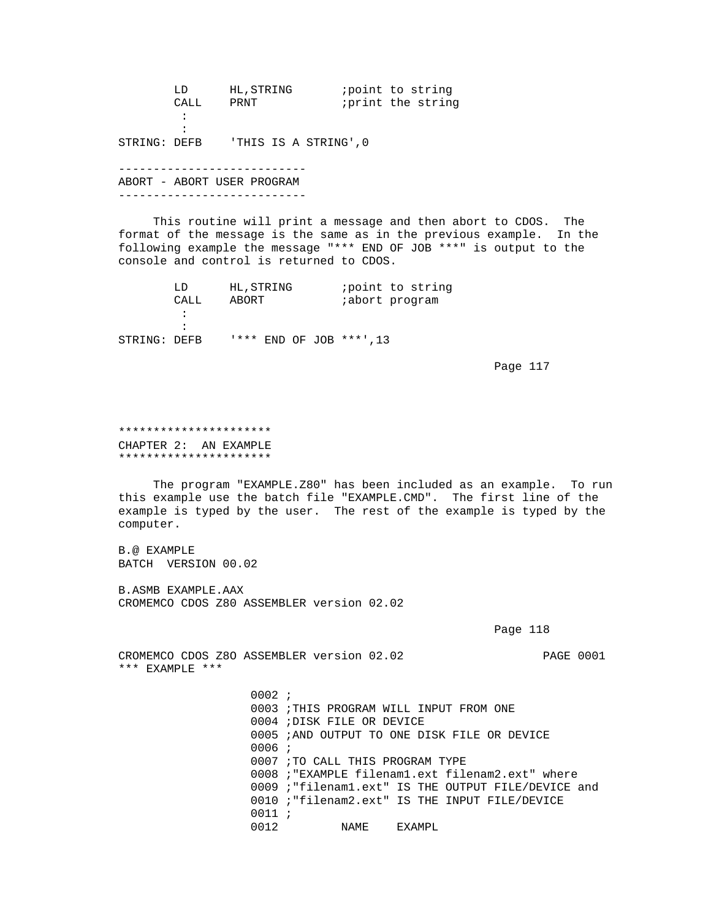```
        LD      HL,STRING       ;point to string
        CALL    PRNT            ;print the string
         :
         :
STRING: DEFB    'THIS IS A STRING',0
```

---------------------------
ABORT - ABORT USER PROGRAM
---------------------------

This routine will print a message and then abort to CDOS. The format of the message is the same as in the previous example. In the following example the message "*** END OF JOB ***" is output to the console and control is returned to CDOS.

```
        LD      HL,STRING       ;point to string
        CALL    ABORT           ;abort program
         :
         :
STRING: DEFB    '*** END OF JOB ***',13
```

**********************
CHAPTER 2: AN EXAMPLE
**********************

The program "EXAMPLE.Z80" has been included as an example. To run this example use the batch file "EXAMPLE.CMD". The first line of the example is typed by the user. The rest of the example is typed by the computer.

```
B.@ EXAMPLE
BATCH  VERSION 00.02

B.ASMB EXAMPLE.AAX
CROMEMCO CDOS Z80 ASSEMBLER version 02.02
```

```
CROMEMCO CDOS Z8O ASSEMBLER version 02.02                   PAGE 0001
*** EXAMPLE ***

                   0002 ;
                   0003 ;THIS PROGRAM WILL INPUT FROM ONE
                   0004 ;DISK FILE OR DEVICE
                   0005 ;AND OUTPUT TO ONE DISK FILE OR DEVICE
                   0006 ;
                   0007 ;TO CALL THIS PROGRAM TYPE
                   0008 ;"EXAMPLE filenam1.ext filenam2.ext" where
                   0009 ;"filenam1.ext" IS THE OUTPUT FILE/DEVICE and
                   0010 ;"filenam2.ext" IS THE INPUT FILE/DEVICE
                   0011 ;
                   0012         NAME    EXAMPL
```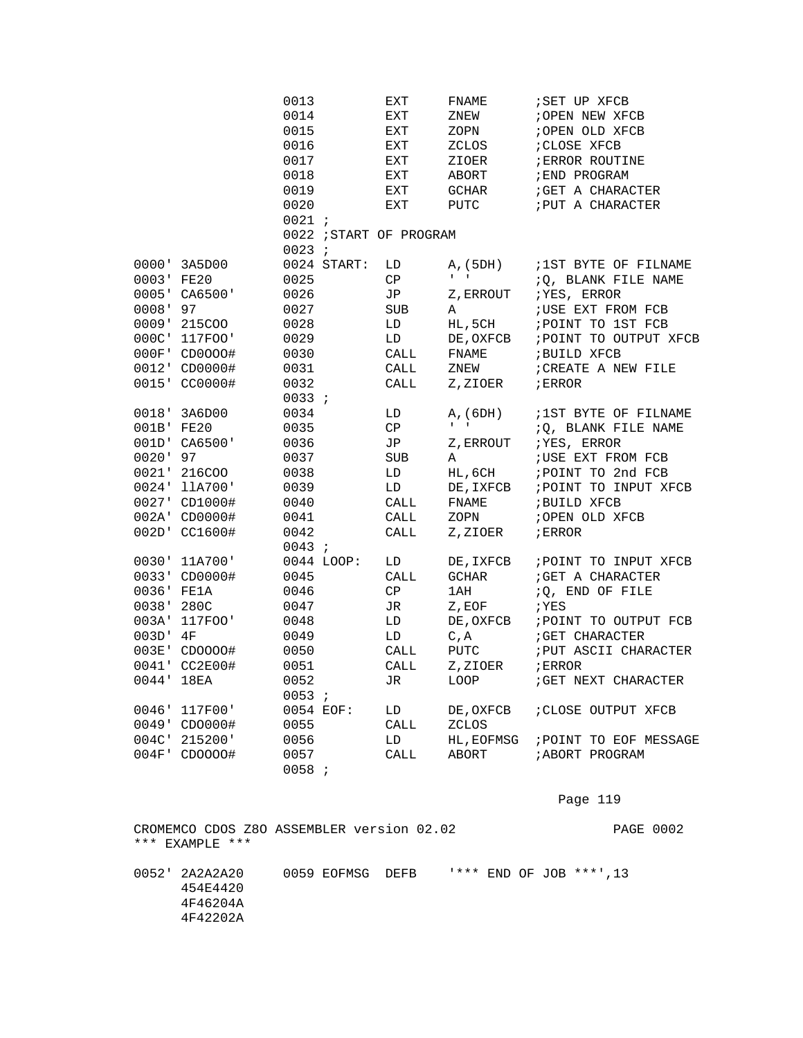```
                    0013         EXT     FNAME       ;SET UP XFCB
                    0014         EXT     ZNEW        ;OPEN NEW XFCB
                    0015         EXT     ZOPN        ;OPEN OLD XFCB
                    0016         EXT     ZCLOS       ;CLOSE XFCB
                    0017         EXT     ZIOER       ;ERROR ROUTINE
                    0018         EXT     ABORT       ;END PROGRAM
                    0019         EXT     GCHAR       ;GET A CHARACTER
                    0020         EXT     PUTC        ;PUT A CHARACTER
                    0021 ;
                    0022 ;START OF PROGRAM
                    0023 ;
0000' 3A5D00        0024 START:  LD      A,(5DH)     ;1ST BYTE OF FILNAME
0003' FE20          0025         CP      ' '         ;Q, BLANK FILE NAME
0005' CA6500'       0026         JP      Z,ERROUT    ;YES, ERROR
0008' 97            0027         SUB     A           ;USE EXT FROM FCB
0009' 215COO        0028         LD      HL,5CH      ;POINT TO 1ST FCB
000C' 117FOO'       0029         LD      DE,OXFCB    ;POINT TO OUTPUT XFCB
000F' CD0OOO#       0030         CALL    FNAME       ;BUILD XFCB
0012' CD0000#       0031         CALL    ZNEW        ;CREATE A NEW FILE
0015' CC0000#       0032         CALL    Z,ZIOER     ;ERROR
                    0033 ;
0018' 3A6D00        0034         LD      A,(6DH)     ;1ST BYTE OF FILNAME
001B' FE20          0035         CP      ' '         ;Q, BLANK FILE NAME
001D' CA6500'       0036         JP      Z,ERROUT    ;YES, ERROR
0020' 97            0037         SUB     A           ;USE EXT FROM FCB
0021' 216COO        0038         LD      HL,6CH      ;POINT TO 2nd FCB
0024' 11A700'       0039         LD      DE,IXFCB    ;POINT TO INPUT XFCB
0027' CD1000#       0040         CALL    FNAME       ;BUILD XFCB
002A' CD0000#       0041         CALL    ZOPN        ;OPEN OLD XFCB
002D' CC1600#       0042         CALL    Z,ZIOER     ;ERROR
                    0043 ;
0030' 11A700'       0044 LOOP:   LD      DE,IXFCB    ;POINT TO INPUT XFCB
0033' CD0000#       0045         CALL    GCHAR       ;GET A CHARACTER
0036' FE1A          0046         CP      1AH         ;Q, END OF FILE
0038' 280C          0047         JR      Z,EOF       ;YES
003A' 117FOO'       0048         LD      DE,OXFCB    ;POINT TO OUTPUT FCB
003D' 4F            0049         LD      C,A         ;GET CHARACTER
003E' CDOOOO#       0050         CALL    PUTC        ;PUT ASCII CHARACTER
0041' CC2E00#       0051         CALL    Z,ZIOER     ;ERROR
0044' 18EA          0052         JR      LOOP        ;GET NEXT CHARACTER
                    0053 ;
0046' 117F00'       0054 EOF:    LD      DE,OXFCB    ;CLOSE OUTPUT XFCB
0049' CDO000#       0055         CALL    ZCLOS
004C' 215200'       0056         LD      HL,EOFMSG   ;POINT TO EOF MESSAGE
004F' CDOOOO#       0057         CALL    ABORT       ;ABORT PROGRAM
                    0058 ;
```

```
CROMEMCO CDOS Z8O ASSEMBLER version 02.02                    PAGE 0002
*** EXAMPLE ***

0052' 2A2A2A20      0059 EOFMSG  DEFB    '*** END OF JOB ***',13
      454E4420
      4F46204A
      4F42202A
```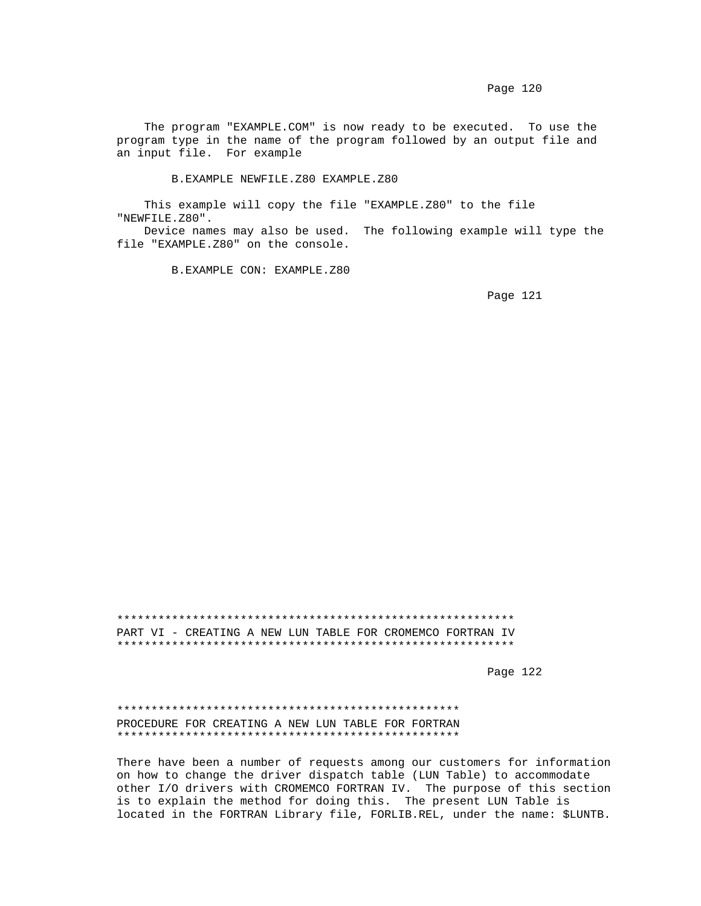The program "EXAMPLE.COM" is now ready to be executed. To use the program type in the name of the program followed by an output file and an input file. For example

```
B.EXAMPLE NEWFILE.Z80 EXAMPLE.Z80
```

This example will copy the file "EXAMPLE.Z80" to the file "NEWFILE.Z80".

Device names may also be used. The following example will type the file "EXAMPLE.Z80" on the console.

```
B.EXAMPLE CON: EXAMPLE.Z80
```

# PART VI - CREATING A NEW LUN TABLE FOR CROMEMCO FORTRAN IV

## PROCEDURE FOR CREATING A NEW LUN TABLE FOR FORTRAN

There have been a number of requests among our customers for information on how to change the driver dispatch table (LUN Table) to accommodate other I/O drivers with CROMEMCO FORTRAN IV. The purpose of this section is to explain the method for doing this. The present LUN Table is located in the FORTRAN Library file, FORLIB.REL, under the name: $LUNTB.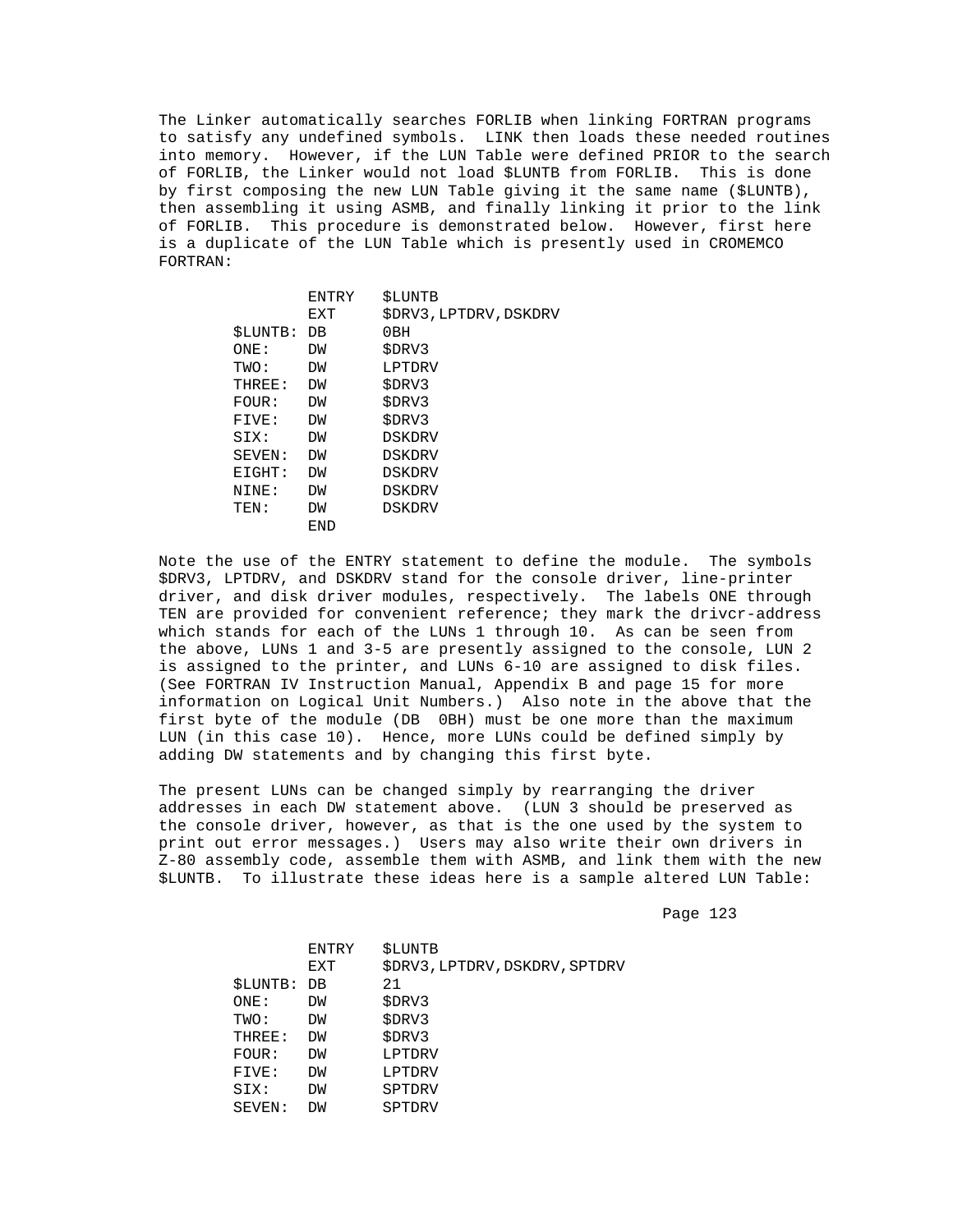The Linker automatically searches FORLIB when linking FORTRAN programs to satisfy any undefined symbols. LINK then loads these needed routines into memory. However, if the LUN Table were defined PRIOR to the search of FORLIB, the Linker would not load $LUNTB from FORLIB. This is done by first composing the new LUN Table giving it the same name ($LUNTB), then assembling it using ASMB, and finally linking it prior to the link of FORLIB. This procedure is demonstrated below. However, first here is a duplicate of the LUN Table which is presently used in CROMEMCO FORTRAN:

```
         ENTRY   $LUNTB
         EXT     $DRV3,LPTDRV,DSKDRV
$LUNTB:  DB      0BH
ONE:     DW      $DRV3
TWO:     DW      LPTDRV
THREE:   DW      $DRV3
FOUR:    DW      $DRV3
FIVE:    DW      $DRV3
SIX:     DW      DSKDRV
SEVEN:   DW      DSKDRV
EIGHT:   DW      DSKDRV
NINE:    DW      DSKDRV
TEN:     DW      DSKDRV
         END
```

Note the use of the ENTRY statement to define the module. The symbols $DRV3, LPTDRV, and DSKDRV stand for the console driver, line-printer driver, and disk driver modules, respectively. The labels ONE through TEN are provided for convenient reference; they mark the drivcr-address which stands for each of the LUNs 1 through 10. As can be seen from the above, LUNs 1 and 3-5 are presently assigned to the console, LUN 2 is assigned to the printer, and LUNs 6-10 are assigned to disk files. (See FORTRAN IV Instruction Manual, Appendix B and page 15 for more information on Logical Unit Numbers.) Also note in the above that the first byte of the module (DB 0BH) must be one more than the maximum LUN (in this case 10). Hence, more LUNs could be defined simply by adding DW statements and by changing this first byte.

The present LUNs can be changed simply by rearranging the driver addresses in each DW statement above. (LUN 3 should be preserved as the console driver, however, as that is the one used by the system to print out error messages.) Users may also write their own drivers in Z-80 assembly code, assemble them with ASMB, and link them with the new $LUNTB. To illustrate these ideas here is a sample altered LUN Table:

```
         ENTRY   $LUNTB
         EXT     $DRV3,LPTDRV,DSKDRV,SPTDRV
$LUNTB:  DB      21
ONE:     DW      $DRV3
TWO:     DW      $DRV3
THREE:   DW      $DRV3
FOUR:    DW      LPTDRV
FIVE:    DW      LPTDRV
SIX:     DW      SPTDRV
SEVEN:   DW      SPTDRV
```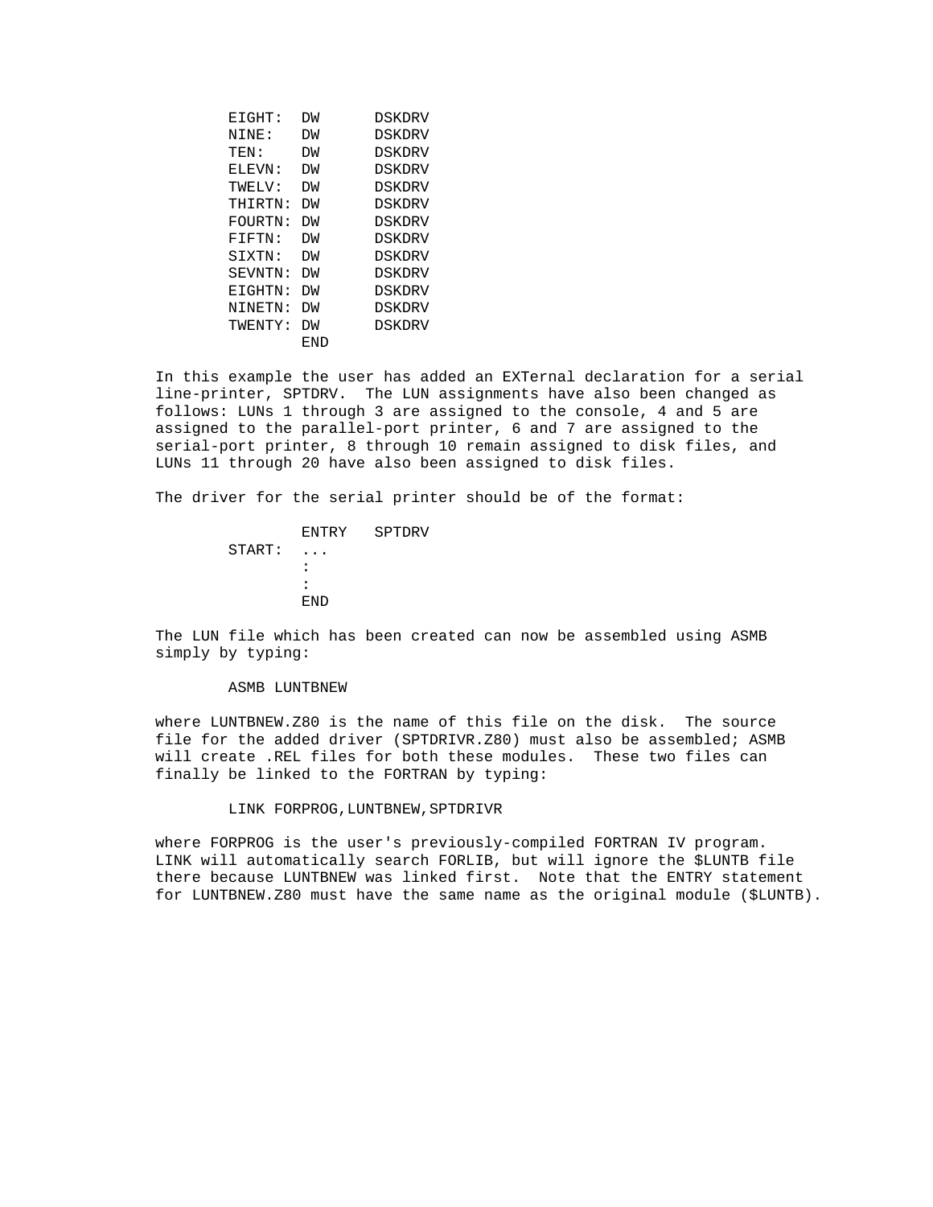```
        EIGHT:  DW      DSKDRV
        NINE:   DW      DSKDRV
        TEN:    DW      DSKDRV
        ELEVN:  DW      DSKDRV
        TWELV:  DW      DSKDRV
        THIRTN: DW      DSKDRV
        FOURTN: DW      DSKDRV
        FIFTN:  DW      DSKDRV
        SIXTN:  DW      DSKDRV
        SEVNTN: DW      DSKDRV
        EIGHTN: DW      DSKDRV
        NINETN: DW      DSKDRV
        TWENTY: DW      DSKDRV
                END
```

In this example the user has added an EXTernal declaration for a serial line-printer, SPTDRV. The LUN assignments have also been changed as follows: LUNs 1 through 3 are assigned to the console, 4 and 5 are assigned to the parallel-port printer, 6 and 7 are assigned to the serial-port printer, 8 through 10 remain assigned to disk files, and LUNs 11 through 20 have also been assigned to disk files.

The driver for the serial printer should be of the format:

```
                ENTRY   SPTDRV
        START:  ...
                :
                :
                END
```

The LUN file which has been created can now be assembled using ASMB simply by typing:

```
        ASMB LUNTBNEW
```

where LUNTBNEW.Z80 is the name of this file on the disk. The source file for the added driver (SPTDRIVR.Z80) must also be assembled; ASMB will create .REL files for both these modules. These two files can finally be linked to the FORTRAN by typing:

```
        LINK FORPROG,LUNTBNEW,SPTDRIVR
```

where FORPROG is the user's previously-compiled FORTRAN IV program. LINK will automatically search FORLIB, but will ignore the $LUNTB file there because LUNTBNEW was linked first. Note that the ENTRY statement for LUNTBNEW.Z80 must have the same name as the original module ($LUNTB).